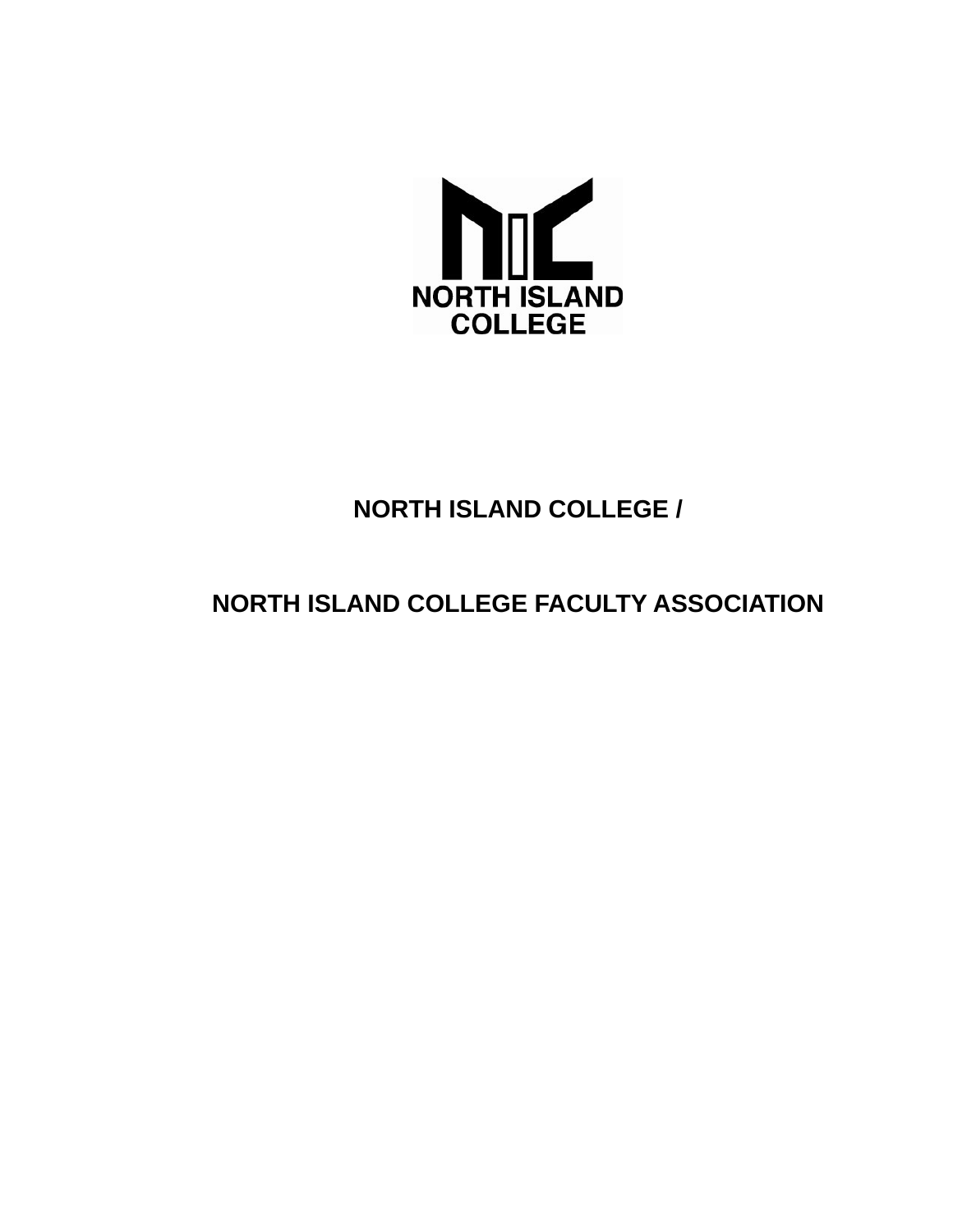NORTH ISLAND COLLEGE

# NORTH ISLAND COLLEGE /

# NORTH ISLAND COLLEGE FACULTY ASSOCIATION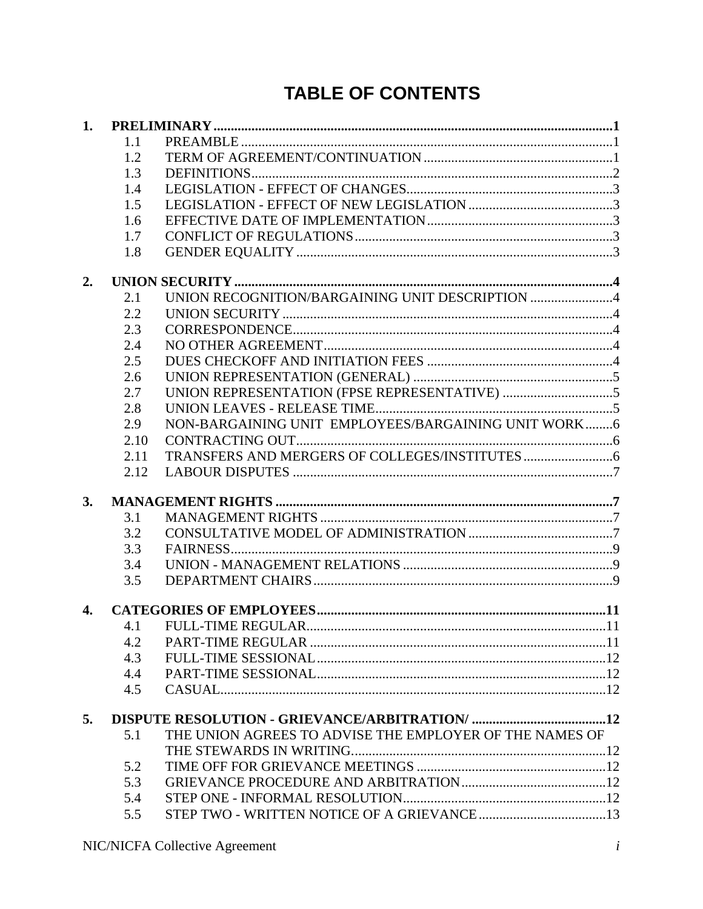# TABLE OF CONTENTS

**1. PRELIMINARY ........ 1**

- 1.1 PREAMBLE ........ 1
- 1.2 TERM OF AGREEMENT/CONTINUATION ........ 1
- 1.3 DEFINITIONS ........ 2
- 1.4 LEGISLATION - EFFECT OF CHANGES ........ 3
- 1.5 LEGISLATION - EFFECT OF NEW LEGISLATION ........ 3
- 1.6 EFFECTIVE DATE OF IMPLEMENTATION ........ 3
- 1.7 CONFLICT OF REGULATIONS ........ 3
- 1.8 GENDER EQUALITY ........ 3

**2. UNION SECURITY ........ 4**

- 2.1 UNION RECOGNITION/BARGAINING UNIT DESCRIPTION ........ 4
- 2.2 UNION SECURITY ........ 4
- 2.3 CORRESPONDENCE ........ 4
- 2.4 NO OTHER AGREEMENT ........ 4
- 2.5 DUES CHECKOFF AND INITIATION FEES ........ 4
- 2.6 UNION REPRESENTATION (GENERAL) ........ 5
- 2.7 UNION REPRESENTATION (FPSE REPRESENTATIVE) ........ 5
- 2.8 UNION LEAVES - RELEASE TIME ........ 5
- 2.9 NON-BARGAINING UNIT EMPLOYEES/BARGAINING UNIT WORK ........ 6
- 2.10 CONTRACTING OUT ........ 6
- 2.11 TRANSFERS AND MERGERS OF COLLEGES/INSTITUTES ........ 6
- 2.12 LABOUR DISPUTES ........ 7

**3. MANAGEMENT RIGHTS ........ 7**

- 3.1 MANAGEMENT RIGHTS ........ 7
- 3.2 CONSULTATIVE MODEL OF ADMINISTRATION ........ 7
- 3.3 FAIRNESS ........ 9
- 3.4 UNION - MANAGEMENT RELATIONS ........ 9
- 3.5 DEPARTMENT CHAIRS ........ 9

**4. CATEGORIES OF EMPLOYEES ........ 11**

- 4.1 FULL-TIME REGULAR ........ 11
- 4.2 PART-TIME REGULAR ........ 11
- 4.3 FULL-TIME SESSIONAL ........ 12
- 4.4 PART-TIME SESSIONAL ........ 12
- 4.5 CASUAL ........ 12

**5. DISPUTE RESOLUTION - GRIEVANCE/ARBITRATION/ ........ 12**

- 5.1 THE UNION AGREES TO ADVISE THE EMPLOYER OF THE NAMES OF THE STEWARDS IN WRITING ........ 12
- 5.2 TIME OFF FOR GRIEVANCE MEETINGS ........ 12
- 5.3 GRIEVANCE PROCEDURE AND ARBITRATION ........ 12
- 5.4 STEP ONE - INFORMAL RESOLUTION ........ 12
- 5.5 STEP TWO - WRITTEN NOTICE OF A GRIEVANCE ........ 13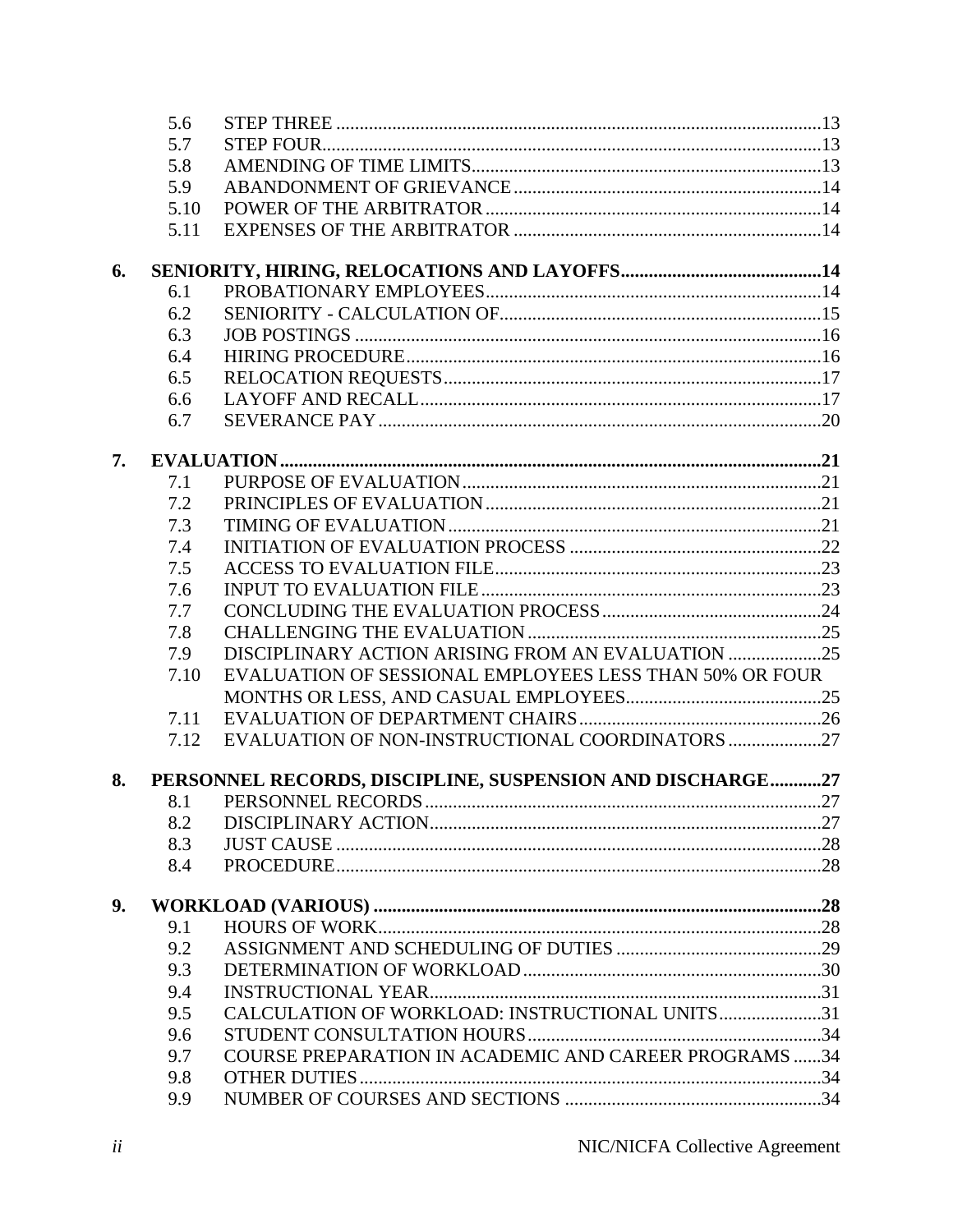| | | |
|---|---|---|
| 5.6 | STEP THREE | 13 |
| 5.7 | STEP FOUR | 13 |
| 5.8 | AMENDING OF TIME LIMITS | 13 |
| 5.9 | ABANDONMENT OF GRIEVANCE | 14 |
| 5.10 | POWER OF THE ARBITRATOR | 14 |
| 5.11 | EXPENSES OF THE ARBITRATOR | 14 |
| **6.** | **SENIORITY, HIRING, RELOCATIONS AND LAYOFFS** | **14** |
| 6.1 | PROBATIONARY EMPLOYEES | 14 |
| 6.2 | SENIORITY - CALCULATION OF | 15 |
| 6.3 | JOB POSTINGS | 16 |
| 6.4 | HIRING PROCEDURE | 16 |
| 6.5 | RELOCATION REQUESTS | 17 |
| 6.6 | LAYOFF AND RECALL | 17 |
| 6.7 | SEVERANCE PAY | 20 |
| **7.** | **EVALUATION** | **21** |
| 7.1 | PURPOSE OF EVALUATION | 21 |
| 7.2 | PRINCIPLES OF EVALUATION | 21 |
| 7.3 | TIMING OF EVALUATION | 21 |
| 7.4 | INITIATION OF EVALUATION PROCESS | 22 |
| 7.5 | ACCESS TO EVALUATION FILE | 23 |
| 7.6 | INPUT TO EVALUATION FILE | 23 |
| 7.7 | CONCLUDING THE EVALUATION PROCESS | 24 |
| 7.8 | CHALLENGING THE EVALUATION | 25 |
| 7.9 | DISCIPLINARY ACTION ARISING FROM AN EVALUATION | 25 |
| 7.10 | EVALUATION OF SESSIONAL EMPLOYEES LESS THAN 50% OR FOUR MONTHS OR LESS, AND CASUAL EMPLOYEES | 25 |
| 7.11 | EVALUATION OF DEPARTMENT CHAIRS | 26 |
| 7.12 | EVALUATION OF NON-INSTRUCTIONAL COORDINATORS | 27 |
| **8.** | **PERSONNEL RECORDS, DISCIPLINE, SUSPENSION AND DISCHARGE** | **27** |
| 8.1 | PERSONNEL RECORDS | 27 |
| 8.2 | DISCIPLINARY ACTION | 27 |
| 8.3 | JUST CAUSE | 28 |
| 8.4 | PROCEDURE | 28 |
| **9.** | **WORKLOAD (VARIOUS)** | **28** |
| 9.1 | HOURS OF WORK | 28 |
| 9.2 | ASSIGNMENT AND SCHEDULING OF DUTIES | 29 |
| 9.3 | DETERMINATION OF WORKLOAD | 30 |
| 9.4 | INSTRUCTIONAL YEAR | 31 |
| 9.5 | CALCULATION OF WORKLOAD: INSTRUCTIONAL UNITS | 31 |
| 9.6 | STUDENT CONSULTATION HOURS | 34 |
| 9.7 | COURSE PREPARATION IN ACADEMIC AND CAREER PROGRAMS | 34 |
| 9.8 | OTHER DUTIES | 34 |
| 9.9 | NUMBER OF COURSES AND SECTIONS | 34 |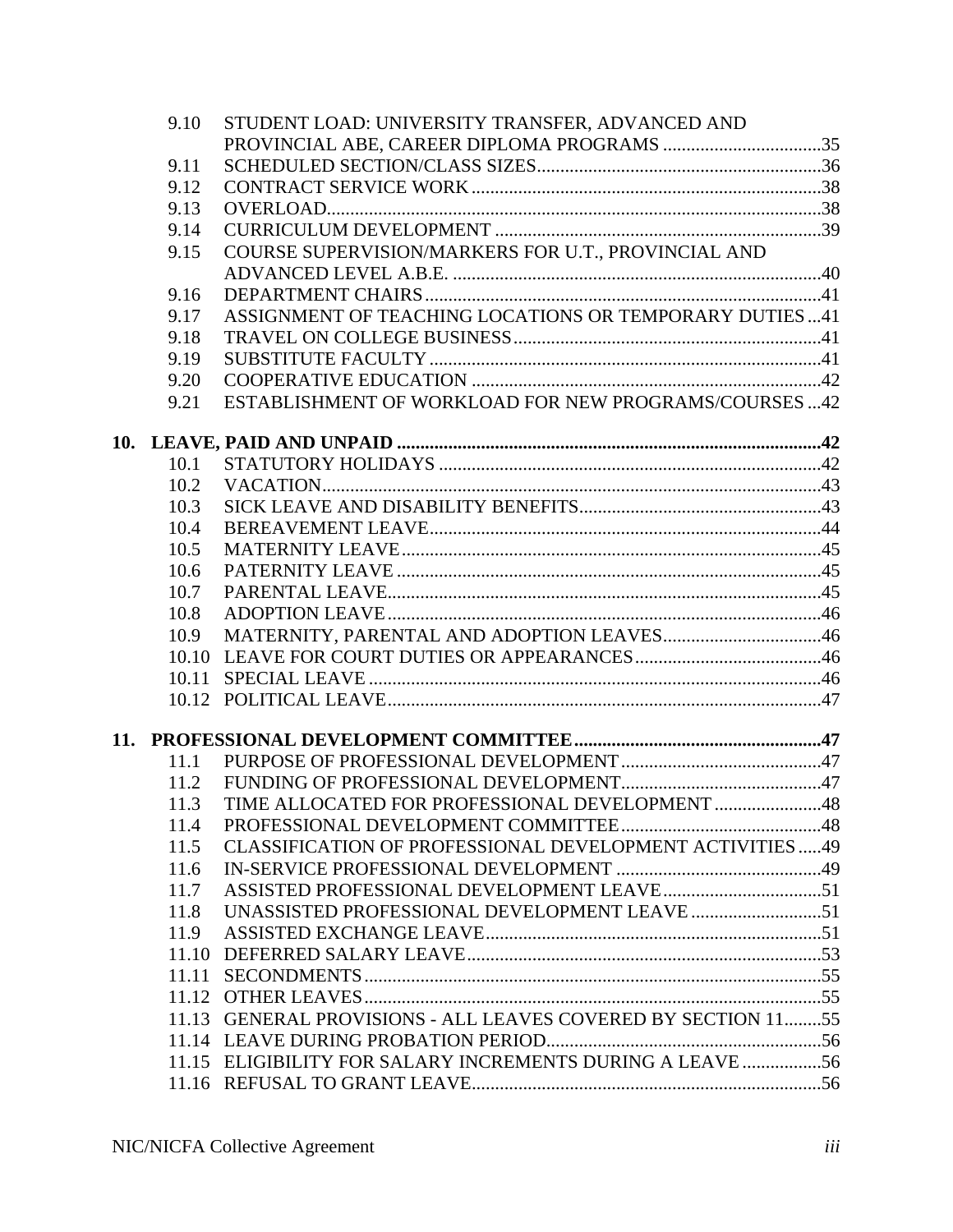| | | |
|---|---|---|
| 9.10 | STUDENT LOAD: UNIVERSITY TRANSFER, ADVANCED AND PROVINCIAL ABE, CAREER DIPLOMA PROGRAMS | 35 |
| 9.11 | SCHEDULED SECTION/CLASS SIZES | 36 |
| 9.12 | CONTRACT SERVICE WORK | 38 |
| 9.13 | OVERLOAD | 38 |
| 9.14 | CURRICULUM DEVELOPMENT | 39 |
| 9.15 | COURSE SUPERVISION/MARKERS FOR U.T., PROVINCIAL AND ADVANCED LEVEL A.B.E. | 40 |
| 9.16 | DEPARTMENT CHAIRS | 41 |
| 9.17 | ASSIGNMENT OF TEACHING LOCATIONS OR TEMPORARY DUTIES | 41 |
| 9.18 | TRAVEL ON COLLEGE BUSINESS | 41 |
| 9.19 | SUBSTITUTE FACULTY | 41 |
| 9.20 | COOPERATIVE EDUCATION | 42 |
| 9.21 | ESTABLISHMENT OF WORKLOAD FOR NEW PROGRAMS/COURSES | 42 |
| **10.** | **LEAVE, PAID AND UNPAID** | **42** |
| 10.1 | STATUTORY HOLIDAYS | 42 |
| 10.2 | VACATION | 43 |
| 10.3 | SICK LEAVE AND DISABILITY BENEFITS | 43 |
| 10.4 | BEREAVEMENT LEAVE | 44 |
| 10.5 | MATERNITY LEAVE | 45 |
| 10.6 | PATERNITY LEAVE | 45 |
| 10.7 | PARENTAL LEAVE | 45 |
| 10.8 | ADOPTION LEAVE | 46 |
| 10.9 | MATERNITY, PARENTAL AND ADOPTION LEAVES | 46 |
| 10.10 | LEAVE FOR COURT DUTIES OR APPEARANCES | 46 |
| 10.11 | SPECIAL LEAVE | 46 |
| 10.12 | POLITICAL LEAVE | 47 |
| **11.** | **PROFESSIONAL DEVELOPMENT COMMITTEE** | **47** |
| 11.1 | PURPOSE OF PROFESSIONAL DEVELOPMENT | 47 |
| 11.2 | FUNDING OF PROFESSIONAL DEVELOPMENT | 47 |
| 11.3 | TIME ALLOCATED FOR PROFESSIONAL DEVELOPMENT | 48 |
| 11.4 | PROFESSIONAL DEVELOPMENT COMMITTEE | 48 |
| 11.5 | CLASSIFICATION OF PROFESSIONAL DEVELOPMENT ACTIVITIES | 49 |
| 11.6 | IN-SERVICE PROFESSIONAL DEVELOPMENT | 49 |
| 11.7 | ASSISTED PROFESSIONAL DEVELOPMENT LEAVE | 51 |
| 11.8 | UNASSISTED PROFESSIONAL DEVELOPMENT LEAVE | 51 |
| 11.9 | ASSISTED EXCHANGE LEAVE | 51 |
| 11.10 | DEFERRED SALARY LEAVE | 53 |
| 11.11 | SECONDMENTS | 55 |
| 11.12 | OTHER LEAVES | 55 |
| 11.13 | GENERAL PROVISIONS - ALL LEAVES COVERED BY SECTION 11 | 55 |
| 11.14 | LEAVE DURING PROBATION PERIOD | 56 |
| 11.15 | ELIGIBILITY FOR SALARY INCREMENTS DURING A LEAVE | 56 |
| 11.16 | REFUSAL TO GRANT LEAVE | 56 |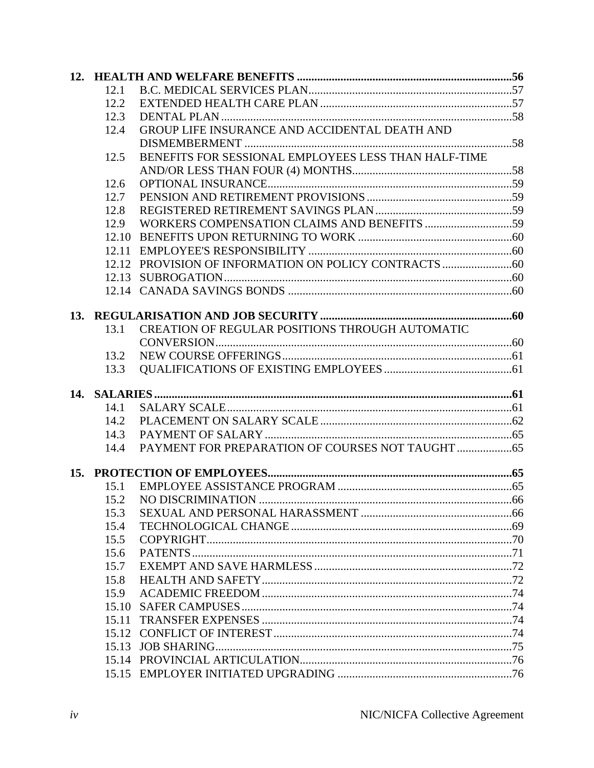**12. HEALTH AND WELFARE BENEFITS ......................................................................... 56**

- 12.1 B.C. MEDICAL SERVICES PLAN ...................................................................... 57
- 12.2 EXTENDED HEALTH CARE PLAN ................................................................. 57
- 12.3 DENTAL PLAN .................................................................................................. 58
- 12.4 GROUP LIFE INSURANCE AND ACCIDENTAL DEATH AND DISMEMBERMENT ........................................................................................... 58
- 12.5 BENEFITS FOR SESSIONAL EMPLOYEES LESS THAN HALF-TIME AND/OR LESS THAN FOUR (4) MONTHS ...................................................... 58
- 12.6 OPTIONAL INSURANCE ................................................................................... 59
- 12.7 PENSION AND RETIREMENT PROVISIONS ................................................. 59
- 12.8 REGISTERED RETIREMENT SAVINGS PLAN ............................................... 59
- 12.9 WORKERS COMPENSATION CLAIMS AND BENEFITS ............................. 59
- 12.10 BENEFITS UPON RETURNING TO WORK .................................................... 60
- 12.11 EMPLOYEE'S RESPONSIBILITY ...................................................................... 60
- 12.12 PROVISION OF INFORMATION ON POLICY CONTRACTS ........................ 60
- 12.13 SUBROGATION .................................................................................................. 60
- 12.14 CANADA SAVINGS BONDS ............................................................................. 60

**13. REGULARISATION AND JOB SECURITY ................................................................. 60**

- 13.1 CREATION OF REGULAR POSITIONS THROUGH AUTOMATIC CONVERSION ..................................................................................................... 60
- 13.2 NEW COURSE OFFERINGS .............................................................................. 61
- 13.3 QUALIFICATIONS OF EXISTING EMPLOYEES ............................................ 61

**14. SALARIES ......................................................................................................................... 61**

- 14.1 SALARY SCALE ................................................................................................. 61
- 14.2 PLACEMENT ON SALARY SCALE ................................................................. 62
- 14.3 PAYMENT OF SALARY .................................................................................... 65
- 14.4 PAYMENT FOR PREPARATION OF COURSES NOT TAUGHT ................... 65

**15. PROTECTION OF EMPLOYEES .................................................................................. 65**

- 15.1 EMPLOYEE ASSISTANCE PROGRAM ............................................................ 65
- 15.2 NO DISCRIMINATION ...................................................................................... 66
- 15.3 SEXUAL AND PERSONAL HARASSMENT .................................................... 66
- 15.4 TECHNOLOGICAL CHANGE ............................................................................ 69
- 15.5 COPYRIGHT ........................................................................................................ 70
- 15.6 PATENTS ............................................................................................................. 71
- 15.7 EXEMPT AND SAVE HARMLESS ................................................................... 72
- 15.8 HEALTH AND SAFETY ..................................................................................... 72
- 15.9 ACADEMIC FREEDOM ..................................................................................... 74
- 15.10 SAFER CAMPUSES ............................................................................................. 74
- 15.11 TRANSFER EXPENSES ...................................................................................... 74
- 15.12 CONFLICT OF INTEREST .................................................................................. 74
- 15.13 JOB SHARING ...................................................................................................... 75
- 15.14 PROVINCIAL ARTICULATION ......................................................................... 76
- 15.15 EMPLOYER INITIATED UPGRADING ............................................................ 76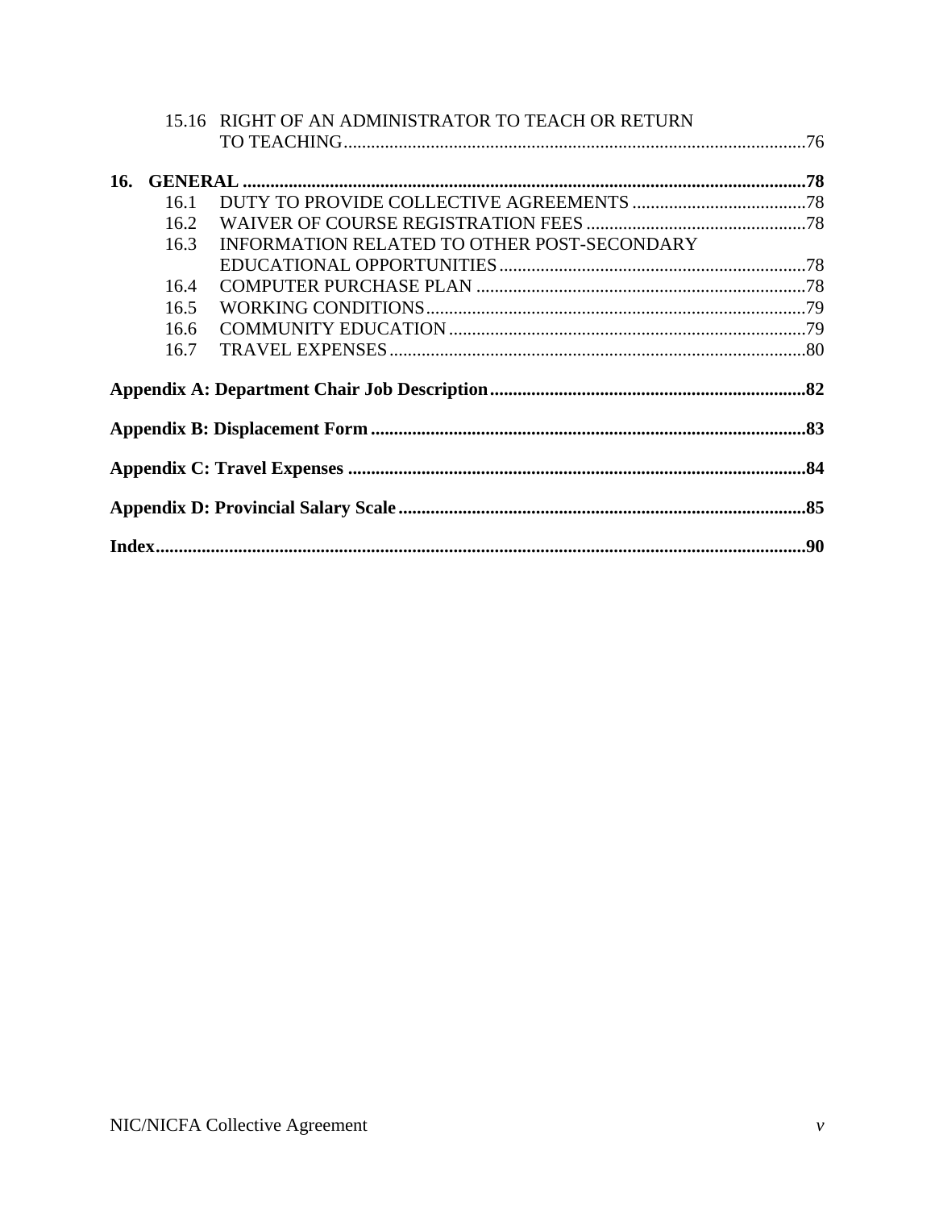15.16 RIGHT OF AN ADMINISTRATOR TO TEACH OR RETURN TO TEACHING.....76

**16. GENERAL.....78**

16.1 DUTY TO PROVIDE COLLECTIVE AGREEMENTS.....78
16.2 WAIVER OF COURSE REGISTRATION FEES.....78
16.3 INFORMATION RELATED TO OTHER POST-SECONDARY EDUCATIONAL OPPORTUNITIES.....78
16.4 COMPUTER PURCHASE PLAN.....78
16.5 WORKING CONDITIONS.....79
16.6 COMMUNITY EDUCATION.....79
16.7 TRAVEL EXPENSES.....80

**Appendix A: Department Chair Job Description.....82**

**Appendix B: Displacement Form.....83**

**Appendix C: Travel Expenses.....84**

**Appendix D: Provincial Salary Scale.....85**

**Index.....90**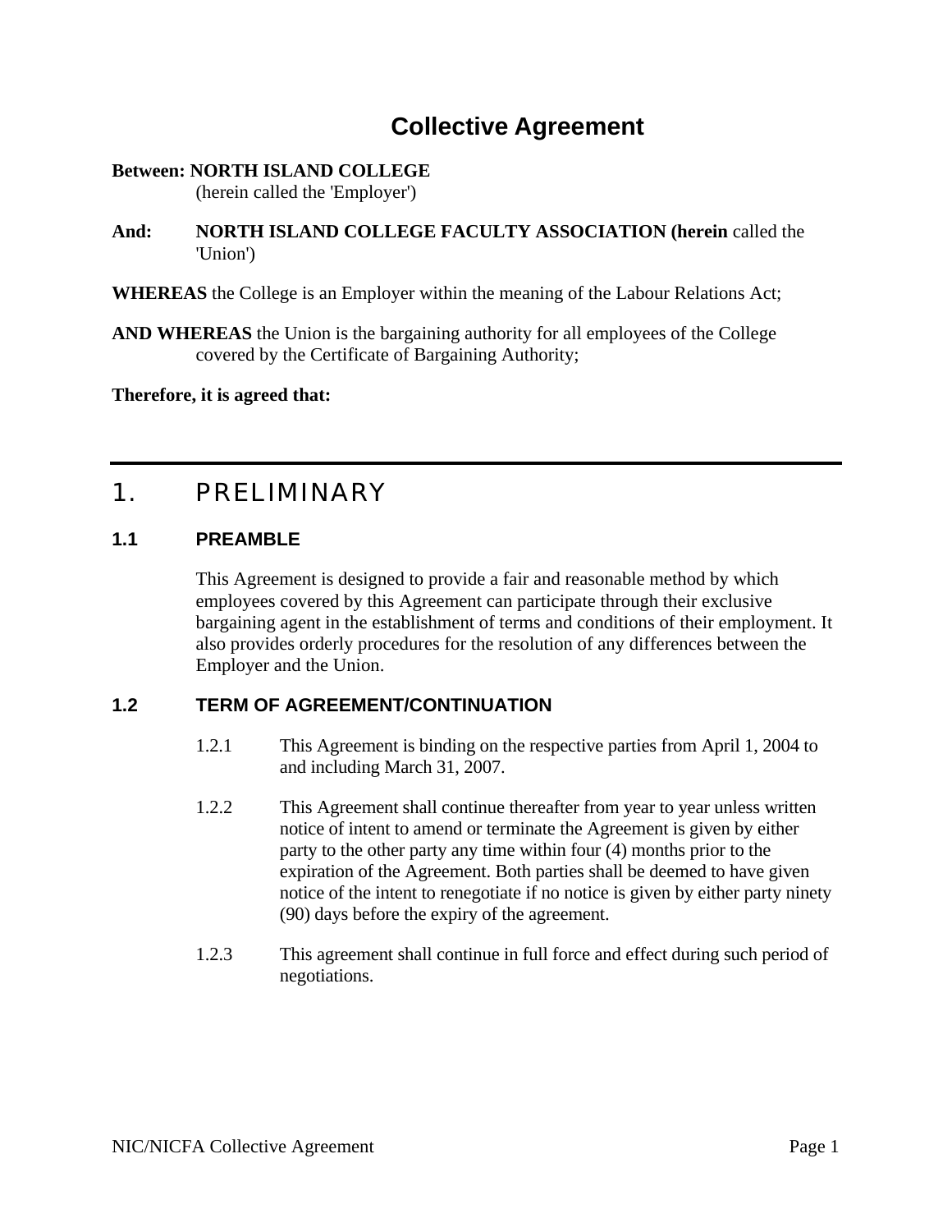# Collective Agreement

**Between: NORTH ISLAND COLLEGE**
(herein called the 'Employer')

**And: NORTH ISLAND COLLEGE FACULTY ASSOCIATION (herein** called the 'Union')

**WHEREAS** the College is an Employer within the meaning of the Labour Relations Act;

**AND WHEREAS** the Union is the bargaining authority for all employees of the College covered by the Certificate of Bargaining Authority;

**Therefore, it is agreed that:**

# 1. PRELIMINARY

## 1.1 PREAMBLE

This Agreement is designed to provide a fair and reasonable method by which employees covered by this Agreement can participate through their exclusive bargaining agent in the establishment of terms and conditions of their employment. It also provides orderly procedures for the resolution of any differences between the Employer and the Union.

## 1.2 TERM OF AGREEMENT/CONTINUATION

1.2.1 This Agreement is binding on the respective parties from April 1, 2004 to and including March 31, 2007.

1.2.2 This Agreement shall continue thereafter from year to year unless written notice of intent to amend or terminate the Agreement is given by either party to the other party any time within four (4) months prior to the expiration of the Agreement. Both parties shall be deemed to have given notice of the intent to renegotiate if no notice is given by either party ninety (90) days before the expiry of the agreement.

1.2.3 This agreement shall continue in full force and effect during such period of negotiations.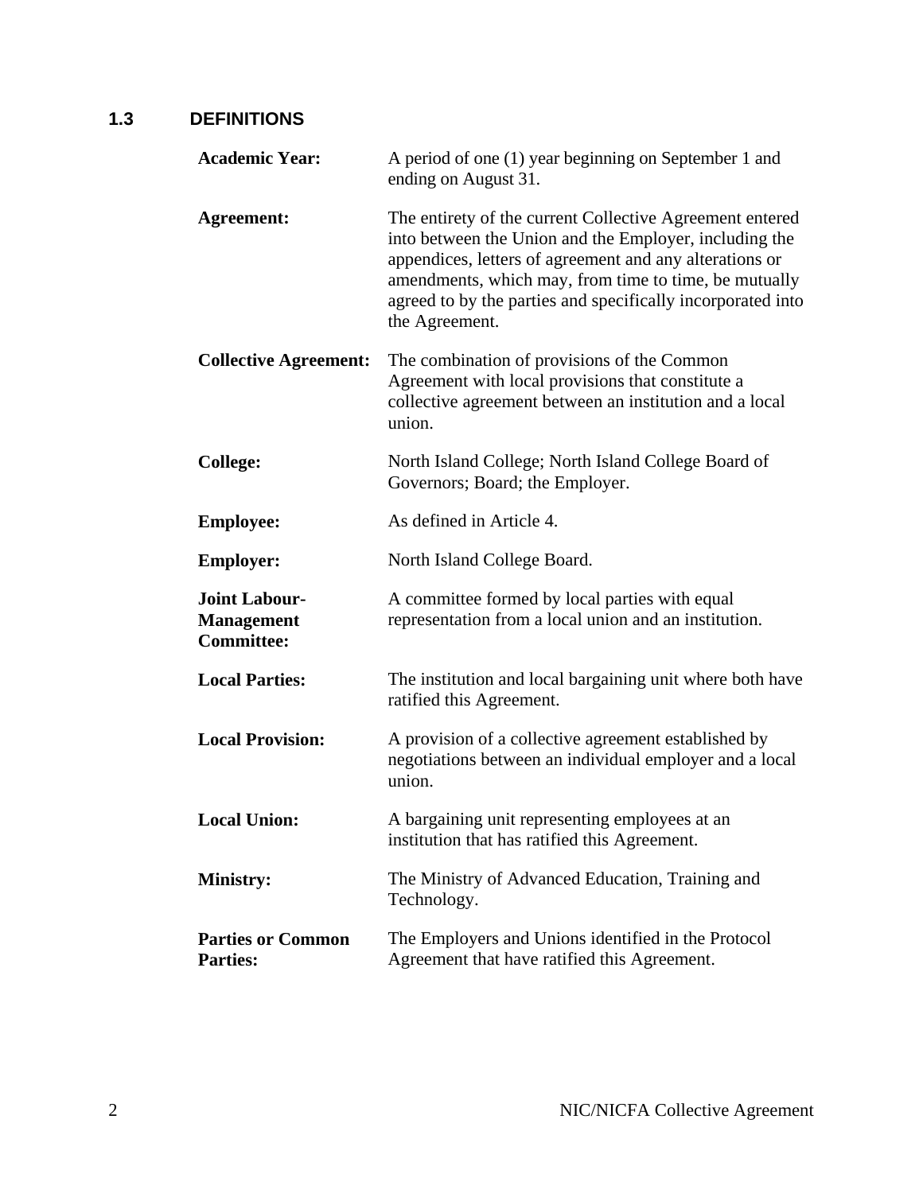## 1.3 DEFINITIONS

**Academic Year:** A period of one (1) year beginning on September 1 and ending on August 31.

**Agreement:** The entirety of the current Collective Agreement entered into between the Union and the Employer, including the appendices, letters of agreement and any alterations or amendments, which may, from time to time, be mutually agreed to by the parties and specifically incorporated into the Agreement.

**Collective Agreement:** The combination of provisions of the Common Agreement with local provisions that constitute a collective agreement between an institution and a local union.

**College:** North Island College; North Island College Board of Governors; Board; the Employer.

**Employee:** As defined in Article 4.

**Employer:** North Island College Board.

**Joint Labour-Management Committee:** A committee formed by local parties with equal representation from a local union and an institution.

**Local Parties:** The institution and local bargaining unit where both have ratified this Agreement.

**Local Provision:** A provision of a collective agreement established by negotiations between an individual employer and a local union.

**Local Union:** A bargaining unit representing employees at an institution that has ratified this Agreement.

**Ministry:** The Ministry of Advanced Education, Training and Technology.

**Parties or Common Parties:** The Employers and Unions identified in the Protocol Agreement that have ratified this Agreement.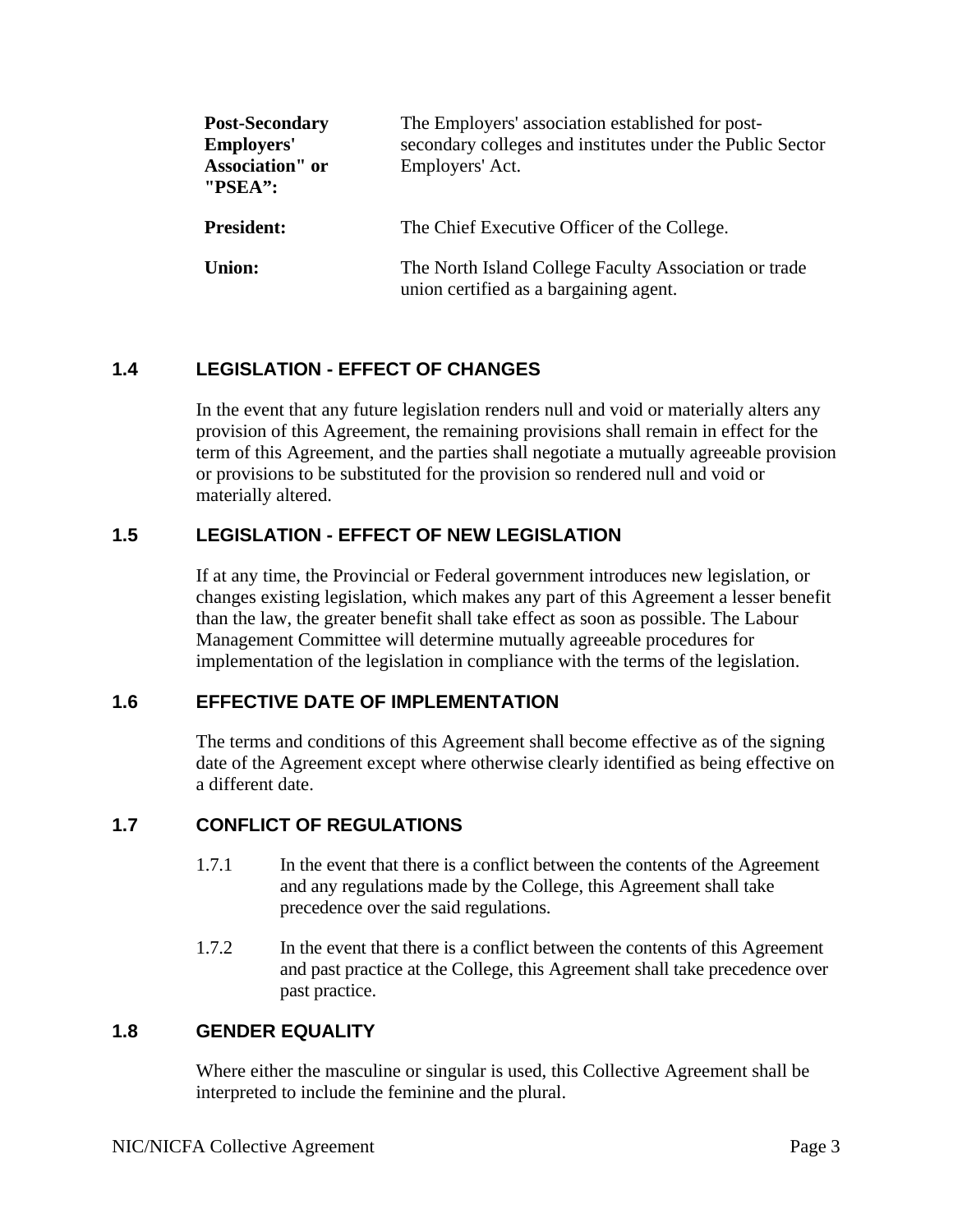| | |
|---|---|
| **Post-Secondary Employers' Association" or "PSEA":** | The Employers' association established for post-secondary colleges and institutes under the Public Sector Employers' Act. |
| **President:** | The Chief Executive Officer of the College. |
| **Union:** | The North Island College Faculty Association or trade union certified as a bargaining agent. |

## 1.4 LEGISLATION - EFFECT OF CHANGES

In the event that any future legislation renders null and void or materially alters any provision of this Agreement, the remaining provisions shall remain in effect for the term of this Agreement, and the parties shall negotiate a mutually agreeable provision or provisions to be substituted for the provision so rendered null and void or materially altered.

## 1.5 LEGISLATION - EFFECT OF NEW LEGISLATION

If at any time, the Provincial or Federal government introduces new legislation, or changes existing legislation, which makes any part of this Agreement a lesser benefit than the law, the greater benefit shall take effect as soon as possible. The Labour Management Committee will determine mutually agreeable procedures for implementation of the legislation in compliance with the terms of the legislation.

## 1.6 EFFECTIVE DATE OF IMPLEMENTATION

The terms and conditions of this Agreement shall become effective as of the signing date of the Agreement except where otherwise clearly identified as being effective on a different date.

## 1.7 CONFLICT OF REGULATIONS

1.7.1 In the event that there is a conflict between the contents of the Agreement and any regulations made by the College, this Agreement shall take precedence over the said regulations.

1.7.2 In the event that there is a conflict between the contents of this Agreement and past practice at the College, this Agreement shall take precedence over past practice.

## 1.8 GENDER EQUALITY

Where either the masculine or singular is used, this Collective Agreement shall be interpreted to include the feminine and the plural.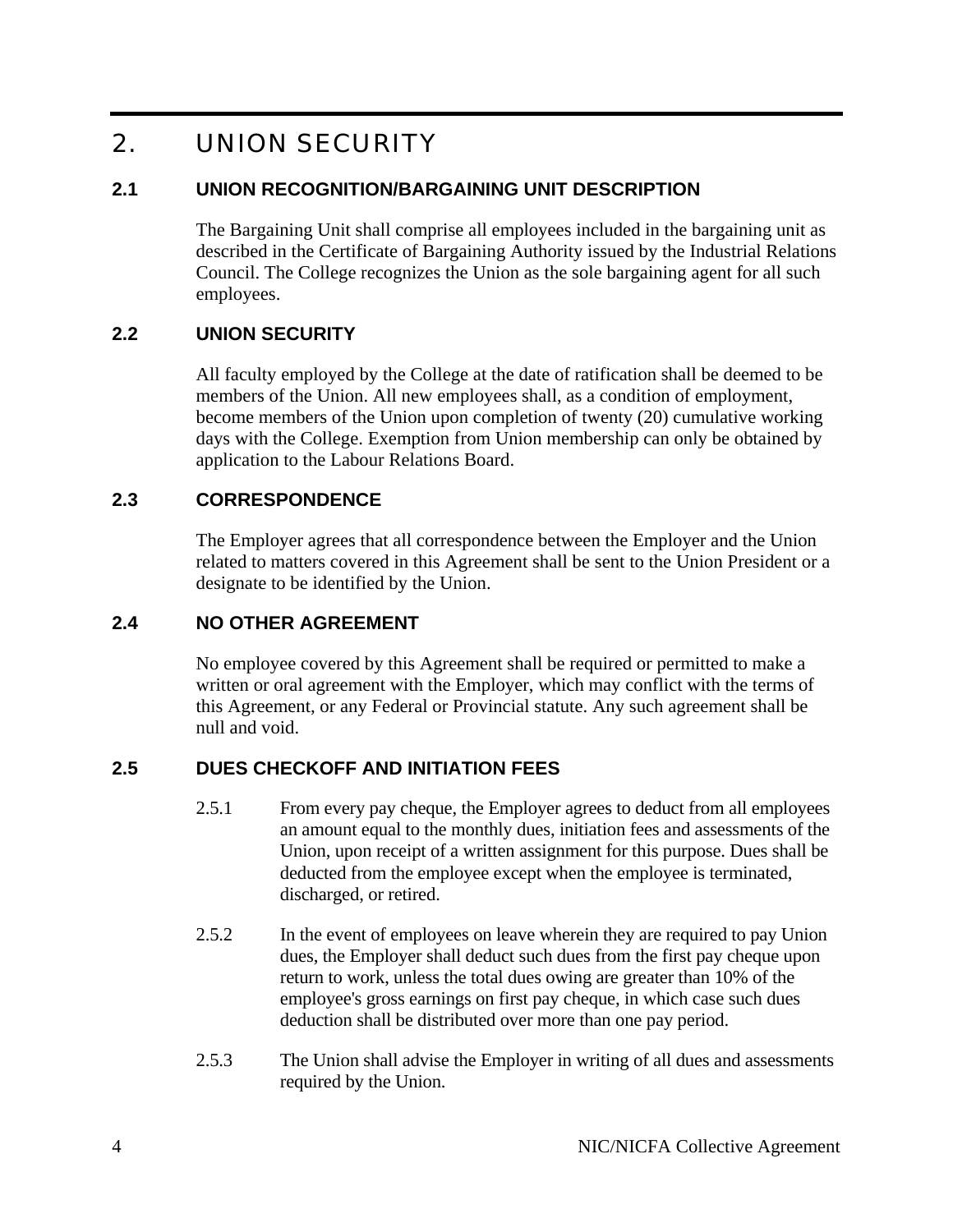# 2. UNION SECURITY

## 2.1 UNION RECOGNITION/BARGAINING UNIT DESCRIPTION

The Bargaining Unit shall comprise all employees included in the bargaining unit as described in the Certificate of Bargaining Authority issued by the Industrial Relations Council. The College recognizes the Union as the sole bargaining agent for all such employees.

## 2.2 UNION SECURITY

All faculty employed by the College at the date of ratification shall be deemed to be members of the Union. All new employees shall, as a condition of employment, become members of the Union upon completion of twenty (20) cumulative working days with the College. Exemption from Union membership can only be obtained by application to the Labour Relations Board.

## 2.3 CORRESPONDENCE

The Employer agrees that all correspondence between the Employer and the Union related to matters covered in this Agreement shall be sent to the Union President or a designate to be identified by the Union.

## 2.4 NO OTHER AGREEMENT

No employee covered by this Agreement shall be required or permitted to make a written or oral agreement with the Employer, which may conflict with the terms of this Agreement, or any Federal or Provincial statute. Any such agreement shall be null and void.

## 2.5 DUES CHECKOFF AND INITIATION FEES

2.5.1 From every pay cheque, the Employer agrees to deduct from all employees an amount equal to the monthly dues, initiation fees and assessments of the Union, upon receipt of a written assignment for this purpose. Dues shall be deducted from the employee except when the employee is terminated, discharged, or retired.

2.5.2 In the event of employees on leave wherein they are required to pay Union dues, the Employer shall deduct such dues from the first pay cheque upon return to work, unless the total dues owing are greater than 10% of the employee's gross earnings on first pay cheque, in which case such dues deduction shall be distributed over more than one pay period.

2.5.3 The Union shall advise the Employer in writing of all dues and assessments required by the Union.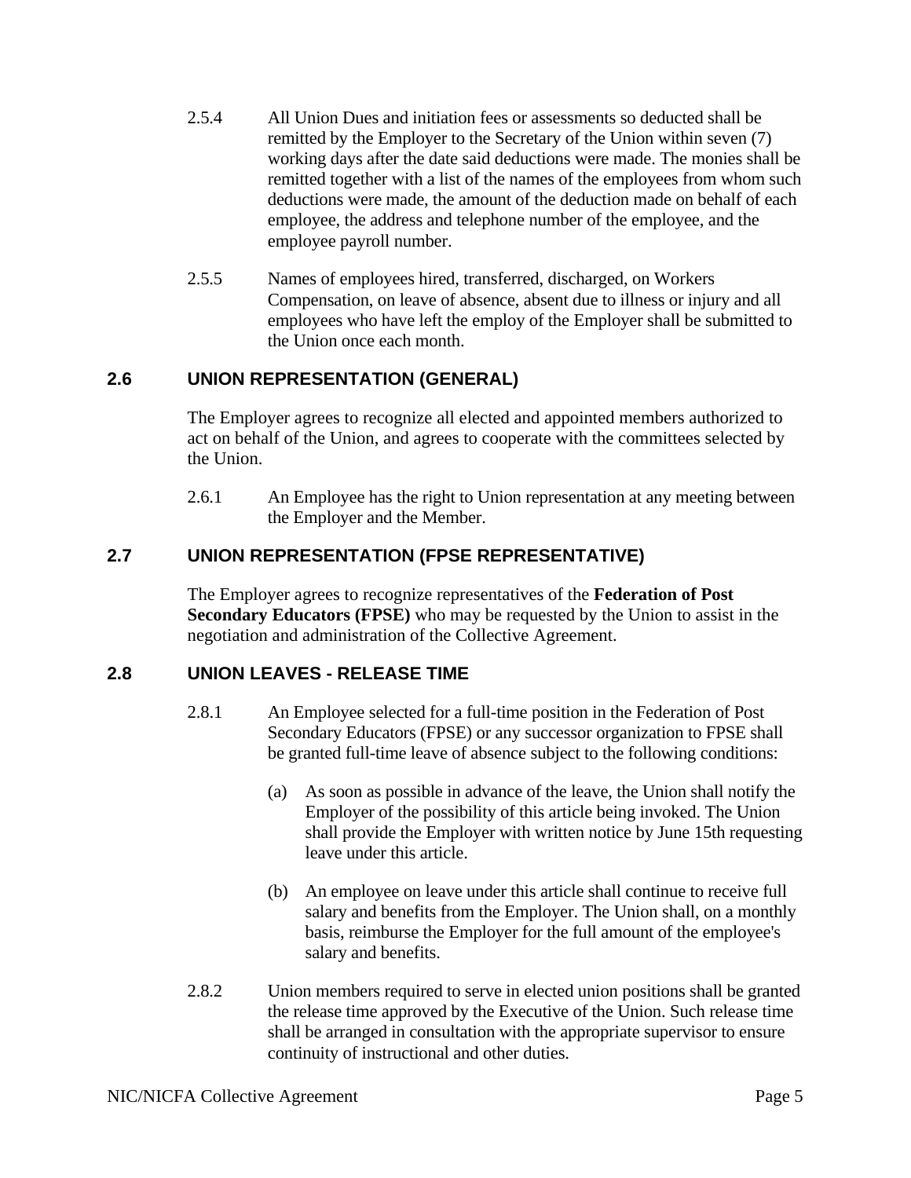2.5.4 All Union Dues and initiation fees or assessments so deducted shall be remitted by the Employer to the Secretary of the Union within seven (7) working days after the date said deductions were made. The monies shall be remitted together with a list of the names of the employees from whom such deductions were made, the amount of the deduction made on behalf of each employee, the address and telephone number of the employee, and the employee payroll number.

2.5.5 Names of employees hired, transferred, discharged, on Workers Compensation, on leave of absence, absent due to illness or injury and all employees who have left the employ of the Employer shall be submitted to the Union once each month.

## 2.6 UNION REPRESENTATION (GENERAL)

The Employer agrees to recognize all elected and appointed members authorized to act on behalf of the Union, and agrees to cooperate with the committees selected by the Union.

2.6.1 An Employee has the right to Union representation at any meeting between the Employer and the Member.

## 2.7 UNION REPRESENTATION (FPSE REPRESENTATIVE)

The Employer agrees to recognize representatives of the **Federation of Post Secondary Educators (FPSE)** who may be requested by the Union to assist in the negotiation and administration of the Collective Agreement.

## 2.8 UNION LEAVES - RELEASE TIME

2.8.1 An Employee selected for a full-time position in the Federation of Post Secondary Educators (FPSE) or any successor organization to FPSE shall be granted full-time leave of absence subject to the following conditions:

(a) As soon as possible in advance of the leave, the Union shall notify the Employer of the possibility of this article being invoked. The Union shall provide the Employer with written notice by June 15th requesting leave under this article.

(b) An employee on leave under this article shall continue to receive full salary and benefits from the Employer. The Union shall, on a monthly basis, reimburse the Employer for the full amount of the employee's salary and benefits.

2.8.2 Union members required to serve in elected union positions shall be granted the release time approved by the Executive of the Union. Such release time shall be arranged in consultation with the appropriate supervisor to ensure continuity of instructional and other duties.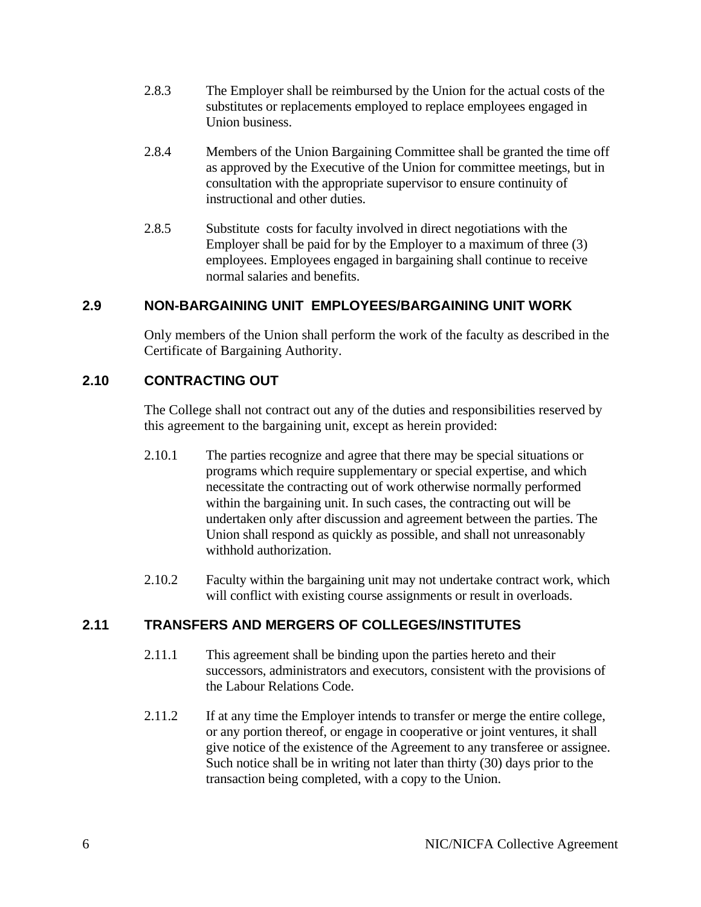2.8.3 The Employer shall be reimbursed by the Union for the actual costs of the substitutes or replacements employed to replace employees engaged in Union business.

2.8.4 Members of the Union Bargaining Committee shall be granted the time off as approved by the Executive of the Union for committee meetings, but in consultation with the appropriate supervisor to ensure continuity of instructional and other duties.

2.8.5 Substitute costs for faculty involved in direct negotiations with the Employer shall be paid for by the Employer to a maximum of three (3) employees. Employees engaged in bargaining shall continue to receive normal salaries and benefits.

## 2.9 NON-BARGAINING UNIT EMPLOYEES/BARGAINING UNIT WORK

Only members of the Union shall perform the work of the faculty as described in the Certificate of Bargaining Authority.

## 2.10 CONTRACTING OUT

The College shall not contract out any of the duties and responsibilities reserved by this agreement to the bargaining unit, except as herein provided:

2.10.1 The parties recognize and agree that there may be special situations or programs which require supplementary or special expertise, and which necessitate the contracting out of work otherwise normally performed within the bargaining unit. In such cases, the contracting out will be undertaken only after discussion and agreement between the parties. The Union shall respond as quickly as possible, and shall not unreasonably withhold authorization.

2.10.2 Faculty within the bargaining unit may not undertake contract work, which will conflict with existing course assignments or result in overloads.

## 2.11 TRANSFERS AND MERGERS OF COLLEGES/INSTITUTES

2.11.1 This agreement shall be binding upon the parties hereto and their successors, administrators and executors, consistent with the provisions of the Labour Relations Code.

2.11.2 If at any time the Employer intends to transfer or merge the entire college, or any portion thereof, or engage in cooperative or joint ventures, it shall give notice of the existence of the Agreement to any transferee or assignee. Such notice shall be in writing not later than thirty (30) days prior to the transaction being completed, with a copy to the Union.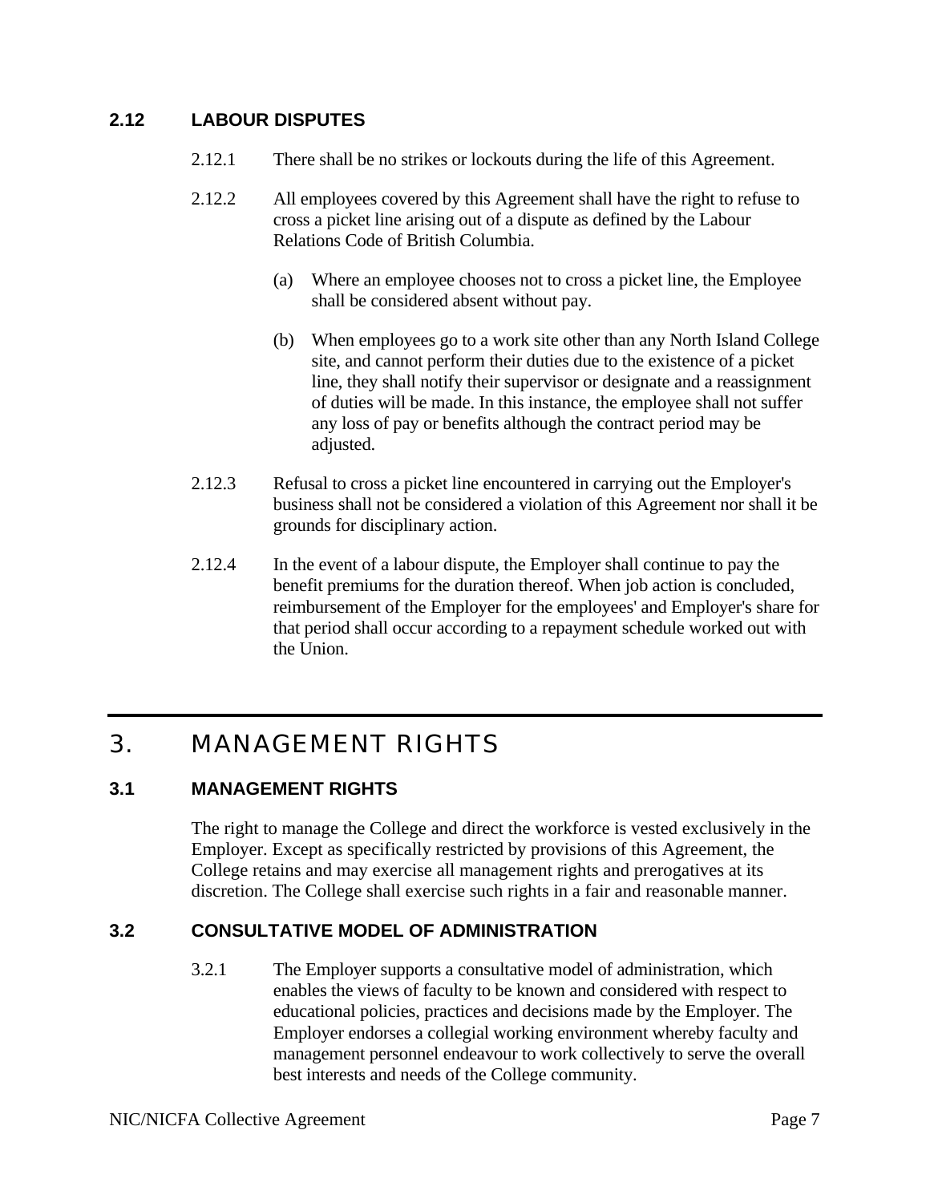### 2.12 LABOUR DISPUTES

2.12.1 There shall be no strikes or lockouts during the life of this Agreement.

2.12.2 All employees covered by this Agreement shall have the right to refuse to cross a picket line arising out of a dispute as defined by the Labour Relations Code of British Columbia.

(a) Where an employee chooses not to cross a picket line, the Employee shall be considered absent without pay.

(b) When employees go to a work site other than any North Island College site, and cannot perform their duties due to the existence of a picket line, they shall notify their supervisor or designate and a reassignment of duties will be made. In this instance, the employee shall not suffer any loss of pay or benefits although the contract period may be adjusted.

2.12.3 Refusal to cross a picket line encountered in carrying out the Employer's business shall not be considered a violation of this Agreement nor shall it be grounds for disciplinary action.

2.12.4 In the event of a labour dispute, the Employer shall continue to pay the benefit premiums for the duration thereof. When job action is concluded, reimbursement of the Employer for the employees' and Employer's share for that period shall occur according to a repayment schedule worked out with the Union.

## 3. MANAGEMENT RIGHTS

### 3.1 MANAGEMENT RIGHTS

The right to manage the College and direct the workforce is vested exclusively in the Employer. Except as specifically restricted by provisions of this Agreement, the College retains and may exercise all management rights and prerogatives at its discretion. The College shall exercise such rights in a fair and reasonable manner.

### 3.2 CONSULTATIVE MODEL OF ADMINISTRATION

3.2.1 The Employer supports a consultative model of administration, which enables the views of faculty to be known and considered with respect to educational policies, practices and decisions made by the Employer. The Employer endorses a collegial working environment whereby faculty and management personnel endeavour to work collectively to serve the overall best interests and needs of the College community.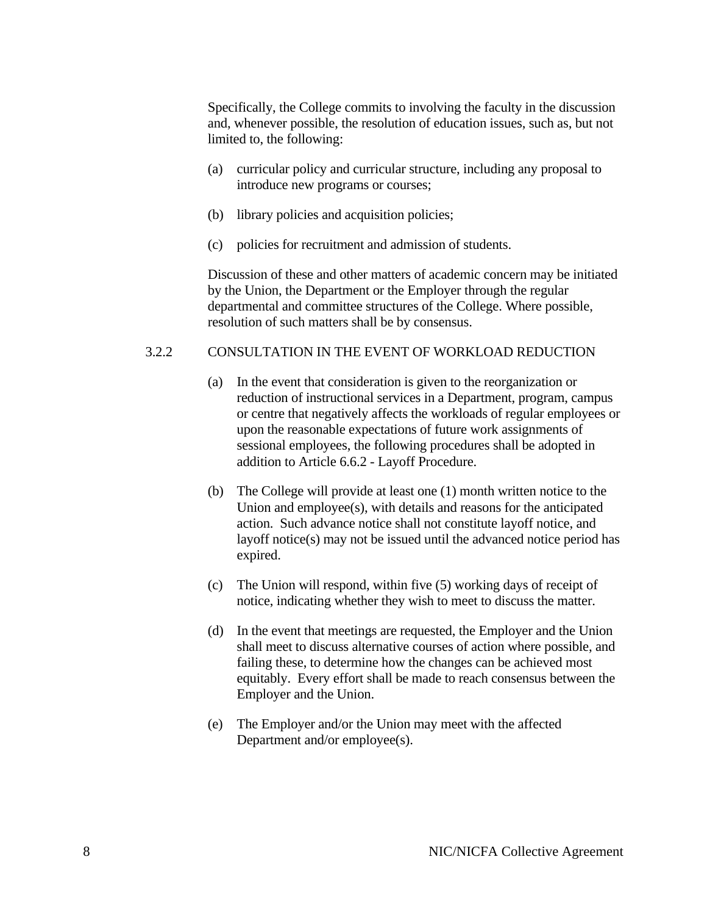Specifically, the College commits to involving the faculty in the discussion and, whenever possible, the resolution of education issues, such as, but not limited to, the following:

(a) curricular policy and curricular structure, including any proposal to introduce new programs or courses;

(b) library policies and acquisition policies;

(c) policies for recruitment and admission of students.

Discussion of these and other matters of academic concern may be initiated by the Union, the Department or the Employer through the regular departmental and committee structures of the College. Where possible, resolution of such matters shall be by consensus.

### 3.2.2 CONSULTATION IN THE EVENT OF WORKLOAD REDUCTION

(a) In the event that consideration is given to the reorganization or reduction of instructional services in a Department, program, campus or centre that negatively affects the workloads of regular employees or upon the reasonable expectations of future work assignments of sessional employees, the following procedures shall be adopted in addition to Article 6.6.2 - Layoff Procedure.

(b) The College will provide at least one (1) month written notice to the Union and employee(s), with details and reasons for the anticipated action. Such advance notice shall not constitute layoff notice, and layoff notice(s) may not be issued until the advanced notice period has expired.

(c) The Union will respond, within five (5) working days of receipt of notice, indicating whether they wish to meet to discuss the matter.

(d) In the event that meetings are requested, the Employer and the Union shall meet to discuss alternative courses of action where possible, and failing these, to determine how the changes can be achieved most equitably. Every effort shall be made to reach consensus between the Employer and the Union.

(e) The Employer and/or the Union may meet with the affected Department and/or employee(s).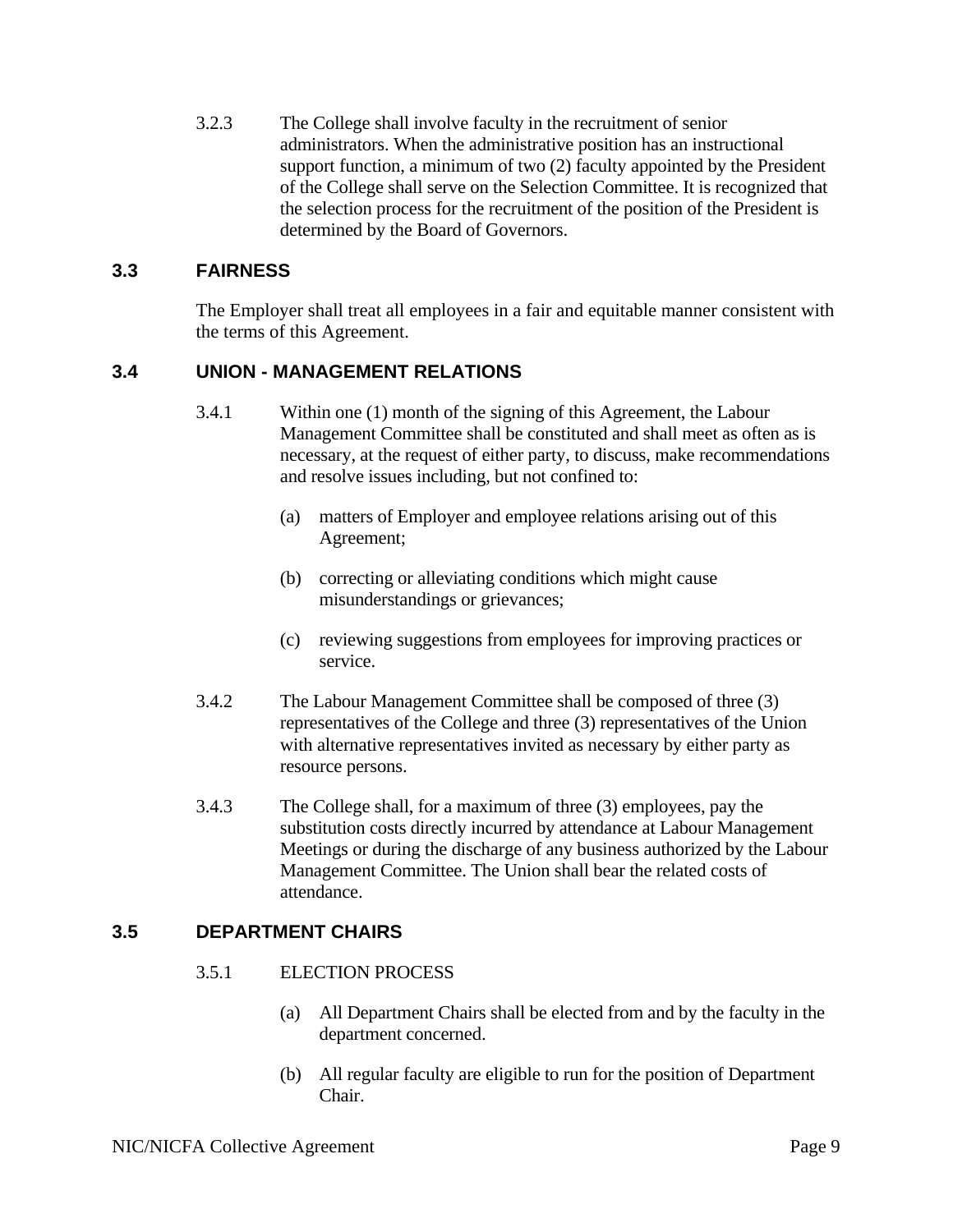3.2.3 The College shall involve faculty in the recruitment of senior administrators. When the administrative position has an instructional support function, a minimum of two (2) faculty appointed by the President of the College shall serve on the Selection Committee. It is recognized that the selection process for the recruitment of the position of the President is determined by the Board of Governors.

## 3.3 FAIRNESS

The Employer shall treat all employees in a fair and equitable manner consistent with the terms of this Agreement.

## 3.4 UNION - MANAGEMENT RELATIONS

3.4.1 Within one (1) month of the signing of this Agreement, the Labour Management Committee shall be constituted and shall meet as often as is necessary, at the request of either party, to discuss, make recommendations and resolve issues including, but not confined to:

(a) matters of Employer and employee relations arising out of this Agreement;

(b) correcting or alleviating conditions which might cause misunderstandings or grievances;

(c) reviewing suggestions from employees for improving practices or service.

3.4.2 The Labour Management Committee shall be composed of three (3) representatives of the College and three (3) representatives of the Union with alternative representatives invited as necessary by either party as resource persons.

3.4.3 The College shall, for a maximum of three (3) employees, pay the substitution costs directly incurred by attendance at Labour Management Meetings or during the discharge of any business authorized by the Labour Management Committee. The Union shall bear the related costs of attendance.

## 3.5 DEPARTMENT CHAIRS

3.5.1 ELECTION PROCESS

(a) All Department Chairs shall be elected from and by the faculty in the department concerned.

(b) All regular faculty are eligible to run for the position of Department Chair.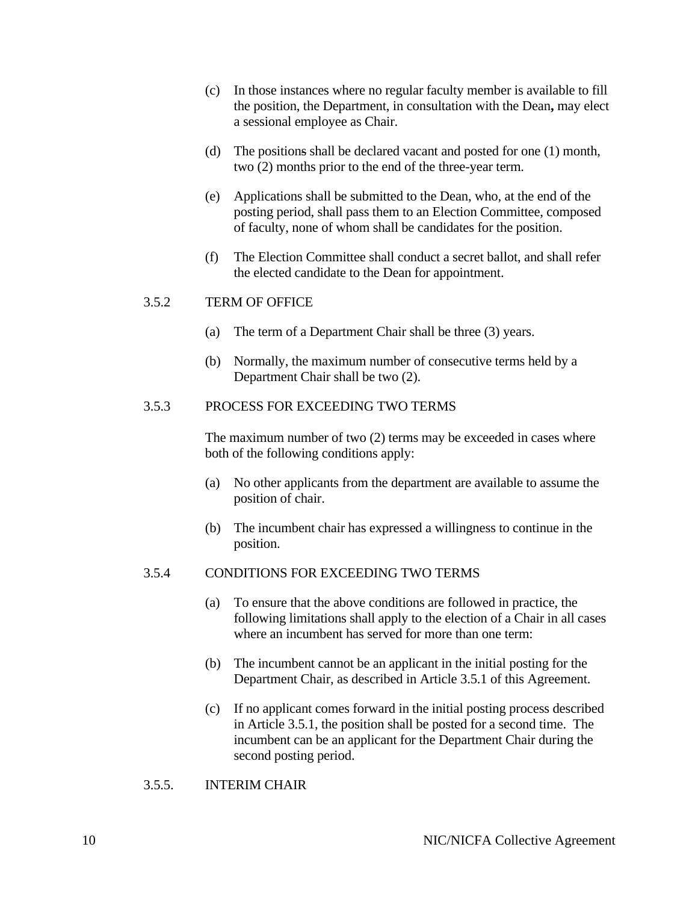(c) In those instances where no regular faculty member is available to fill the position, the Department, in consultation with the Dean**,** may elect a sessional employee as Chair.

(d) The positions shall be declared vacant and posted for one (1) month, two (2) months prior to the end of the three-year term.

(e) Applications shall be submitted to the Dean, who, at the end of the posting period, shall pass them to an Election Committee, composed of faculty, none of whom shall be candidates for the position.

(f) The Election Committee shall conduct a secret ballot, and shall refer the elected candidate to the Dean for appointment.

### 3.5.2 TERM OF OFFICE

(a) The term of a Department Chair shall be three (3) years.

(b) Normally, the maximum number of consecutive terms held by a Department Chair shall be two (2).

### 3.5.3 PROCESS FOR EXCEEDING TWO TERMS

The maximum number of two (2) terms may be exceeded in cases where both of the following conditions apply:

(a) No other applicants from the department are available to assume the position of chair.

(b) The incumbent chair has expressed a willingness to continue in the position.

### 3.5.4 CONDITIONS FOR EXCEEDING TWO TERMS

(a) To ensure that the above conditions are followed in practice, the following limitations shall apply to the election of a Chair in all cases where an incumbent has served for more than one term:

(b) The incumbent cannot be an applicant in the initial posting for the Department Chair, as described in Article 3.5.1 of this Agreement.

(c) If no applicant comes forward in the initial posting process described in Article 3.5.1, the position shall be posted for a second time. The incumbent can be an applicant for the Department Chair during the second posting period.

### 3.5.5. INTERIM CHAIR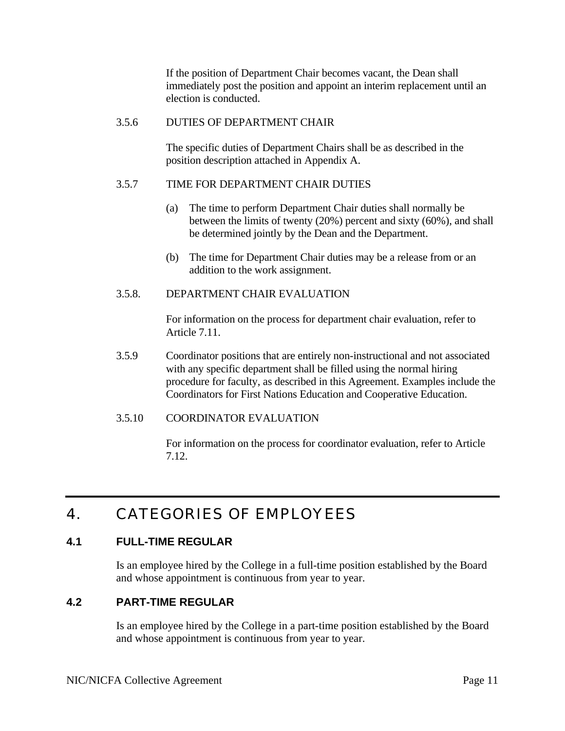If the position of Department Chair becomes vacant, the Dean shall immediately post the position and appoint an interim replacement until an election is conducted.

3.5.6 DUTIES OF DEPARTMENT CHAIR

The specific duties of Department Chairs shall be as described in the position description attached in Appendix A.

3.5.7 TIME FOR DEPARTMENT CHAIR DUTIES

(a) The time to perform Department Chair duties shall normally be between the limits of twenty (20%) percent and sixty (60%), and shall be determined jointly by the Dean and the Department.

(b) The time for Department Chair duties may be a release from or an addition to the work assignment.

3.5.8. DEPARTMENT CHAIR EVALUATION

For information on the process for department chair evaluation, refer to Article 7.11.

3.5.9 Coordinator positions that are entirely non-instructional and not associated with any specific department shall be filled using the normal hiring procedure for faculty, as described in this Agreement. Examples include the Coordinators for First Nations Education and Cooperative Education.

3.5.10 COORDINATOR EVALUATION

For information on the process for coordinator evaluation, refer to Article 7.12.

# 4. CATEGORIES OF EMPLOYEES

## 4.1 FULL-TIME REGULAR

Is an employee hired by the College in a full-time position established by the Board and whose appointment is continuous from year to year.

## 4.2 PART-TIME REGULAR

Is an employee hired by the College in a part-time position established by the Board and whose appointment is continuous from year to year.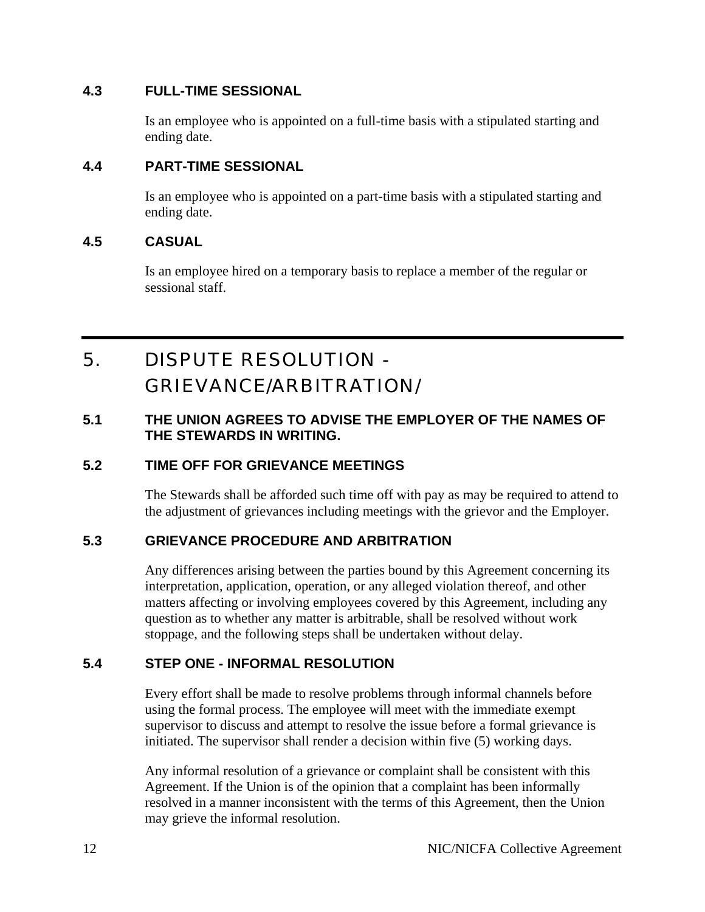### 4.3 FULL-TIME SESSIONAL

Is an employee who is appointed on a full-time basis with a stipulated starting and ending date.

### 4.4 PART-TIME SESSIONAL

Is an employee who is appointed on a part-time basis with a stipulated starting and ending date.

### 4.5 CASUAL

Is an employee hired on a temporary basis to replace a member of the regular or sessional staff.

## 5. DISPUTE RESOLUTION - GRIEVANCE/ARBITRATION/

### 5.1 THE UNION AGREES TO ADVISE THE EMPLOYER OF THE NAMES OF THE STEWARDS IN WRITING.

### 5.2 TIME OFF FOR GRIEVANCE MEETINGS

The Stewards shall be afforded such time off with pay as may be required to attend to the adjustment of grievances including meetings with the grievor and the Employer.

### 5.3 GRIEVANCE PROCEDURE AND ARBITRATION

Any differences arising between the parties bound by this Agreement concerning its interpretation, application, operation, or any alleged violation thereof, and other matters affecting or involving employees covered by this Agreement, including any question as to whether any matter is arbitrable, shall be resolved without work stoppage, and the following steps shall be undertaken without delay.

### 5.4 STEP ONE - INFORMAL RESOLUTION

Every effort shall be made to resolve problems through informal channels before using the formal process. The employee will meet with the immediate exempt supervisor to discuss and attempt to resolve the issue before a formal grievance is initiated. The supervisor shall render a decision within five (5) working days.

Any informal resolution of a grievance or complaint shall be consistent with this Agreement. If the Union is of the opinion that a complaint has been informally resolved in a manner inconsistent with the terms of this Agreement, then the Union may grieve the informal resolution.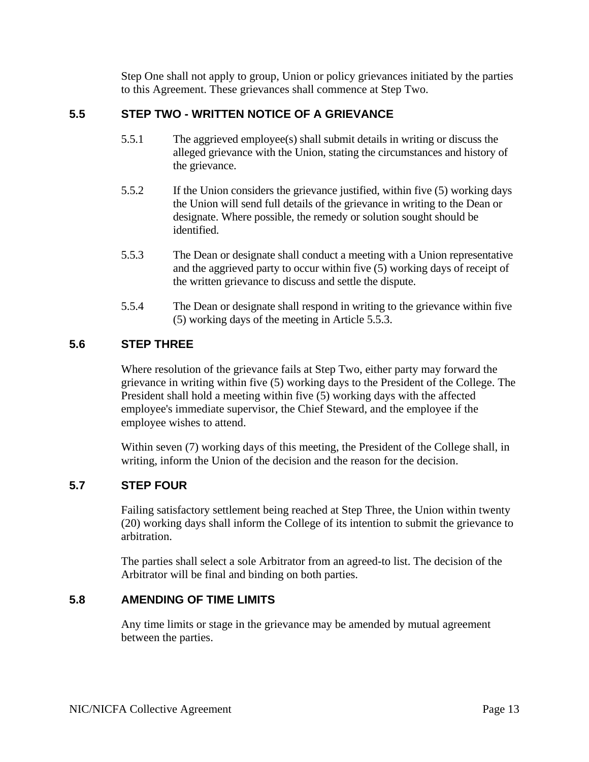Step One shall not apply to group, Union or policy grievances initiated by the parties to this Agreement. These grievances shall commence at Step Two.

## 5.5 STEP TWO - WRITTEN NOTICE OF A GRIEVANCE

5.5.1 The aggrieved employee(s) shall submit details in writing or discuss the alleged grievance with the Union, stating the circumstances and history of the grievance.

5.5.2 If the Union considers the grievance justified, within five (5) working days the Union will send full details of the grievance in writing to the Dean or designate. Where possible, the remedy or solution sought should be identified.

5.5.3 The Dean or designate shall conduct a meeting with a Union representative and the aggrieved party to occur within five (5) working days of receipt of the written grievance to discuss and settle the dispute.

5.5.4 The Dean or designate shall respond in writing to the grievance within five (5) working days of the meeting in Article 5.5.3.

## 5.6 STEP THREE

Where resolution of the grievance fails at Step Two, either party may forward the grievance in writing within five (5) working days to the President of the College. The President shall hold a meeting within five (5) working days with the affected employee's immediate supervisor, the Chief Steward, and the employee if the employee wishes to attend.

Within seven (7) working days of this meeting, the President of the College shall, in writing, inform the Union of the decision and the reason for the decision.

## 5.7 STEP FOUR

Failing satisfactory settlement being reached at Step Three, the Union within twenty (20) working days shall inform the College of its intention to submit the grievance to arbitration.

The parties shall select a sole Arbitrator from an agreed-to list. The decision of the Arbitrator will be final and binding on both parties.

## 5.8 AMENDING OF TIME LIMITS

Any time limits or stage in the grievance may be amended by mutual agreement between the parties.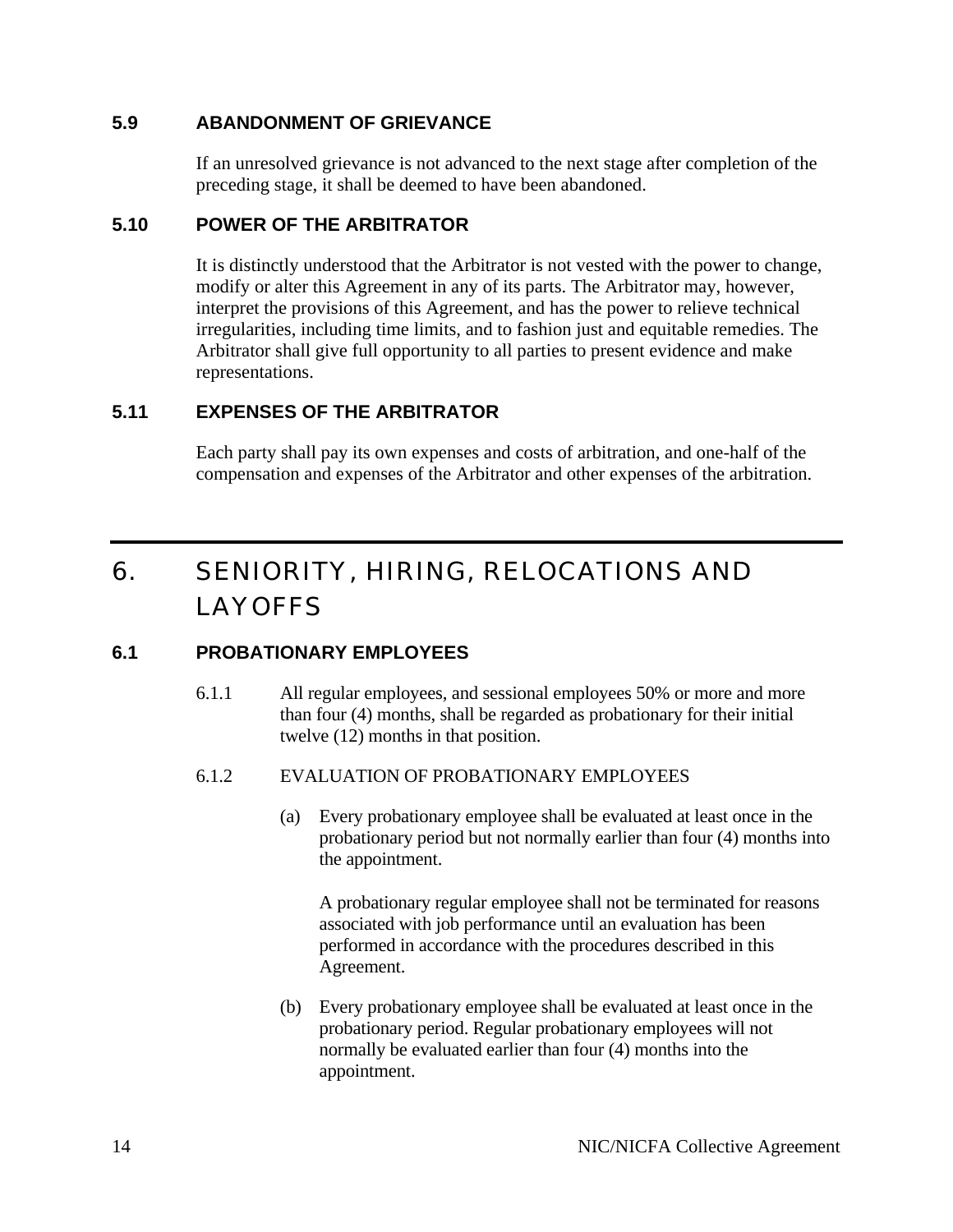### 5.9 ABANDONMENT OF GRIEVANCE

If an unresolved grievance is not advanced to the next stage after completion of the preceding stage, it shall be deemed to have been abandoned.

### 5.10 POWER OF THE ARBITRATOR

It is distinctly understood that the Arbitrator is not vested with the power to change, modify or alter this Agreement in any of its parts. The Arbitrator may, however, interpret the provisions of this Agreement, and has the power to relieve technical irregularities, including time limits, and to fashion just and equitable remedies. The Arbitrator shall give full opportunity to all parties to present evidence and make representations.

### 5.11 EXPENSES OF THE ARBITRATOR

Each party shall pay its own expenses and costs of arbitration, and one-half of the compensation and expenses of the Arbitrator and other expenses of the arbitration.

## 6. SENIORITY, HIRING, RELOCATIONS AND LAYOFFS

### 6.1 PROBATIONARY EMPLOYEES

6.1.1 All regular employees, and sessional employees 50% or more and more than four (4) months, shall be regarded as probationary for their initial twelve (12) months in that position.

6.1.2 EVALUATION OF PROBATIONARY EMPLOYEES

(a) Every probationary employee shall be evaluated at least once in the probationary period but not normally earlier than four (4) months into the appointment.

A probationary regular employee shall not be terminated for reasons associated with job performance until an evaluation has been performed in accordance with the procedures described in this Agreement.

(b) Every probationary employee shall be evaluated at least once in the probationary period. Regular probationary employees will not normally be evaluated earlier than four (4) months into the appointment.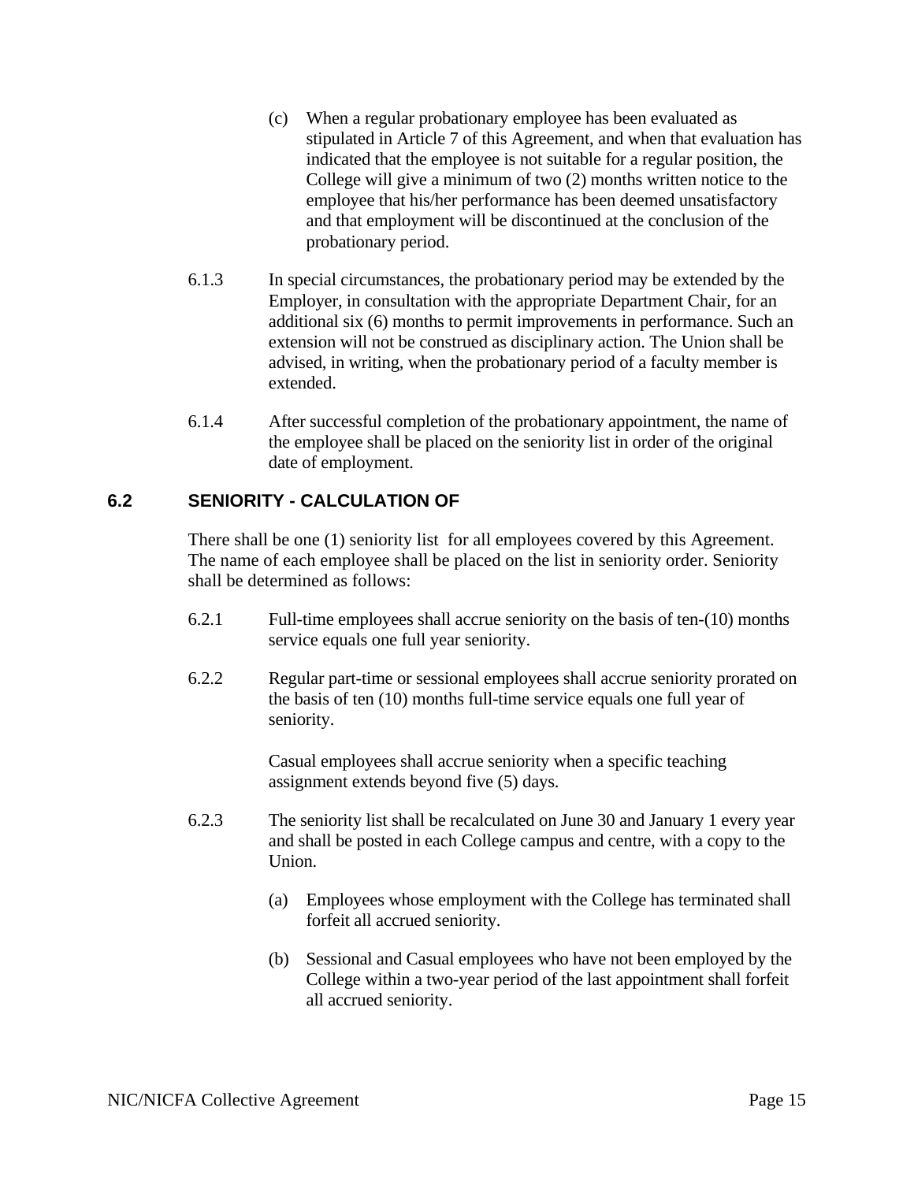(c) When a regular probationary employee has been evaluated as stipulated in Article 7 of this Agreement, and when that evaluation has indicated that the employee is not suitable for a regular position, the College will give a minimum of two (2) months written notice to the employee that his/her performance has been deemed unsatisfactory and that employment will be discontinued at the conclusion of the probationary period.

6.1.3 In special circumstances, the probationary period may be extended by the Employer, in consultation with the appropriate Department Chair, for an additional six (6) months to permit improvements in performance. Such an extension will not be construed as disciplinary action. The Union shall be advised, in writing, when the probationary period of a faculty member is extended.

6.1.4 After successful completion of the probationary appointment, the name of the employee shall be placed on the seniority list in order of the original date of employment.

## 6.2 SENIORITY - CALCULATION OF

There shall be one (1) seniority list for all employees covered by this Agreement. The name of each employee shall be placed on the list in seniority order. Seniority shall be determined as follows:

6.2.1 Full-time employees shall accrue seniority on the basis of ten-(10) months service equals one full year seniority.

6.2.2 Regular part-time or sessional employees shall accrue seniority prorated on the basis of ten (10) months full-time service equals one full year of seniority.

Casual employees shall accrue seniority when a specific teaching assignment extends beyond five (5) days.

6.2.3 The seniority list shall be recalculated on June 30 and January 1 every year and shall be posted in each College campus and centre, with a copy to the Union.

(a) Employees whose employment with the College has terminated shall forfeit all accrued seniority.

(b) Sessional and Casual employees who have not been employed by the College within a two-year period of the last appointment shall forfeit all accrued seniority.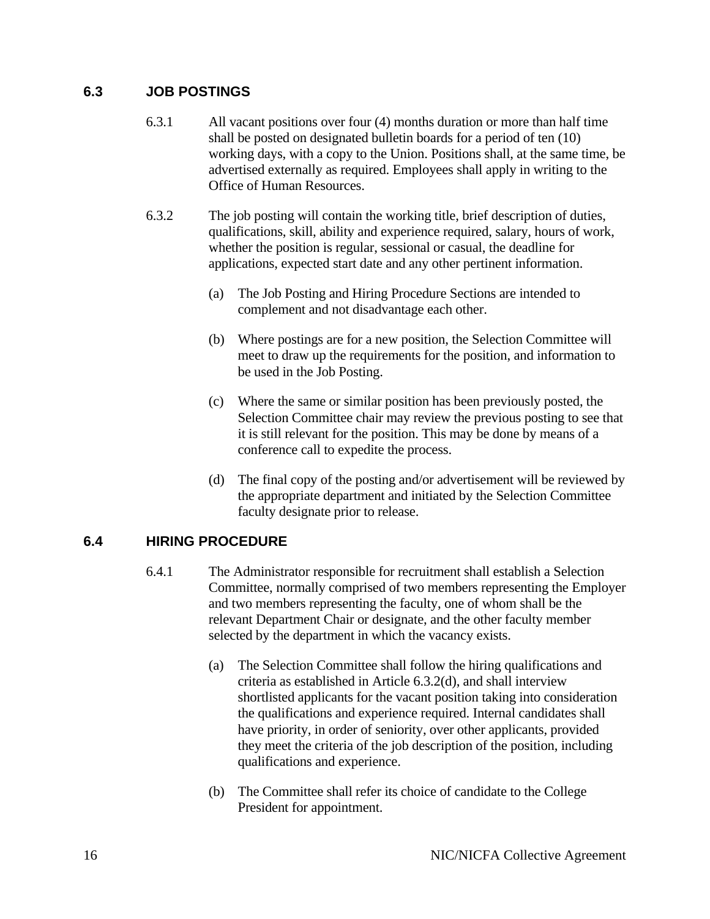## 6.3 JOB POSTINGS

6.3.1 All vacant positions over four (4) months duration or more than half time shall be posted on designated bulletin boards for a period of ten (10) working days, with a copy to the Union. Positions shall, at the same time, be advertised externally as required. Employees shall apply in writing to the Office of Human Resources.

6.3.2 The job posting will contain the working title, brief description of duties, qualifications, skill, ability and experience required, salary, hours of work, whether the position is regular, sessional or casual, the deadline for applications, expected start date and any other pertinent information.

(a) The Job Posting and Hiring Procedure Sections are intended to complement and not disadvantage each other.

(b) Where postings are for a new position, the Selection Committee will meet to draw up the requirements for the position, and information to be used in the Job Posting.

(c) Where the same or similar position has been previously posted, the Selection Committee chair may review the previous posting to see that it is still relevant for the position. This may be done by means of a conference call to expedite the process.

(d) The final copy of the posting and/or advertisement will be reviewed by the appropriate department and initiated by the Selection Committee faculty designate prior to release.

## 6.4 HIRING PROCEDURE

6.4.1 The Administrator responsible for recruitment shall establish a Selection Committee, normally comprised of two members representing the Employer and two members representing the faculty, one of whom shall be the relevant Department Chair or designate, and the other faculty member selected by the department in which the vacancy exists.

(a) The Selection Committee shall follow the hiring qualifications and criteria as established in Article 6.3.2(d), and shall interview shortlisted applicants for the vacant position taking into consideration the qualifications and experience required. Internal candidates shall have priority, in order of seniority, over other applicants, provided they meet the criteria of the job description of the position, including qualifications and experience.

(b) The Committee shall refer its choice of candidate to the College President for appointment.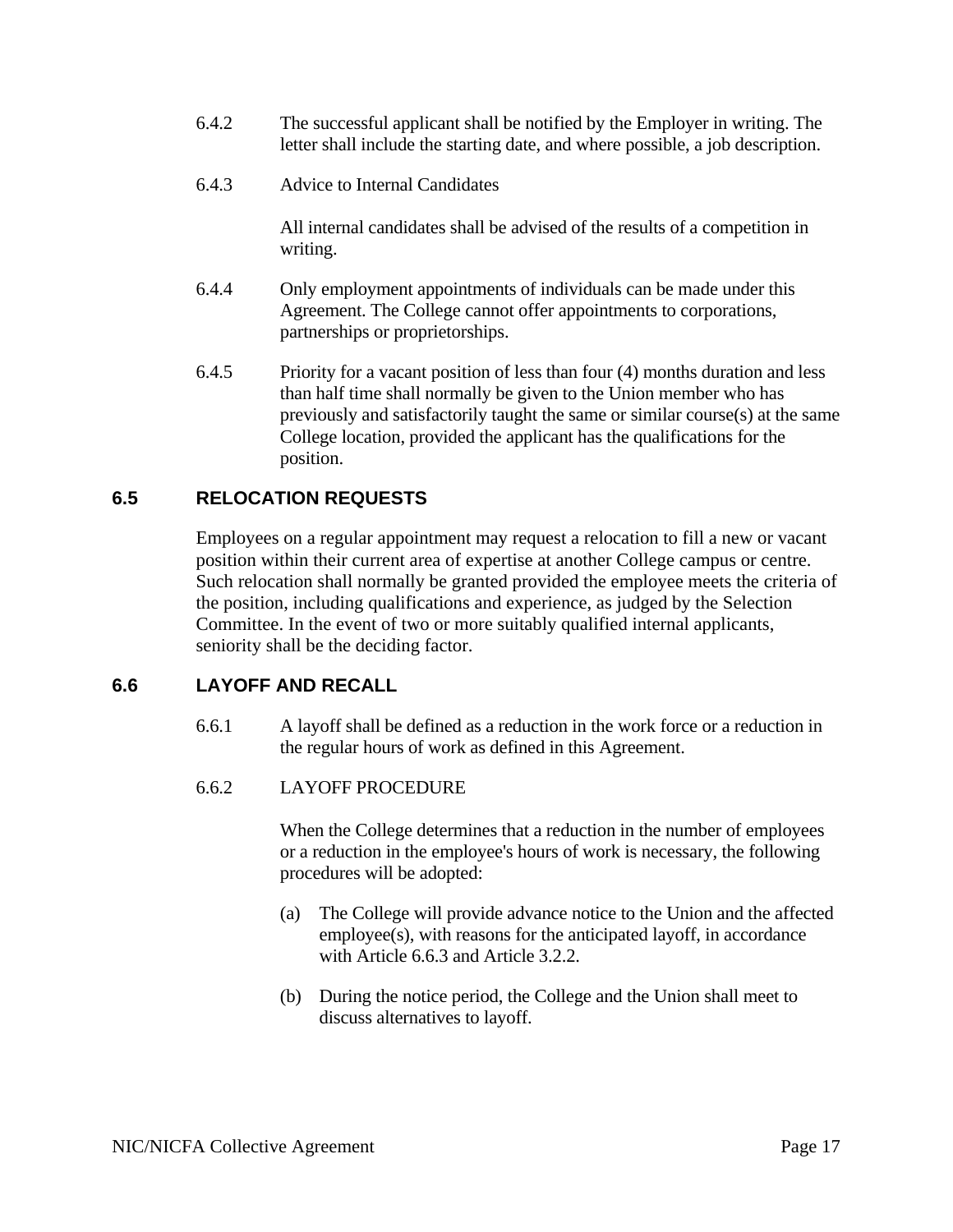6.4.2 The successful applicant shall be notified by the Employer in writing. The letter shall include the starting date, and where possible, a job description.

6.4.3 Advice to Internal Candidates

All internal candidates shall be advised of the results of a competition in writing.

6.4.4 Only employment appointments of individuals can be made under this Agreement. The College cannot offer appointments to corporations, partnerships or proprietorships.

6.4.5 Priority for a vacant position of less than four (4) months duration and less than half time shall normally be given to the Union member who has previously and satisfactorily taught the same or similar course(s) at the same College location, provided the applicant has the qualifications for the position.

## 6.5 RELOCATION REQUESTS

Employees on a regular appointment may request a relocation to fill a new or vacant position within their current area of expertise at another College campus or centre. Such relocation shall normally be granted provided the employee meets the criteria of the position, including qualifications and experience, as judged by the Selection Committee. In the event of two or more suitably qualified internal applicants, seniority shall be the deciding factor.

## 6.6 LAYOFF AND RECALL

6.6.1 A layoff shall be defined as a reduction in the work force or a reduction in the regular hours of work as defined in this Agreement.

6.6.2 LAYOFF PROCEDURE

When the College determines that a reduction in the number of employees or a reduction in the employee's hours of work is necessary, the following procedures will be adopted:

(a) The College will provide advance notice to the Union and the affected employee(s), with reasons for the anticipated layoff, in accordance with Article 6.6.3 and Article 3.2.2.

(b) During the notice period, the College and the Union shall meet to discuss alternatives to layoff.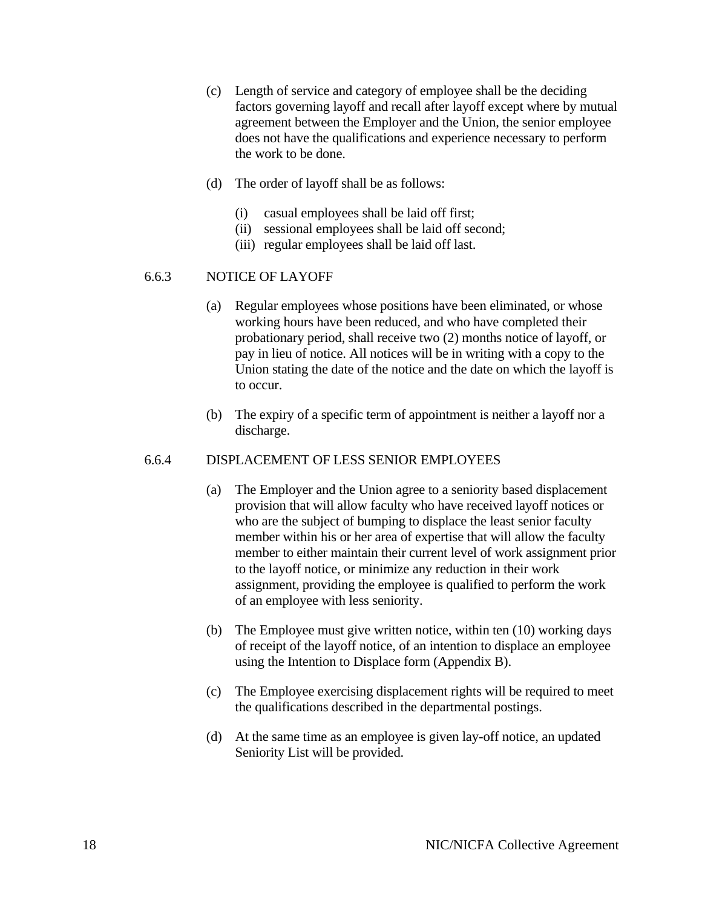(c) Length of service and category of employee shall be the deciding factors governing layoff and recall after layoff except where by mutual agreement between the Employer and the Union, the senior employee does not have the qualifications and experience necessary to perform the work to be done.

(d) The order of layoff shall be as follows:

   (i) casual employees shall be laid off first;
   (ii) sessional employees shall be laid off second;
   (iii) regular employees shall be laid off last.

### 6.6.3 NOTICE OF LAYOFF

(a) Regular employees whose positions have been eliminated, or whose working hours have been reduced, and who have completed their probationary period, shall receive two (2) months notice of layoff, or pay in lieu of notice. All notices will be in writing with a copy to the Union stating the date of the notice and the date on which the layoff is to occur.

(b) The expiry of a specific term of appointment is neither a layoff nor a discharge.

### 6.6.4 DISPLACEMENT OF LESS SENIOR EMPLOYEES

(a) The Employer and the Union agree to a seniority based displacement provision that will allow faculty who have received layoff notices or who are the subject of bumping to displace the least senior faculty member within his or her area of expertise that will allow the faculty member to either maintain their current level of work assignment prior to the layoff notice, or minimize any reduction in their work assignment, providing the employee is qualified to perform the work of an employee with less seniority.

(b) The Employee must give written notice, within ten (10) working days of receipt of the layoff notice, of an intention to displace an employee using the Intention to Displace form (Appendix B).

(c) The Employee exercising displacement rights will be required to meet the qualifications described in the departmental postings.

(d) At the same time as an employee is given lay-off notice, an updated Seniority List will be provided.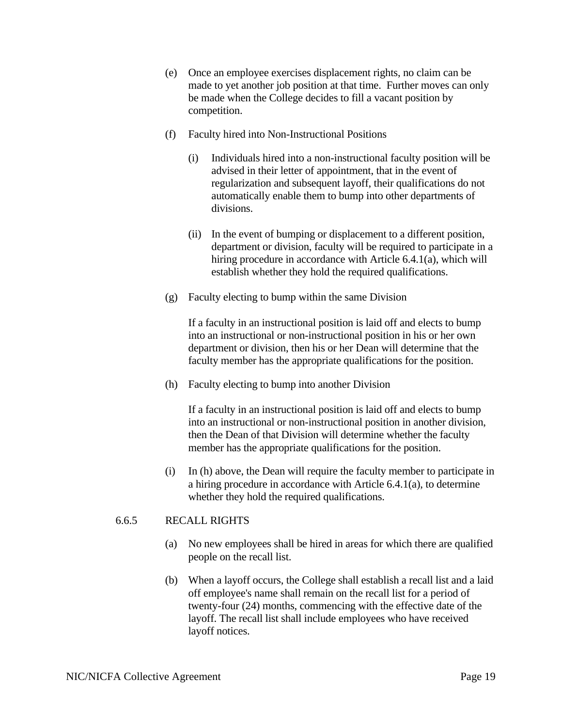(e) Once an employee exercises displacement rights, no claim can be made to yet another job position at that time. Further moves can only be made when the College decides to fill a vacant position by competition.

(f) Faculty hired into Non-Instructional Positions

(i) Individuals hired into a non-instructional faculty position will be advised in their letter of appointment, that in the event of regularization and subsequent layoff, their qualifications do not automatically enable them to bump into other departments of divisions.

(ii) In the event of bumping or displacement to a different position, department or division, faculty will be required to participate in a hiring procedure in accordance with Article 6.4.1(a), which will establish whether they hold the required qualifications.

(g) Faculty electing to bump within the same Division

If a faculty in an instructional position is laid off and elects to bump into an instructional or non-instructional position in his or her own department or division, then his or her Dean will determine that the faculty member has the appropriate qualifications for the position.

(h) Faculty electing to bump into another Division

If a faculty in an instructional position is laid off and elects to bump into an instructional or non-instructional position in another division, then the Dean of that Division will determine whether the faculty member has the appropriate qualifications for the position.

(i) In (h) above, the Dean will require the faculty member to participate in a hiring procedure in accordance with Article 6.4.1(a), to determine whether they hold the required qualifications.

6.6.5 RECALL RIGHTS

(a) No new employees shall be hired in areas for which there are qualified people on the recall list.

(b) When a layoff occurs, the College shall establish a recall list and a laid off employee's name shall remain on the recall list for a period of twenty-four (24) months, commencing with the effective date of the layoff. The recall list shall include employees who have received layoff notices.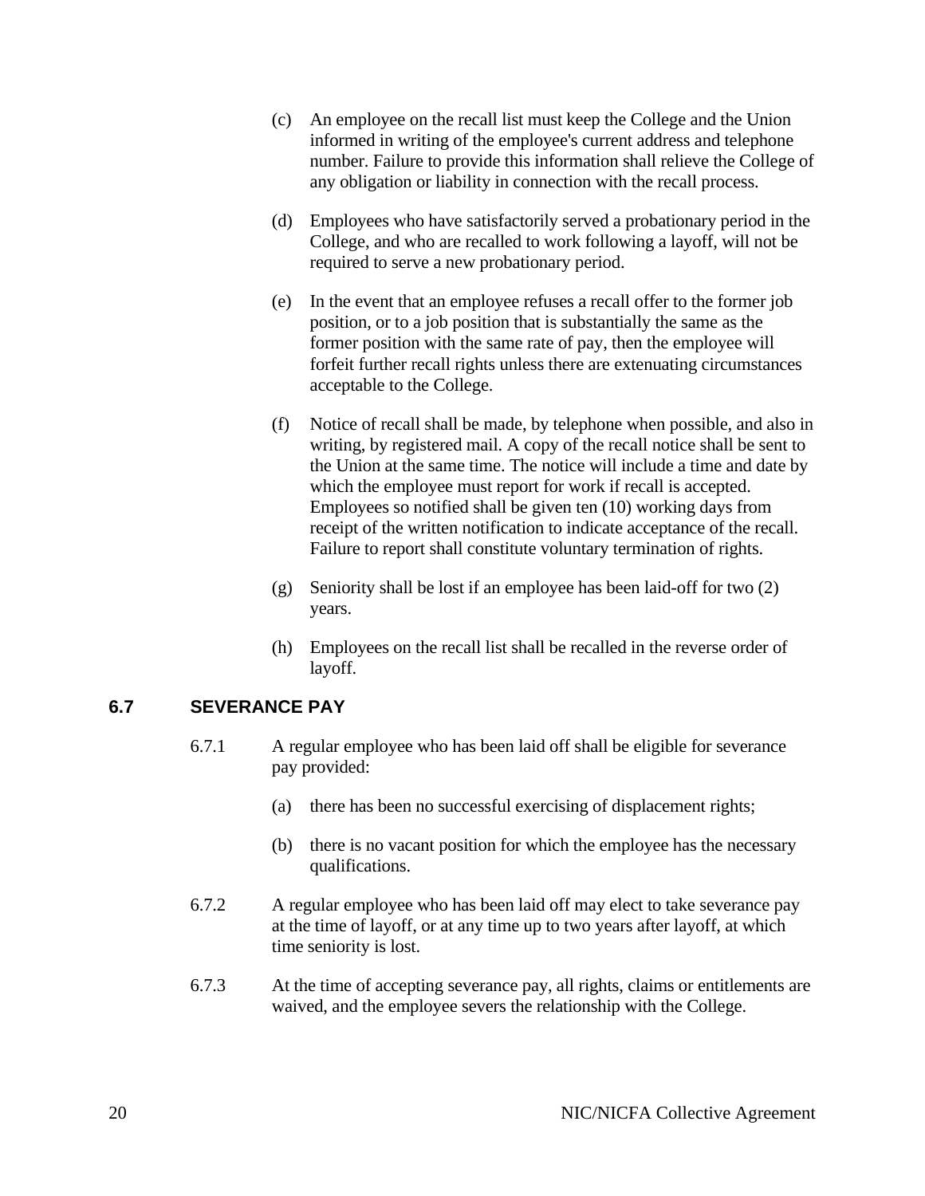(c) An employee on the recall list must keep the College and the Union informed in writing of the employee's current address and telephone number. Failure to provide this information shall relieve the College of any obligation or liability in connection with the recall process.

(d) Employees who have satisfactorily served a probationary period in the College, and who are recalled to work following a layoff, will not be required to serve a new probationary period.

(e) In the event that an employee refuses a recall offer to the former job position, or to a job position that is substantially the same as the former position with the same rate of pay, then the employee will forfeit further recall rights unless there are extenuating circumstances acceptable to the College.

(f) Notice of recall shall be made, by telephone when possible, and also in writing, by registered mail. A copy of the recall notice shall be sent to the Union at the same time. The notice will include a time and date by which the employee must report for work if recall is accepted. Employees so notified shall be given ten (10) working days from receipt of the written notification to indicate acceptance of the recall. Failure to report shall constitute voluntary termination of rights.

(g) Seniority shall be lost if an employee has been laid-off for two (2) years.

(h) Employees on the recall list shall be recalled in the reverse order of layoff.

## 6.7 SEVERANCE PAY

6.7.1 A regular employee who has been laid off shall be eligible for severance pay provided:

(a) there has been no successful exercising of displacement rights;

(b) there is no vacant position for which the employee has the necessary qualifications.

6.7.2 A regular employee who has been laid off may elect to take severance pay at the time of layoff, or at any time up to two years after layoff, at which time seniority is lost.

6.7.3 At the time of accepting severance pay, all rights, claims or entitlements are waived, and the employee severs the relationship with the College.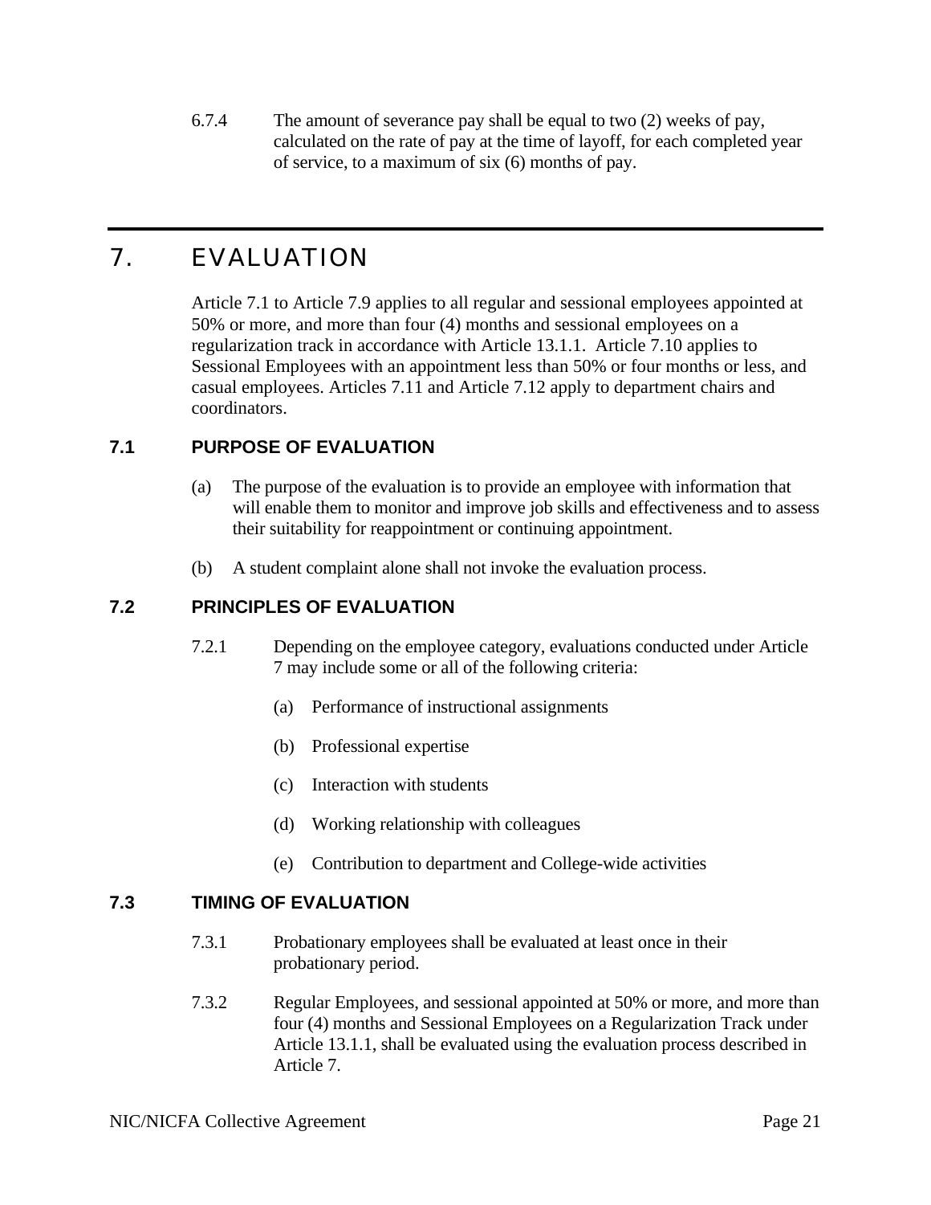6.7.4 The amount of severance pay shall be equal to two (2) weeks of pay, calculated on the rate of pay at the time of layoff, for each completed year of service, to a maximum of six (6) months of pay.

# 7. EVALUATION

Article 7.1 to Article 7.9 applies to all regular and sessional employees appointed at 50% or more, and more than four (4) months and sessional employees on a regularization track in accordance with Article 13.1.1. Article 7.10 applies to Sessional Employees with an appointment less than 50% or four months or less, and casual employees. Articles 7.11 and Article 7.12 apply to department chairs and coordinators.

## 7.1 PURPOSE OF EVALUATION

(a) The purpose of the evaluation is to provide an employee with information that will enable them to monitor and improve job skills and effectiveness and to assess their suitability for reappointment or continuing appointment.

(b) A student complaint alone shall not invoke the evaluation process.

## 7.2 PRINCIPLES OF EVALUATION

7.2.1 Depending on the employee category, evaluations conducted under Article 7 may include some or all of the following criteria:

(a) Performance of instructional assignments

(b) Professional expertise

(c) Interaction with students

(d) Working relationship with colleagues

(e) Contribution to department and College-wide activities

## 7.3 TIMING OF EVALUATION

7.3.1 Probationary employees shall be evaluated at least once in their probationary period.

7.3.2 Regular Employees, and sessional appointed at 50% or more, and more than four (4) months and Sessional Employees on a Regularization Track under Article 13.1.1, shall be evaluated using the evaluation process described in Article 7.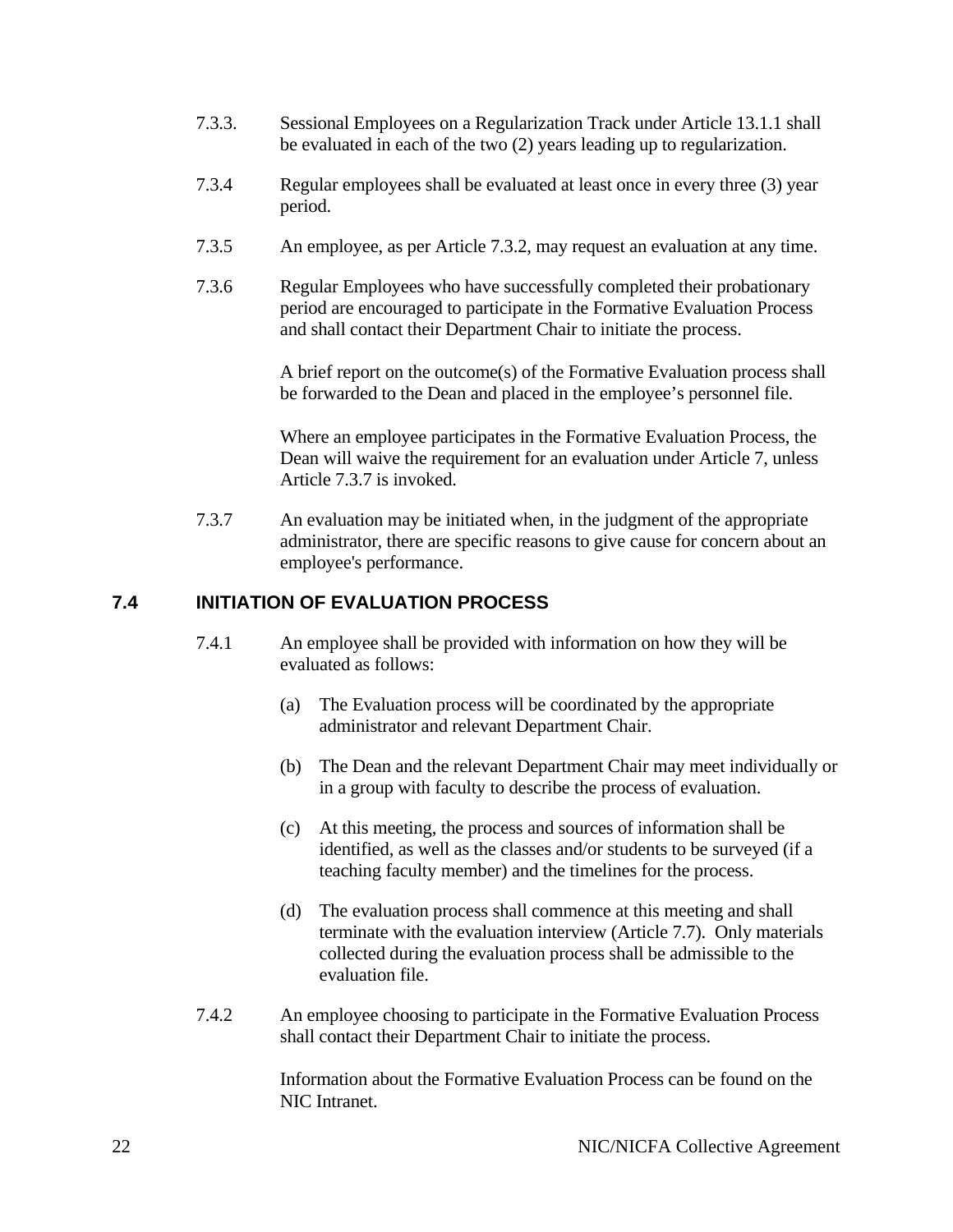7.3.3. Sessional Employees on a Regularization Track under Article 13.1.1 shall be evaluated in each of the two (2) years leading up to regularization.

7.3.4 Regular employees shall be evaluated at least once in every three (3) year period.

7.3.5 An employee, as per Article 7.3.2, may request an evaluation at any time.

7.3.6 Regular Employees who have successfully completed their probationary period are encouraged to participate in the Formative Evaluation Process and shall contact their Department Chair to initiate the process.

A brief report on the outcome(s) of the Formative Evaluation process shall be forwarded to the Dean and placed in the employee's personnel file.

Where an employee participates in the Formative Evaluation Process, the Dean will waive the requirement for an evaluation under Article 7, unless Article 7.3.7 is invoked.

7.3.7 An evaluation may be initiated when, in the judgment of the appropriate administrator, there are specific reasons to give cause for concern about an employee's performance.

## 7.4 INITIATION OF EVALUATION PROCESS

7.4.1 An employee shall be provided with information on how they will be evaluated as follows:

(a) The Evaluation process will be coordinated by the appropriate administrator and relevant Department Chair.

(b) The Dean and the relevant Department Chair may meet individually or in a group with faculty to describe the process of evaluation.

(c) At this meeting, the process and sources of information shall be identified, as well as the classes and/or students to be surveyed (if a teaching faculty member) and the timelines for the process.

(d) The evaluation process shall commence at this meeting and shall terminate with the evaluation interview (Article 7.7). Only materials collected during the evaluation process shall be admissible to the evaluation file.

7.4.2 An employee choosing to participate in the Formative Evaluation Process shall contact their Department Chair to initiate the process.

Information about the Formative Evaluation Process can be found on the NIC Intranet.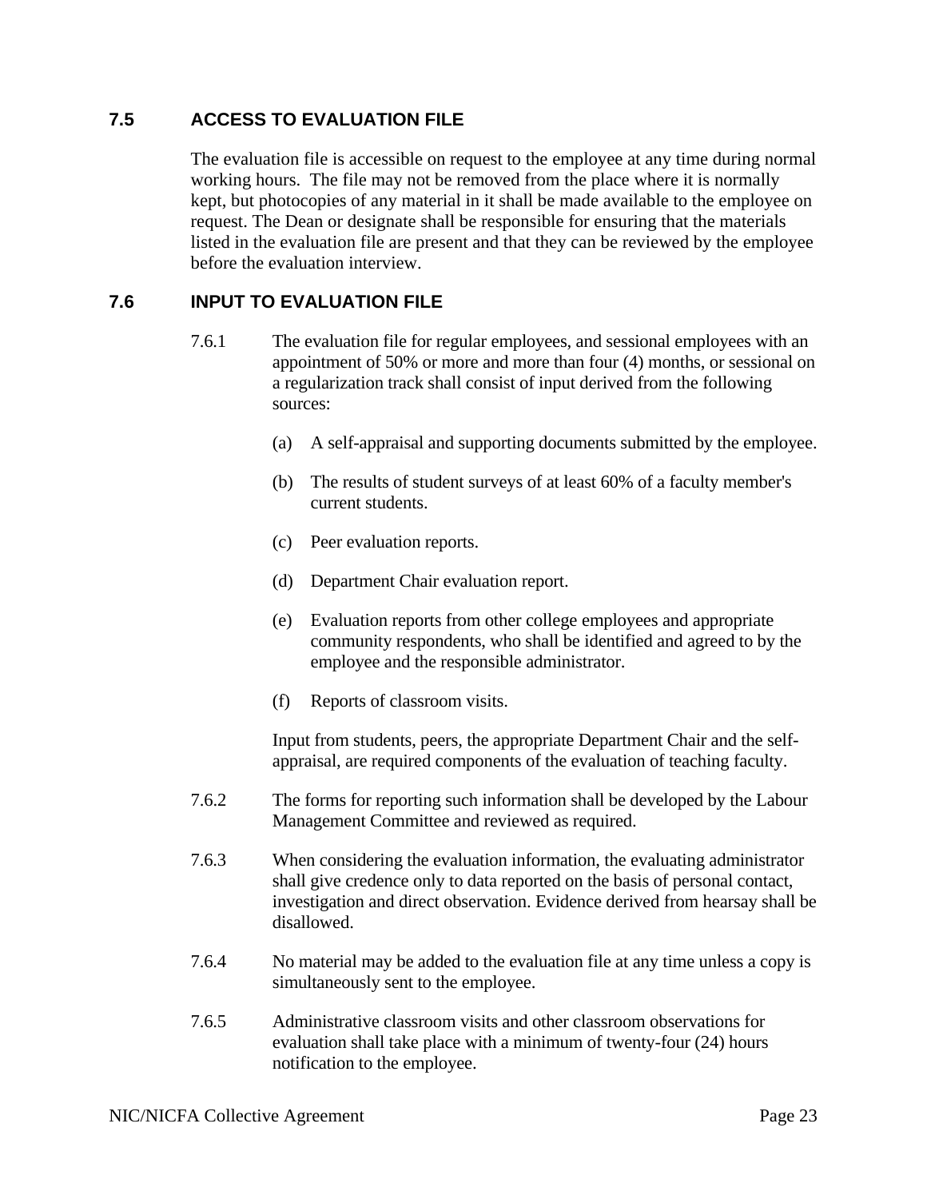## 7.5 ACCESS TO EVALUATION FILE

The evaluation file is accessible on request to the employee at any time during normal working hours. The file may not be removed from the place where it is normally kept, but photocopies of any material in it shall be made available to the employee on request. The Dean or designate shall be responsible for ensuring that the materials listed in the evaluation file are present and that they can be reviewed by the employee before the evaluation interview.

## 7.6 INPUT TO EVALUATION FILE

7.6.1 The evaluation file for regular employees, and sessional employees with an appointment of 50% or more and more than four (4) months, or sessional on a regularization track shall consist of input derived from the following sources:

(a) A self-appraisal and supporting documents submitted by the employee.

(b) The results of student surveys of at least 60% of a faculty member's current students.

(c) Peer evaluation reports.

(d) Department Chair evaluation report.

(e) Evaluation reports from other college employees and appropriate community respondents, who shall be identified and agreed to by the employee and the responsible administrator.

(f) Reports of classroom visits.

Input from students, peers, the appropriate Department Chair and the self-appraisal, are required components of the evaluation of teaching faculty.

7.6.2 The forms for reporting such information shall be developed by the Labour Management Committee and reviewed as required.

7.6.3 When considering the evaluation information, the evaluating administrator shall give credence only to data reported on the basis of personal contact, investigation and direct observation. Evidence derived from hearsay shall be disallowed.

7.6.4 No material may be added to the evaluation file at any time unless a copy is simultaneously sent to the employee.

7.6.5 Administrative classroom visits and other classroom observations for evaluation shall take place with a minimum of twenty-four (24) hours notification to the employee.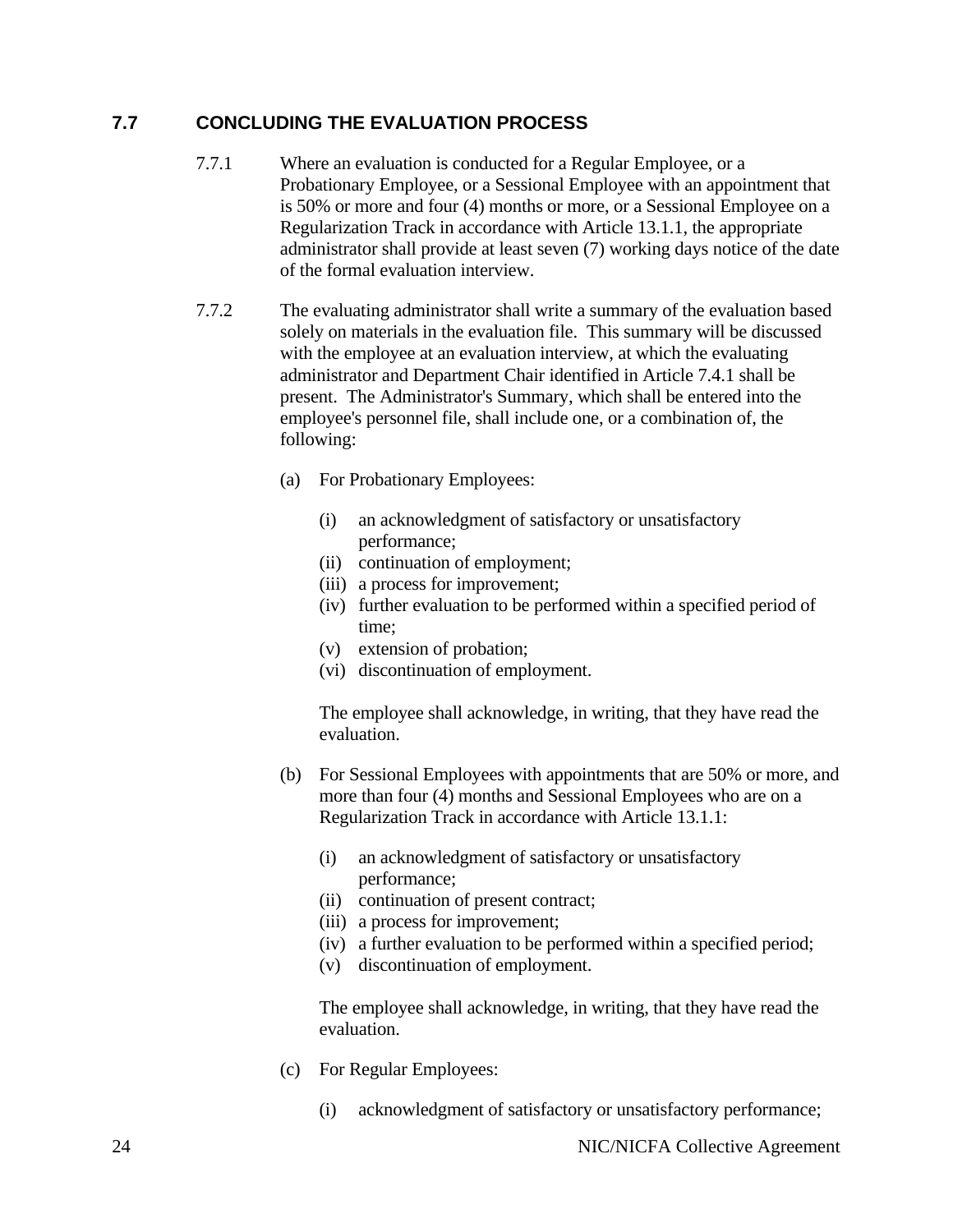## 7.7 CONCLUDING THE EVALUATION PROCESS

7.7.1 Where an evaluation is conducted for a Regular Employee, or a Probationary Employee, or a Sessional Employee with an appointment that is 50% or more and four (4) months or more, or a Sessional Employee on a Regularization Track in accordance with Article 13.1.1, the appropriate administrator shall provide at least seven (7) working days notice of the date of the formal evaluation interview.

7.7.2 The evaluating administrator shall write a summary of the evaluation based solely on materials in the evaluation file. This summary will be discussed with the employee at an evaluation interview, at which the evaluating administrator and Department Chair identified in Article 7.4.1 shall be present. The Administrator's Summary, which shall be entered into the employee's personnel file, shall include one, or a combination of, the following:

(a) For Probationary Employees:

- (i) an acknowledgment of satisfactory or unsatisfactory performance;
- (ii) continuation of employment;
- (iii) a process for improvement;
- (iv) further evaluation to be performed within a specified period of time;
- (v) extension of probation;
- (vi) discontinuation of employment.

The employee shall acknowledge, in writing, that they have read the evaluation.

(b) For Sessional Employees with appointments that are 50% or more, and more than four (4) months and Sessional Employees who are on a Regularization Track in accordance with Article 13.1.1:

- (i) an acknowledgment of satisfactory or unsatisfactory performance;
- (ii) continuation of present contract;
- (iii) a process for improvement;
- (iv) a further evaluation to be performed within a specified period;
- (v) discontinuation of employment.

The employee shall acknowledge, in writing, that they have read the evaluation.

(c) For Regular Employees:

- (i) acknowledgment of satisfactory or unsatisfactory performance;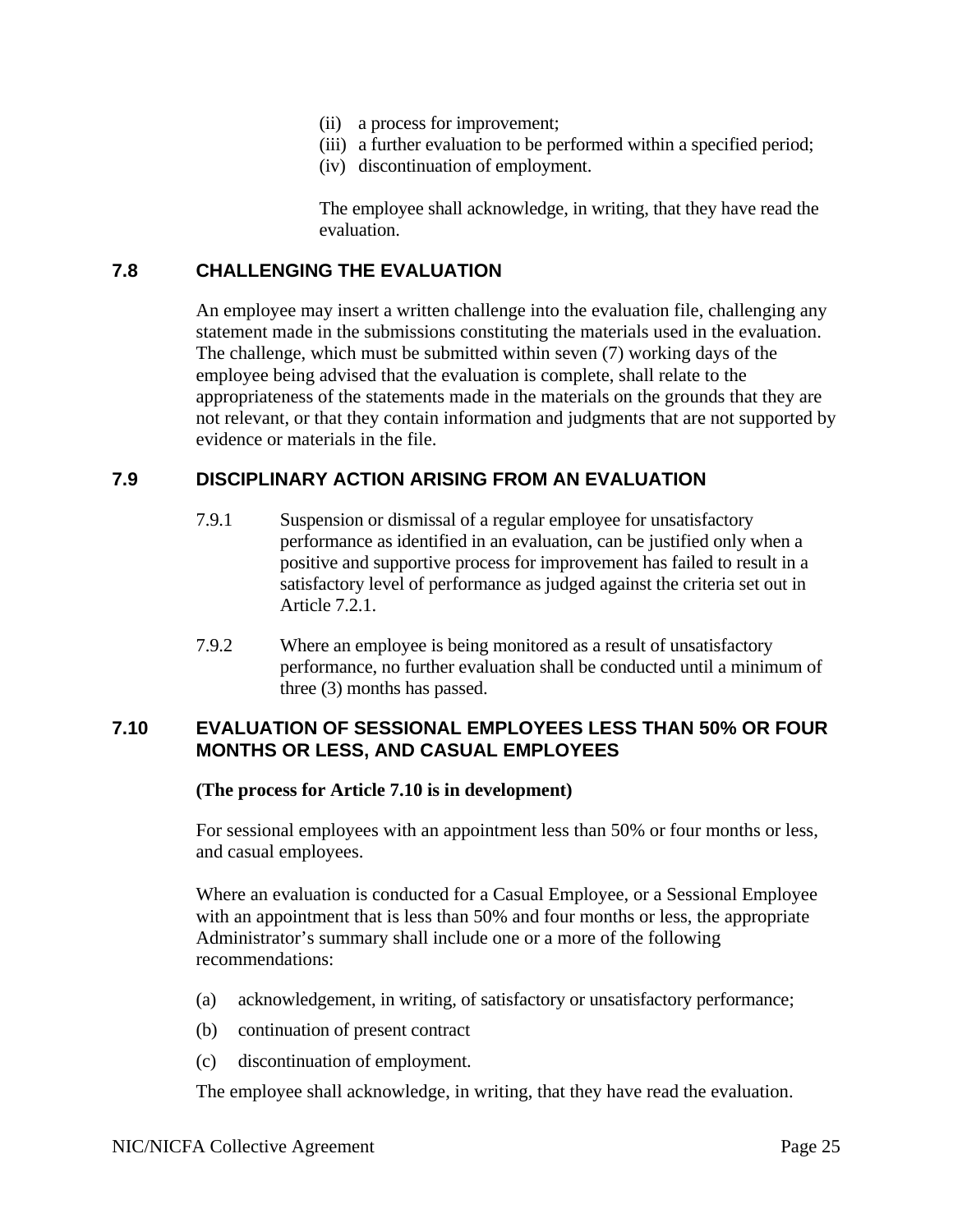(ii) a process for improvement;
(iii) a further evaluation to be performed within a specified period;
(iv) discontinuation of employment.

The employee shall acknowledge, in writing, that they have read the evaluation.

## 7.8 CHALLENGING THE EVALUATION

An employee may insert a written challenge into the evaluation file, challenging any statement made in the submissions constituting the materials used in the evaluation. The challenge, which must be submitted within seven (7) working days of the employee being advised that the evaluation is complete, shall relate to the appropriateness of the statements made in the materials on the grounds that they are not relevant, or that they contain information and judgments that are not supported by evidence or materials in the file.

## 7.9 DISCIPLINARY ACTION ARISING FROM AN EVALUATION

7.9.1 Suspension or dismissal of a regular employee for unsatisfactory performance as identified in an evaluation, can be justified only when a positive and supportive process for improvement has failed to result in a satisfactory level of performance as judged against the criteria set out in Article 7.2.1.

7.9.2 Where an employee is being monitored as a result of unsatisfactory performance, no further evaluation shall be conducted until a minimum of three (3) months has passed.

## 7.10 EVALUATION OF SESSIONAL EMPLOYEES LESS THAN 50% OR FOUR MONTHS OR LESS, AND CASUAL EMPLOYEES

**(The process for Article 7.10 is in development)**

For sessional employees with an appointment less than 50% or four months or less, and casual employees.

Where an evaluation is conducted for a Casual Employee, or a Sessional Employee with an appointment that is less than 50% and four months or less, the appropriate Administrator's summary shall include one or a more of the following recommendations:

(a) acknowledgement, in writing, of satisfactory or unsatisfactory performance;

(b) continuation of present contract

(c) discontinuation of employment.

The employee shall acknowledge, in writing, that they have read the evaluation.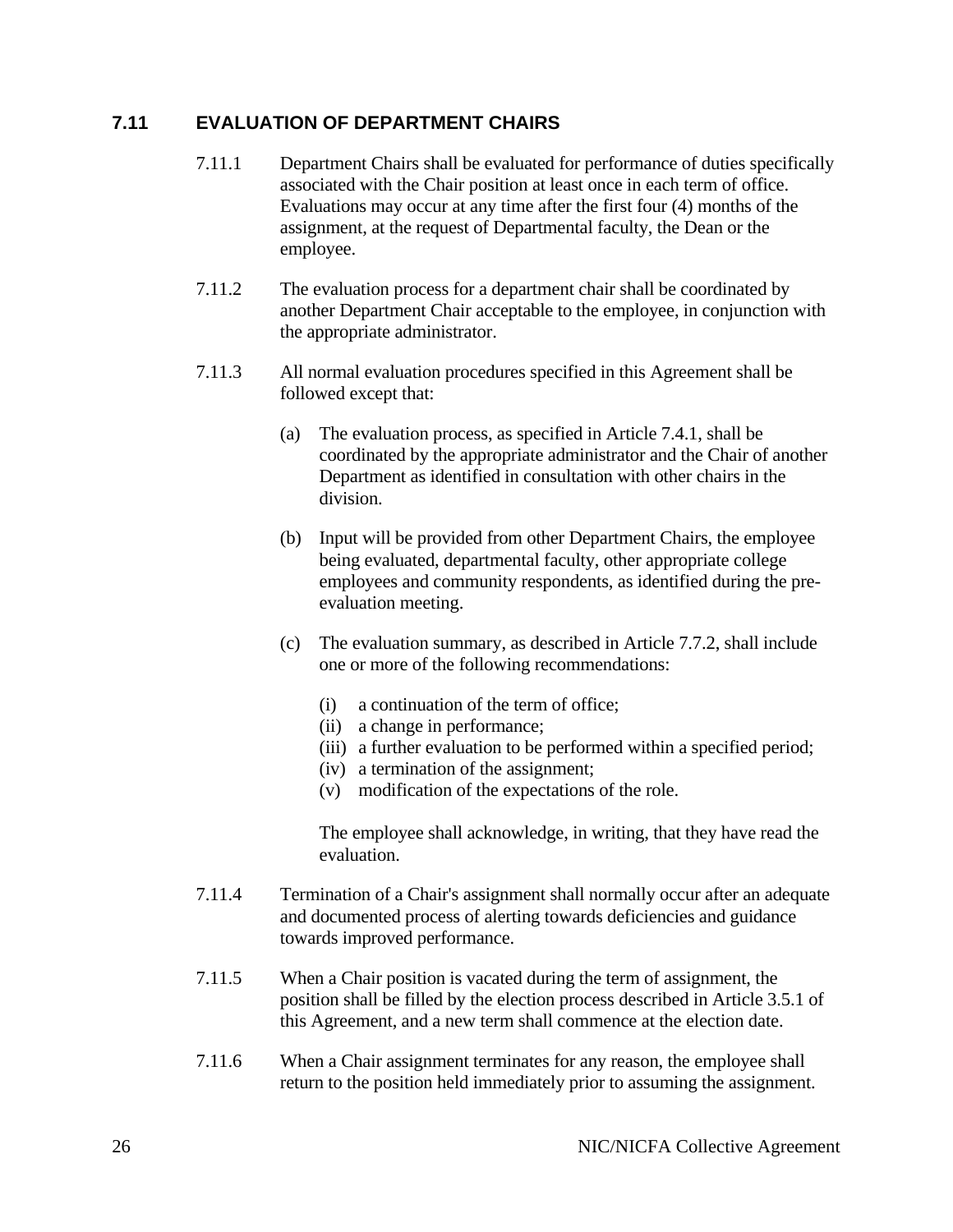## 7.11 EVALUATION OF DEPARTMENT CHAIRS

7.11.1 Department Chairs shall be evaluated for performance of duties specifically associated with the Chair position at least once in each term of office. Evaluations may occur at any time after the first four (4) months of the assignment, at the request of Departmental faculty, the Dean or the employee.

7.11.2 The evaluation process for a department chair shall be coordinated by another Department Chair acceptable to the employee, in conjunction with the appropriate administrator.

7.11.3 All normal evaluation procedures specified in this Agreement shall be followed except that:

(a) The evaluation process, as specified in Article 7.4.1, shall be coordinated by the appropriate administrator and the Chair of another Department as identified in consultation with other chairs in the division.

(b) Input will be provided from other Department Chairs, the employee being evaluated, departmental faculty, other appropriate college employees and community respondents, as identified during the pre-evaluation meeting.

(c) The evaluation summary, as described in Article 7.7.2, shall include one or more of the following recommendations:

(i) a continuation of the term of office;
(ii) a change in performance;
(iii) a further evaluation to be performed within a specified period;
(iv) a termination of the assignment;
(v) modification of the expectations of the role.

The employee shall acknowledge, in writing, that they have read the evaluation.

7.11.4 Termination of a Chair's assignment shall normally occur after an adequate and documented process of alerting towards deficiencies and guidance towards improved performance.

7.11.5 When a Chair position is vacated during the term of assignment, the position shall be filled by the election process described in Article 3.5.1 of this Agreement, and a new term shall commence at the election date.

7.11.6 When a Chair assignment terminates for any reason, the employee shall return to the position held immediately prior to assuming the assignment.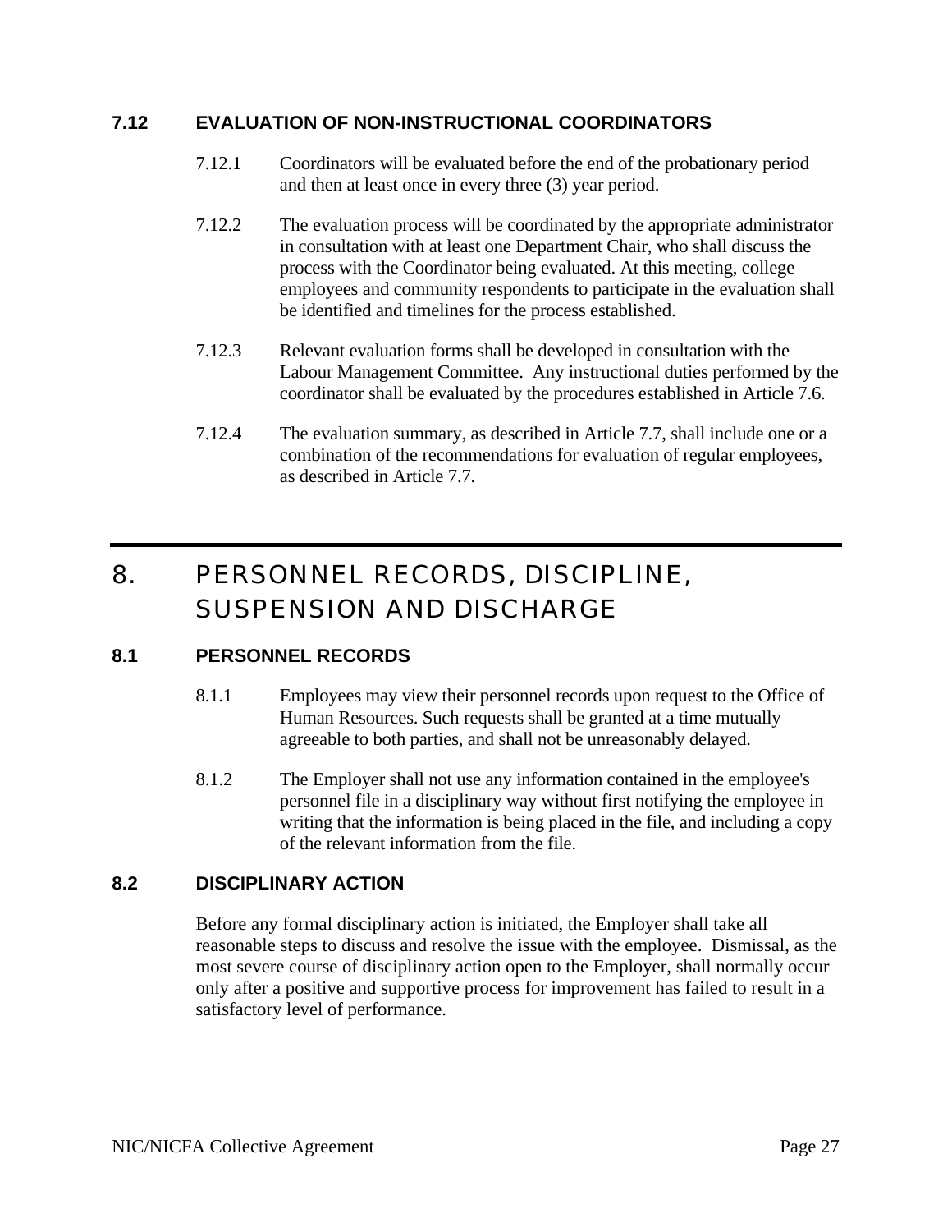### 7.12 EVALUATION OF NON-INSTRUCTIONAL COORDINATORS

7.12.1 Coordinators will be evaluated before the end of the probationary period and then at least once in every three (3) year period.

7.12.2 The evaluation process will be coordinated by the appropriate administrator in consultation with at least one Department Chair, who shall discuss the process with the Coordinator being evaluated. At this meeting, college employees and community respondents to participate in the evaluation shall be identified and timelines for the process established.

7.12.3 Relevant evaluation forms shall be developed in consultation with the Labour Management Committee. Any instructional duties performed by the coordinator shall be evaluated by the procedures established in Article 7.6.

7.12.4 The evaluation summary, as described in Article 7.7, shall include one or a combination of the recommendations for evaluation of regular employees, as described in Article 7.7.

## 8. PERSONNEL RECORDS, DISCIPLINE, SUSPENSION AND DISCHARGE

### 8.1 PERSONNEL RECORDS

8.1.1 Employees may view their personnel records upon request to the Office of Human Resources. Such requests shall be granted at a time mutually agreeable to both parties, and shall not be unreasonably delayed.

8.1.2 The Employer shall not use any information contained in the employee's personnel file in a disciplinary way without first notifying the employee in writing that the information is being placed in the file, and including a copy of the relevant information from the file.

### 8.2 DISCIPLINARY ACTION

Before any formal disciplinary action is initiated, the Employer shall take all reasonable steps to discuss and resolve the issue with the employee. Dismissal, as the most severe course of disciplinary action open to the Employer, shall normally occur only after a positive and supportive process for improvement has failed to result in a satisfactory level of performance.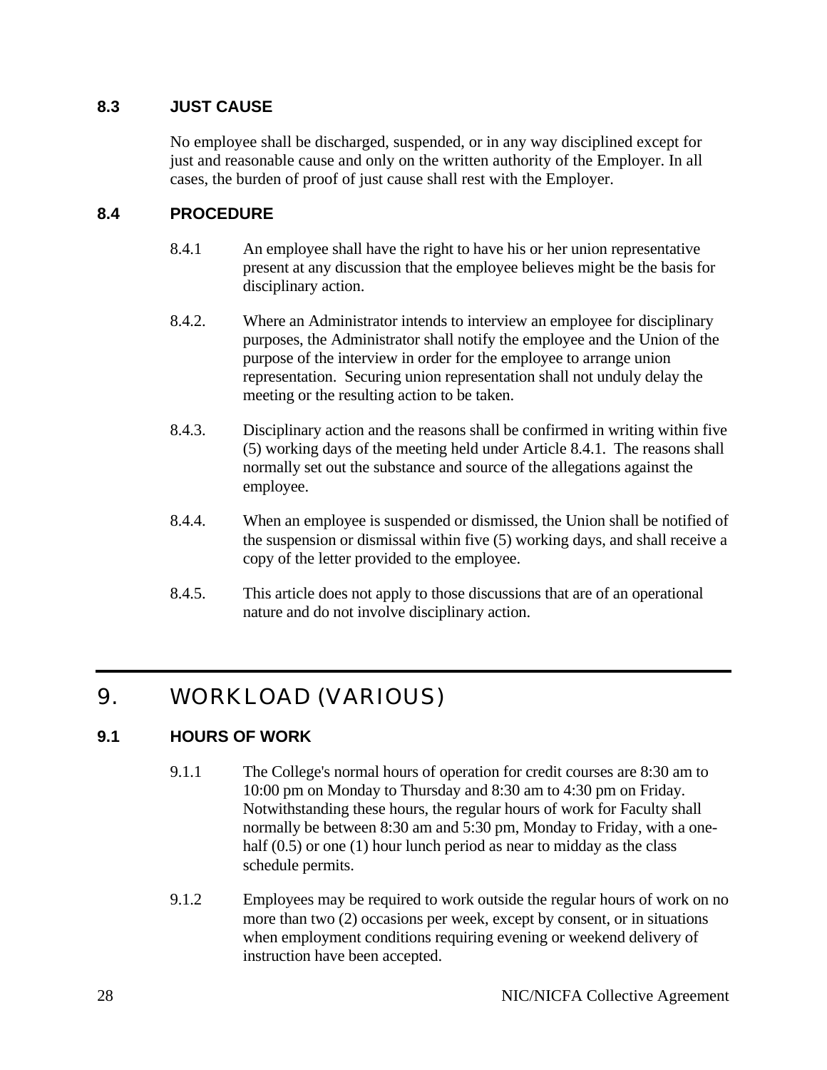### 8.3 JUST CAUSE

No employee shall be discharged, suspended, or in any way disciplined except for just and reasonable cause and only on the written authority of the Employer. In all cases, the burden of proof of just cause shall rest with the Employer.

### 8.4 PROCEDURE

8.4.1 An employee shall have the right to have his or her union representative present at any discussion that the employee believes might be the basis for disciplinary action.

8.4.2. Where an Administrator intends to interview an employee for disciplinary purposes, the Administrator shall notify the employee and the Union of the purpose of the interview in order for the employee to arrange union representation. Securing union representation shall not unduly delay the meeting or the resulting action to be taken.

8.4.3. Disciplinary action and the reasons shall be confirmed in writing within five (5) working days of the meeting held under Article 8.4.1. The reasons shall normally set out the substance and source of the allegations against the employee.

8.4.4. When an employee is suspended or dismissed, the Union shall be notified of the suspension or dismissal within five (5) working days, and shall receive a copy of the letter provided to the employee.

8.4.5. This article does not apply to those discussions that are of an operational nature and do not involve disciplinary action.

## 9. WORKLOAD (VARIOUS)

### 9.1 HOURS OF WORK

9.1.1 The College's normal hours of operation for credit courses are 8:30 am to 10:00 pm on Monday to Thursday and 8:30 am to 4:30 pm on Friday. Notwithstanding these hours, the regular hours of work for Faculty shall normally be between 8:30 am and 5:30 pm, Monday to Friday, with a one-half (0.5) or one (1) hour lunch period as near to midday as the class schedule permits.

9.1.2 Employees may be required to work outside the regular hours of work on no more than two (2) occasions per week, except by consent, or in situations when employment conditions requiring evening or weekend delivery of instruction have been accepted.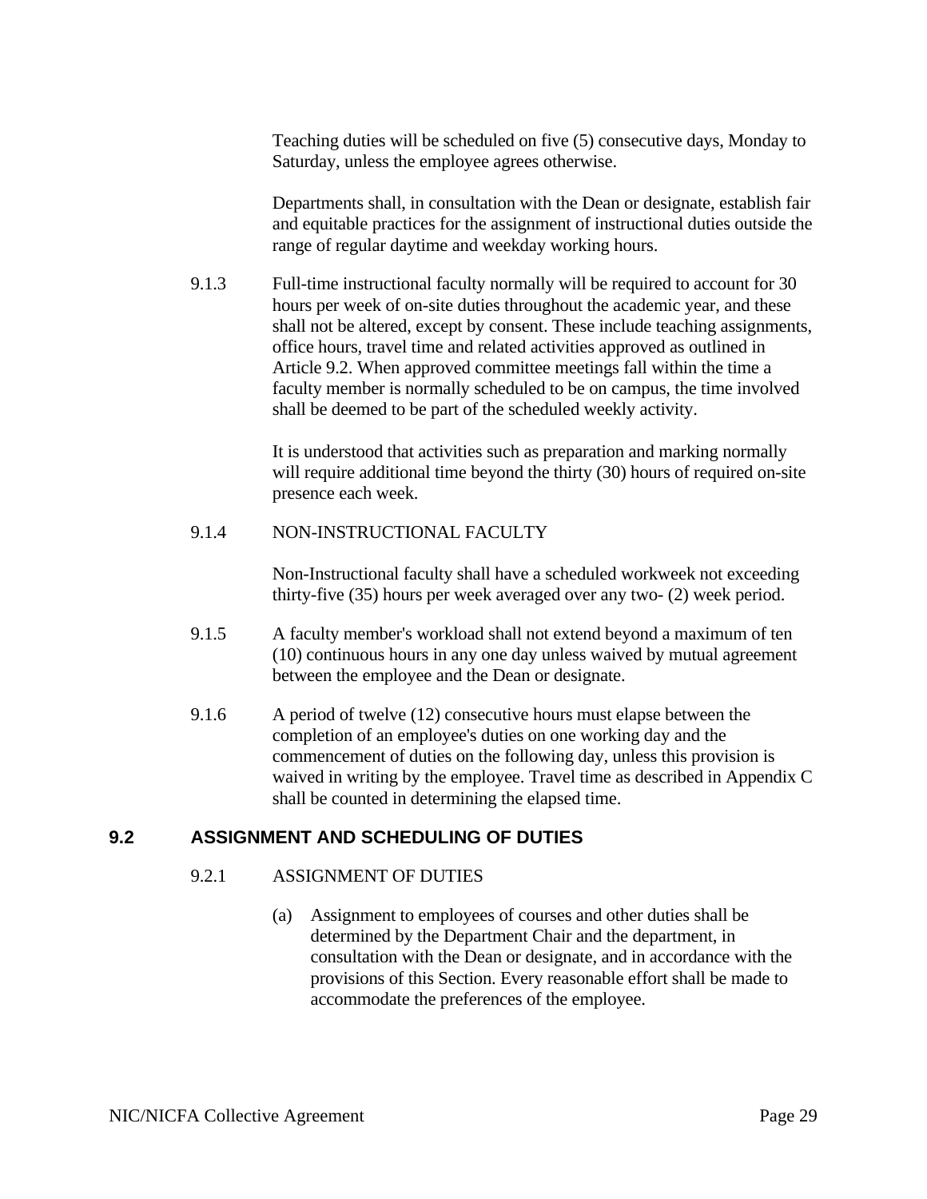Teaching duties will be scheduled on five (5) consecutive days, Monday to Saturday, unless the employee agrees otherwise.

Departments shall, in consultation with the Dean or designate, establish fair and equitable practices for the assignment of instructional duties outside the range of regular daytime and weekday working hours.

9.1.3 Full-time instructional faculty normally will be required to account for 30 hours per week of on-site duties throughout the academic year, and these shall not be altered, except by consent. These include teaching assignments, office hours, travel time and related activities approved as outlined in Article 9.2. When approved committee meetings fall within the time a faculty member is normally scheduled to be on campus, the time involved shall be deemed to be part of the scheduled weekly activity.

It is understood that activities such as preparation and marking normally will require additional time beyond the thirty (30) hours of required on-site presence each week.

9.1.4 NON-INSTRUCTIONAL FACULTY

Non-Instructional faculty shall have a scheduled workweek not exceeding thirty-five (35) hours per week averaged over any two- (2) week period.

9.1.5 A faculty member's workload shall not extend beyond a maximum of ten (10) continuous hours in any one day unless waived by mutual agreement between the employee and the Dean or designate.

9.1.6 A period of twelve (12) consecutive hours must elapse between the completion of an employee's duties on one working day and the commencement of duties on the following day, unless this provision is waived in writing by the employee. Travel time as described in Appendix C shall be counted in determining the elapsed time.

## 9.2 ASSIGNMENT AND SCHEDULING OF DUTIES

9.2.1 ASSIGNMENT OF DUTIES

(a) Assignment to employees of courses and other duties shall be determined by the Department Chair and the department, in consultation with the Dean or designate, and in accordance with the provisions of this Section. Every reasonable effort shall be made to accommodate the preferences of the employee.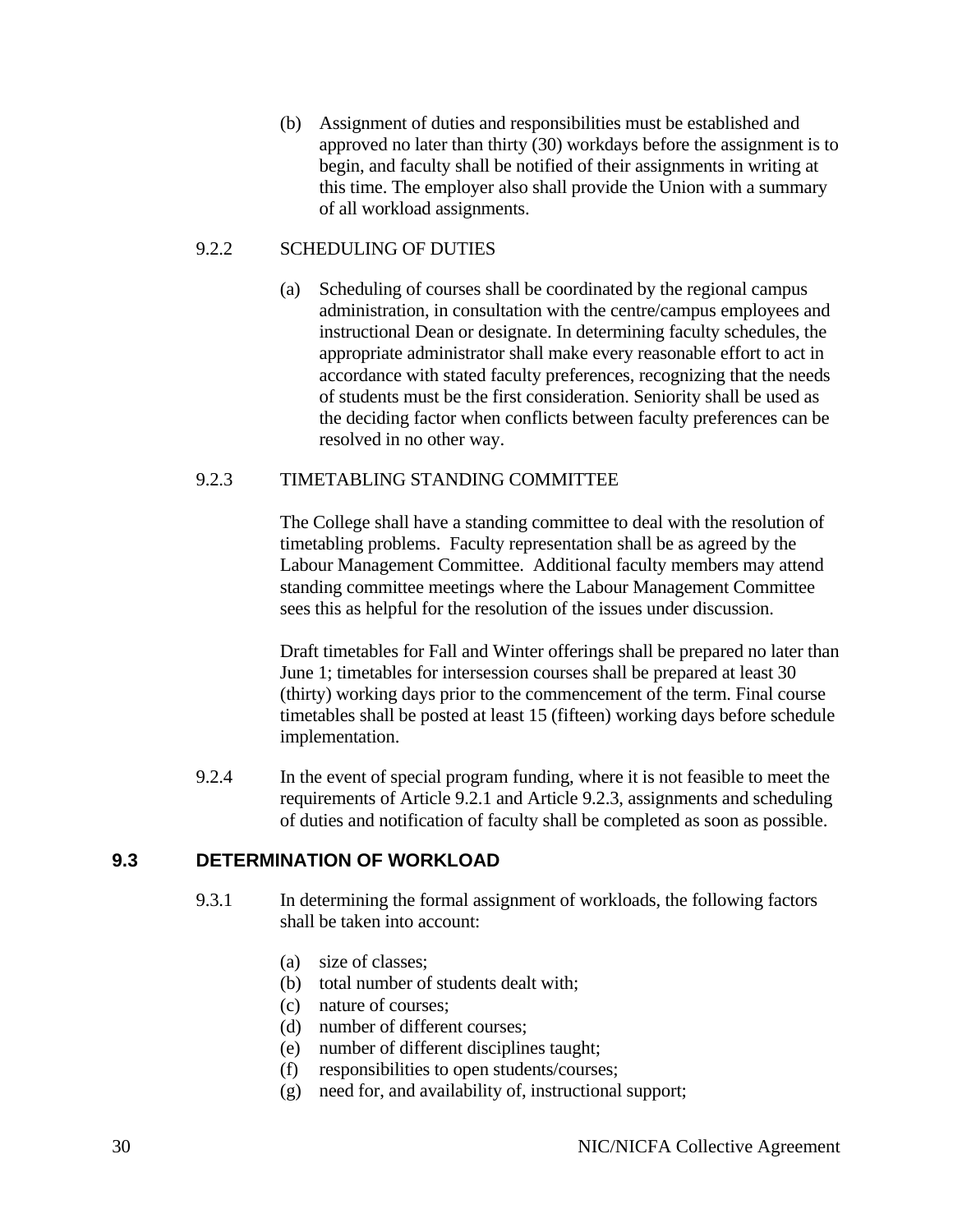(b) Assignment of duties and responsibilities must be established and approved no later than thirty (30) workdays before the assignment is to begin, and faculty shall be notified of their assignments in writing at this time. The employer also shall provide the Union with a summary of all workload assignments.

9.2.2 SCHEDULING OF DUTIES

(a) Scheduling of courses shall be coordinated by the regional campus administration, in consultation with the centre/campus employees and instructional Dean or designate. In determining faculty schedules, the appropriate administrator shall make every reasonable effort to act in accordance with stated faculty preferences, recognizing that the needs of students must be the first consideration. Seniority shall be used as the deciding factor when conflicts between faculty preferences can be resolved in no other way.

9.2.3 TIMETABLING STANDING COMMITTEE

The College shall have a standing committee to deal with the resolution of timetabling problems. Faculty representation shall be as agreed by the Labour Management Committee. Additional faculty members may attend standing committee meetings where the Labour Management Committee sees this as helpful for the resolution of the issues under discussion.

Draft timetables for Fall and Winter offerings shall be prepared no later than June 1; timetables for intersession courses shall be prepared at least 30 (thirty) working days prior to the commencement of the term. Final course timetables shall be posted at least 15 (fifteen) working days before schedule implementation.

9.2.4 In the event of special program funding, where it is not feasible to meet the requirements of Article 9.2.1 and Article 9.2.3, assignments and scheduling of duties and notification of faculty shall be completed as soon as possible.

## 9.3 DETERMINATION OF WORKLOAD

9.3.1 In determining the formal assignment of workloads, the following factors shall be taken into account:

(a) size of classes;
(b) total number of students dealt with;
(c) nature of courses;
(d) number of different courses;
(e) number of different disciplines taught;
(f) responsibilities to open students/courses;
(g) need for, and availability of, instructional support;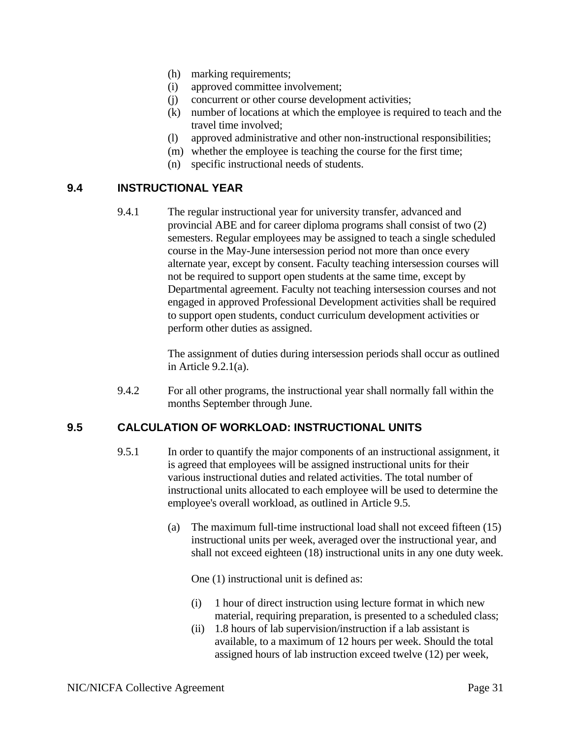(h) marking requirements;
(i) approved committee involvement;
(j) concurrent or other course development activities;
(k) number of locations at which the employee is required to teach and the travel time involved;
(l) approved administrative and other non-instructional responsibilities;
(m) whether the employee is teaching the course for the first time;
(n) specific instructional needs of students.

## 9.4 INSTRUCTIONAL YEAR

9.4.1 The regular instructional year for university transfer, advanced and provincial ABE and for career diploma programs shall consist of two (2) semesters. Regular employees may be assigned to teach a single scheduled course in the May-June intersession period not more than once every alternate year, except by consent. Faculty teaching intersession courses will not be required to support open students at the same time, except by Departmental agreement. Faculty not teaching intersession courses and not engaged in approved Professional Development activities shall be required to support open students, conduct curriculum development activities or perform other duties as assigned.

The assignment of duties during intersession periods shall occur as outlined in Article 9.2.1(a).

9.4.2 For all other programs, the instructional year shall normally fall within the months September through June.

## 9.5 CALCULATION OF WORKLOAD: INSTRUCTIONAL UNITS

9.5.1 In order to quantify the major components of an instructional assignment, it is agreed that employees will be assigned instructional units for their various instructional duties and related activities. The total number of instructional units allocated to each employee will be used to determine the employee's overall workload, as outlined in Article 9.5.

(a) The maximum full-time instructional load shall not exceed fifteen (15) instructional units per week, averaged over the instructional year, and shall not exceed eighteen (18) instructional units in any one duty week.

One (1) instructional unit is defined as:

(i) 1 hour of direct instruction using lecture format in which new material, requiring preparation, is presented to a scheduled class;
(ii) 1.8 hours of lab supervision/instruction if a lab assistant is available, to a maximum of 12 hours per week. Should the total assigned hours of lab instruction exceed twelve (12) per week,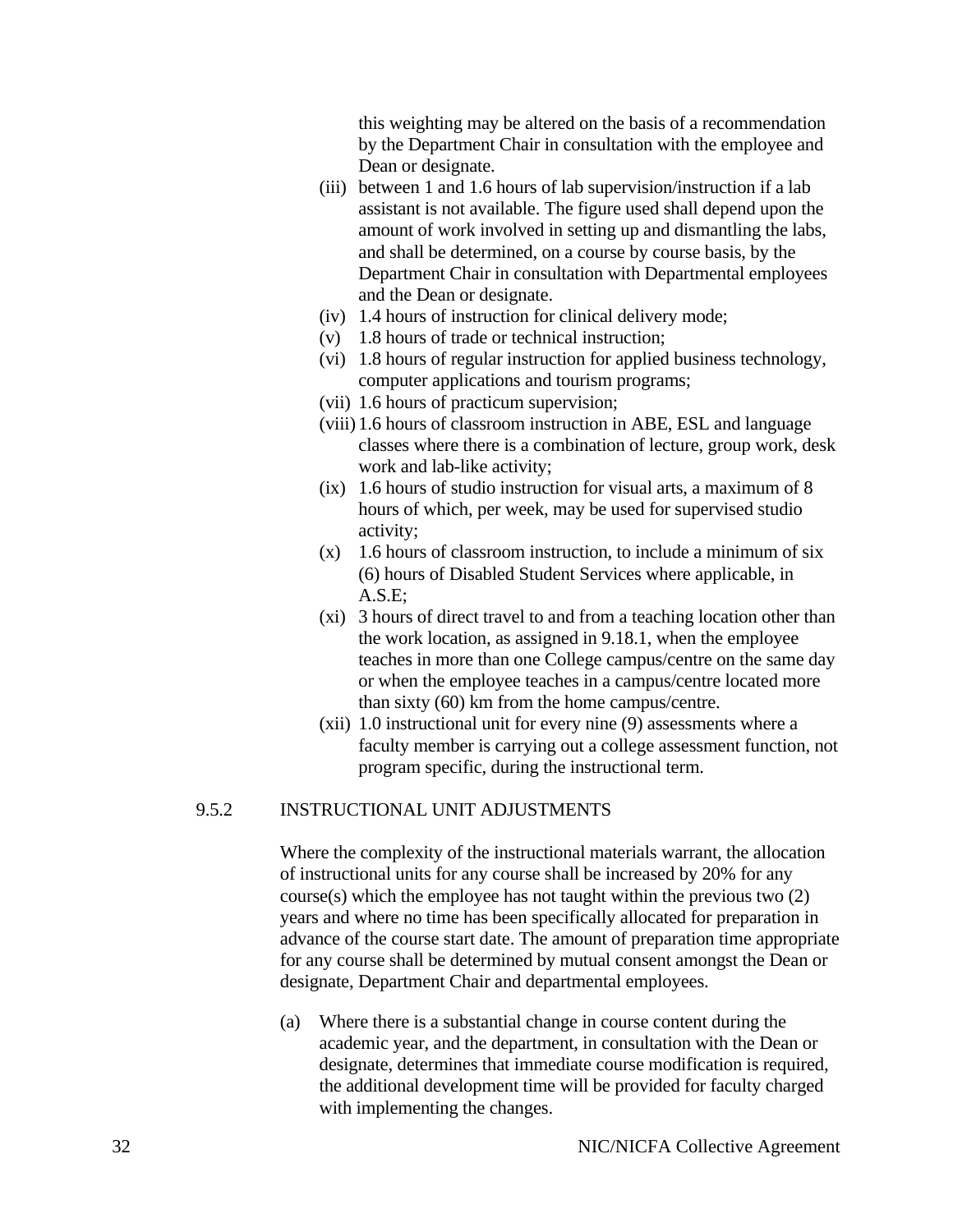this weighting may be altered on the basis of a recommendation by the Department Chair in consultation with the employee and Dean or designate.

(iii) between 1 and 1.6 hours of lab supervision/instruction if a lab assistant is not available. The figure used shall depend upon the amount of work involved in setting up and dismantling the labs, and shall be determined, on a course by course basis, by the Department Chair in consultation with Departmental employees and the Dean or designate.

(iv) 1.4 hours of instruction for clinical delivery mode;

(v) 1.8 hours of trade or technical instruction;

(vi) 1.8 hours of regular instruction for applied business technology, computer applications and tourism programs;

(vii) 1.6 hours of practicum supervision;

(viii) 1.6 hours of classroom instruction in ABE, ESL and language classes where there is a combination of lecture, group work, desk work and lab-like activity;

(ix) 1.6 hours of studio instruction for visual arts, a maximum of 8 hours of which, per week, may be used for supervised studio activity;

(x) 1.6 hours of classroom instruction, to include a minimum of six (6) hours of Disabled Student Services where applicable, in A.S.E;

(xi) 3 hours of direct travel to and from a teaching location other than the work location, as assigned in 9.18.1, when the employee teaches in more than one College campus/centre on the same day or when the employee teaches in a campus/centre located more than sixty (60) km from the home campus/centre.

(xii) 1.0 instructional unit for every nine (9) assessments where a faculty member is carrying out a college assessment function, not program specific, during the instructional term.

9.5.2 INSTRUCTIONAL UNIT ADJUSTMENTS

Where the complexity of the instructional materials warrant, the allocation of instructional units for any course shall be increased by 20% for any course(s) which the employee has not taught within the previous two (2) years and where no time has been specifically allocated for preparation in advance of the course start date. The amount of preparation time appropriate for any course shall be determined by mutual consent amongst the Dean or designate, Department Chair and departmental employees.

(a) Where there is a substantial change in course content during the academic year, and the department, in consultation with the Dean or designate, determines that immediate course modification is required, the additional development time will be provided for faculty charged with implementing the changes.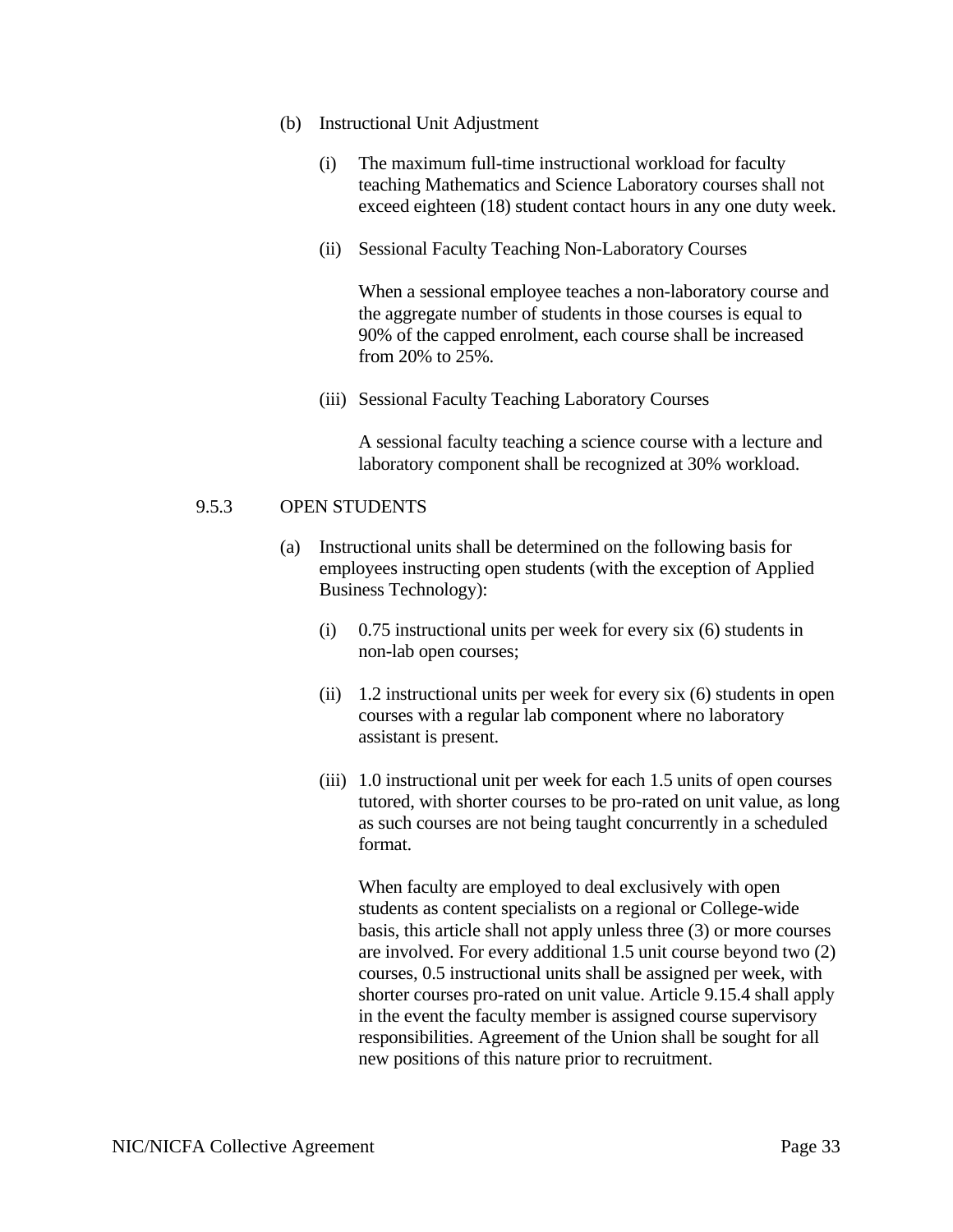(b) Instructional Unit Adjustment

(i) The maximum full-time instructional workload for faculty teaching Mathematics and Science Laboratory courses shall not exceed eighteen (18) student contact hours in any one duty week.

(ii) Sessional Faculty Teaching Non-Laboratory Courses

When a sessional employee teaches a non-laboratory course and the aggregate number of students in those courses is equal to 90% of the capped enrolment, each course shall be increased from 20% to 25%.

(iii) Sessional Faculty Teaching Laboratory Courses

A sessional faculty teaching a science course with a lecture and laboratory component shall be recognized at 30% workload.

### 9.5.3 OPEN STUDENTS

(a) Instructional units shall be determined on the following basis for employees instructing open students (with the exception of Applied Business Technology):

(i) 0.75 instructional units per week for every six (6) students in non-lab open courses;

(ii) 1.2 instructional units per week for every six (6) students in open courses with a regular lab component where no laboratory assistant is present.

(iii) 1.0 instructional unit per week for each 1.5 units of open courses tutored, with shorter courses to be pro-rated on unit value, as long as such courses are not being taught concurrently in a scheduled format.

When faculty are employed to deal exclusively with open students as content specialists on a regional or College-wide basis, this article shall not apply unless three (3) or more courses are involved. For every additional 1.5 unit course beyond two (2) courses, 0.5 instructional units shall be assigned per week, with shorter courses pro-rated on unit value. Article 9.15.4 shall apply in the event the faculty member is assigned course supervisory responsibilities. Agreement of the Union shall be sought for all new positions of this nature prior to recruitment.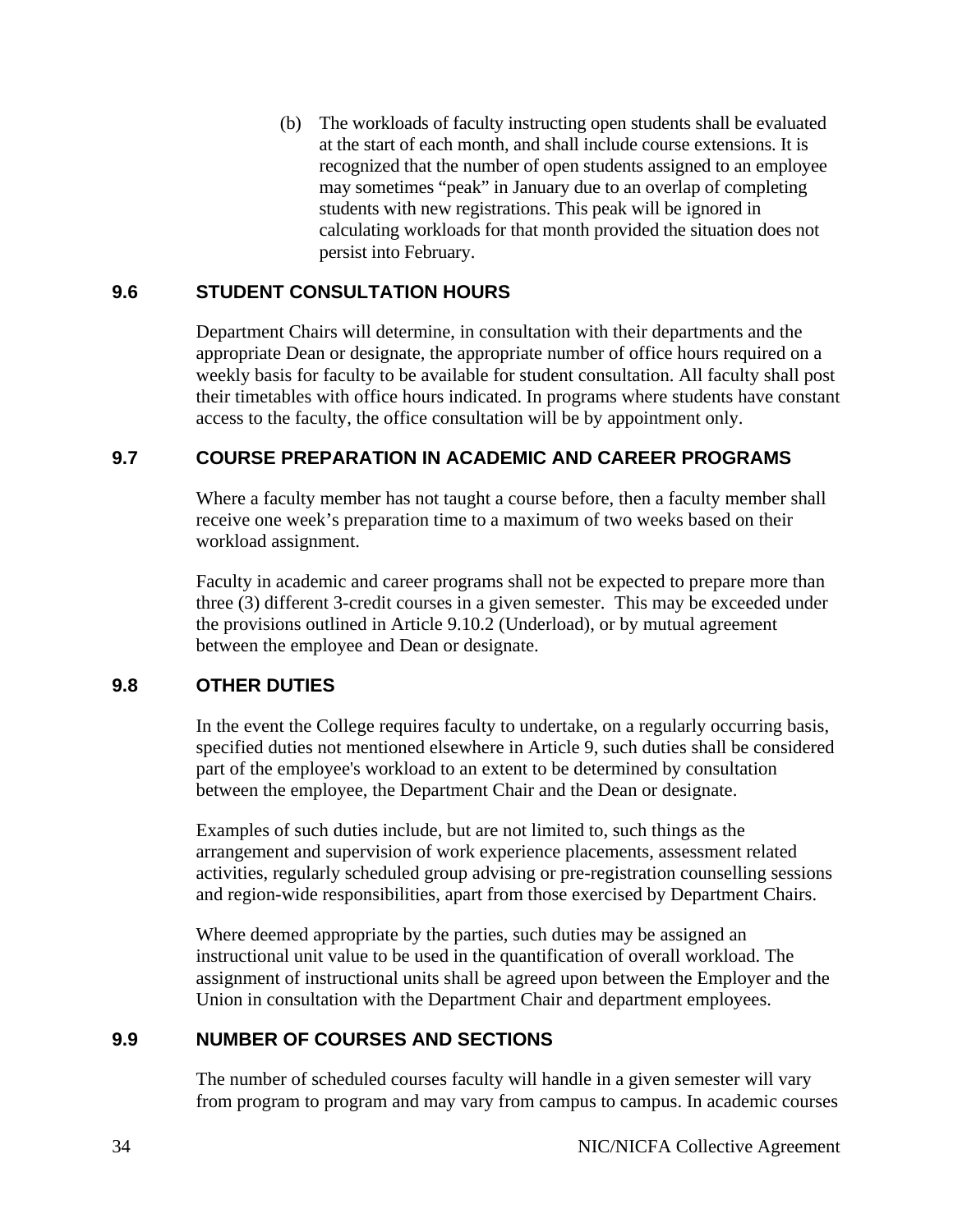(b) The workloads of faculty instructing open students shall be evaluated at the start of each month, and shall include course extensions. It is recognized that the number of open students assigned to an employee may sometimes "peak" in January due to an overlap of completing students with new registrations. This peak will be ignored in calculating workloads for that month provided the situation does not persist into February.

## 9.6 STUDENT CONSULTATION HOURS

Department Chairs will determine, in consultation with their departments and the appropriate Dean or designate, the appropriate number of office hours required on a weekly basis for faculty to be available for student consultation. All faculty shall post their timetables with office hours indicated. In programs where students have constant access to the faculty, the office consultation will be by appointment only.

## 9.7 COURSE PREPARATION IN ACADEMIC AND CAREER PROGRAMS

Where a faculty member has not taught a course before, then a faculty member shall receive one week's preparation time to a maximum of two weeks based on their workload assignment.

Faculty in academic and career programs shall not be expected to prepare more than three (3) different 3-credit courses in a given semester. This may be exceeded under the provisions outlined in Article 9.10.2 (Underload), or by mutual agreement between the employee and Dean or designate.

## 9.8 OTHER DUTIES

In the event the College requires faculty to undertake, on a regularly occurring basis, specified duties not mentioned elsewhere in Article 9, such duties shall be considered part of the employee's workload to an extent to be determined by consultation between the employee, the Department Chair and the Dean or designate.

Examples of such duties include, but are not limited to, such things as the arrangement and supervision of work experience placements, assessment related activities, regularly scheduled group advising or pre-registration counselling sessions and region-wide responsibilities, apart from those exercised by Department Chairs.

Where deemed appropriate by the parties, such duties may be assigned an instructional unit value to be used in the quantification of overall workload. The assignment of instructional units shall be agreed upon between the Employer and the Union in consultation with the Department Chair and department employees.

## 9.9 NUMBER OF COURSES AND SECTIONS

The number of scheduled courses faculty will handle in a given semester will vary from program to program and may vary from campus to campus. In academic courses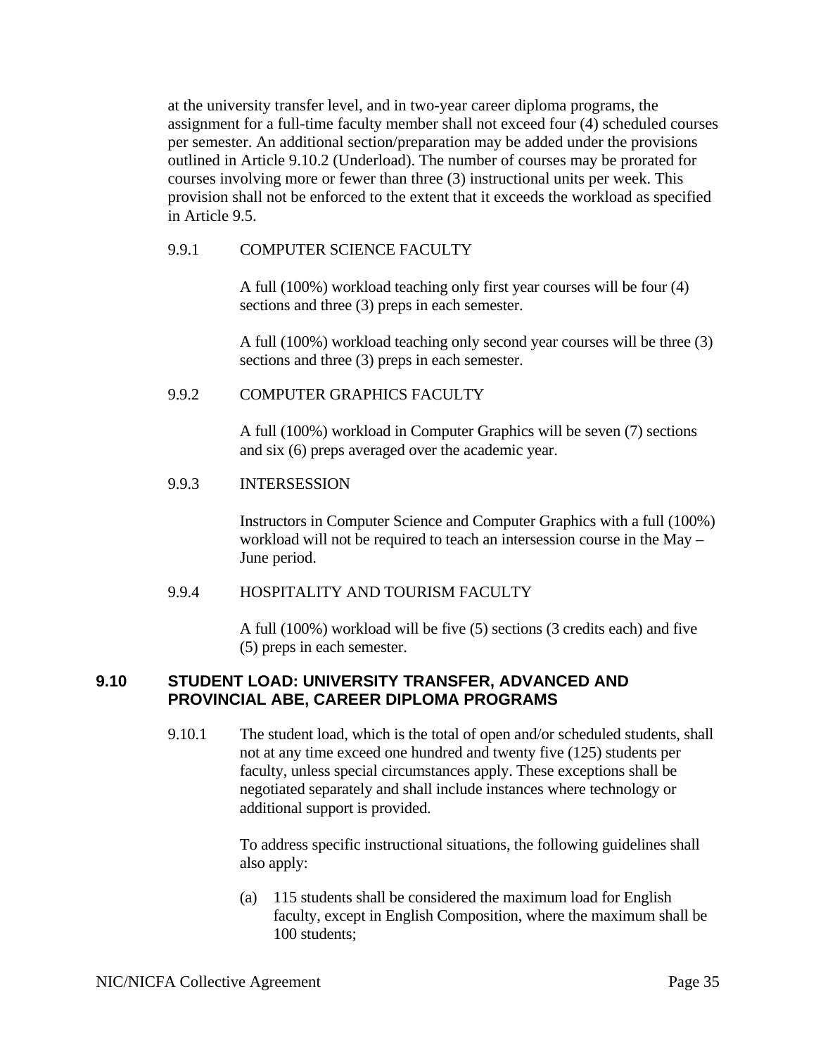at the university transfer level, and in two-year career diploma programs, the assignment for a full-time faculty member shall not exceed four (4) scheduled courses per semester. An additional section/preparation may be added under the provisions outlined in Article 9.10.2 (Underload). The number of courses may be prorated for courses involving more or fewer than three (3) instructional units per week. This provision shall not be enforced to the extent that it exceeds the workload as specified in Article 9.5.

9.9.1 COMPUTER SCIENCE FACULTY

A full (100%) workload teaching only first year courses will be four (4) sections and three (3) preps in each semester.

A full (100%) workload teaching only second year courses will be three (3) sections and three (3) preps in each semester.

9.9.2 COMPUTER GRAPHICS FACULTY

A full (100%) workload in Computer Graphics will be seven (7) sections and six (6) preps averaged over the academic year.

9.9.3 INTERSESSION

Instructors in Computer Science and Computer Graphics with a full (100%) workload will not be required to teach an intersession course in the May – June period.

9.9.4 HOSPITALITY AND TOURISM FACULTY

A full (100%) workload will be five (5) sections (3 credits each) and five (5) preps in each semester.

## 9.10 STUDENT LOAD: UNIVERSITY TRANSFER, ADVANCED AND PROVINCIAL ABE, CAREER DIPLOMA PROGRAMS

9.10.1 The student load, which is the total of open and/or scheduled students, shall not at any time exceed one hundred and twenty five (125) students per faculty, unless special circumstances apply. These exceptions shall be negotiated separately and shall include instances where technology or additional support is provided.

To address specific instructional situations, the following guidelines shall also apply:

(a) 115 students shall be considered the maximum load for English faculty, except in English Composition, where the maximum shall be 100 students;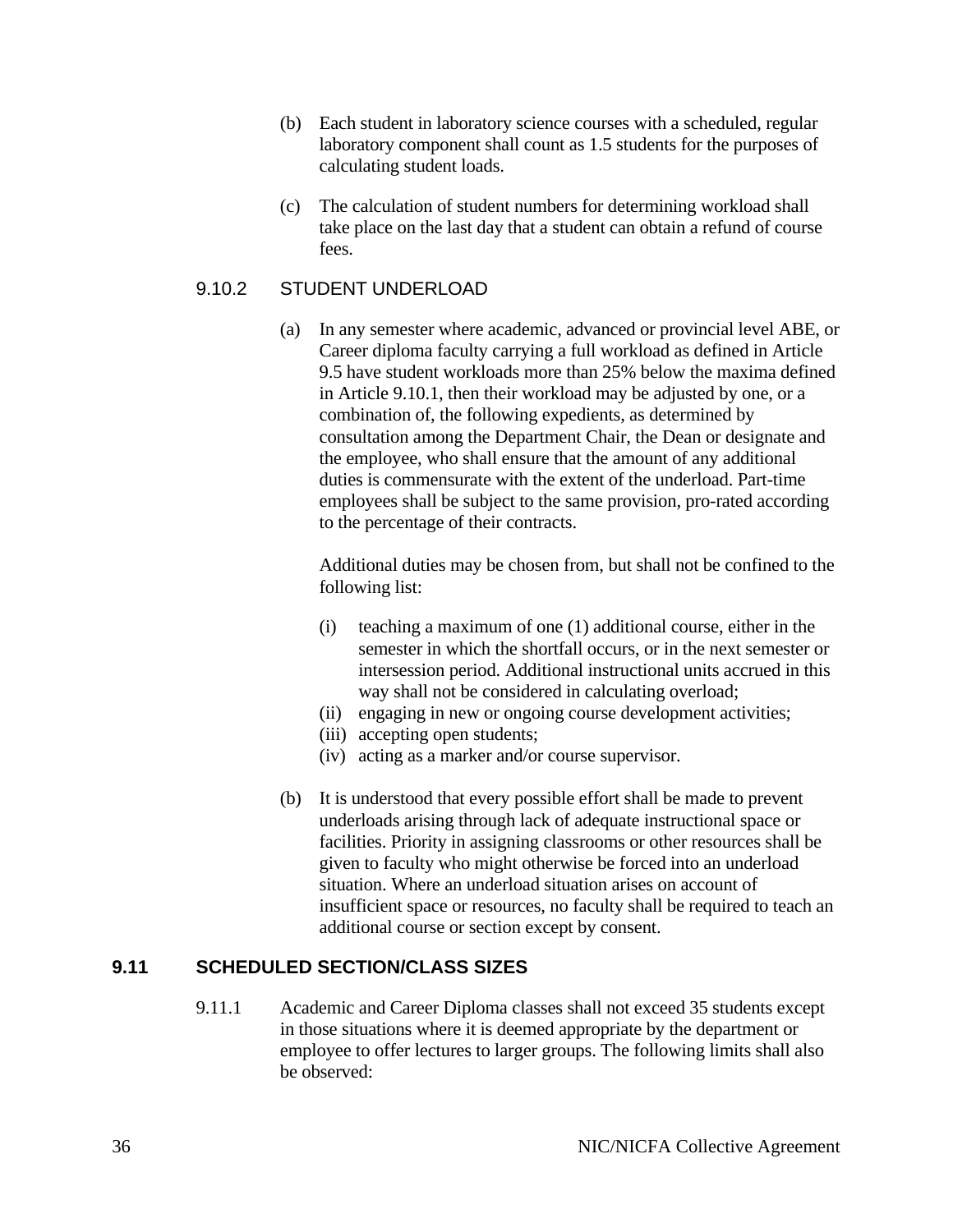(b) Each student in laboratory science courses with a scheduled, regular laboratory component shall count as 1.5 students for the purposes of calculating student loads.

(c) The calculation of student numbers for determining workload shall take place on the last day that a student can obtain a refund of course fees.

### 9.10.2 STUDENT UNDERLOAD

(a) In any semester where academic, advanced or provincial level ABE, or Career diploma faculty carrying a full workload as defined in Article 9.5 have student workloads more than 25% below the maxima defined in Article 9.10.1, then their workload may be adjusted by one, or a combination of, the following expedients, as determined by consultation among the Department Chair, the Dean or designate and the employee, who shall ensure that the amount of any additional duties is commensurate with the extent of the underload. Part-time employees shall be subject to the same provision, pro-rated according to the percentage of their contracts.

Additional duties may be chosen from, but shall not be confined to the following list:

(i) teaching a maximum of one (1) additional course, either in the semester in which the shortfall occurs, or in the next semester or intersession period. Additional instructional units accrued in this way shall not be considered in calculating overload;
(ii) engaging in new or ongoing course development activities;
(iii) accepting open students;
(iv) acting as a marker and/or course supervisor.

(b) It is understood that every possible effort shall be made to prevent underloads arising through lack of adequate instructional space or facilities. Priority in assigning classrooms or other resources shall be given to faculty who might otherwise be forced into an underload situation. Where an underload situation arises on account of insufficient space or resources, no faculty shall be required to teach an additional course or section except by consent.

## 9.11 SCHEDULED SECTION/CLASS SIZES

9.11.1 Academic and Career Diploma classes shall not exceed 35 students except in those situations where it is deemed appropriate by the department or employee to offer lectures to larger groups. The following limits shall also be observed: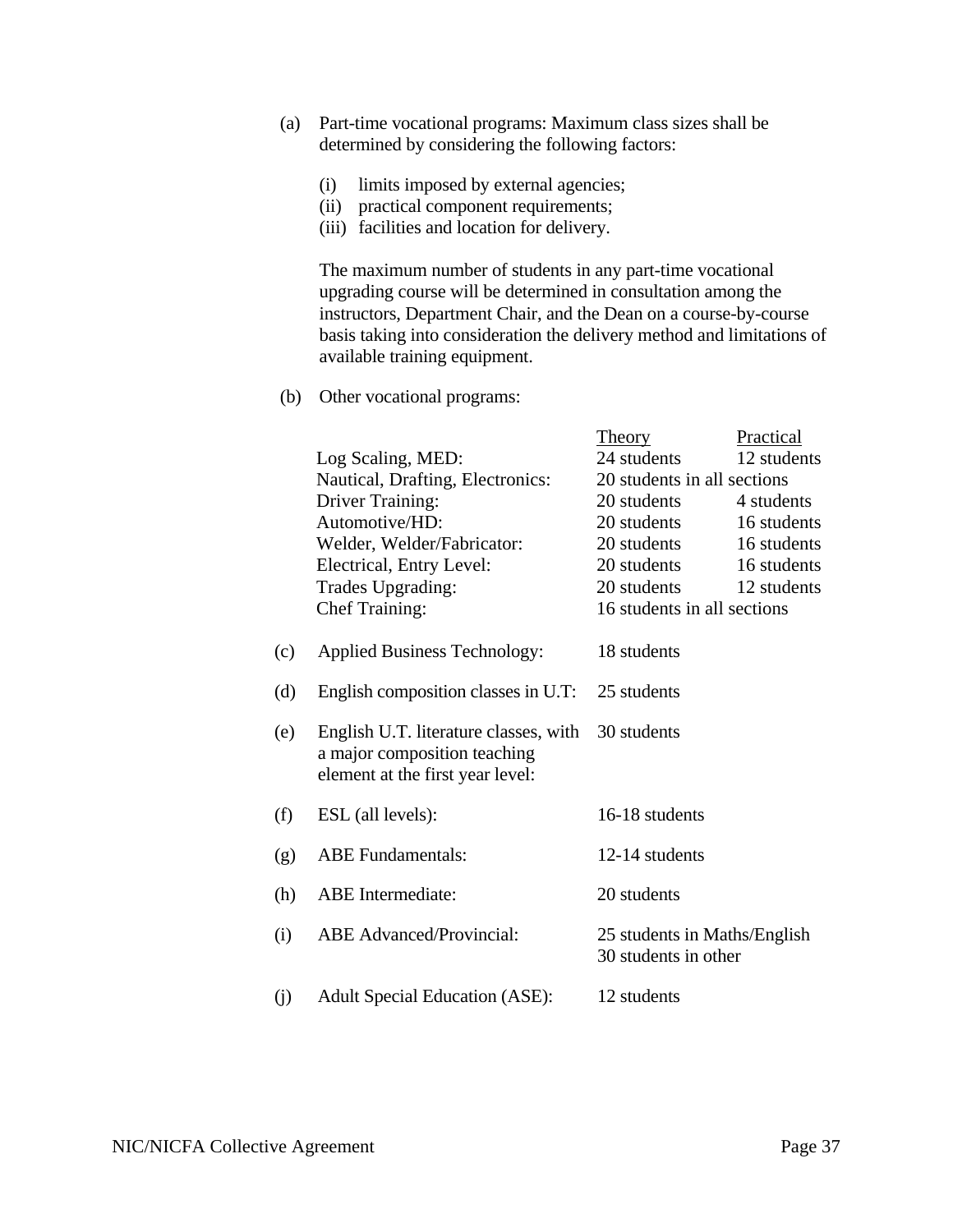(a) Part-time vocational programs: Maximum class sizes shall be determined by considering the following factors:

    (i) limits imposed by external agencies;
    (ii) practical component requirements;
    (iii) facilities and location for delivery.

    The maximum number of students in any part-time vocational upgrading course will be determined in consultation among the instructors, Department Chair, and the Dean on a course-by-course basis taking into consideration the delivery method and limitations of available training equipment.

(b) Other vocational programs:

| | Theory | Practical |
|---|---|---|
| Log Scaling, MED: | 24 students | 12 students |
| Nautical, Drafting, Electronics: | 20 students in all sections | |
| Driver Training: | 20 students | 4 students |
| Automotive/HD: | 20 students | 16 students |
| Welder, Welder/Fabricator: | 20 students | 16 students |
| Electrical, Entry Level: | 20 students | 16 students |
| Trades Upgrading: | 20 students | 12 students |
| Chef Training: | 16 students in all sections | |

| | | |
|---|---|---|
| (c) | Applied Business Technology: | 18 students |
| (d) | English composition classes in U.T: | 25 students |
| (e) | English U.T. literature classes, with a major composition teaching element at the first year level: | 30 students |
| (f) | ESL (all levels): | 16-18 students |
| (g) | ABE Fundamentals: | 12-14 students |
| (h) | ABE Intermediate: | 20 students |
| (i) | ABE Advanced/Provincial: | 25 students in Maths/English<br>30 students in other |
| (j) | Adult Special Education (ASE): | 12 students |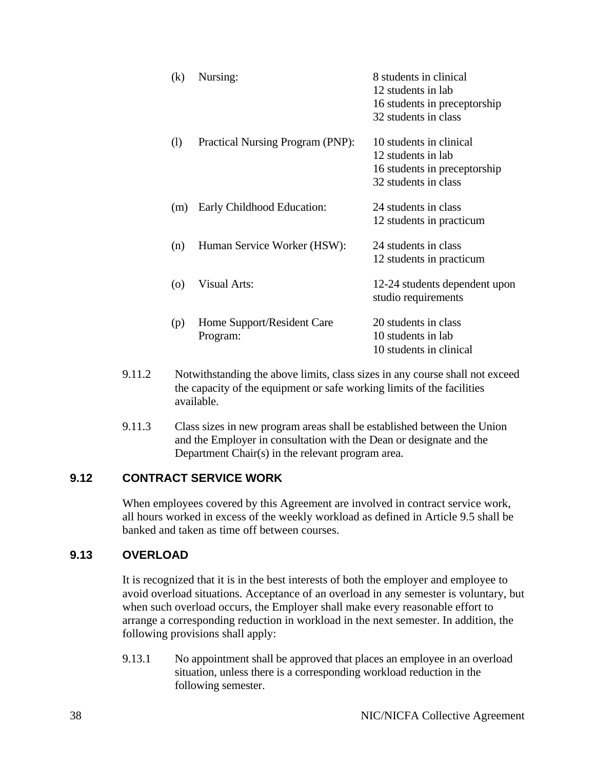(k) Nursing:
8 students in clinical
12 students in lab
16 students in preceptorship
32 students in class

(l) Practical Nursing Program (PNP):
10 students in clinical
12 students in lab
16 students in preceptorship
32 students in class

(m) Early Childhood Education:
24 students in class
12 students in practicum

(n) Human Service Worker (HSW):
24 students in class
12 students in practicum

(o) Visual Arts:
12-24 students dependent upon studio requirements

(p) Home Support/Resident Care Program:
20 students in class
10 students in lab
10 students in clinical

9.11.2 Notwithstanding the above limits, class sizes in any course shall not exceed the capacity of the equipment or safe working limits of the facilities available.

9.11.3 Class sizes in new program areas shall be established between the Union and the Employer in consultation with the Dean or designate and the Department Chair(s) in the relevant program area.

## 9.12 CONTRACT SERVICE WORK

When employees covered by this Agreement are involved in contract service work, all hours worked in excess of the weekly workload as defined in Article 9.5 shall be banked and taken as time off between courses.

## 9.13 OVERLOAD

It is recognized that it is in the best interests of both the employer and employee to avoid overload situations. Acceptance of an overload in any semester is voluntary, but when such overload occurs, the Employer shall make every reasonable effort to arrange a corresponding reduction in workload in the next semester. In addition, the following provisions shall apply:

9.13.1 No appointment shall be approved that places an employee in an overload situation, unless there is a corresponding workload reduction in the following semester.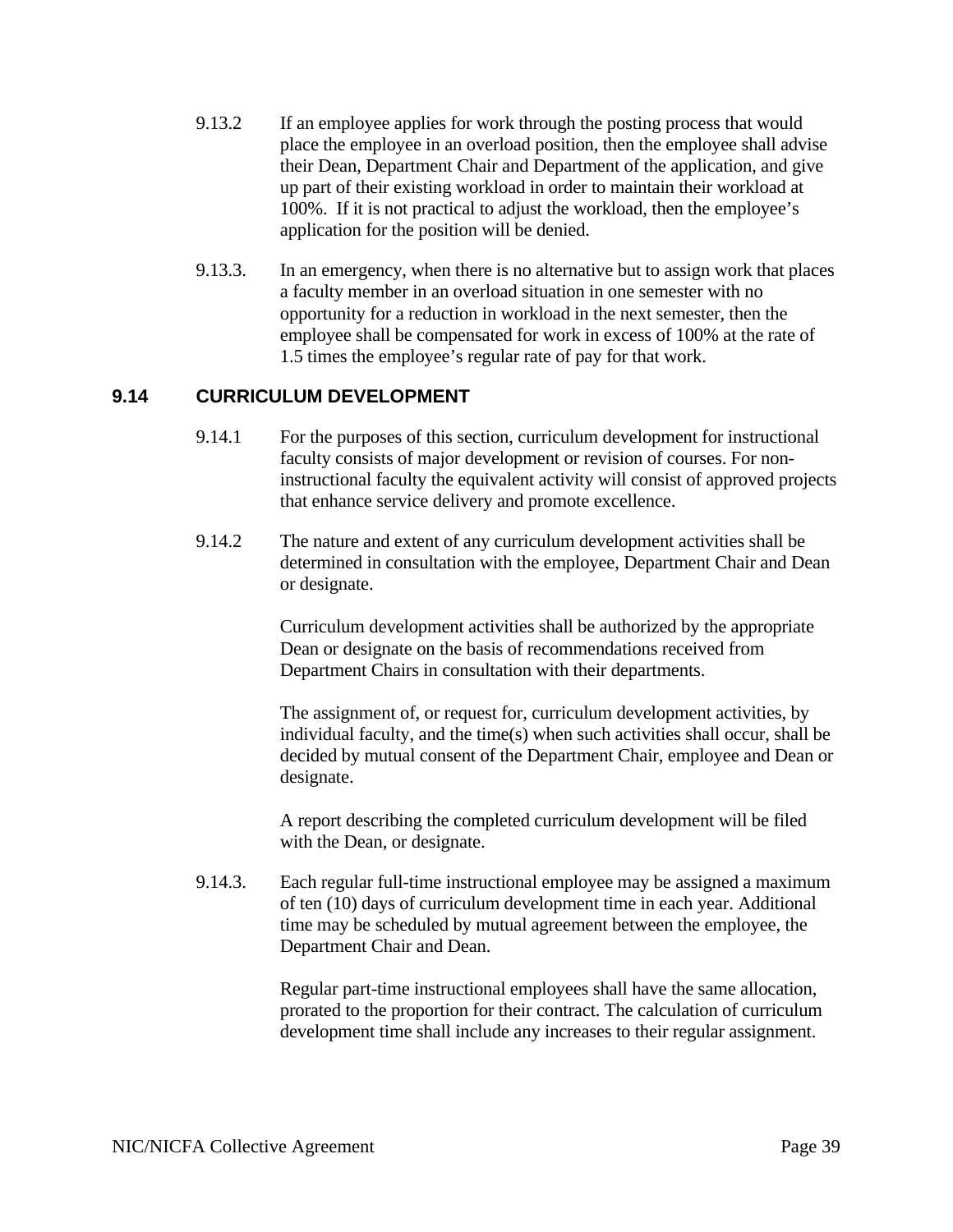9.13.2 If an employee applies for work through the posting process that would place the employee in an overload position, then the employee shall advise their Dean, Department Chair and Department of the application, and give up part of their existing workload in order to maintain their workload at 100%. If it is not practical to adjust the workload, then the employee's application for the position will be denied.

9.13.3. In an emergency, when there is no alternative but to assign work that places a faculty member in an overload situation in one semester with no opportunity for a reduction in workload in the next semester, then the employee shall be compensated for work in excess of 100% at the rate of 1.5 times the employee's regular rate of pay for that work.

## 9.14 CURRICULUM DEVELOPMENT

9.14.1 For the purposes of this section, curriculum development for instructional faculty consists of major development or revision of courses. For non-instructional faculty the equivalent activity will consist of approved projects that enhance service delivery and promote excellence.

9.14.2 The nature and extent of any curriculum development activities shall be determined in consultation with the employee, Department Chair and Dean or designate.

Curriculum development activities shall be authorized by the appropriate Dean or designate on the basis of recommendations received from Department Chairs in consultation with their departments.

The assignment of, or request for, curriculum development activities, by individual faculty, and the time(s) when such activities shall occur, shall be decided by mutual consent of the Department Chair, employee and Dean or designate.

A report describing the completed curriculum development will be filed with the Dean, or designate.

9.14.3. Each regular full-time instructional employee may be assigned a maximum of ten (10) days of curriculum development time in each year. Additional time may be scheduled by mutual agreement between the employee, the Department Chair and Dean.

Regular part-time instructional employees shall have the same allocation, prorated to the proportion for their contract. The calculation of curriculum development time shall include any increases to their regular assignment.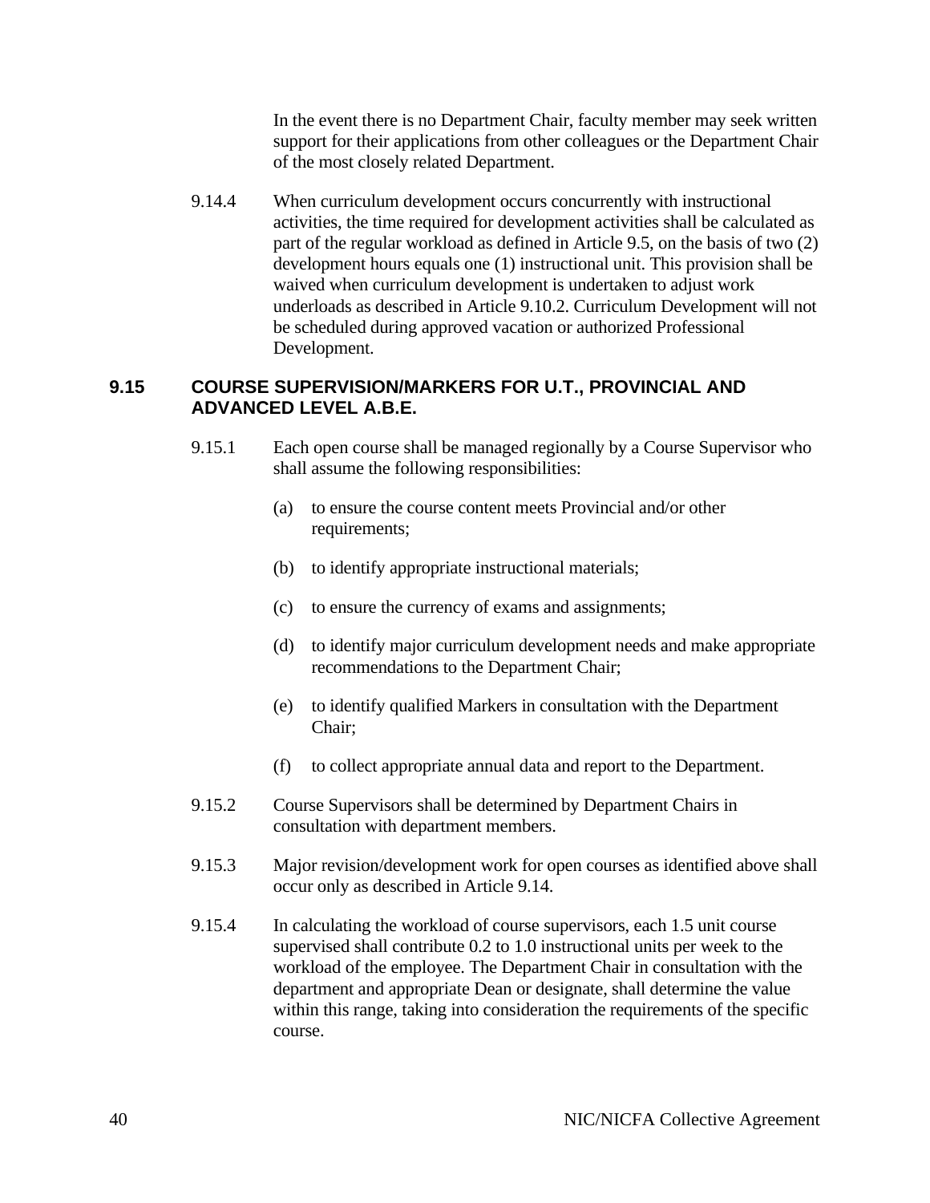In the event there is no Department Chair, faculty member may seek written support for their applications from other colleagues or the Department Chair of the most closely related Department.

9.14.4 When curriculum development occurs concurrently with instructional activities, the time required for development activities shall be calculated as part of the regular workload as defined in Article 9.5, on the basis of two (2) development hours equals one (1) instructional unit. This provision shall be waived when curriculum development is undertaken to adjust work underloads as described in Article 9.10.2. Curriculum Development will not be scheduled during approved vacation or authorized Professional Development.

## 9.15 COURSE SUPERVISION/MARKERS FOR U.T., PROVINCIAL AND ADVANCED LEVEL A.B.E.

9.15.1 Each open course shall be managed regionally by a Course Supervisor who shall assume the following responsibilities:

(a) to ensure the course content meets Provincial and/or other requirements;

(b) to identify appropriate instructional materials;

(c) to ensure the currency of exams and assignments;

(d) to identify major curriculum development needs and make appropriate recommendations to the Department Chair;

(e) to identify qualified Markers in consultation with the Department Chair;

(f) to collect appropriate annual data and report to the Department.

9.15.2 Course Supervisors shall be determined by Department Chairs in consultation with department members.

9.15.3 Major revision/development work for open courses as identified above shall occur only as described in Article 9.14.

9.15.4 In calculating the workload of course supervisors, each 1.5 unit course supervised shall contribute 0.2 to 1.0 instructional units per week to the workload of the employee. The Department Chair in consultation with the department and appropriate Dean or designate, shall determine the value within this range, taking into consideration the requirements of the specific course.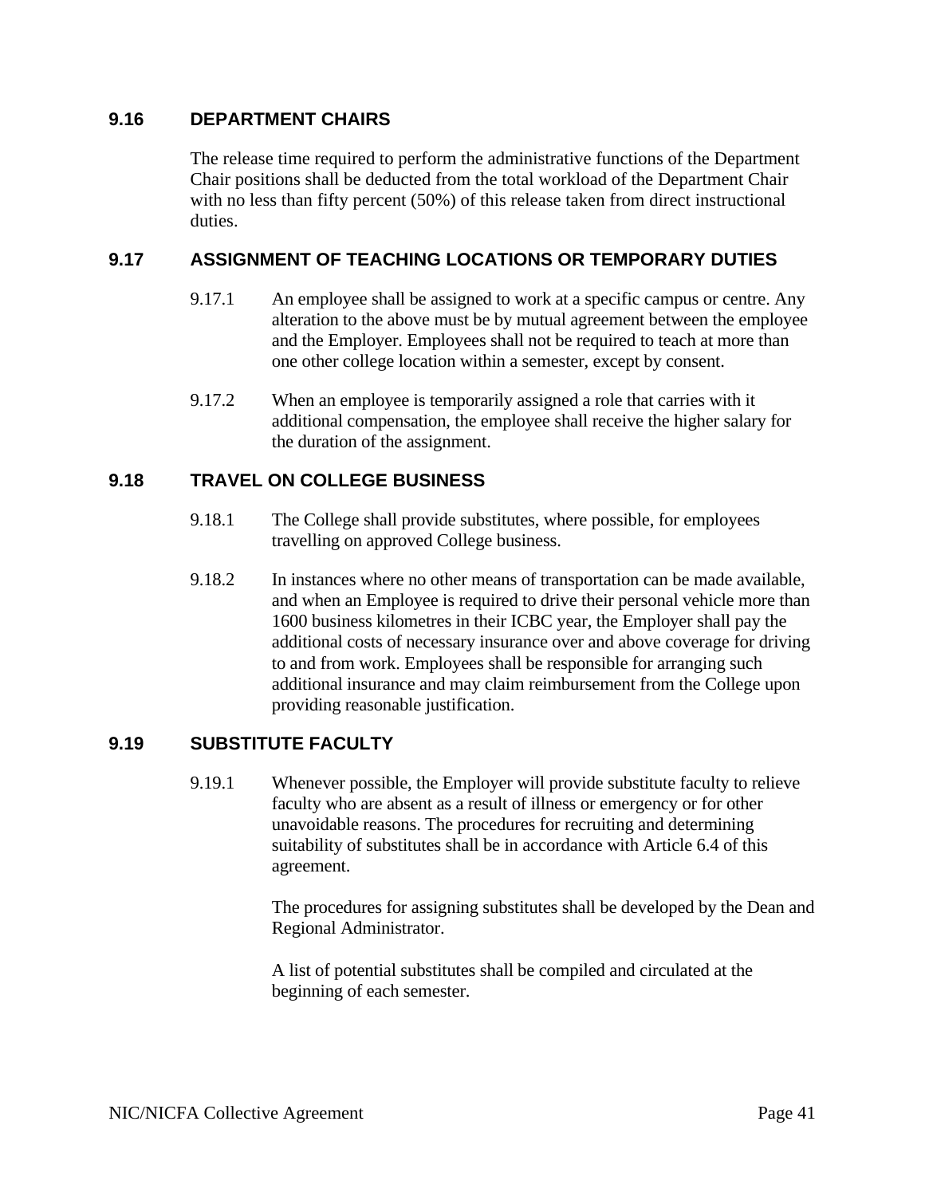## 9.16 DEPARTMENT CHAIRS

The release time required to perform the administrative functions of the Department Chair positions shall be deducted from the total workload of the Department Chair with no less than fifty percent (50%) of this release taken from direct instructional duties.

## 9.17 ASSIGNMENT OF TEACHING LOCATIONS OR TEMPORARY DUTIES

9.17.1 An employee shall be assigned to work at a specific campus or centre. Any alteration to the above must be by mutual agreement between the employee and the Employer. Employees shall not be required to teach at more than one other college location within a semester, except by consent.

9.17.2 When an employee is temporarily assigned a role that carries with it additional compensation, the employee shall receive the higher salary for the duration of the assignment.

## 9.18 TRAVEL ON COLLEGE BUSINESS

9.18.1 The College shall provide substitutes, where possible, for employees travelling on approved College business.

9.18.2 In instances where no other means of transportation can be made available, and when an Employee is required to drive their personal vehicle more than 1600 business kilometres in their ICBC year, the Employer shall pay the additional costs of necessary insurance over and above coverage for driving to and from work. Employees shall be responsible for arranging such additional insurance and may claim reimbursement from the College upon providing reasonable justification.

## 9.19 SUBSTITUTE FACULTY

9.19.1 Whenever possible, the Employer will provide substitute faculty to relieve faculty who are absent as a result of illness or emergency or for other unavoidable reasons. The procedures for recruiting and determining suitability of substitutes shall be in accordance with Article 6.4 of this agreement.

The procedures for assigning substitutes shall be developed by the Dean and Regional Administrator.

A list of potential substitutes shall be compiled and circulated at the beginning of each semester.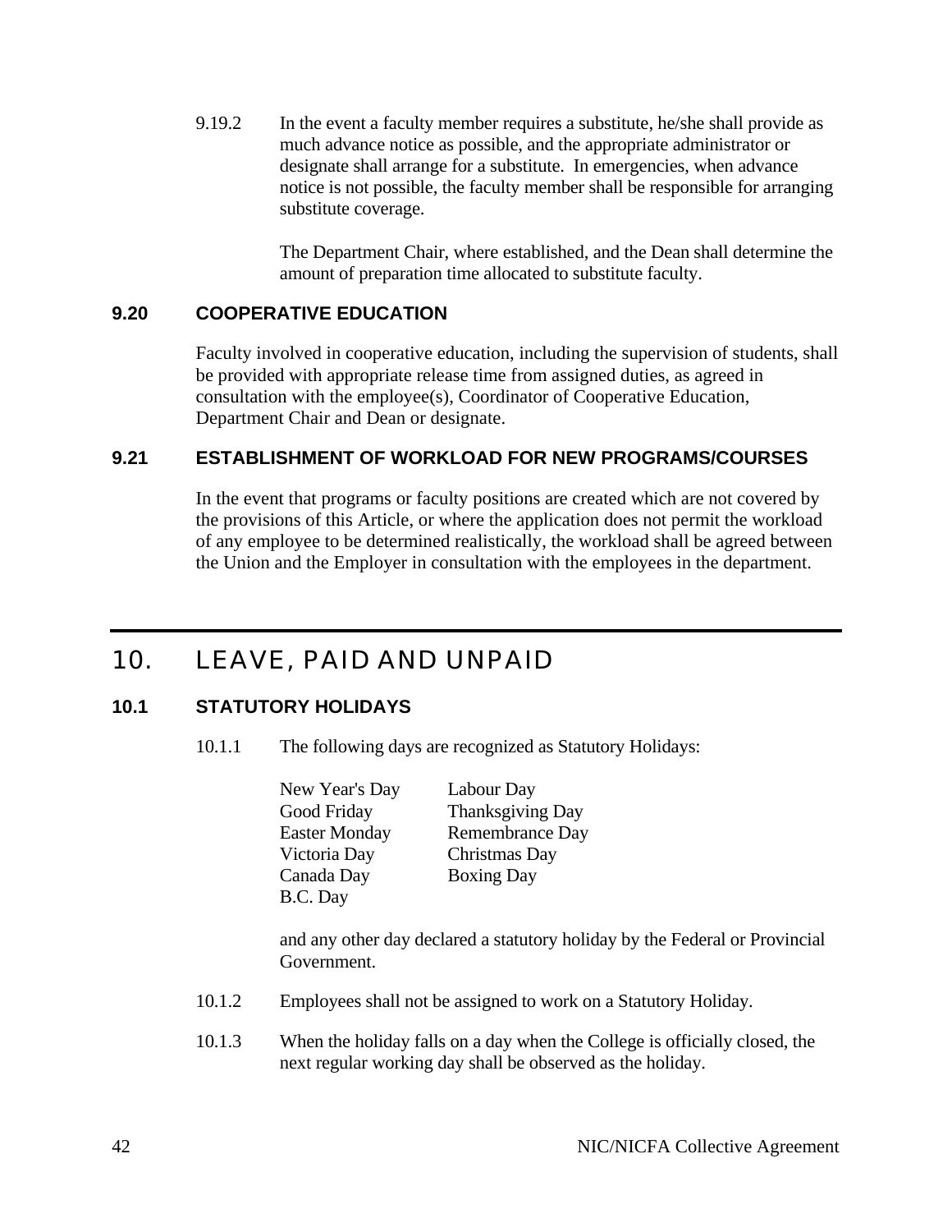9.19.2 In the event a faculty member requires a substitute, he/she shall provide as much advance notice as possible, and the appropriate administrator or designate shall arrange for a substitute. In emergencies, when advance notice is not possible, the faculty member shall be responsible for arranging substitute coverage.

The Department Chair, where established, and the Dean shall determine the amount of preparation time allocated to substitute faculty.

### 9.20 COOPERATIVE EDUCATION

Faculty involved in cooperative education, including the supervision of students, shall be provided with appropriate release time from assigned duties, as agreed in consultation with the employee(s), Coordinator of Cooperative Education, Department Chair and Dean or designate.

### 9.21 ESTABLISHMENT OF WORKLOAD FOR NEW PROGRAMS/COURSES

In the event that programs or faculty positions are created which are not covered by the provisions of this Article, or where the application does not permit the workload of any employee to be determined realistically, the workload shall be agreed between the Union and the Employer in consultation with the employees in the department.

## 10. LEAVE, PAID AND UNPAID

### 10.1 STATUTORY HOLIDAYS

10.1.1 The following days are recognized as Statutory Holidays:

- New Year's Day
- Good Friday
- Easter Monday
- Victoria Day
- Canada Day
- B.C. Day
- Labour Day
- Thanksgiving Day
- Remembrance Day
- Christmas Day
- Boxing Day

and any other day declared a statutory holiday by the Federal or Provincial Government.

10.1.2 Employees shall not be assigned to work on a Statutory Holiday.

10.1.3 When the holiday falls on a day when the College is officially closed, the next regular working day shall be observed as the holiday.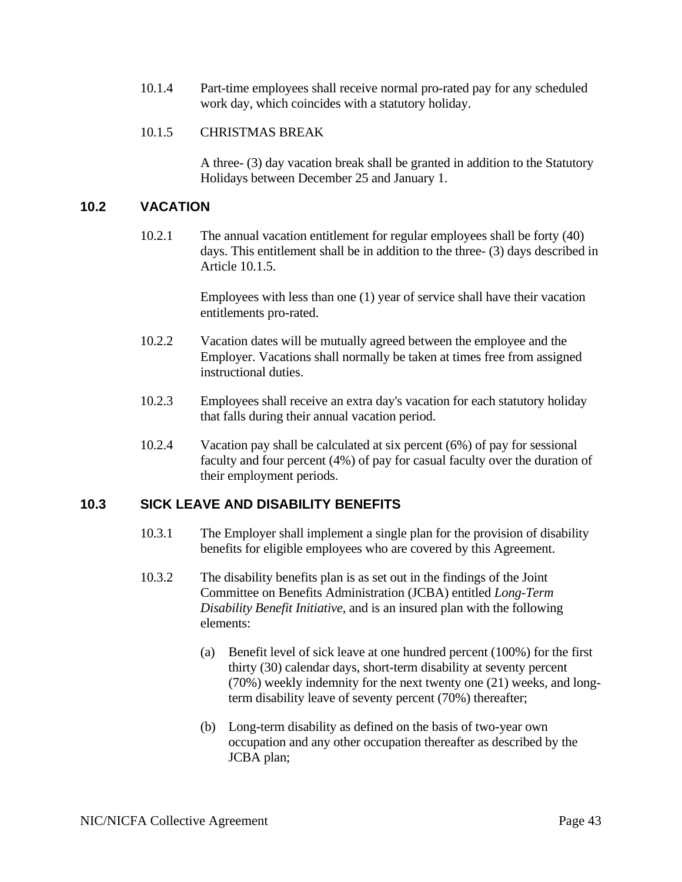10.1.4 Part-time employees shall receive normal pro-rated pay for any scheduled work day, which coincides with a statutory holiday.

10.1.5 CHRISTMAS BREAK

A three- (3) day vacation break shall be granted in addition to the Statutory Holidays between December 25 and January 1.

## 10.2 VACATION

10.2.1 The annual vacation entitlement for regular employees shall be forty (40) days. This entitlement shall be in addition to the three- (3) days described in Article 10.1.5.

Employees with less than one (1) year of service shall have their vacation entitlements pro-rated.

10.2.2 Vacation dates will be mutually agreed between the employee and the Employer. Vacations shall normally be taken at times free from assigned instructional duties.

10.2.3 Employees shall receive an extra day's vacation for each statutory holiday that falls during their annual vacation period.

10.2.4 Vacation pay shall be calculated at six percent (6%) of pay for sessional faculty and four percent (4%) of pay for casual faculty over the duration of their employment periods.

## 10.3 SICK LEAVE AND DISABILITY BENEFITS

10.3.1 The Employer shall implement a single plan for the provision of disability benefits for eligible employees who are covered by this Agreement.

10.3.2 The disability benefits plan is as set out in the findings of the Joint Committee on Benefits Administration (JCBA) entitled *Long-Term Disability Benefit Initiative*, and is an insured plan with the following elements:

(a) Benefit level of sick leave at one hundred percent (100%) for the first thirty (30) calendar days, short-term disability at seventy percent (70%) weekly indemnity for the next twenty one (21) weeks, and long-term disability leave of seventy percent (70%) thereafter;

(b) Long-term disability as defined on the basis of two-year own occupation and any other occupation thereafter as described by the JCBA plan;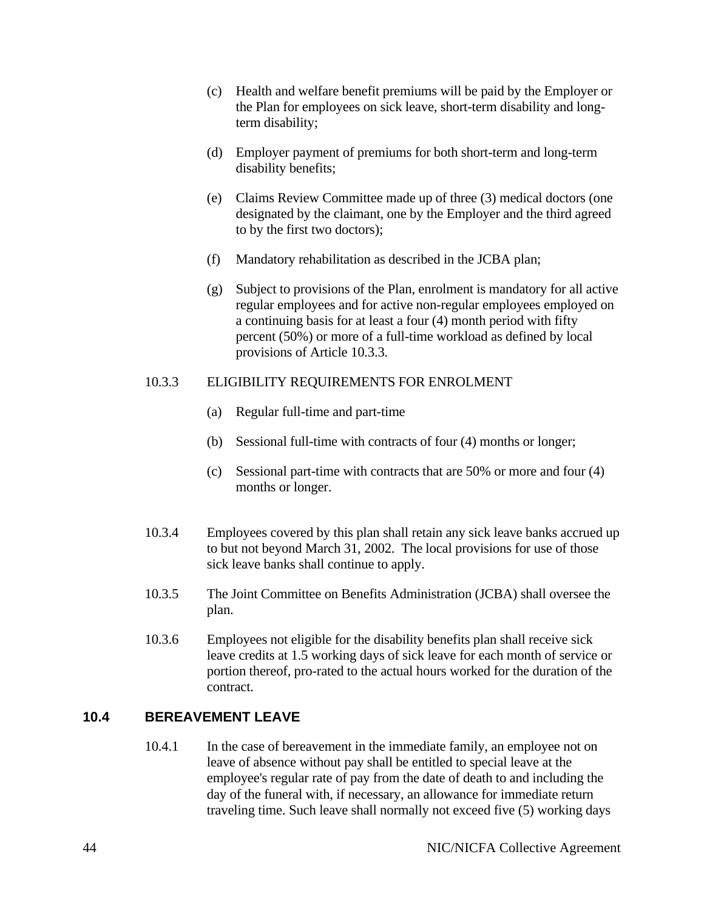(c) Health and welfare benefit premiums will be paid by the Employer or the Plan for employees on sick leave, short-term disability and long-term disability;

(d) Employer payment of premiums for both short-term and long-term disability benefits;

(e) Claims Review Committee made up of three (3) medical doctors (one designated by the claimant, one by the Employer and the third agreed to by the first two doctors);

(f) Mandatory rehabilitation as described in the JCBA plan;

(g) Subject to provisions of the Plan, enrolment is mandatory for all active regular employees and for active non-regular employees employed on a continuing basis for at least a four (4) month period with fifty percent (50%) or more of a full-time workload as defined by local provisions of Article 10.3.3.

10.3.3 ELIGIBILITY REQUIREMENTS FOR ENROLMENT

(a) Regular full-time and part-time

(b) Sessional full-time with contracts of four (4) months or longer;

(c) Sessional part-time with contracts that are 50% or more and four (4) months or longer.

10.3.4 Employees covered by this plan shall retain any sick leave banks accrued up to but not beyond March 31, 2002. The local provisions for use of those sick leave banks shall continue to apply.

10.3.5 The Joint Committee on Benefits Administration (JCBA) shall oversee the plan.

10.3.6 Employees not eligible for the disability benefits plan shall receive sick leave credits at 1.5 working days of sick leave for each month of service or portion thereof, pro-rated to the actual hours worked for the duration of the contract.

## 10.4 BEREAVEMENT LEAVE

10.4.1 In the case of bereavement in the immediate family, an employee not on leave of absence without pay shall be entitled to special leave at the employee's regular rate of pay from the date of death to and including the day of the funeral with, if necessary, an allowance for immediate return traveling time. Such leave shall normally not exceed five (5) working days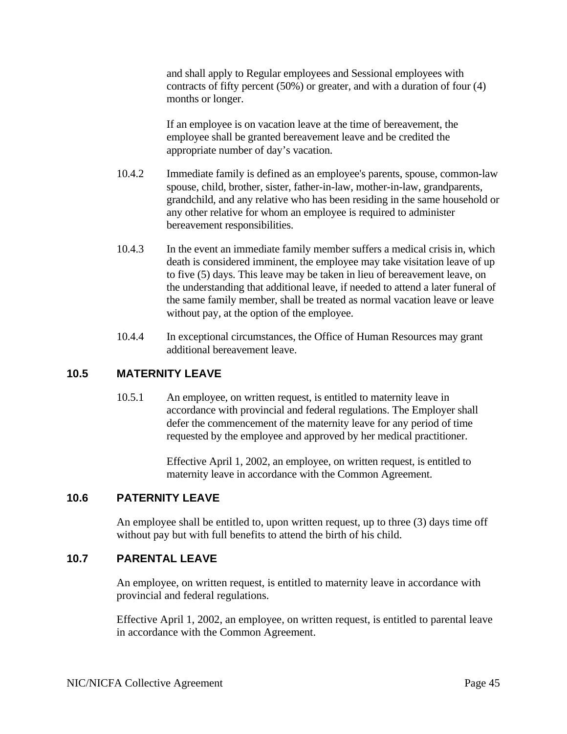and shall apply to Regular employees and Sessional employees with contracts of fifty percent (50%) or greater, and with a duration of four (4) months or longer.

If an employee is on vacation leave at the time of bereavement, the employee shall be granted bereavement leave and be credited the appropriate number of day's vacation.

10.4.2 Immediate family is defined as an employee's parents, spouse, common-law spouse, child, brother, sister, father-in-law, mother-in-law, grandparents, grandchild, and any relative who has been residing in the same household or any other relative for whom an employee is required to administer bereavement responsibilities.

10.4.3 In the event an immediate family member suffers a medical crisis in, which death is considered imminent, the employee may take visitation leave of up to five (5) days. This leave may be taken in lieu of bereavement leave, on the understanding that additional leave, if needed to attend a later funeral of the same family member, shall be treated as normal vacation leave or leave without pay, at the option of the employee.

10.4.4 In exceptional circumstances, the Office of Human Resources may grant additional bereavement leave.

## 10.5 MATERNITY LEAVE

10.5.1 An employee, on written request, is entitled to maternity leave in accordance with provincial and federal regulations. The Employer shall defer the commencement of the maternity leave for any period of time requested by the employee and approved by her medical practitioner.

Effective April 1, 2002, an employee, on written request, is entitled to maternity leave in accordance with the Common Agreement.

## 10.6 PATERNITY LEAVE

An employee shall be entitled to, upon written request, up to three (3) days time off without pay but with full benefits to attend the birth of his child.

## 10.7 PARENTAL LEAVE

An employee, on written request, is entitled to maternity leave in accordance with provincial and federal regulations.

Effective April 1, 2002, an employee, on written request, is entitled to parental leave in accordance with the Common Agreement.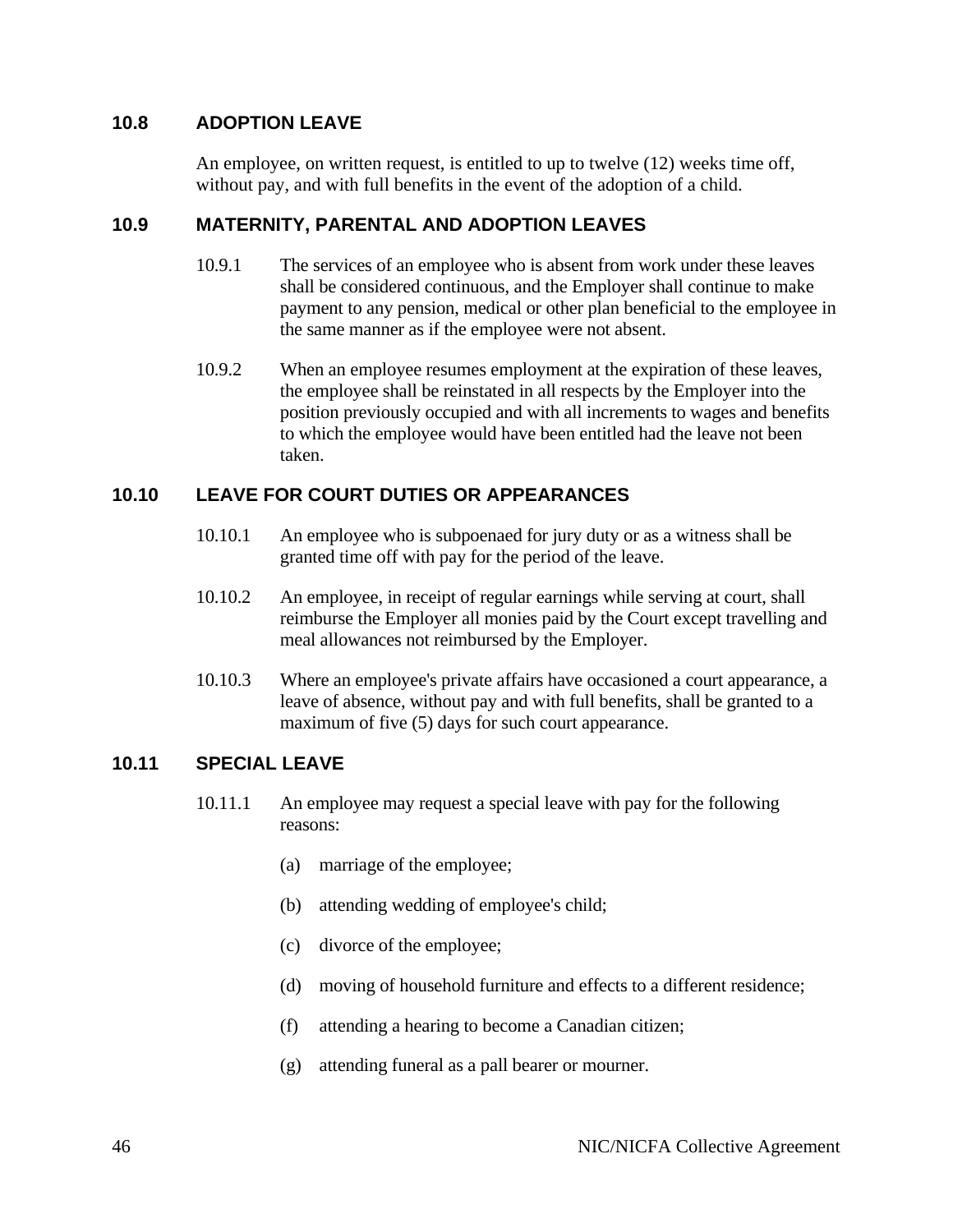## 10.8 ADOPTION LEAVE

An employee, on written request, is entitled to up to twelve (12) weeks time off, without pay, and with full benefits in the event of the adoption of a child.

## 10.9 MATERNITY, PARENTAL AND ADOPTION LEAVES

10.9.1 The services of an employee who is absent from work under these leaves shall be considered continuous, and the Employer shall continue to make payment to any pension, medical or other plan beneficial to the employee in the same manner as if the employee were not absent.

10.9.2 When an employee resumes employment at the expiration of these leaves, the employee shall be reinstated in all respects by the Employer into the position previously occupied and with all increments to wages and benefits to which the employee would have been entitled had the leave not been taken.

## 10.10 LEAVE FOR COURT DUTIES OR APPEARANCES

10.10.1 An employee who is subpoenaed for jury duty or as a witness shall be granted time off with pay for the period of the leave.

10.10.2 An employee, in receipt of regular earnings while serving at court, shall reimburse the Employer all monies paid by the Court except travelling and meal allowances not reimbursed by the Employer.

10.10.3 Where an employee's private affairs have occasioned a court appearance, a leave of absence, without pay and with full benefits, shall be granted to a maximum of five (5) days for such court appearance.

## 10.11 SPECIAL LEAVE

10.11.1 An employee may request a special leave with pay for the following reasons:

(a) marriage of the employee;

(b) attending wedding of employee's child;

(c) divorce of the employee;

(d) moving of household furniture and effects to a different residence;

(f) attending a hearing to become a Canadian citizen;

(g) attending funeral as a pall bearer or mourner.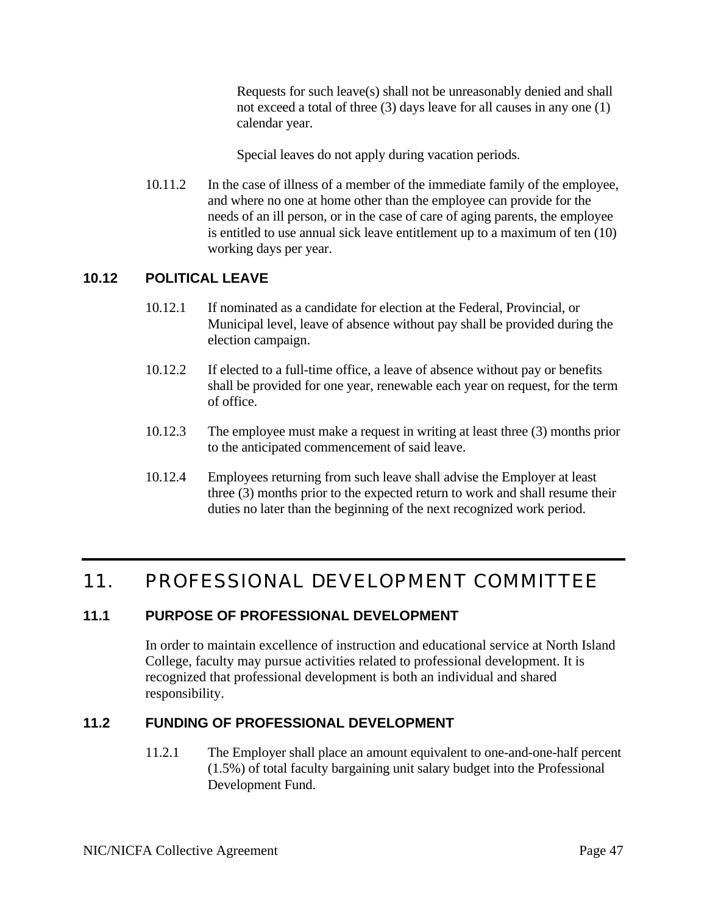Requests for such leave(s) shall not be unreasonably denied and shall not exceed a total of three (3) days leave for all causes in any one (1) calendar year.

Special leaves do not apply during vacation periods.

10.11.2 In the case of illness of a member of the immediate family of the employee, and where no one at home other than the employee can provide for the needs of an ill person, or in the case of care of aging parents, the employee is entitled to use annual sick leave entitlement up to a maximum of ten (10) working days per year.

### 10.12 POLITICAL LEAVE

10.12.1 If nominated as a candidate for election at the Federal, Provincial, or Municipal level, leave of absence without pay shall be provided during the election campaign.

10.12.2 If elected to a full-time office, a leave of absence without pay or benefits shall be provided for one year, renewable each year on request, for the term of office.

10.12.3 The employee must make a request in writing at least three (3) months prior to the anticipated commencement of said leave.

10.12.4 Employees returning from such leave shall advise the Employer at least three (3) months prior to the expected return to work and shall resume their duties no later than the beginning of the next recognized work period.

## 11. PROFESSIONAL DEVELOPMENT COMMITTEE

### 11.1 PURPOSE OF PROFESSIONAL DEVELOPMENT

In order to maintain excellence of instruction and educational service at North Island College, faculty may pursue activities related to professional development. It is recognized that professional development is both an individual and shared responsibility.

### 11.2 FUNDING OF PROFESSIONAL DEVELOPMENT

11.2.1 The Employer shall place an amount equivalent to one-and-one-half percent (1.5%) of total faculty bargaining unit salary budget into the Professional Development Fund.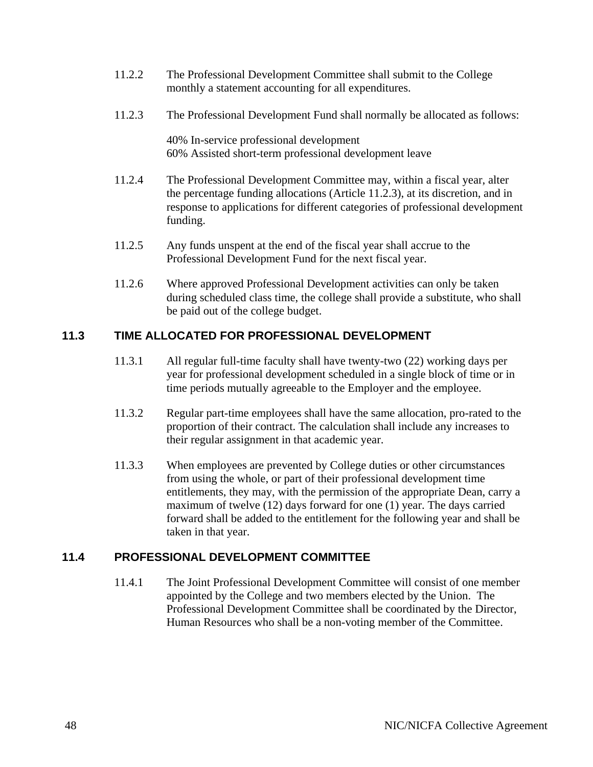11.2.2 The Professional Development Committee shall submit to the College monthly a statement accounting for all expenditures.

11.2.3 The Professional Development Fund shall normally be allocated as follows:

40% In-service professional development
60% Assisted short-term professional development leave

11.2.4 The Professional Development Committee may, within a fiscal year, alter the percentage funding allocations (Article 11.2.3), at its discretion, and in response to applications for different categories of professional development funding.

11.2.5 Any funds unspent at the end of the fiscal year shall accrue to the Professional Development Fund for the next fiscal year.

11.2.6 Where approved Professional Development activities can only be taken during scheduled class time, the college shall provide a substitute, who shall be paid out of the college budget.

## 11.3 TIME ALLOCATED FOR PROFESSIONAL DEVELOPMENT

11.3.1 All regular full-time faculty shall have twenty-two (22) working days per year for professional development scheduled in a single block of time or in time periods mutually agreeable to the Employer and the employee.

11.3.2 Regular part-time employees shall have the same allocation, pro-rated to the proportion of their contract. The calculation shall include any increases to their regular assignment in that academic year.

11.3.3 When employees are prevented by College duties or other circumstances from using the whole, or part of their professional development time entitlements, they may, with the permission of the appropriate Dean, carry a maximum of twelve (12) days forward for one (1) year. The days carried forward shall be added to the entitlement for the following year and shall be taken in that year.

## 11.4 PROFESSIONAL DEVELOPMENT COMMITTEE

11.4.1 The Joint Professional Development Committee will consist of one member appointed by the College and two members elected by the Union. The Professional Development Committee shall be coordinated by the Director, Human Resources who shall be a non-voting member of the Committee.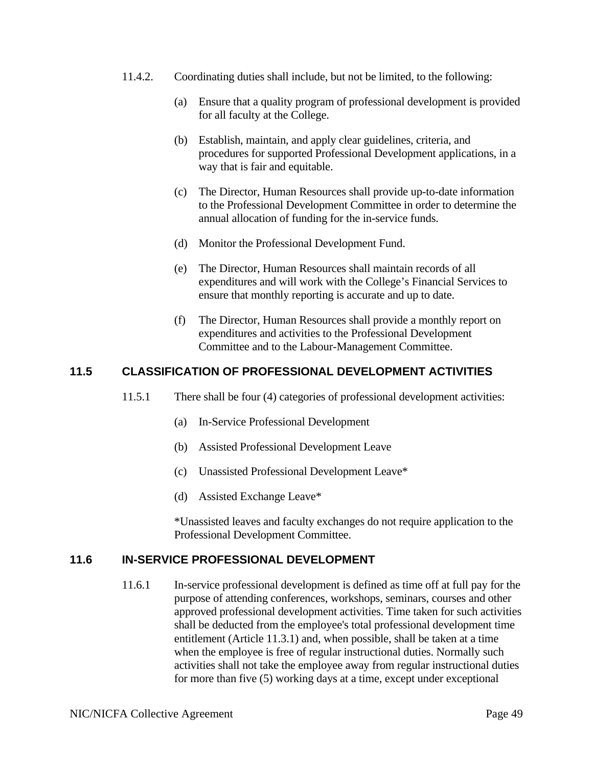11.4.2. Coordinating duties shall include, but not be limited, to the following:

(a) Ensure that a quality program of professional development is provided for all faculty at the College.

(b) Establish, maintain, and apply clear guidelines, criteria, and procedures for supported Professional Development applications, in a way that is fair and equitable.

(c) The Director, Human Resources shall provide up-to-date information to the Professional Development Committee in order to determine the annual allocation of funding for the in-service funds.

(d) Monitor the Professional Development Fund.

(e) The Director, Human Resources shall maintain records of all expenditures and will work with the College's Financial Services to ensure that monthly reporting is accurate and up to date.

(f) The Director, Human Resources shall provide a monthly report on expenditures and activities to the Professional Development Committee and to the Labour-Management Committee.

## 11.5 CLASSIFICATION OF PROFESSIONAL DEVELOPMENT ACTIVITIES

11.5.1 There shall be four (4) categories of professional development activities:

(a) In-Service Professional Development

(b) Assisted Professional Development Leave

(c) Unassisted Professional Development Leave*

(d) Assisted Exchange Leave*

*Unassisted leaves and faculty exchanges do not require application to the Professional Development Committee.

## 11.6 IN-SERVICE PROFESSIONAL DEVELOPMENT

11.6.1 In-service professional development is defined as time off at full pay for the purpose of attending conferences, workshops, seminars, courses and other approved professional development activities. Time taken for such activities shall be deducted from the employee's total professional development time entitlement (Article 11.3.1) and, when possible, shall be taken at a time when the employee is free of regular instructional duties. Normally such activities shall not take the employee away from regular instructional duties for more than five (5) working days at a time, except under exceptional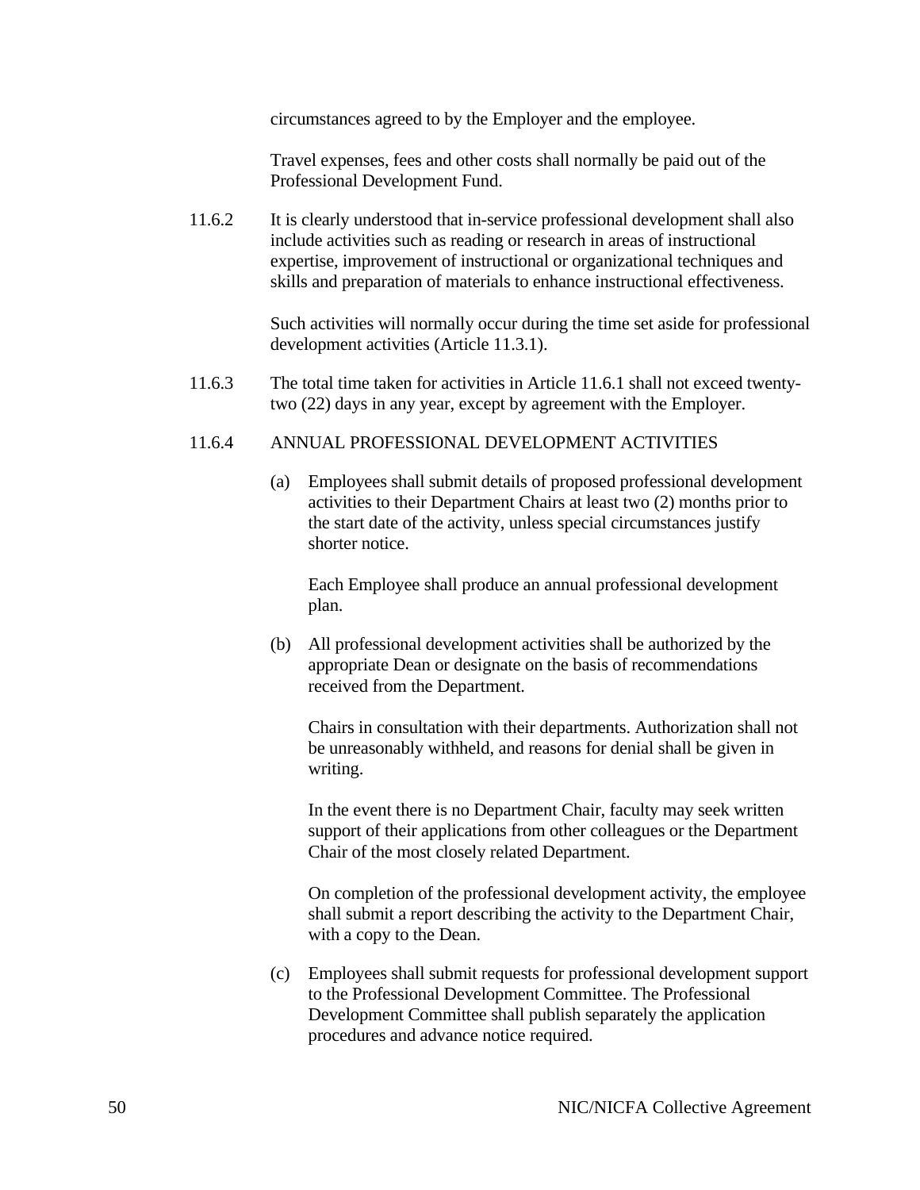circumstances agreed to by the Employer and the employee.

Travel expenses, fees and other costs shall normally be paid out of the Professional Development Fund.

11.6.2 It is clearly understood that in-service professional development shall also include activities such as reading or research in areas of instructional expertise, improvement of instructional or organizational techniques and skills and preparation of materials to enhance instructional effectiveness.

Such activities will normally occur during the time set aside for professional development activities (Article 11.3.1).

11.6.3 The total time taken for activities in Article 11.6.1 shall not exceed twenty-two (22) days in any year, except by agreement with the Employer.

11.6.4 ANNUAL PROFESSIONAL DEVELOPMENT ACTIVITIES

(a) Employees shall submit details of proposed professional development activities to their Department Chairs at least two (2) months prior to the start date of the activity, unless special circumstances justify shorter notice.

Each Employee shall produce an annual professional development plan.

(b) All professional development activities shall be authorized by the appropriate Dean or designate on the basis of recommendations received from the Department.

Chairs in consultation with their departments. Authorization shall not be unreasonably withheld, and reasons for denial shall be given in writing.

In the event there is no Department Chair, faculty may seek written support of their applications from other colleagues or the Department Chair of the most closely related Department.

On completion of the professional development activity, the employee shall submit a report describing the activity to the Department Chair, with a copy to the Dean.

(c) Employees shall submit requests for professional development support to the Professional Development Committee. The Professional Development Committee shall publish separately the application procedures and advance notice required.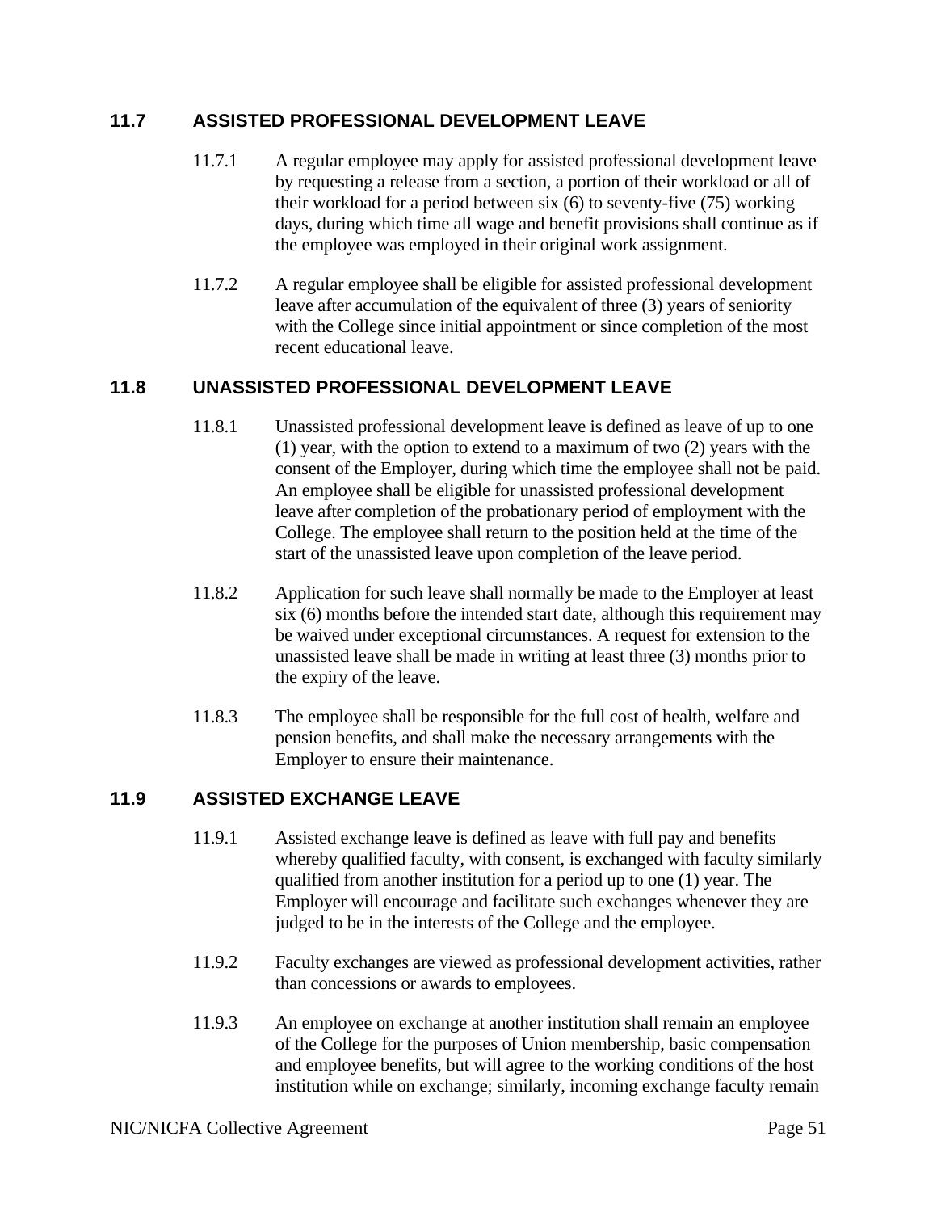## 11.7 ASSISTED PROFESSIONAL DEVELOPMENT LEAVE

11.7.1 A regular employee may apply for assisted professional development leave by requesting a release from a section, a portion of their workload or all of their workload for a period between six (6) to seventy-five (75) working days, during which time all wage and benefit provisions shall continue as if the employee was employed in their original work assignment.

11.7.2 A regular employee shall be eligible for assisted professional development leave after accumulation of the equivalent of three (3) years of seniority with the College since initial appointment or since completion of the most recent educational leave.

## 11.8 UNASSISTED PROFESSIONAL DEVELOPMENT LEAVE

11.8.1 Unassisted professional development leave is defined as leave of up to one (1) year, with the option to extend to a maximum of two (2) years with the consent of the Employer, during which time the employee shall not be paid. An employee shall be eligible for unassisted professional development leave after completion of the probationary period of employment with the College. The employee shall return to the position held at the time of the start of the unassisted leave upon completion of the leave period.

11.8.2 Application for such leave shall normally be made to the Employer at least six (6) months before the intended start date, although this requirement may be waived under exceptional circumstances. A request for extension to the unassisted leave shall be made in writing at least three (3) months prior to the expiry of the leave.

11.8.3 The employee shall be responsible for the full cost of health, welfare and pension benefits, and shall make the necessary arrangements with the Employer to ensure their maintenance.

## 11.9 ASSISTED EXCHANGE LEAVE

11.9.1 Assisted exchange leave is defined as leave with full pay and benefits whereby qualified faculty, with consent, is exchanged with faculty similarly qualified from another institution for a period up to one (1) year. The Employer will encourage and facilitate such exchanges whenever they are judged to be in the interests of the College and the employee.

11.9.2 Faculty exchanges are viewed as professional development activities, rather than concessions or awards to employees.

11.9.3 An employee on exchange at another institution shall remain an employee of the College for the purposes of Union membership, basic compensation and employee benefits, but will agree to the working conditions of the host institution while on exchange; similarly, incoming exchange faculty remain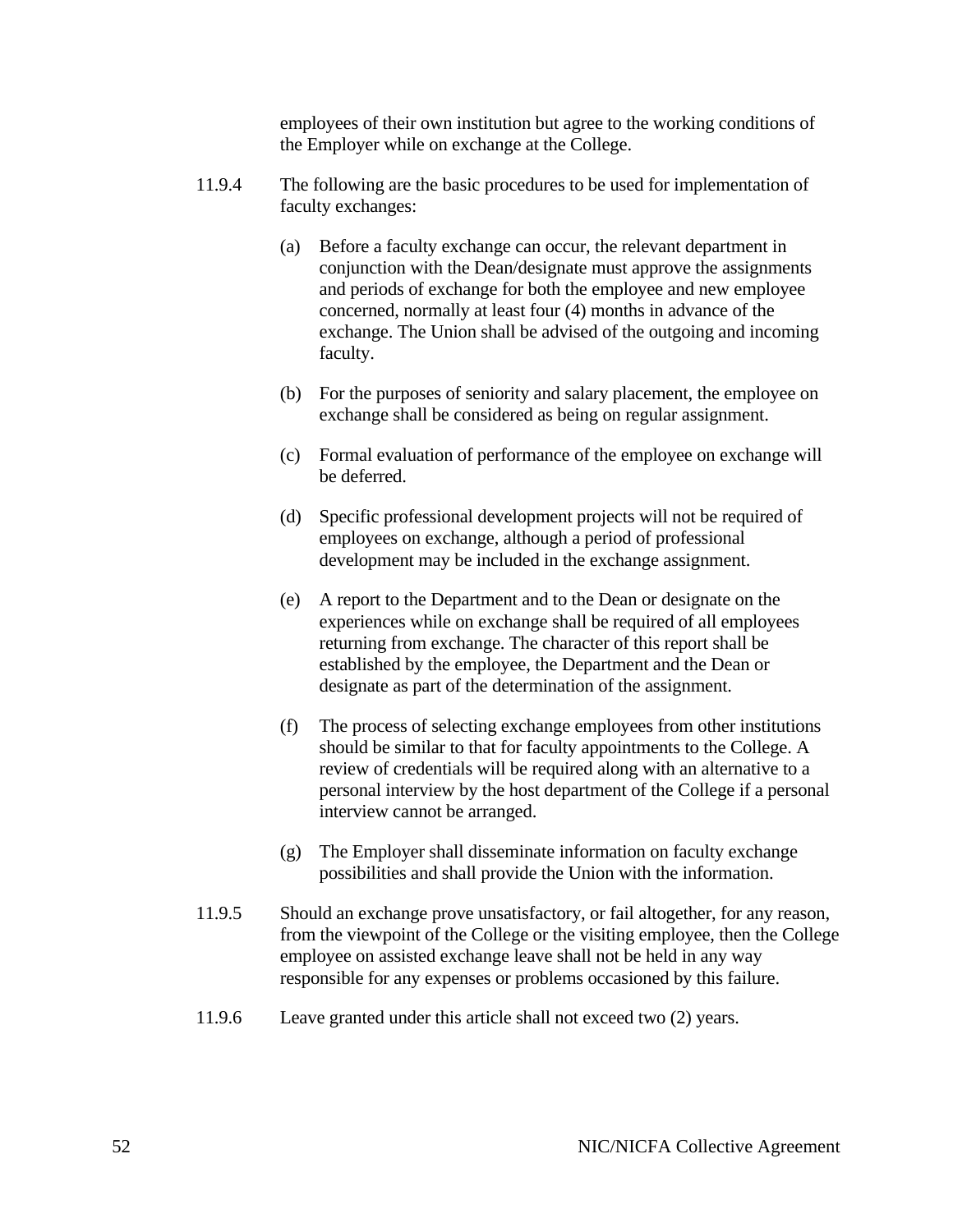employees of their own institution but agree to the working conditions of the Employer while on exchange at the College.

11.9.4 The following are the basic procedures to be used for implementation of faculty exchanges:

(a) Before a faculty exchange can occur, the relevant department in conjunction with the Dean/designate must approve the assignments and periods of exchange for both the employee and new employee concerned, normally at least four (4) months in advance of the exchange. The Union shall be advised of the outgoing and incoming faculty.

(b) For the purposes of seniority and salary placement, the employee on exchange shall be considered as being on regular assignment.

(c) Formal evaluation of performance of the employee on exchange will be deferred.

(d) Specific professional development projects will not be required of employees on exchange, although a period of professional development may be included in the exchange assignment.

(e) A report to the Department and to the Dean or designate on the experiences while on exchange shall be required of all employees returning from exchange. The character of this report shall be established by the employee, the Department and the Dean or designate as part of the determination of the assignment.

(f) The process of selecting exchange employees from other institutions should be similar to that for faculty appointments to the College. A review of credentials will be required along with an alternative to a personal interview by the host department of the College if a personal interview cannot be arranged.

(g) The Employer shall disseminate information on faculty exchange possibilities and shall provide the Union with the information.

11.9.5 Should an exchange prove unsatisfactory, or fail altogether, for any reason, from the viewpoint of the College or the visiting employee, then the College employee on assisted exchange leave shall not be held in any way responsible for any expenses or problems occasioned by this failure.

11.9.6 Leave granted under this article shall not exceed two (2) years.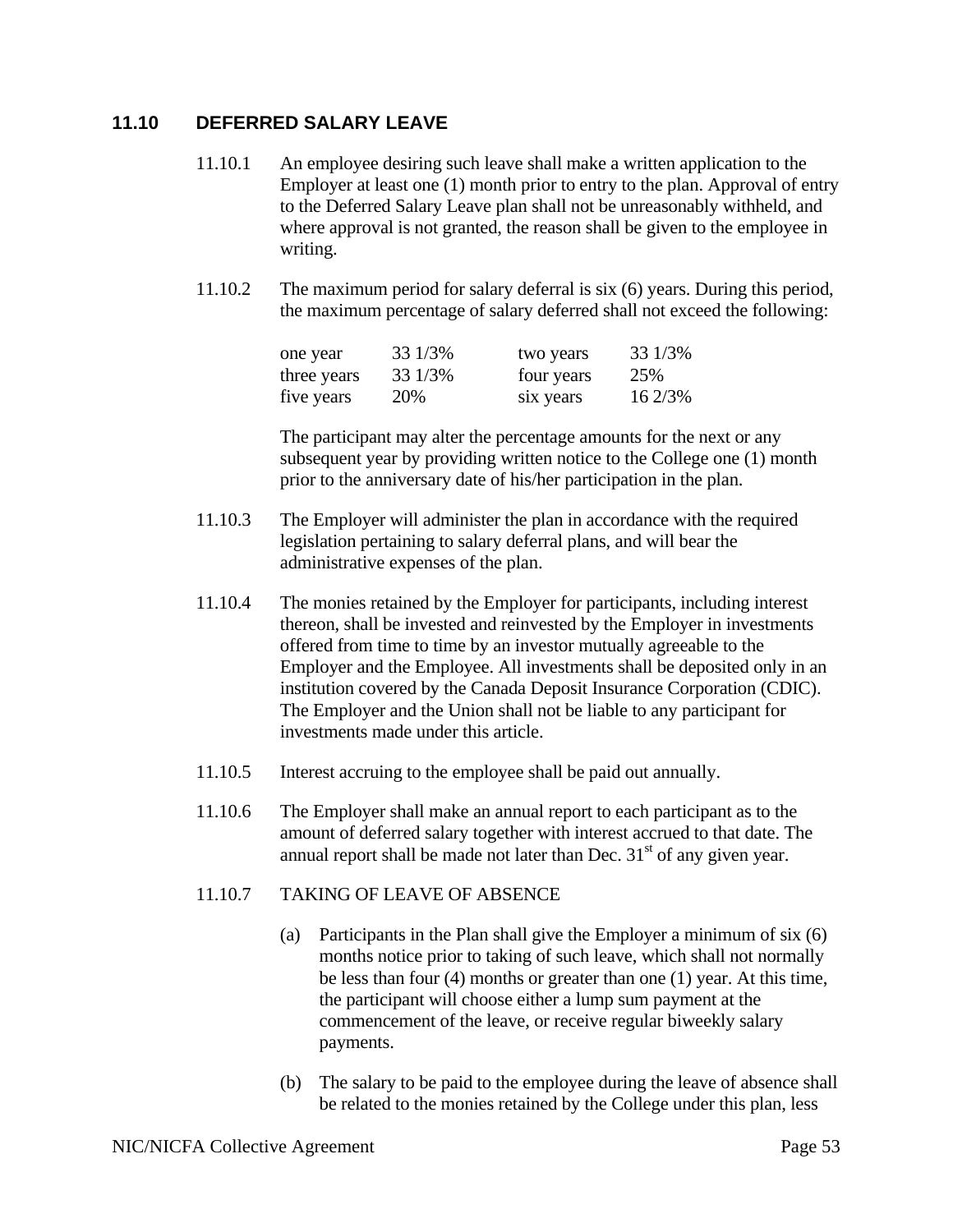## 11.10 DEFERRED SALARY LEAVE

11.10.1 An employee desiring such leave shall make a written application to the Employer at least one (1) month prior to entry to the plan. Approval of entry to the Deferred Salary Leave plan shall not be unreasonably withheld, and where approval is not granted, the reason shall be given to the employee in writing.

11.10.2 The maximum period for salary deferral is six (6) years. During this period, the maximum percentage of salary deferred shall not exceed the following:

| | | | |
|---|---|---|---|
| one year | 33 1/3% | two years | 33 1/3% |
| three years | 33 1/3% | four years | 25% |
| five years | 20% | six years | 16 2/3% |

The participant may alter the percentage amounts for the next or any subsequent year by providing written notice to the College one (1) month prior to the anniversary date of his/her participation in the plan.

11.10.3 The Employer will administer the plan in accordance with the required legislation pertaining to salary deferral plans, and will bear the administrative expenses of the plan.

11.10.4 The monies retained by the Employer for participants, including interest thereon, shall be invested and reinvested by the Employer in investments offered from time to time by an investor mutually agreeable to the Employer and the Employee. All investments shall be deposited only in an institution covered by the Canada Deposit Insurance Corporation (CDIC). The Employer and the Union shall not be liable to any participant for investments made under this article.

11.10.5 Interest accruing to the employee shall be paid out annually.

11.10.6 The Employer shall make an annual report to each participant as to the amount of deferred salary together with interest accrued to that date. The annual report shall be made not later than Dec. 31st of any given year.

11.10.7 TAKING OF LEAVE OF ABSENCE

(a) Participants in the Plan shall give the Employer a minimum of six (6) months notice prior to taking of such leave, which shall not normally be less than four (4) months or greater than one (1) year. At this time, the participant will choose either a lump sum payment at the commencement of the leave, or receive regular biweekly salary payments.

(b) The salary to be paid to the employee during the leave of absence shall be related to the monies retained by the College under this plan, less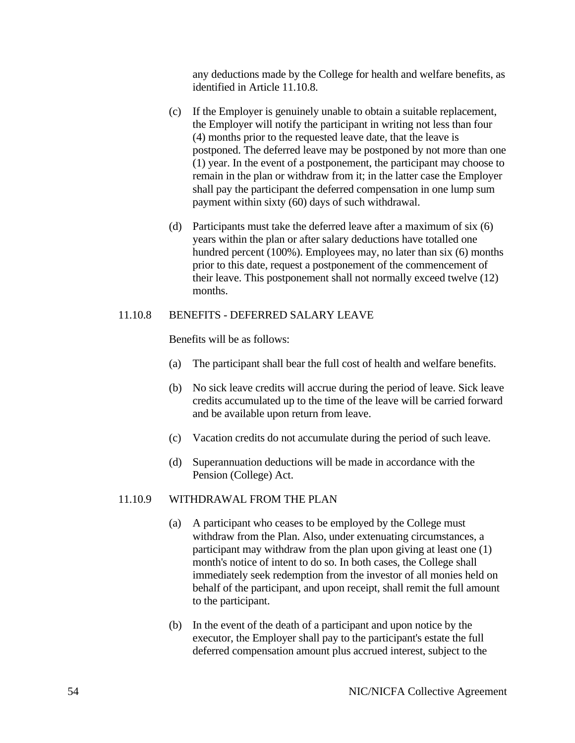any deductions made by the College for health and welfare benefits, as identified in Article 11.10.8.

(c) If the Employer is genuinely unable to obtain a suitable replacement, the Employer will notify the participant in writing not less than four (4) months prior to the requested leave date, that the leave is postponed. The deferred leave may be postponed by not more than one (1) year. In the event of a postponement, the participant may choose to remain in the plan or withdraw from it; in the latter case the Employer shall pay the participant the deferred compensation in one lump sum payment within sixty (60) days of such withdrawal.

(d) Participants must take the deferred leave after a maximum of six (6) years within the plan or after salary deductions have totalled one hundred percent (100%). Employees may, no later than six (6) months prior to this date, request a postponement of the commencement of their leave. This postponement shall not normally exceed twelve (12) months.

### 11.10.8 BENEFITS - DEFERRED SALARY LEAVE

Benefits will be as follows:

(a) The participant shall bear the full cost of health and welfare benefits.

(b) No sick leave credits will accrue during the period of leave. Sick leave credits accumulated up to the time of the leave will be carried forward and be available upon return from leave.

(c) Vacation credits do not accumulate during the period of such leave.

(d) Superannuation deductions will be made in accordance with the Pension (College) Act.

### 11.10.9 WITHDRAWAL FROM THE PLAN

(a) A participant who ceases to be employed by the College must withdraw from the Plan. Also, under extenuating circumstances, a participant may withdraw from the plan upon giving at least one (1) month's notice of intent to do so. In both cases, the College shall immediately seek redemption from the investor of all monies held on behalf of the participant, and upon receipt, shall remit the full amount to the participant.

(b) In the event of the death of a participant and upon notice by the executor, the Employer shall pay to the participant's estate the full deferred compensation amount plus accrued interest, subject to the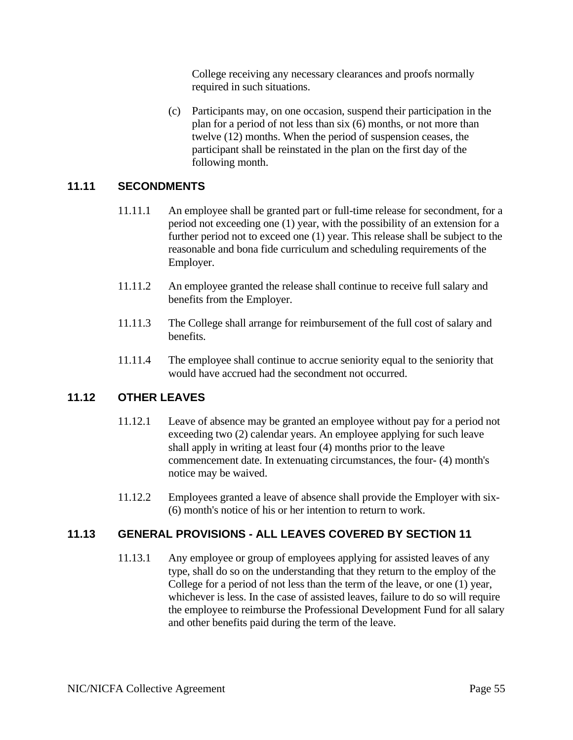College receiving any necessary clearances and proofs normally required in such situations.

(c) Participants may, on one occasion, suspend their participation in the plan for a period of not less than six (6) months, or not more than twelve (12) months. When the period of suspension ceases, the participant shall be reinstated in the plan on the first day of the following month.

## 11.11 SECONDMENTS

11.11.1 An employee shall be granted part or full-time release for secondment, for a period not exceeding one (1) year, with the possibility of an extension for a further period not to exceed one (1) year. This release shall be subject to the reasonable and bona fide curriculum and scheduling requirements of the Employer.

11.11.2 An employee granted the release shall continue to receive full salary and benefits from the Employer.

11.11.3 The College shall arrange for reimbursement of the full cost of salary and benefits.

11.11.4 The employee shall continue to accrue seniority equal to the seniority that would have accrued had the secondment not occurred.

## 11.12 OTHER LEAVES

11.12.1 Leave of absence may be granted an employee without pay for a period not exceeding two (2) calendar years. An employee applying for such leave shall apply in writing at least four (4) months prior to the leave commencement date. In extenuating circumstances, the four- (4) month's notice may be waived.

11.12.2 Employees granted a leave of absence shall provide the Employer with six- (6) month's notice of his or her intention to return to work.

## 11.13 GENERAL PROVISIONS - ALL LEAVES COVERED BY SECTION 11

11.13.1 Any employee or group of employees applying for assisted leaves of any type, shall do so on the understanding that they return to the employ of the College for a period of not less than the term of the leave, or one (1) year, whichever is less. In the case of assisted leaves, failure to do so will require the employee to reimburse the Professional Development Fund for all salary and other benefits paid during the term of the leave.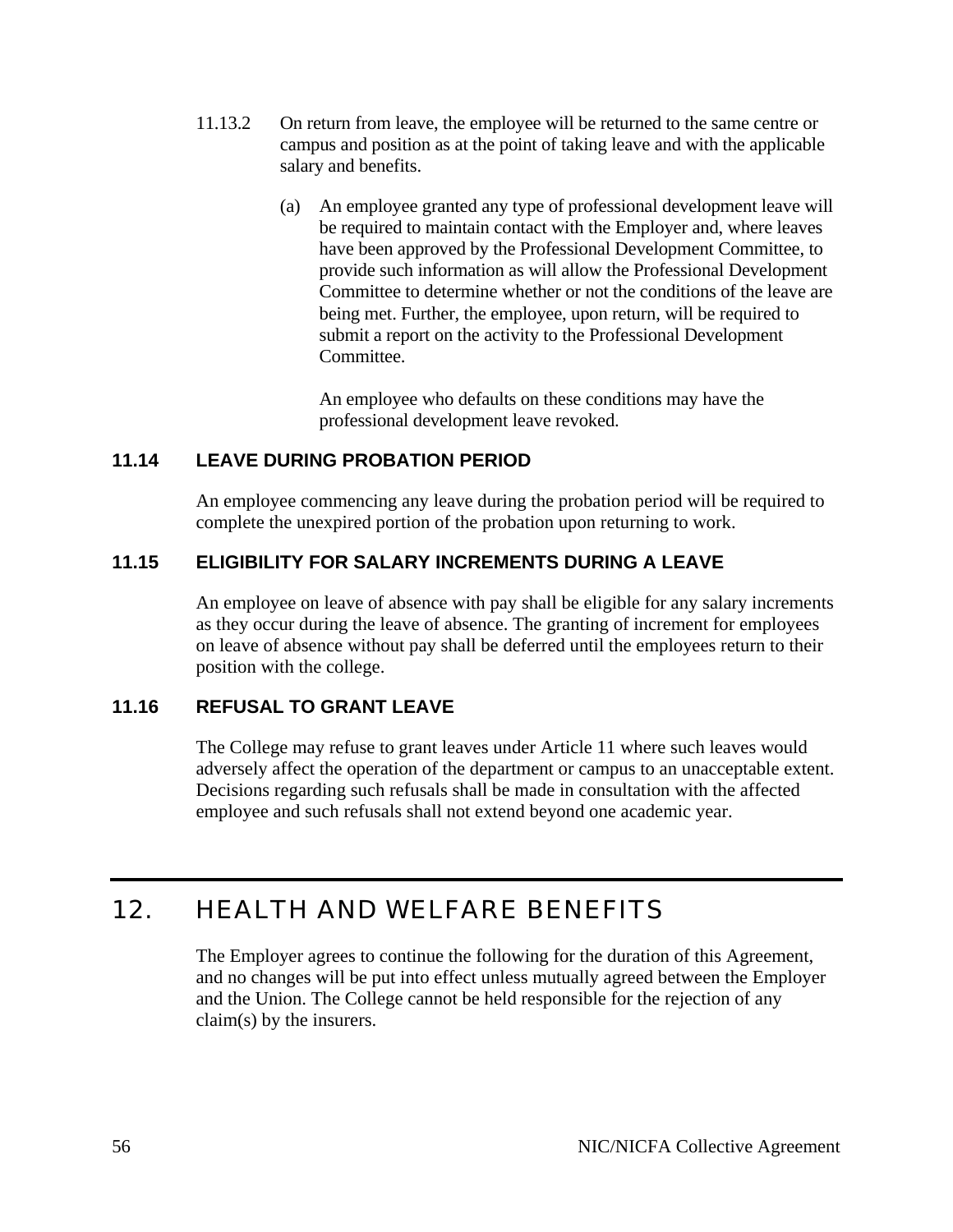11.13.2 On return from leave, the employee will be returned to the same centre or campus and position as at the point of taking leave and with the applicable salary and benefits.

(a) An employee granted any type of professional development leave will be required to maintain contact with the Employer and, where leaves have been approved by the Professional Development Committee, to provide such information as will allow the Professional Development Committee to determine whether or not the conditions of the leave are being met. Further, the employee, upon return, will be required to submit a report on the activity to the Professional Development Committee.

An employee who defaults on these conditions may have the professional development leave revoked.

### 11.14 LEAVE DURING PROBATION PERIOD

An employee commencing any leave during the probation period will be required to complete the unexpired portion of the probation upon returning to work.

### 11.15 ELIGIBILITY FOR SALARY INCREMENTS DURING A LEAVE

An employee on leave of absence with pay shall be eligible for any salary increments as they occur during the leave of absence. The granting of increment for employees on leave of absence without pay shall be deferred until the employees return to their position with the college.

### 11.16 REFUSAL TO GRANT LEAVE

The College may refuse to grant leaves under Article 11 where such leaves would adversely affect the operation of the department or campus to an unacceptable extent. Decisions regarding such refusals shall be made in consultation with the affected employee and such refusals shall not extend beyond one academic year.

## 12. HEALTH AND WELFARE BENEFITS

The Employer agrees to continue the following for the duration of this Agreement, and no changes will be put into effect unless mutually agreed between the Employer and the Union. The College cannot be held responsible for the rejection of any claim(s) by the insurers.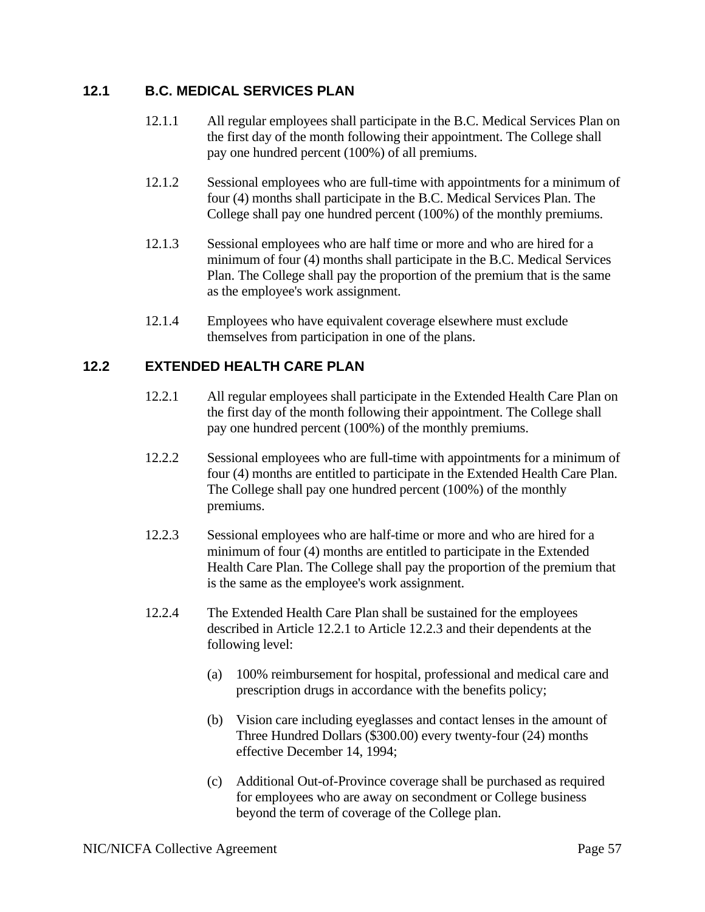## 12.1 B.C. MEDICAL SERVICES PLAN

12.1.1 All regular employees shall participate in the B.C. Medical Services Plan on the first day of the month following their appointment. The College shall pay one hundred percent (100%) of all premiums.

12.1.2 Sessional employees who are full-time with appointments for a minimum of four (4) months shall participate in the B.C. Medical Services Plan. The College shall pay one hundred percent (100%) of the monthly premiums.

12.1.3 Sessional employees who are half time or more and who are hired for a minimum of four (4) months shall participate in the B.C. Medical Services Plan. The College shall pay the proportion of the premium that is the same as the employee's work assignment.

12.1.4 Employees who have equivalent coverage elsewhere must exclude themselves from participation in one of the plans.

## 12.2 EXTENDED HEALTH CARE PLAN

12.2.1 All regular employees shall participate in the Extended Health Care Plan on the first day of the month following their appointment. The College shall pay one hundred percent (100%) of the monthly premiums.

12.2.2 Sessional employees who are full-time with appointments for a minimum of four (4) months are entitled to participate in the Extended Health Care Plan. The College shall pay one hundred percent (100%) of the monthly premiums.

12.2.3 Sessional employees who are half-time or more and who are hired for a minimum of four (4) months are entitled to participate in the Extended Health Care Plan. The College shall pay the proportion of the premium that is the same as the employee's work assignment.

12.2.4 The Extended Health Care Plan shall be sustained for the employees described in Article 12.2.1 to Article 12.2.3 and their dependents at the following level:

(a) 100% reimbursement for hospital, professional and medical care and prescription drugs in accordance with the benefits policy;

(b) Vision care including eyeglasses and contact lenses in the amount of Three Hundred Dollars ($300.00) every twenty-four (24) months effective December 14, 1994;

(c) Additional Out-of-Province coverage shall be purchased as required for employees who are away on secondment or College business beyond the term of coverage of the College plan.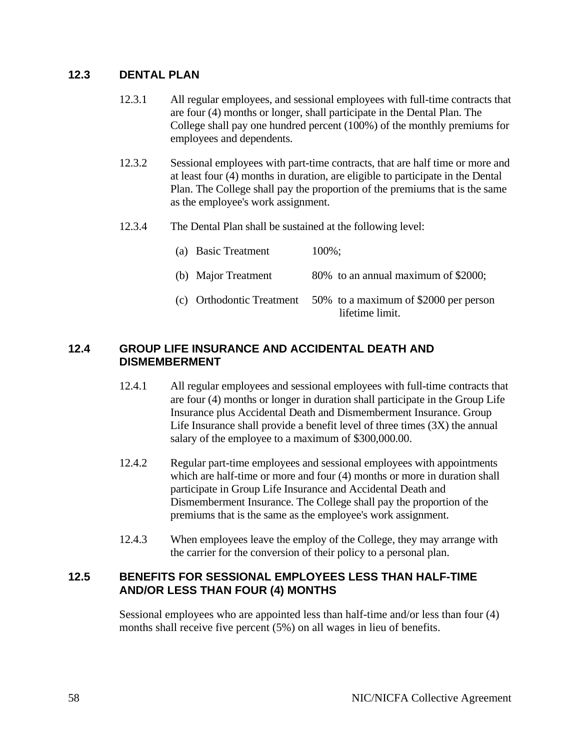## 12.3 DENTAL PLAN

12.3.1 All regular employees, and sessional employees with full-time contracts that are four (4) months or longer, shall participate in the Dental Plan. The College shall pay one hundred percent (100%) of the monthly premiums for employees and dependents.

12.3.2 Sessional employees with part-time contracts, that are half time or more and at least four (4) months in duration, are eligible to participate in the Dental Plan. The College shall pay the proportion of the premiums that is the same as the employee's work assignment.

12.3.4 The Dental Plan shall be sustained at the following level:

| | |
|---|---|
| (a) Basic Treatment | 100%; |
| (b) Major Treatment | 80% to an annual maximum of $2000; |
| (c) Orthodontic Treatment | 50% to a maximum of $2000 per person lifetime limit. |

## 12.4 GROUP LIFE INSURANCE AND ACCIDENTAL DEATH AND DISMEMBERMENT

12.4.1 All regular employees and sessional employees with full-time contracts that are four (4) months or longer in duration shall participate in the Group Life Insurance plus Accidental Death and Dismemberment Insurance. Group Life Insurance shall provide a benefit level of three times (3X) the annual salary of the employee to a maximum of $300,000.00.

12.4.2 Regular part-time employees and sessional employees with appointments which are half-time or more and four (4) months or more in duration shall participate in Group Life Insurance and Accidental Death and Dismemberment Insurance. The College shall pay the proportion of the premiums that is the same as the employee's work assignment.

12.4.3 When employees leave the employ of the College, they may arrange with the carrier for the conversion of their policy to a personal plan.

## 12.5 BENEFITS FOR SESSIONAL EMPLOYEES LESS THAN HALF-TIME AND/OR LESS THAN FOUR (4) MONTHS

Sessional employees who are appointed less than half-time and/or less than four (4) months shall receive five percent (5%) on all wages in lieu of benefits.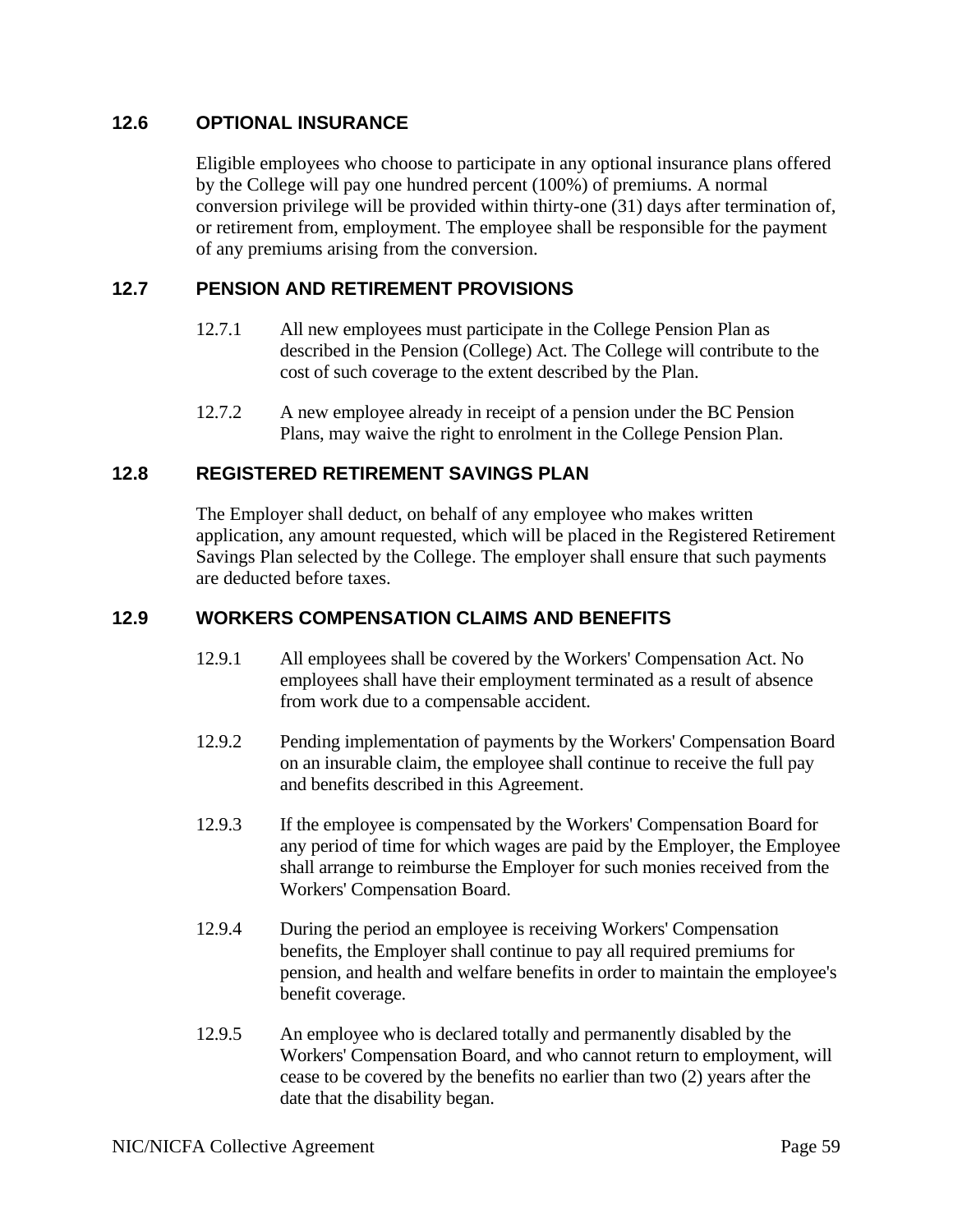### 12.6 OPTIONAL INSURANCE

Eligible employees who choose to participate in any optional insurance plans offered by the College will pay one hundred percent (100%) of premiums. A normal conversion privilege will be provided within thirty-one (31) days after termination of, or retirement from, employment. The employee shall be responsible for the payment of any premiums arising from the conversion.

### 12.7 PENSION AND RETIREMENT PROVISIONS

12.7.1 All new employees must participate in the College Pension Plan as described in the Pension (College) Act. The College will contribute to the cost of such coverage to the extent described by the Plan.

12.7.2 A new employee already in receipt of a pension under the BC Pension Plans, may waive the right to enrolment in the College Pension Plan.

### 12.8 REGISTERED RETIREMENT SAVINGS PLAN

The Employer shall deduct, on behalf of any employee who makes written application, any amount requested, which will be placed in the Registered Retirement Savings Plan selected by the College. The employer shall ensure that such payments are deducted before taxes.

### 12.9 WORKERS COMPENSATION CLAIMS AND BENEFITS

12.9.1 All employees shall be covered by the Workers' Compensation Act. No employees shall have their employment terminated as a result of absence from work due to a compensable accident.

12.9.2 Pending implementation of payments by the Workers' Compensation Board on an insurable claim, the employee shall continue to receive the full pay and benefits described in this Agreement.

12.9.3 If the employee is compensated by the Workers' Compensation Board for any period of time for which wages are paid by the Employer, the Employee shall arrange to reimburse the Employer for such monies received from the Workers' Compensation Board.

12.9.4 During the period an employee is receiving Workers' Compensation benefits, the Employer shall continue to pay all required premiums for pension, and health and welfare benefits in order to maintain the employee's benefit coverage.

12.9.5 An employee who is declared totally and permanently disabled by the Workers' Compensation Board, and who cannot return to employment, will cease to be covered by the benefits no earlier than two (2) years after the date that the disability began.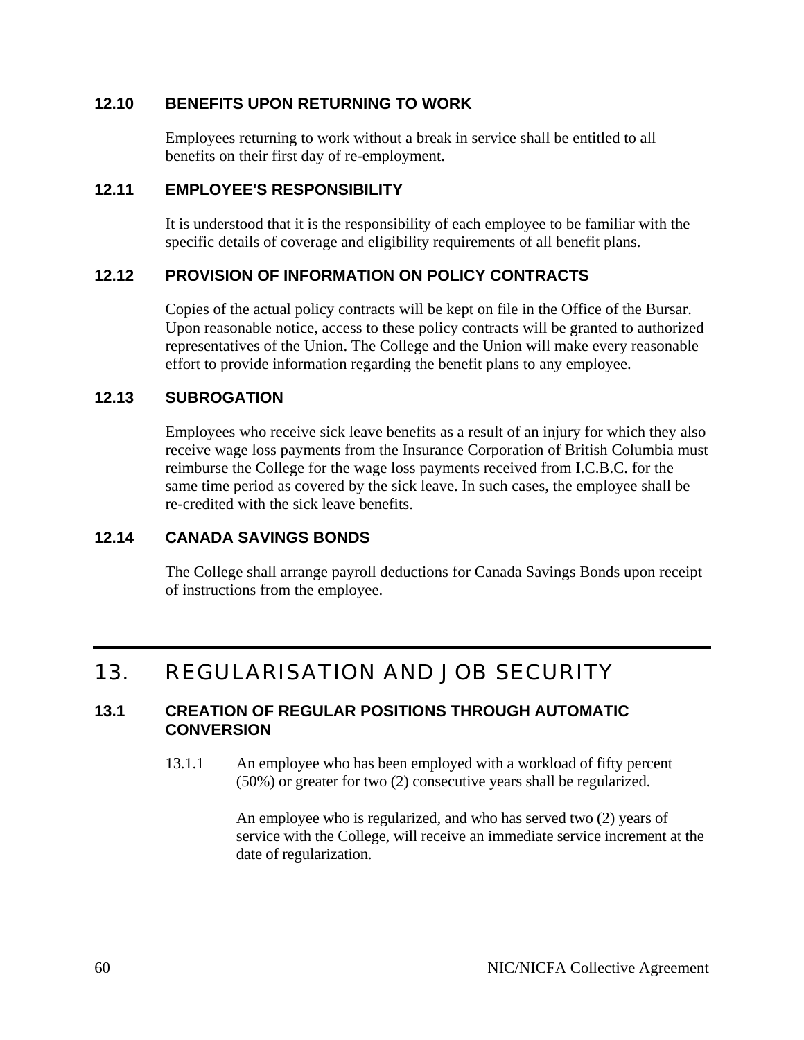### 12.10 BENEFITS UPON RETURNING TO WORK

Employees returning to work without a break in service shall be entitled to all benefits on their first day of re-employment.

### 12.11 EMPLOYEE'S RESPONSIBILITY

It is understood that it is the responsibility of each employee to be familiar with the specific details of coverage and eligibility requirements of all benefit plans.

### 12.12 PROVISION OF INFORMATION ON POLICY CONTRACTS

Copies of the actual policy contracts will be kept on file in the Office of the Bursar. Upon reasonable notice, access to these policy contracts will be granted to authorized representatives of the Union. The College and the Union will make every reasonable effort to provide information regarding the benefit plans to any employee.

### 12.13 SUBROGATION

Employees who receive sick leave benefits as a result of an injury for which they also receive wage loss payments from the Insurance Corporation of British Columbia must reimburse the College for the wage loss payments received from I.C.B.C. for the same time period as covered by the sick leave. In such cases, the employee shall be re-credited with the sick leave benefits.

### 12.14 CANADA SAVINGS BONDS

The College shall arrange payroll deductions for Canada Savings Bonds upon receipt of instructions from the employee.

## 13. REGULARISATION AND JOB SECURITY

### 13.1 CREATION OF REGULAR POSITIONS THROUGH AUTOMATIC CONVERSION

13.1.1 An employee who has been employed with a workload of fifty percent (50%) or greater for two (2) consecutive years shall be regularized.

An employee who is regularized, and who has served two (2) years of service with the College, will receive an immediate service increment at the date of regularization.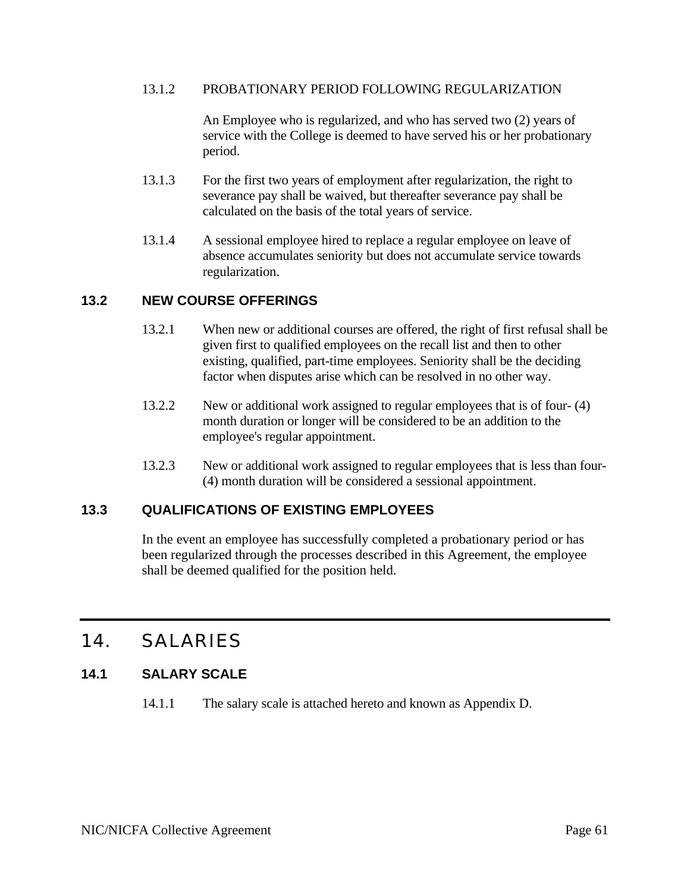13.1.2 PROBATIONARY PERIOD FOLLOWING REGULARIZATION

An Employee who is regularized, and who has served two (2) years of service with the College is deemed to have served his or her probationary period.

13.1.3 For the first two years of employment after regularization, the right to severance pay shall be waived, but thereafter severance pay shall be calculated on the basis of the total years of service.

13.1.4 A sessional employee hired to replace a regular employee on leave of absence accumulates seniority but does not accumulate service towards regularization.

### 13.2 NEW COURSE OFFERINGS

13.2.1 When new or additional courses are offered, the right of first refusal shall be given first to qualified employees on the recall list and then to other existing, qualified, part-time employees. Seniority shall be the deciding factor when disputes arise which can be resolved in no other way.

13.2.2 New or additional work assigned to regular employees that is of four- (4) month duration or longer will be considered to be an addition to the employee's regular appointment.

13.2.3 New or additional work assigned to regular employees that is less than four- (4) month duration will be considered a sessional appointment.

### 13.3 QUALIFICATIONS OF EXISTING EMPLOYEES

In the event an employee has successfully completed a probationary period or has been regularized through the processes described in this Agreement, the employee shall be deemed qualified for the position held.

## 14. SALARIES

### 14.1 SALARY SCALE

14.1.1 The salary scale is attached hereto and known as Appendix D.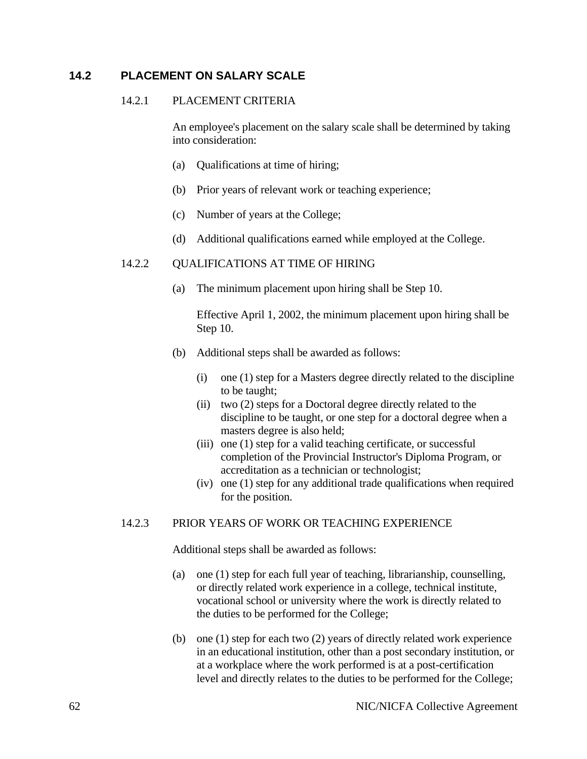## 14.2 PLACEMENT ON SALARY SCALE

### 14.2.1 PLACEMENT CRITERIA

An employee's placement on the salary scale shall be determined by taking into consideration:

(a) Qualifications at time of hiring;

(b) Prior years of relevant work or teaching experience;

(c) Number of years at the College;

(d) Additional qualifications earned while employed at the College.

### 14.2.2 QUALIFICATIONS AT TIME OF HIRING

(a) The minimum placement upon hiring shall be Step 10.

Effective April 1, 2002, the minimum placement upon hiring shall be Step 10.

(b) Additional steps shall be awarded as follows:

(i) one (1) step for a Masters degree directly related to the discipline to be taught;
(ii) two (2) steps for a Doctoral degree directly related to the discipline to be taught, or one step for a doctoral degree when a masters degree is also held;
(iii) one (1) step for a valid teaching certificate, or successful completion of the Provincial Instructor's Diploma Program, or accreditation as a technician or technologist;
(iv) one (1) step for any additional trade qualifications when required for the position.

### 14.2.3 PRIOR YEARS OF WORK OR TEACHING EXPERIENCE

Additional steps shall be awarded as follows:

(a) one (1) step for each full year of teaching, librarianship, counselling, or directly related work experience in a college, technical institute, vocational school or university where the work is directly related to the duties to be performed for the College;

(b) one (1) step for each two (2) years of directly related work experience in an educational institution, other than a post secondary institution, or at a workplace where the work performed is at a post-certification level and directly relates to the duties to be performed for the College;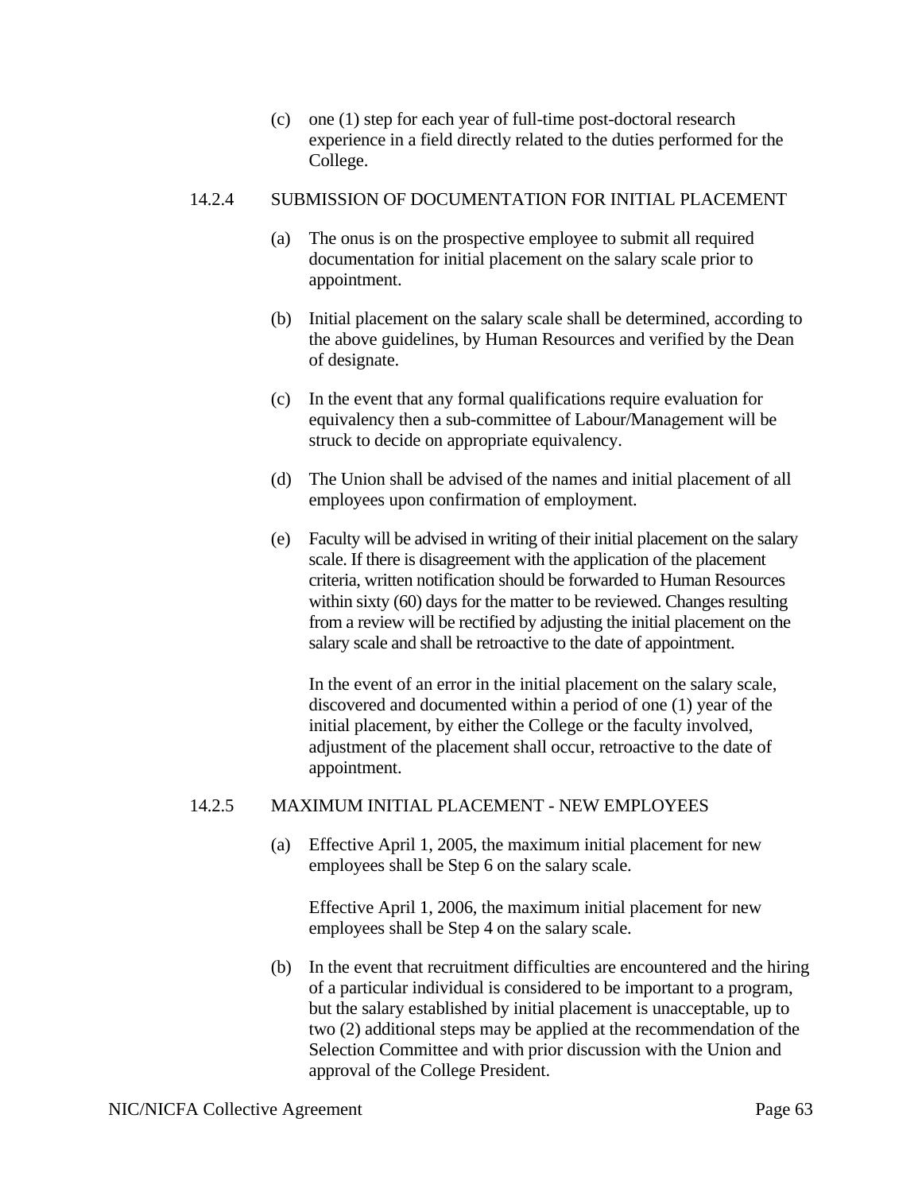(c) one (1) step for each year of full-time post-doctoral research experience in a field directly related to the duties performed for the College.

### 14.2.4 SUBMISSION OF DOCUMENTATION FOR INITIAL PLACEMENT

(a) The onus is on the prospective employee to submit all required documentation for initial placement on the salary scale prior to appointment.

(b) Initial placement on the salary scale shall be determined, according to the above guidelines, by Human Resources and verified by the Dean of designate.

(c) In the event that any formal qualifications require evaluation for equivalency then a sub-committee of Labour/Management will be struck to decide on appropriate equivalency.

(d) The Union shall be advised of the names and initial placement of all employees upon confirmation of employment.

(e) Faculty will be advised in writing of their initial placement on the salary scale. If there is disagreement with the application of the placement criteria, written notification should be forwarded to Human Resources within sixty (60) days for the matter to be reviewed. Changes resulting from a review will be rectified by adjusting the initial placement on the salary scale and shall be retroactive to the date of appointment.

In the event of an error in the initial placement on the salary scale, discovered and documented within a period of one (1) year of the initial placement, by either the College or the faculty involved, adjustment of the placement shall occur, retroactive to the date of appointment.

### 14.2.5 MAXIMUM INITIAL PLACEMENT - NEW EMPLOYEES

(a) Effective April 1, 2005, the maximum initial placement for new employees shall be Step 6 on the salary scale.

Effective April 1, 2006, the maximum initial placement for new employees shall be Step 4 on the salary scale.

(b) In the event that recruitment difficulties are encountered and the hiring of a particular individual is considered to be important to a program, but the salary established by initial placement is unacceptable, up to two (2) additional steps may be applied at the recommendation of the Selection Committee and with prior discussion with the Union and approval of the College President.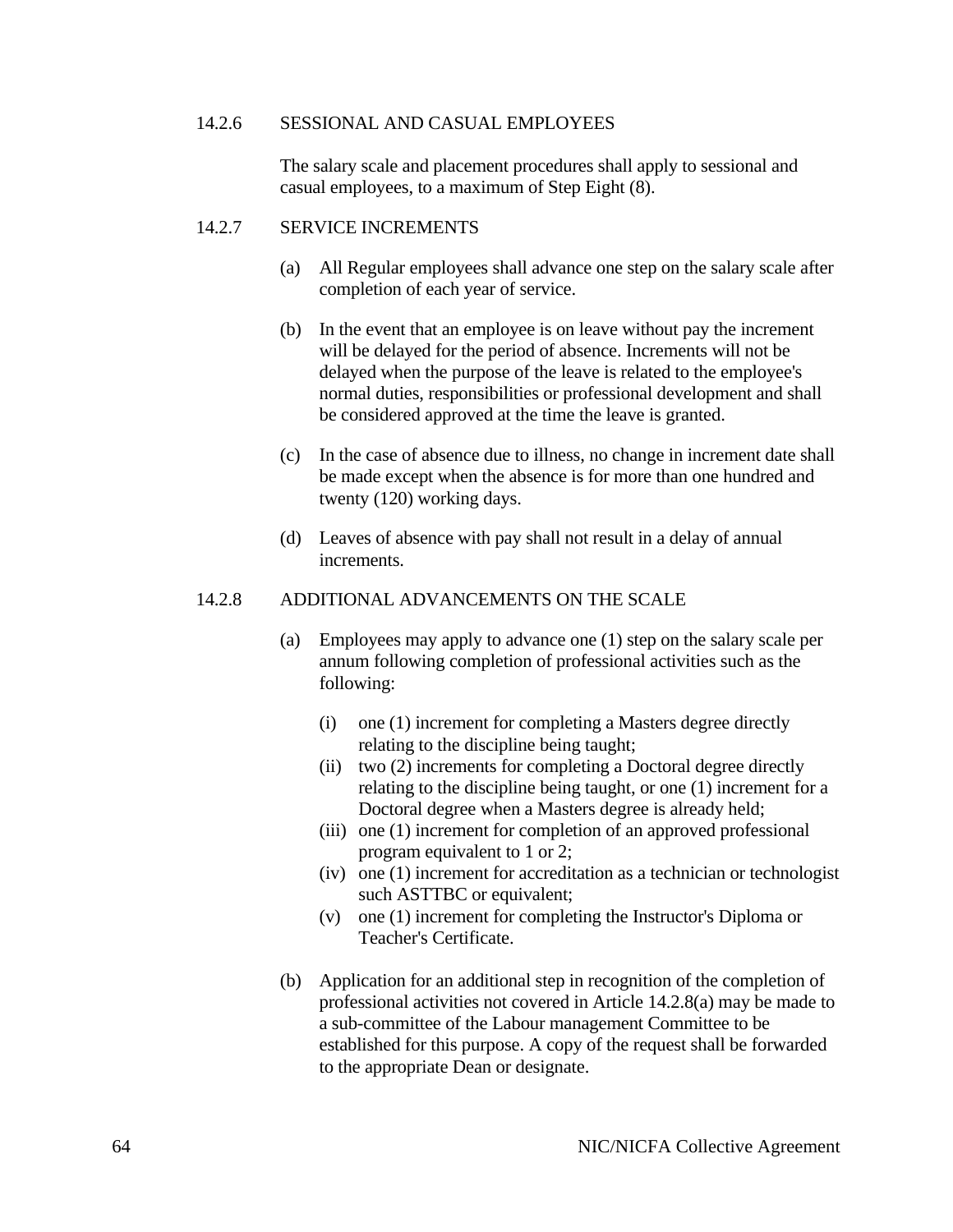### 14.2.6 SESSIONAL AND CASUAL EMPLOYEES

The salary scale and placement procedures shall apply to sessional and casual employees, to a maximum of Step Eight (8).

### 14.2.7 SERVICE INCREMENTS

(a) All Regular employees shall advance one step on the salary scale after completion of each year of service.

(b) In the event that an employee is on leave without pay the increment will be delayed for the period of absence. Increments will not be delayed when the purpose of the leave is related to the employee's normal duties, responsibilities or professional development and shall be considered approved at the time the leave is granted.

(c) In the case of absence due to illness, no change in increment date shall be made except when the absence is for more than one hundred and twenty (120) working days.

(d) Leaves of absence with pay shall not result in a delay of annual increments.

### 14.2.8 ADDITIONAL ADVANCEMENTS ON THE SCALE

(a) Employees may apply to advance one (1) step on the salary scale per annum following completion of professional activities such as the following:

- (i) one (1) increment for completing a Masters degree directly relating to the discipline being taught;
- (ii) two (2) increments for completing a Doctoral degree directly relating to the discipline being taught, or one (1) increment for a Doctoral degree when a Masters degree is already held;
- (iii) one (1) increment for completion of an approved professional program equivalent to 1 or 2;
- (iv) one (1) increment for accreditation as a technician or technologist such ASTTBC or equivalent;
- (v) one (1) increment for completing the Instructor's Diploma or Teacher's Certificate.

(b) Application for an additional step in recognition of the completion of professional activities not covered in Article 14.2.8(a) may be made to a sub-committee of the Labour management Committee to be established for this purpose. A copy of the request shall be forwarded to the appropriate Dean or designate.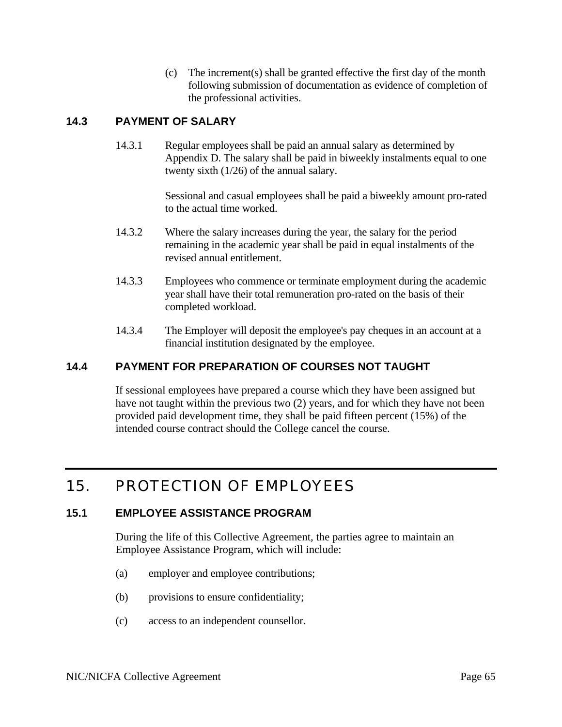(c) The increment(s) shall be granted effective the first day of the month following submission of documentation as evidence of completion of the professional activities.

### 14.3 PAYMENT OF SALARY

14.3.1 Regular employees shall be paid an annual salary as determined by Appendix D. The salary shall be paid in biweekly instalments equal to one twenty sixth (1/26) of the annual salary.

Sessional and casual employees shall be paid a biweekly amount pro-rated to the actual time worked.

14.3.2 Where the salary increases during the year, the salary for the period remaining in the academic year shall be paid in equal instalments of the revised annual entitlement.

14.3.3 Employees who commence or terminate employment during the academic year shall have their total remuneration pro-rated on the basis of their completed workload.

14.3.4 The Employer will deposit the employee's pay cheques in an account at a financial institution designated by the employee.

### 14.4 PAYMENT FOR PREPARATION OF COURSES NOT TAUGHT

If sessional employees have prepared a course which they have been assigned but have not taught within the previous two (2) years, and for which they have not been provided paid development time, they shall be paid fifteen percent (15%) of the intended course contract should the College cancel the course.

## 15. PROTECTION OF EMPLOYEES

### 15.1 EMPLOYEE ASSISTANCE PROGRAM

During the life of this Collective Agreement, the parties agree to maintain an Employee Assistance Program, which will include:

(a) employer and employee contributions;

(b) provisions to ensure confidentiality;

(c) access to an independent counsellor.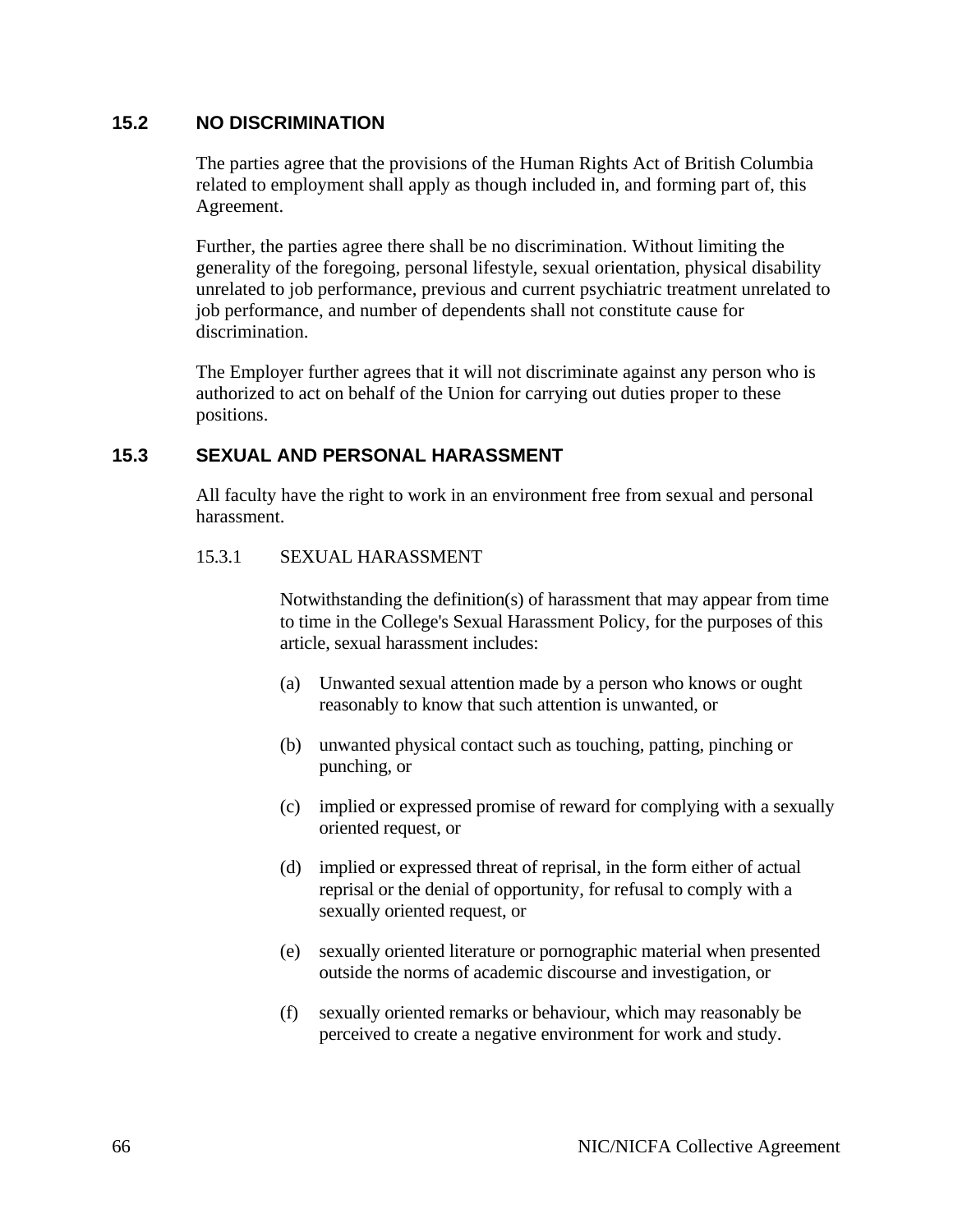## 15.2 NO DISCRIMINATION

The parties agree that the provisions of the Human Rights Act of British Columbia related to employment shall apply as though included in, and forming part of, this Agreement.

Further, the parties agree there shall be no discrimination. Without limiting the generality of the foregoing, personal lifestyle, sexual orientation, physical disability unrelated to job performance, previous and current psychiatric treatment unrelated to job performance, and number of dependents shall not constitute cause for discrimination.

The Employer further agrees that it will not discriminate against any person who is authorized to act on behalf of the Union for carrying out duties proper to these positions.

## 15.3 SEXUAL AND PERSONAL HARASSMENT

All faculty have the right to work in an environment free from sexual and personal harassment.

### 15.3.1 SEXUAL HARASSMENT

Notwithstanding the definition(s) of harassment that may appear from time to time in the College's Sexual Harassment Policy, for the purposes of this article, sexual harassment includes:

(a) Unwanted sexual attention made by a person who knows or ought reasonably to know that such attention is unwanted, or

(b) unwanted physical contact such as touching, patting, pinching or punching, or

(c) implied or expressed promise of reward for complying with a sexually oriented request, or

(d) implied or expressed threat of reprisal, in the form either of actual reprisal or the denial of opportunity, for refusal to comply with a sexually oriented request, or

(e) sexually oriented literature or pornographic material when presented outside the norms of academic discourse and investigation, or

(f) sexually oriented remarks or behaviour, which may reasonably be perceived to create a negative environment for work and study.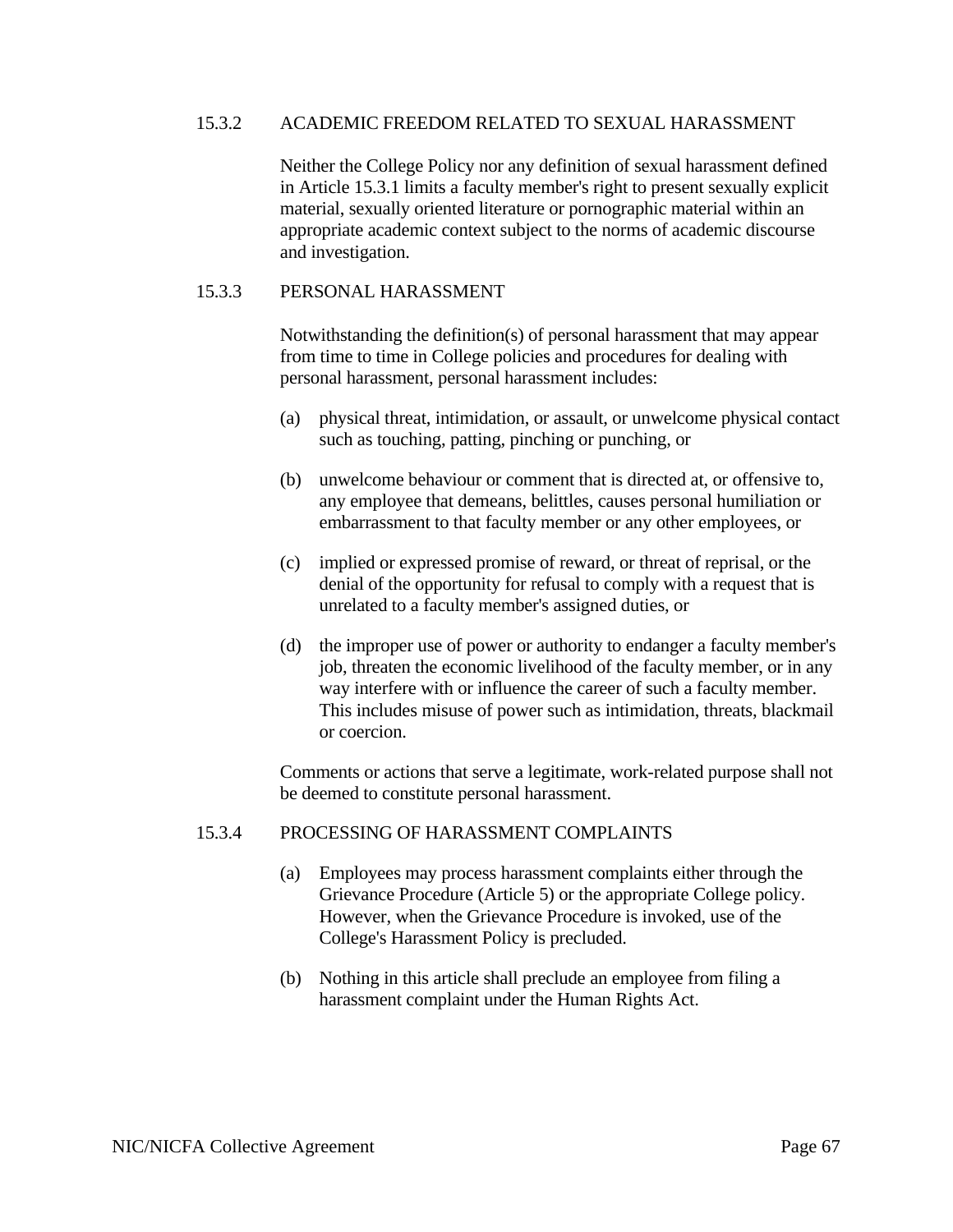### 15.3.2 ACADEMIC FREEDOM RELATED TO SEXUAL HARASSMENT

Neither the College Policy nor any definition of sexual harassment defined in Article 15.3.1 limits a faculty member's right to present sexually explicit material, sexually oriented literature or pornographic material within an appropriate academic context subject to the norms of academic discourse and investigation.

### 15.3.3 PERSONAL HARASSMENT

Notwithstanding the definition(s) of personal harassment that may appear from time to time in College policies and procedures for dealing with personal harassment, personal harassment includes:

(a) physical threat, intimidation, or assault, or unwelcome physical contact such as touching, patting, pinching or punching, or

(b) unwelcome behaviour or comment that is directed at, or offensive to, any employee that demeans, belittles, causes personal humiliation or embarrassment to that faculty member or any other employees, or

(c) implied or expressed promise of reward, or threat of reprisal, or the denial of the opportunity for refusal to comply with a request that is unrelated to a faculty member's assigned duties, or

(d) the improper use of power or authority to endanger a faculty member's job, threaten the economic livelihood of the faculty member, or in any way interfere with or influence the career of such a faculty member. This includes misuse of power such as intimidation, threats, blackmail or coercion.

Comments or actions that serve a legitimate, work-related purpose shall not be deemed to constitute personal harassment.

### 15.3.4 PROCESSING OF HARASSMENT COMPLAINTS

(a) Employees may process harassment complaints either through the Grievance Procedure (Article 5) or the appropriate College policy. However, when the Grievance Procedure is invoked, use of the College's Harassment Policy is precluded.

(b) Nothing in this article shall preclude an employee from filing a harassment complaint under the Human Rights Act.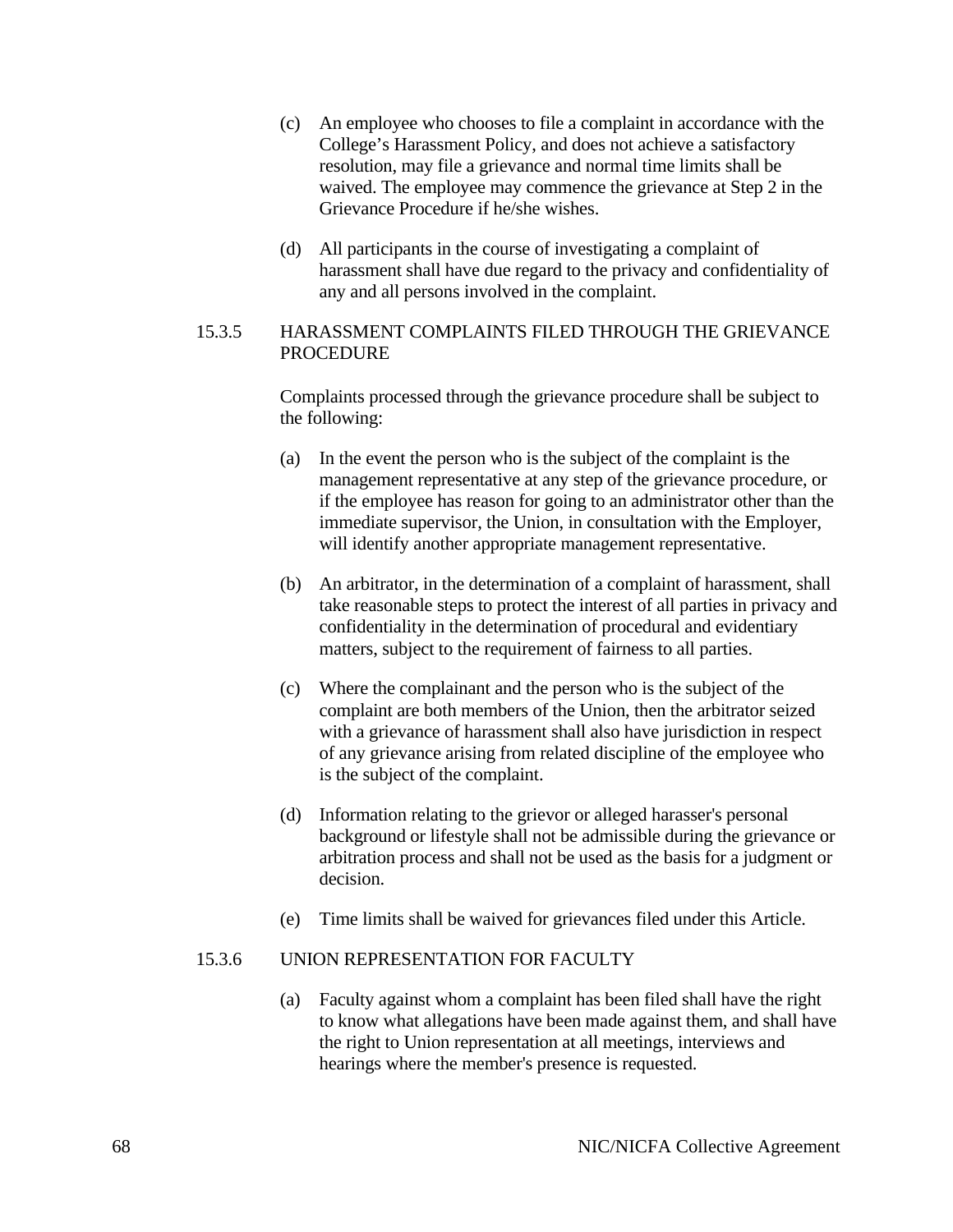(c) An employee who chooses to file a complaint in accordance with the College's Harassment Policy, and does not achieve a satisfactory resolution, may file a grievance and normal time limits shall be waived. The employee may commence the grievance at Step 2 in the Grievance Procedure if he/she wishes.

(d) All participants in the course of investigating a complaint of harassment shall have due regard to the privacy and confidentiality of any and all persons involved in the complaint.

### 15.3.5 HARASSMENT COMPLAINTS FILED THROUGH THE GRIEVANCE PROCEDURE

Complaints processed through the grievance procedure shall be subject to the following:

(a) In the event the person who is the subject of the complaint is the management representative at any step of the grievance procedure, or if the employee has reason for going to an administrator other than the immediate supervisor, the Union, in consultation with the Employer, will identify another appropriate management representative.

(b) An arbitrator, in the determination of a complaint of harassment, shall take reasonable steps to protect the interest of all parties in privacy and confidentiality in the determination of procedural and evidentiary matters, subject to the requirement of fairness to all parties.

(c) Where the complainant and the person who is the subject of the complaint are both members of the Union, then the arbitrator seized with a grievance of harassment shall also have jurisdiction in respect of any grievance arising from related discipline of the employee who is the subject of the complaint.

(d) Information relating to the grievor or alleged harasser's personal background or lifestyle shall not be admissible during the grievance or arbitration process and shall not be used as the basis for a judgment or decision.

(e) Time limits shall be waived for grievances filed under this Article.

### 15.3.6 UNION REPRESENTATION FOR FACULTY

(a) Faculty against whom a complaint has been filed shall have the right to know what allegations have been made against them, and shall have the right to Union representation at all meetings, interviews and hearings where the member's presence is requested.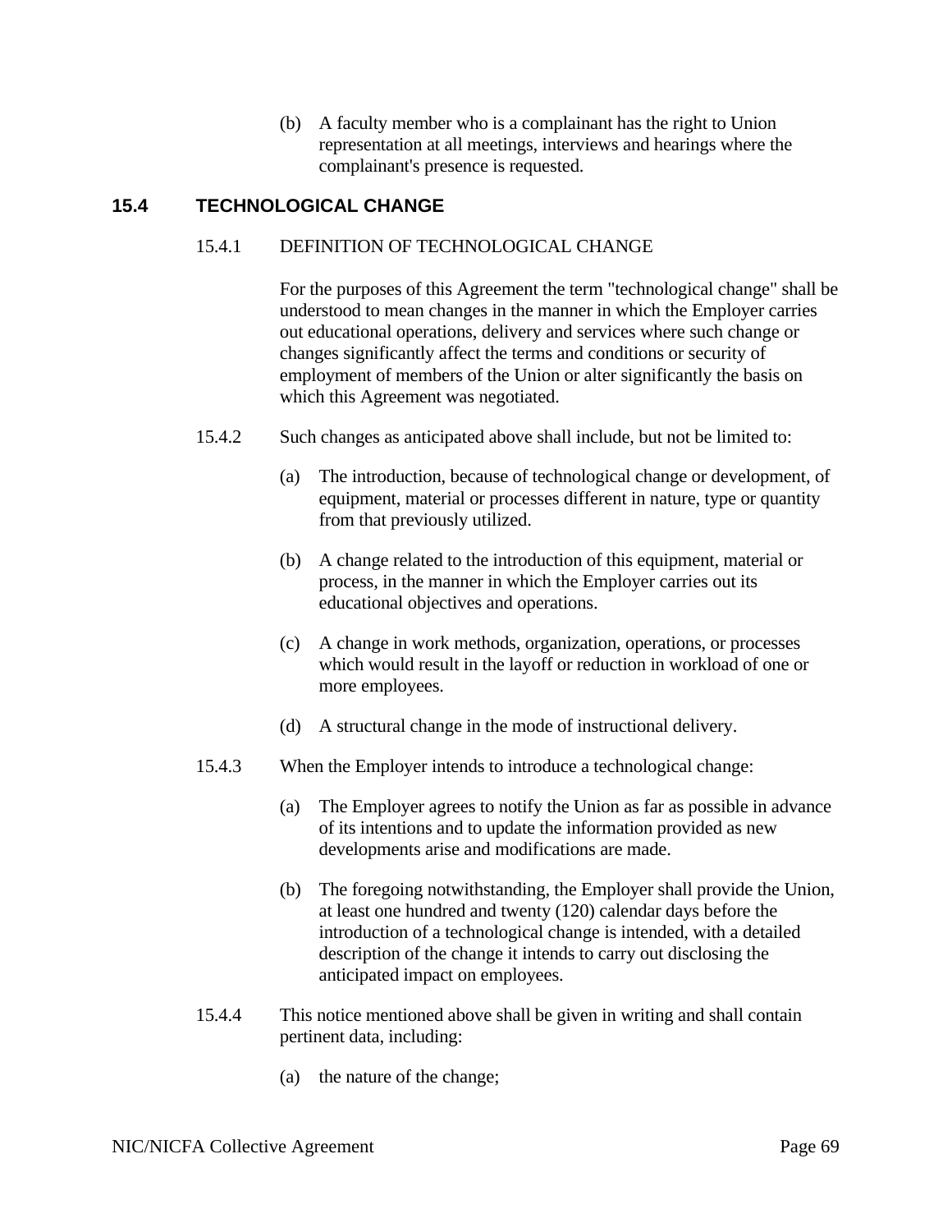(b) A faculty member who is a complainant has the right to Union representation at all meetings, interviews and hearings where the complainant's presence is requested.

## 15.4 TECHNOLOGICAL CHANGE

15.4.1 DEFINITION OF TECHNOLOGICAL CHANGE

For the purposes of this Agreement the term "technological change" shall be understood to mean changes in the manner in which the Employer carries out educational operations, delivery and services where such change or changes significantly affect the terms and conditions or security of employment of members of the Union or alter significantly the basis on which this Agreement was negotiated.

15.4.2 Such changes as anticipated above shall include, but not be limited to:

(a) The introduction, because of technological change or development, of equipment, material or processes different in nature, type or quantity from that previously utilized.

(b) A change related to the introduction of this equipment, material or process, in the manner in which the Employer carries out its educational objectives and operations.

(c) A change in work methods, organization, operations, or processes which would result in the layoff or reduction in workload of one or more employees.

(d) A structural change in the mode of instructional delivery.

15.4.3 When the Employer intends to introduce a technological change:

(a) The Employer agrees to notify the Union as far as possible in advance of its intentions and to update the information provided as new developments arise and modifications are made.

(b) The foregoing notwithstanding, the Employer shall provide the Union, at least one hundred and twenty (120) calendar days before the introduction of a technological change is intended, with a detailed description of the change it intends to carry out disclosing the anticipated impact on employees.

15.4.4 This notice mentioned above shall be given in writing and shall contain pertinent data, including:

(a) the nature of the change;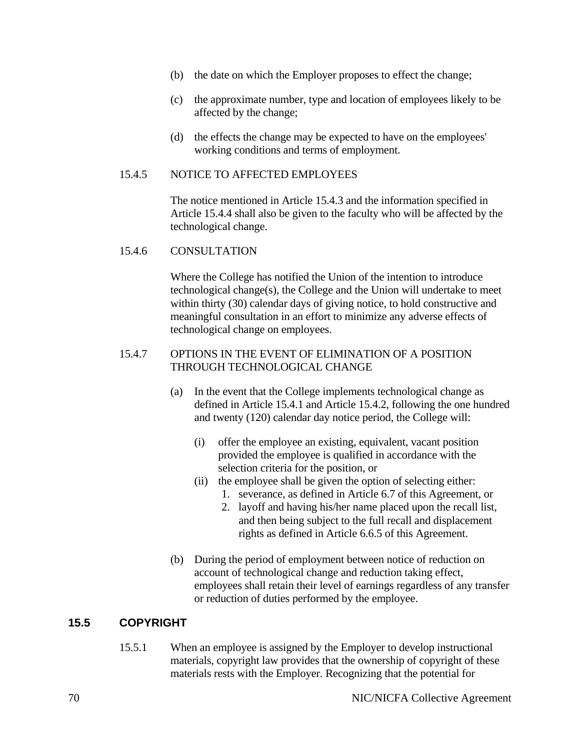(b) the date on which the Employer proposes to effect the change;

(c) the approximate number, type and location of employees likely to be affected by the change;

(d) the effects the change may be expected to have on the employees' working conditions and terms of employment.

15.4.5 NOTICE TO AFFECTED EMPLOYEES

The notice mentioned in Article 15.4.3 and the information specified in Article 15.4.4 shall also be given to the faculty who will be affected by the technological change.

15.4.6 CONSULTATION

Where the College has notified the Union of the intention to introduce technological change(s), the College and the Union will undertake to meet within thirty (30) calendar days of giving notice, to hold constructive and meaningful consultation in an effort to minimize any adverse effects of technological change on employees.

15.4.7 OPTIONS IN THE EVENT OF ELIMINATION OF A POSITION THROUGH TECHNOLOGICAL CHANGE

(a) In the event that the College implements technological change as defined in Article 15.4.1 and Article 15.4.2, following the one hundred and twenty (120) calendar day notice period, the College will:

  (i) offer the employee an existing, equivalent, vacant position provided the employee is qualified in accordance with the selection criteria for the position, or

  (ii) the employee shall be given the option of selecting either:

    1. severance, as defined in Article 6.7 of this Agreement, or
    2. layoff and having his/her name placed upon the recall list, and then being subject to the full recall and displacement rights as defined in Article 6.6.5 of this Agreement.

(b) During the period of employment between notice of reduction on account of technological change and reduction taking effect, employees shall retain their level of earnings regardless of any transfer or reduction of duties performed by the employee.

## 15.5 COPYRIGHT

15.5.1 When an employee is assigned by the Employer to develop instructional materials, copyright law provides that the ownership of copyright of these materials rests with the Employer. Recognizing that the potential for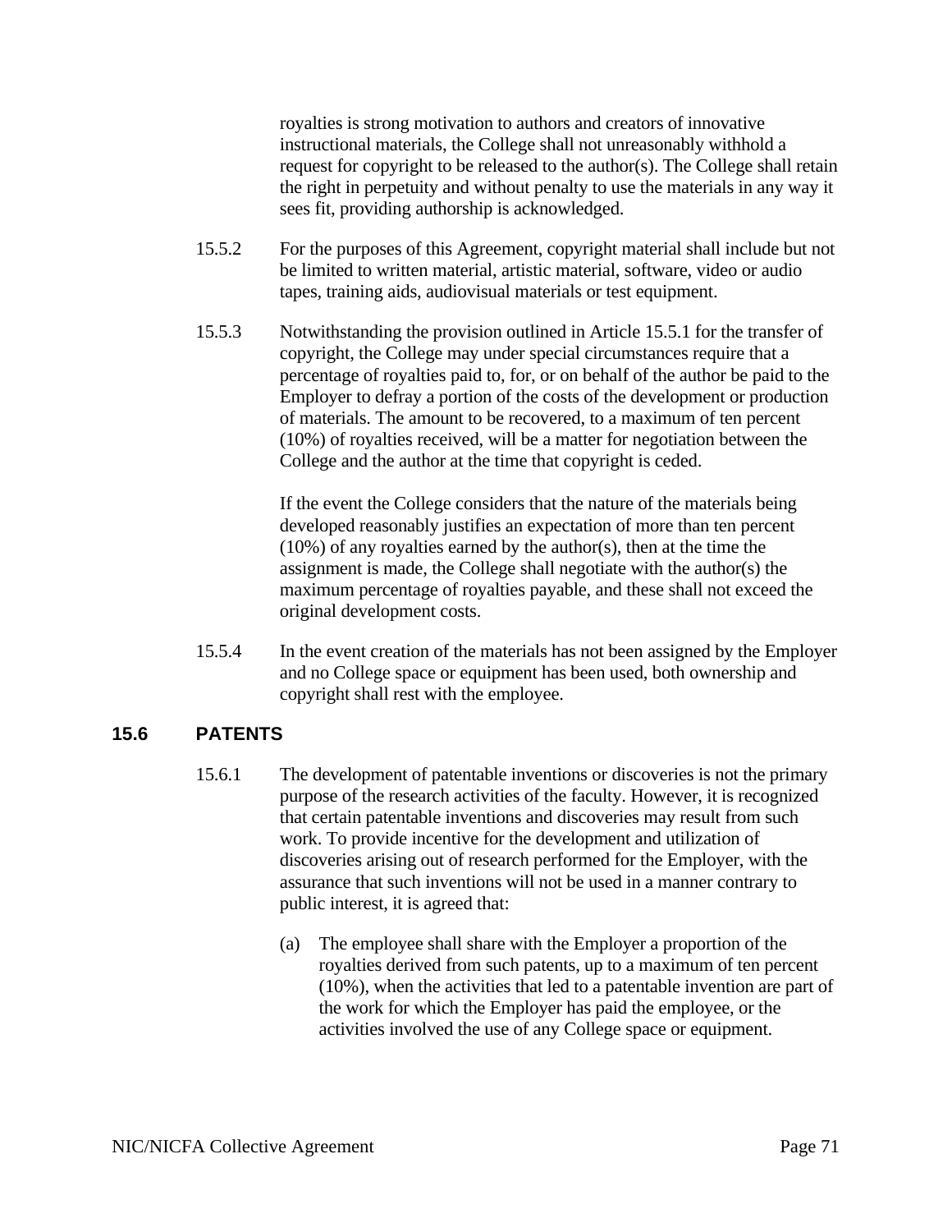royalties is strong motivation to authors and creators of innovative instructional materials, the College shall not unreasonably withhold a request for copyright to be released to the author(s). The College shall retain the right in perpetuity and without penalty to use the materials in any way it sees fit, providing authorship is acknowledged.

15.5.2 For the purposes of this Agreement, copyright material shall include but not be limited to written material, artistic material, software, video or audio tapes, training aids, audiovisual materials or test equipment.

15.5.3 Notwithstanding the provision outlined in Article 15.5.1 for the transfer of copyright, the College may under special circumstances require that a percentage of royalties paid to, for, or on behalf of the author be paid to the Employer to defray a portion of the costs of the development or production of materials. The amount to be recovered, to a maximum of ten percent (10%) of royalties received, will be a matter for negotiation between the College and the author at the time that copyright is ceded.

If the event the College considers that the nature of the materials being developed reasonably justifies an expectation of more than ten percent (10%) of any royalties earned by the author(s), then at the time the assignment is made, the College shall negotiate with the author(s) the maximum percentage of royalties payable, and these shall not exceed the original development costs.

15.5.4 In the event creation of the materials has not been assigned by the Employer and no College space or equipment has been used, both ownership and copyright shall rest with the employee.

## 15.6 PATENTS

15.6.1 The development of patentable inventions or discoveries is not the primary purpose of the research activities of the faculty. However, it is recognized that certain patentable inventions and discoveries may result from such work. To provide incentive for the development and utilization of discoveries arising out of research performed for the Employer, with the assurance that such inventions will not be used in a manner contrary to public interest, it is agreed that:

(a) The employee shall share with the Employer a proportion of the royalties derived from such patents, up to a maximum of ten percent (10%), when the activities that led to a patentable invention are part of the work for which the Employer has paid the employee, or the activities involved the use of any College space or equipment.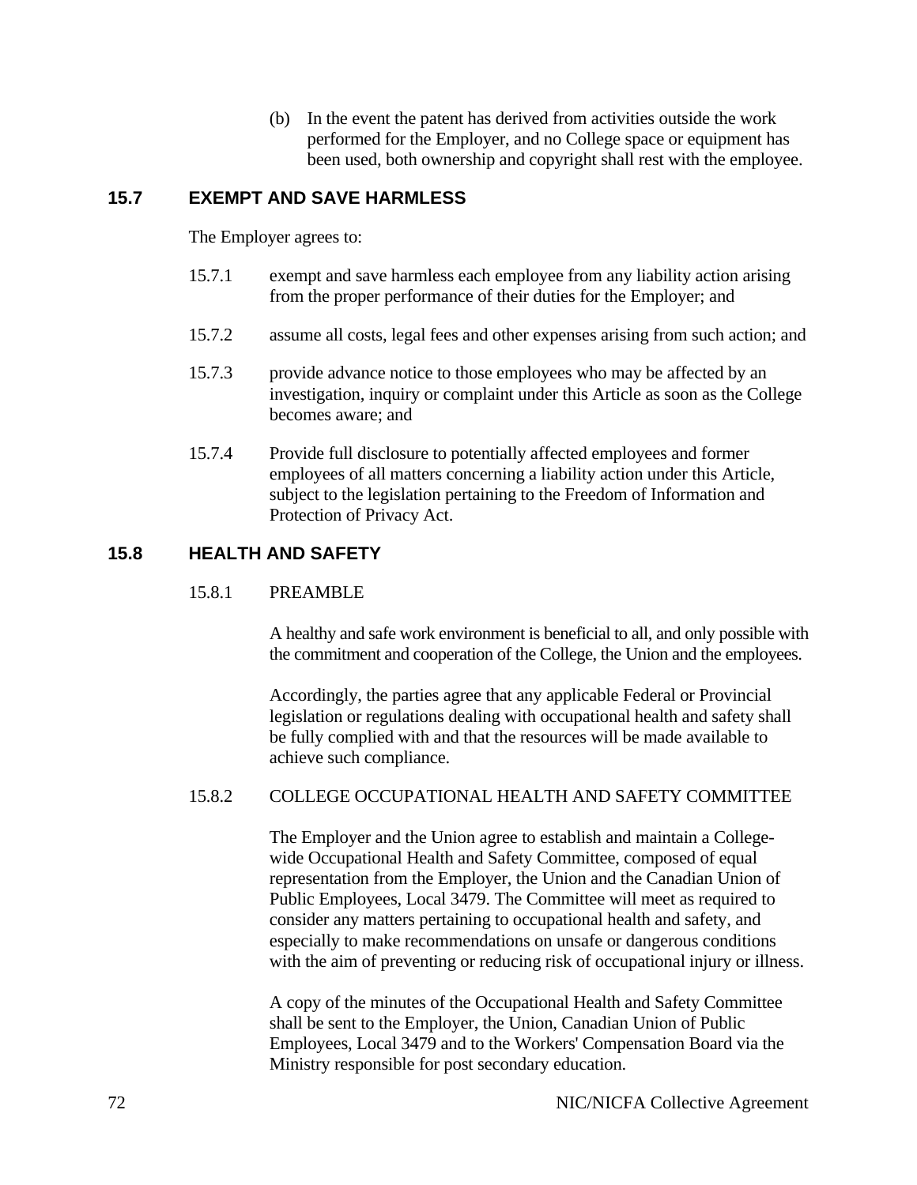(b) In the event the patent has derived from activities outside the work performed for the Employer, and no College space or equipment has been used, both ownership and copyright shall rest with the employee.

## 15.7 EXEMPT AND SAVE HARMLESS

The Employer agrees to:

15.7.1 exempt and save harmless each employee from any liability action arising from the proper performance of their duties for the Employer; and

15.7.2 assume all costs, legal fees and other expenses arising from such action; and

15.7.3 provide advance notice to those employees who may be affected by an investigation, inquiry or complaint under this Article as soon as the College becomes aware; and

15.7.4 Provide full disclosure to potentially affected employees and former employees of all matters concerning a liability action under this Article, subject to the legislation pertaining to the Freedom of Information and Protection of Privacy Act.

## 15.8 HEALTH AND SAFETY

### 15.8.1 PREAMBLE

A healthy and safe work environment is beneficial to all, and only possible with the commitment and cooperation of the College, the Union and the employees.

Accordingly, the parties agree that any applicable Federal or Provincial legislation or regulations dealing with occupational health and safety shall be fully complied with and that the resources will be made available to achieve such compliance.

### 15.8.2 COLLEGE OCCUPATIONAL HEALTH AND SAFETY COMMITTEE

The Employer and the Union agree to establish and maintain a College-wide Occupational Health and Safety Committee, composed of equal representation from the Employer, the Union and the Canadian Union of Public Employees, Local 3479. The Committee will meet as required to consider any matters pertaining to occupational health and safety, and especially to make recommendations on unsafe or dangerous conditions with the aim of preventing or reducing risk of occupational injury or illness.

A copy of the minutes of the Occupational Health and Safety Committee shall be sent to the Employer, the Union, Canadian Union of Public Employees, Local 3479 and to the Workers' Compensation Board via the Ministry responsible for post secondary education.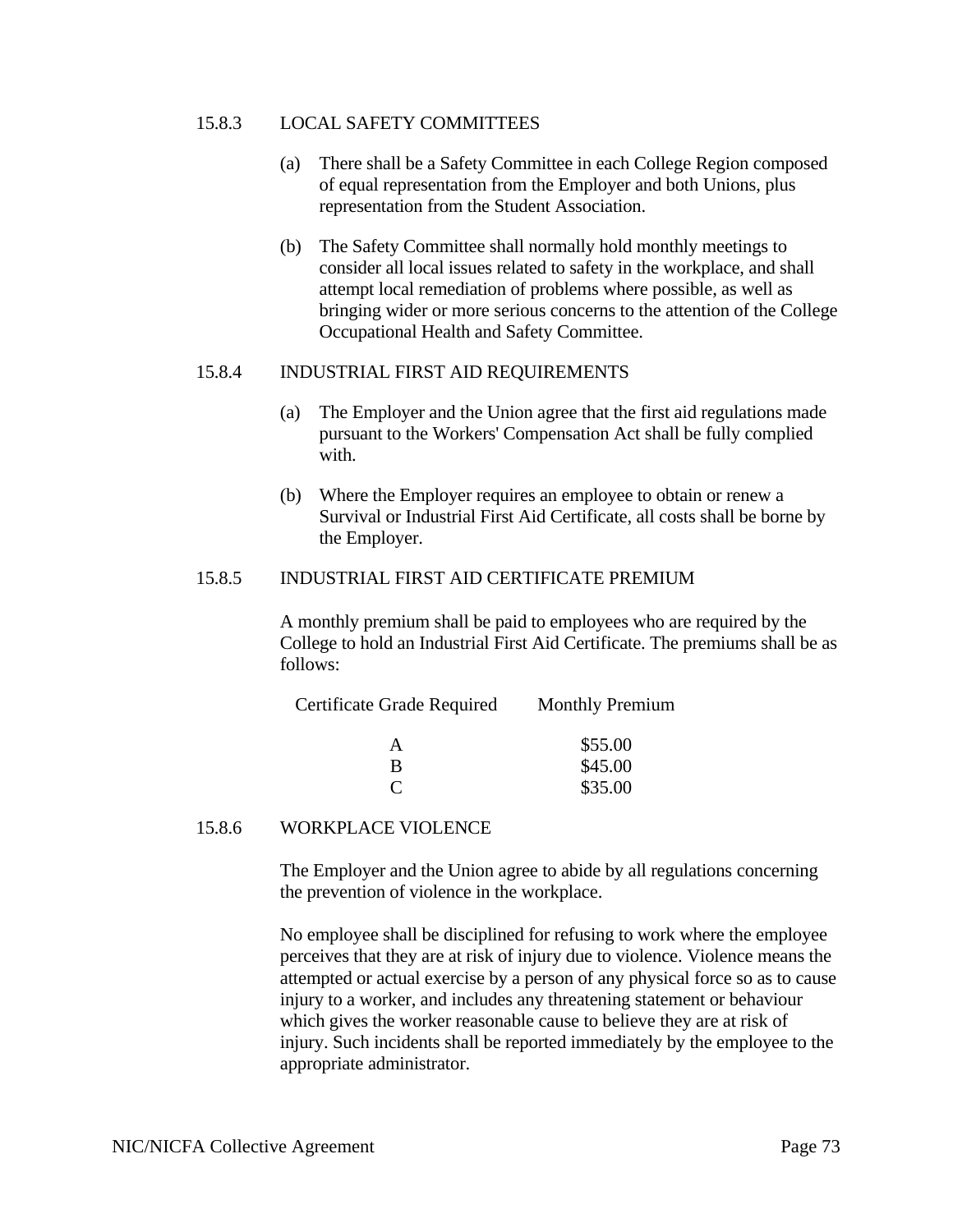### 15.8.3 LOCAL SAFETY COMMITTEES

(a) There shall be a Safety Committee in each College Region composed of equal representation from the Employer and both Unions, plus representation from the Student Association.

(b) The Safety Committee shall normally hold monthly meetings to consider all local issues related to safety in the workplace, and shall attempt local remediation of problems where possible, as well as bringing wider or more serious concerns to the attention of the College Occupational Health and Safety Committee.

### 15.8.4 INDUSTRIAL FIRST AID REQUIREMENTS

(a) The Employer and the Union agree that the first aid regulations made pursuant to the Workers' Compensation Act shall be fully complied with.

(b) Where the Employer requires an employee to obtain or renew a Survival or Industrial First Aid Certificate, all costs shall be borne by the Employer.

### 15.8.5 INDUSTRIAL FIRST AID CERTIFICATE PREMIUM

A monthly premium shall be paid to employees who are required by the College to hold an Industrial First Aid Certificate. The premiums shall be as follows:

| Certificate Grade Required | Monthly Premium |
|---|---|
| A | $55.00 |
| B | $45.00 |
| C | $35.00 |

### 15.8.6 WORKPLACE VIOLENCE

The Employer and the Union agree to abide by all regulations concerning the prevention of violence in the workplace.

No employee shall be disciplined for refusing to work where the employee perceives that they are at risk of injury due to violence. Violence means the attempted or actual exercise by a person of any physical force so as to cause injury to a worker, and includes any threatening statement or behaviour which gives the worker reasonable cause to believe they are at risk of injury. Such incidents shall be reported immediately by the employee to the appropriate administrator.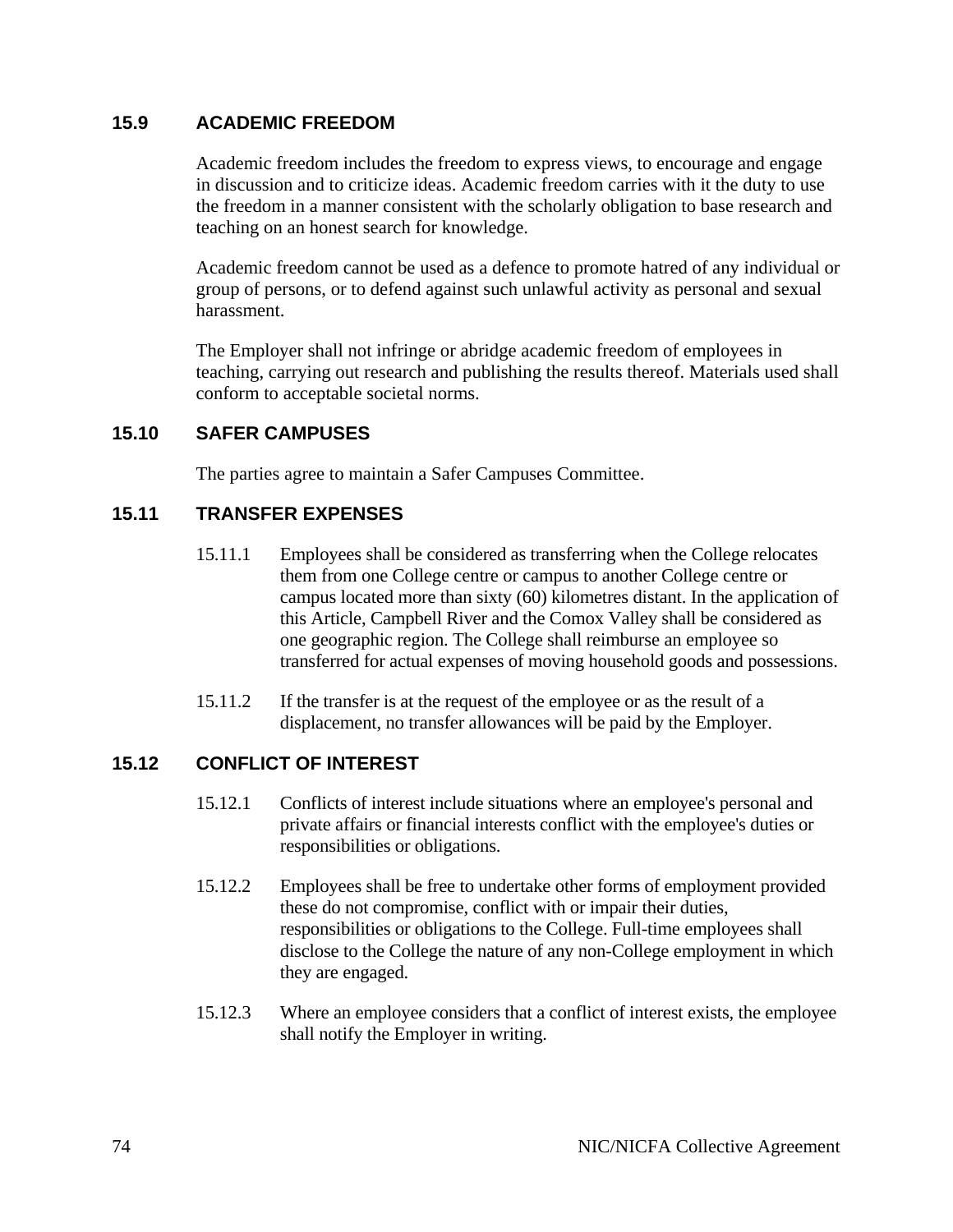## 15.9 ACADEMIC FREEDOM

Academic freedom includes the freedom to express views, to encourage and engage in discussion and to criticize ideas. Academic freedom carries with it the duty to use the freedom in a manner consistent with the scholarly obligation to base research and teaching on an honest search for knowledge.

Academic freedom cannot be used as a defence to promote hatred of any individual or group of persons, or to defend against such unlawful activity as personal and sexual harassment.

The Employer shall not infringe or abridge academic freedom of employees in teaching, carrying out research and publishing the results thereof. Materials used shall conform to acceptable societal norms.

## 15.10 SAFER CAMPUSES

The parties agree to maintain a Safer Campuses Committee.

## 15.11 TRANSFER EXPENSES

15.11.1 Employees shall be considered as transferring when the College relocates them from one College centre or campus to another College centre or campus located more than sixty (60) kilometres distant. In the application of this Article, Campbell River and the Comox Valley shall be considered as one geographic region. The College shall reimburse an employee so transferred for actual expenses of moving household goods and possessions.

15.11.2 If the transfer is at the request of the employee or as the result of a displacement, no transfer allowances will be paid by the Employer.

## 15.12 CONFLICT OF INTEREST

15.12.1 Conflicts of interest include situations where an employee's personal and private affairs or financial interests conflict with the employee's duties or responsibilities or obligations.

15.12.2 Employees shall be free to undertake other forms of employment provided these do not compromise, conflict with or impair their duties, responsibilities or obligations to the College. Full-time employees shall disclose to the College the nature of any non-College employment in which they are engaged.

15.12.3 Where an employee considers that a conflict of interest exists, the employee shall notify the Employer in writing.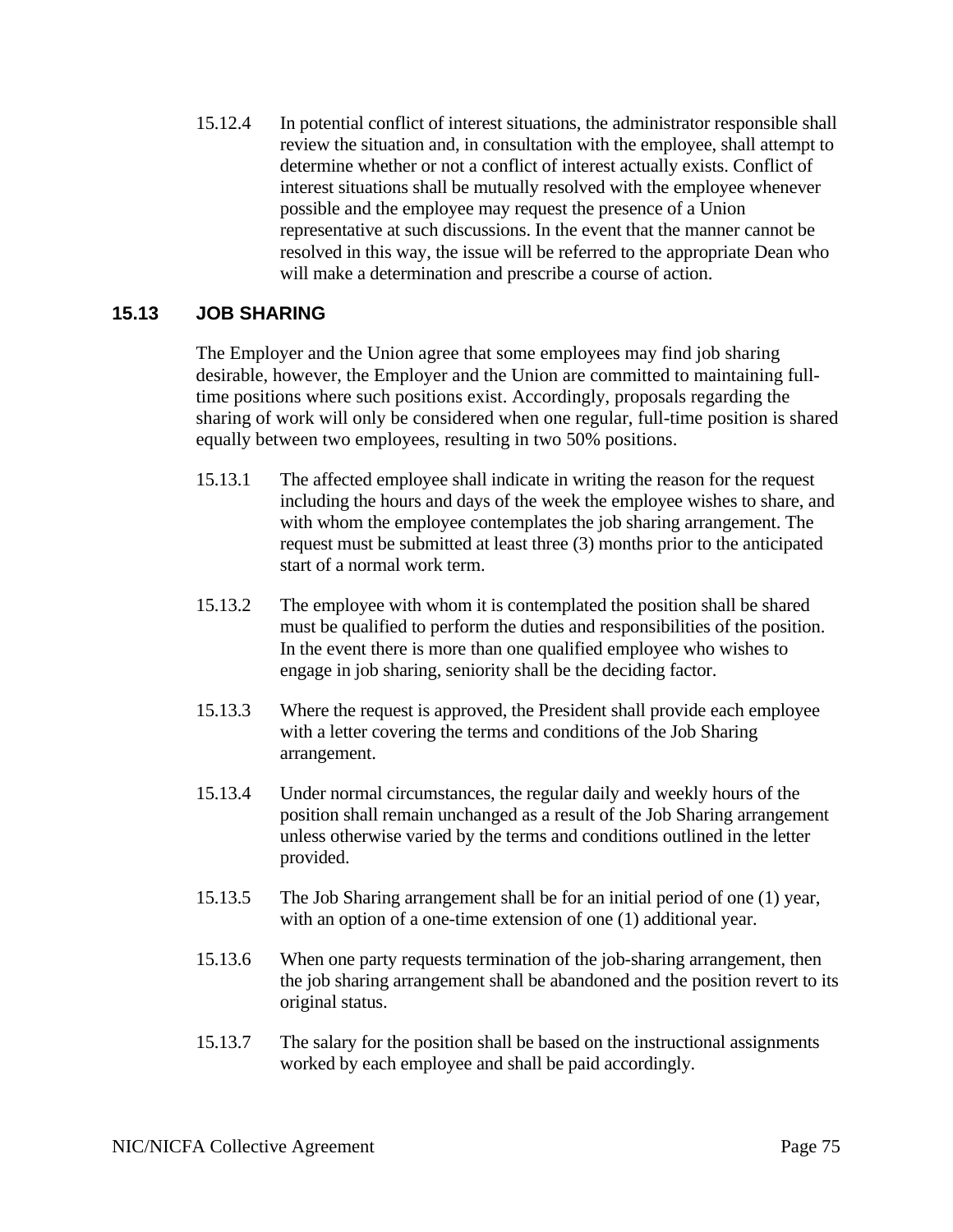15.12.4 In potential conflict of interest situations, the administrator responsible shall review the situation and, in consultation with the employee, shall attempt to determine whether or not a conflict of interest actually exists. Conflict of interest situations shall be mutually resolved with the employee whenever possible and the employee may request the presence of a Union representative at such discussions. In the event that the manner cannot be resolved in this way, the issue will be referred to the appropriate Dean who will make a determination and prescribe a course of action.

## 15.13 JOB SHARING

The Employer and the Union agree that some employees may find job sharing desirable, however, the Employer and the Union are committed to maintaining full-time positions where such positions exist. Accordingly, proposals regarding the sharing of work will only be considered when one regular, full-time position is shared equally between two employees, resulting in two 50% positions.

15.13.1 The affected employee shall indicate in writing the reason for the request including the hours and days of the week the employee wishes to share, and with whom the employee contemplates the job sharing arrangement. The request must be submitted at least three (3) months prior to the anticipated start of a normal work term.

15.13.2 The employee with whom it is contemplated the position shall be shared must be qualified to perform the duties and responsibilities of the position. In the event there is more than one qualified employee who wishes to engage in job sharing, seniority shall be the deciding factor.

15.13.3 Where the request is approved, the President shall provide each employee with a letter covering the terms and conditions of the Job Sharing arrangement.

15.13.4 Under normal circumstances, the regular daily and weekly hours of the position shall remain unchanged as a result of the Job Sharing arrangement unless otherwise varied by the terms and conditions outlined in the letter provided.

15.13.5 The Job Sharing arrangement shall be for an initial period of one (1) year, with an option of a one-time extension of one (1) additional year.

15.13.6 When one party requests termination of the job-sharing arrangement, then the job sharing arrangement shall be abandoned and the position revert to its original status.

15.13.7 The salary for the position shall be based on the instructional assignments worked by each employee and shall be paid accordingly.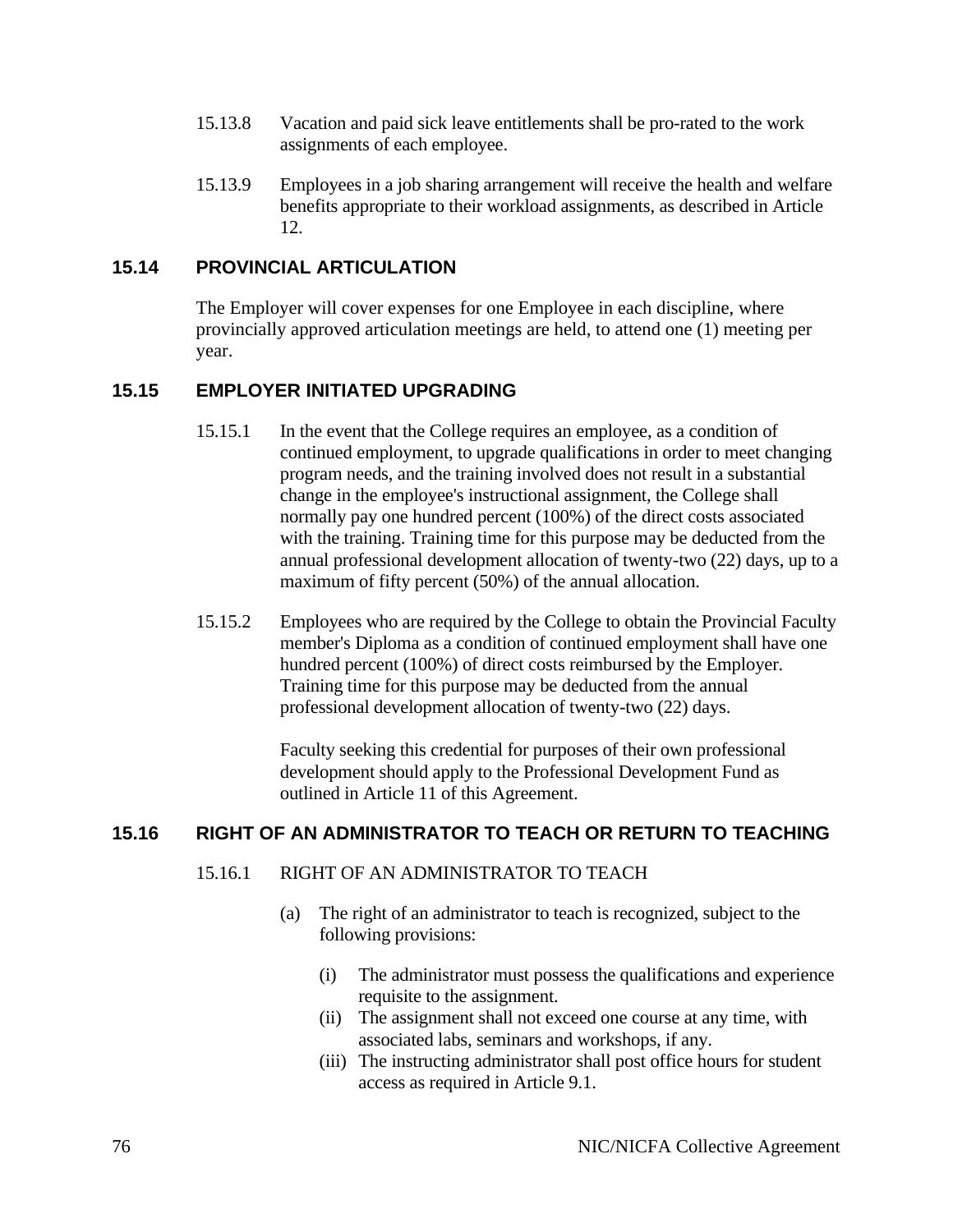15.13.8 Vacation and paid sick leave entitlements shall be pro-rated to the work assignments of each employee.

15.13.9 Employees in a job sharing arrangement will receive the health and welfare benefits appropriate to their workload assignments, as described in Article 12.

## 15.14 PROVINCIAL ARTICULATION

The Employer will cover expenses for one Employee in each discipline, where provincially approved articulation meetings are held, to attend one (1) meeting per year.

## 15.15 EMPLOYER INITIATED UPGRADING

15.15.1 In the event that the College requires an employee, as a condition of continued employment, to upgrade qualifications in order to meet changing program needs, and the training involved does not result in a substantial change in the employee's instructional assignment, the College shall normally pay one hundred percent (100%) of the direct costs associated with the training. Training time for this purpose may be deducted from the annual professional development allocation of twenty-two (22) days, up to a maximum of fifty percent (50%) of the annual allocation.

15.15.2 Employees who are required by the College to obtain the Provincial Faculty member's Diploma as a condition of continued employment shall have one hundred percent (100%) of direct costs reimbursed by the Employer. Training time for this purpose may be deducted from the annual professional development allocation of twenty-two (22) days.

Faculty seeking this credential for purposes of their own professional development should apply to the Professional Development Fund as outlined in Article 11 of this Agreement.

## 15.16 RIGHT OF AN ADMINISTRATOR TO TEACH OR RETURN TO TEACHING

15.16.1 RIGHT OF AN ADMINISTRATOR TO TEACH

(a) The right of an administrator to teach is recognized, subject to the following provisions:

(i) The administrator must possess the qualifications and experience requisite to the assignment.
(ii) The assignment shall not exceed one course at any time, with associated labs, seminars and workshops, if any.
(iii) The instructing administrator shall post office hours for student access as required in Article 9.1.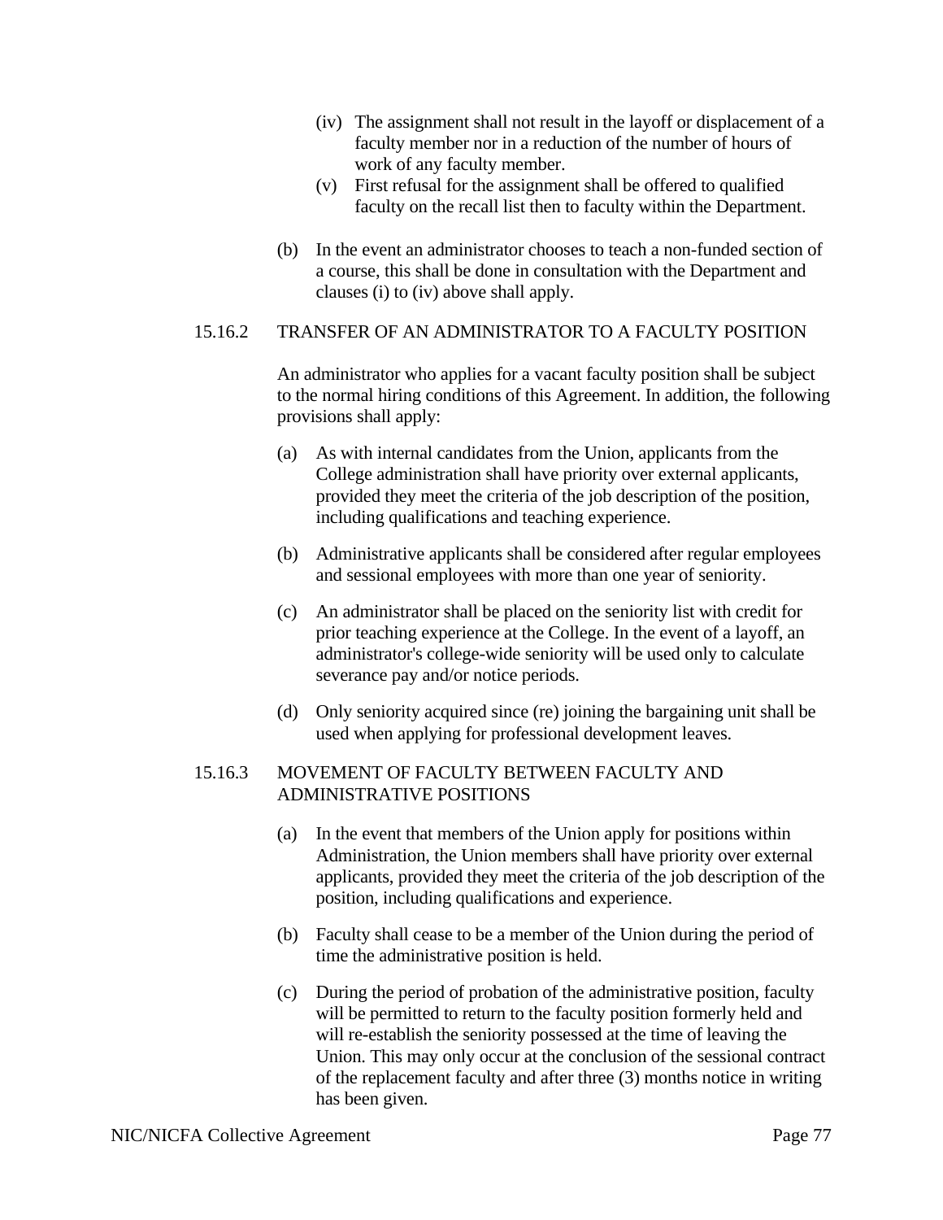(iv) The assignment shall not result in the layoff or displacement of a faculty member nor in a reduction of the number of hours of work of any faculty member.

(v) First refusal for the assignment shall be offered to qualified faculty on the recall list then to faculty within the Department.

(b) In the event an administrator chooses to teach a non-funded section of a course, this shall be done in consultation with the Department and clauses (i) to (iv) above shall apply.

### 15.16.2 TRANSFER OF AN ADMINISTRATOR TO A FACULTY POSITION

An administrator who applies for a vacant faculty position shall be subject to the normal hiring conditions of this Agreement. In addition, the following provisions shall apply:

(a) As with internal candidates from the Union, applicants from the College administration shall have priority over external applicants, provided they meet the criteria of the job description of the position, including qualifications and teaching experience.

(b) Administrative applicants shall be considered after regular employees and sessional employees with more than one year of seniority.

(c) An administrator shall be placed on the seniority list with credit for prior teaching experience at the College. In the event of a layoff, an administrator's college-wide seniority will be used only to calculate severance pay and/or notice periods.

(d) Only seniority acquired since (re) joining the bargaining unit shall be used when applying for professional development leaves.

### 15.16.3 MOVEMENT OF FACULTY BETWEEN FACULTY AND ADMINISTRATIVE POSITIONS

(a) In the event that members of the Union apply for positions within Administration, the Union members shall have priority over external applicants, provided they meet the criteria of the job description of the position, including qualifications and experience.

(b) Faculty shall cease to be a member of the Union during the period of time the administrative position is held.

(c) During the period of probation of the administrative position, faculty will be permitted to return to the faculty position formerly held and will re-establish the seniority possessed at the time of leaving the Union. This may only occur at the conclusion of the sessional contract of the replacement faculty and after three (3) months notice in writing has been given.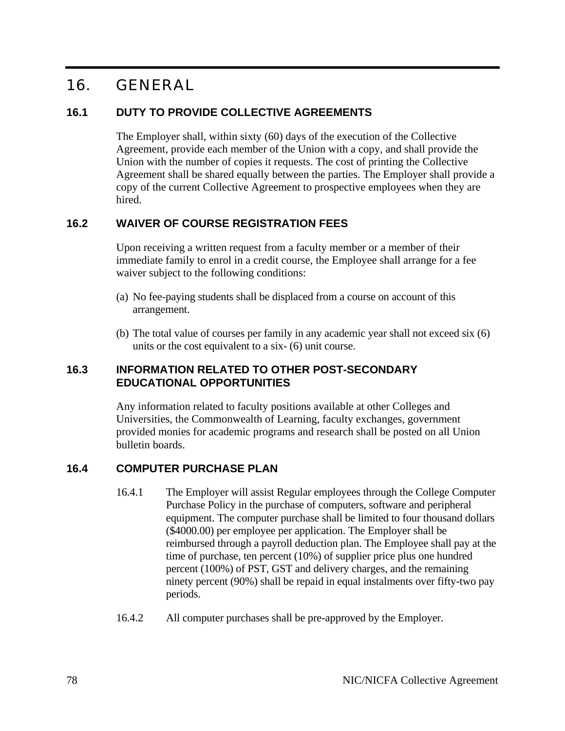# 16. GENERAL

## 16.1 DUTY TO PROVIDE COLLECTIVE AGREEMENTS

The Employer shall, within sixty (60) days of the execution of the Collective Agreement, provide each member of the Union with a copy, and shall provide the Union with the number of copies it requests. The cost of printing the Collective Agreement shall be shared equally between the parties. The Employer shall provide a copy of the current Collective Agreement to prospective employees when they are hired.

## 16.2 WAIVER OF COURSE REGISTRATION FEES

Upon receiving a written request from a faculty member or a member of their immediate family to enrol in a credit course, the Employee shall arrange for a fee waiver subject to the following conditions:

(a) No fee-paying students shall be displaced from a course on account of this arrangement.

(b) The total value of courses per family in any academic year shall not exceed six (6) units or the cost equivalent to a six- (6) unit course.

## 16.3 INFORMATION RELATED TO OTHER POST-SECONDARY EDUCATIONAL OPPORTUNITIES

Any information related to faculty positions available at other Colleges and Universities, the Commonwealth of Learning, faculty exchanges, government provided monies for academic programs and research shall be posted on all Union bulletin boards.

## 16.4 COMPUTER PURCHASE PLAN

16.4.1 The Employer will assist Regular employees through the College Computer Purchase Policy in the purchase of computers, software and peripheral equipment. The computer purchase shall be limited to four thousand dollars ($4000.00) per employee per application. The Employer shall be reimbursed through a payroll deduction plan. The Employee shall pay at the time of purchase, ten percent (10%) of supplier price plus one hundred percent (100%) of PST, GST and delivery charges, and the remaining ninety percent (90%) shall be repaid in equal instalments over fifty-two pay periods.

16.4.2 All computer purchases shall be pre-approved by the Employer.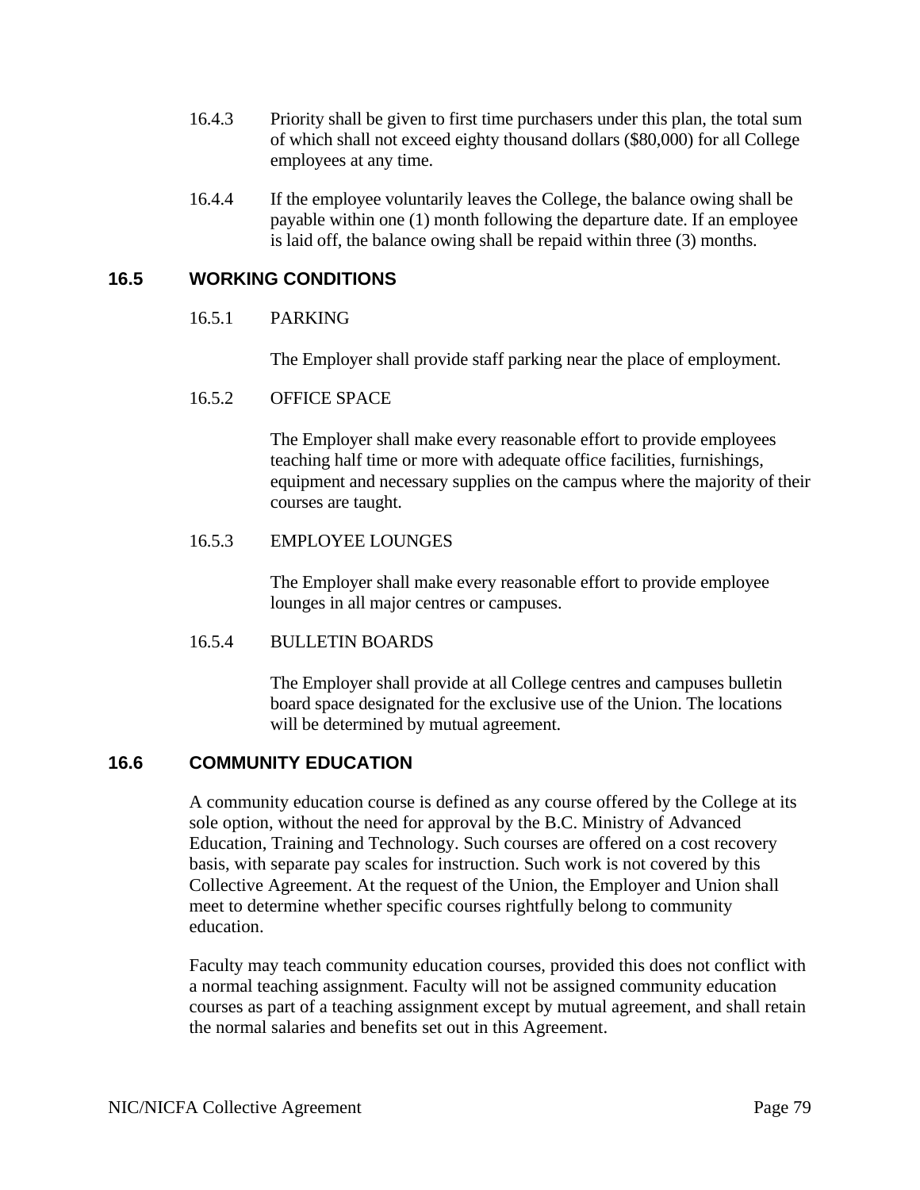16.4.3 Priority shall be given to first time purchasers under this plan, the total sum of which shall not exceed eighty thousand dollars ($80,000) for all College employees at any time.

16.4.4 If the employee voluntarily leaves the College, the balance owing shall be payable within one (1) month following the departure date. If an employee is laid off, the balance owing shall be repaid within three (3) months.

## 16.5 WORKING CONDITIONS

16.5.1 PARKING

The Employer shall provide staff parking near the place of employment.

16.5.2 OFFICE SPACE

The Employer shall make every reasonable effort to provide employees teaching half time or more with adequate office facilities, furnishings, equipment and necessary supplies on the campus where the majority of their courses are taught.

16.5.3 EMPLOYEE LOUNGES

The Employer shall make every reasonable effort to provide employee lounges in all major centres or campuses.

16.5.4 BULLETIN BOARDS

The Employer shall provide at all College centres and campuses bulletin board space designated for the exclusive use of the Union. The locations will be determined by mutual agreement.

## 16.6 COMMUNITY EDUCATION

A community education course is defined as any course offered by the College at its sole option, without the need for approval by the B.C. Ministry of Advanced Education, Training and Technology. Such courses are offered on a cost recovery basis, with separate pay scales for instruction. Such work is not covered by this Collective Agreement. At the request of the Union, the Employer and Union shall meet to determine whether specific courses rightfully belong to community education.

Faculty may teach community education courses, provided this does not conflict with a normal teaching assignment. Faculty will not be assigned community education courses as part of a teaching assignment except by mutual agreement, and shall retain the normal salaries and benefits set out in this Agreement.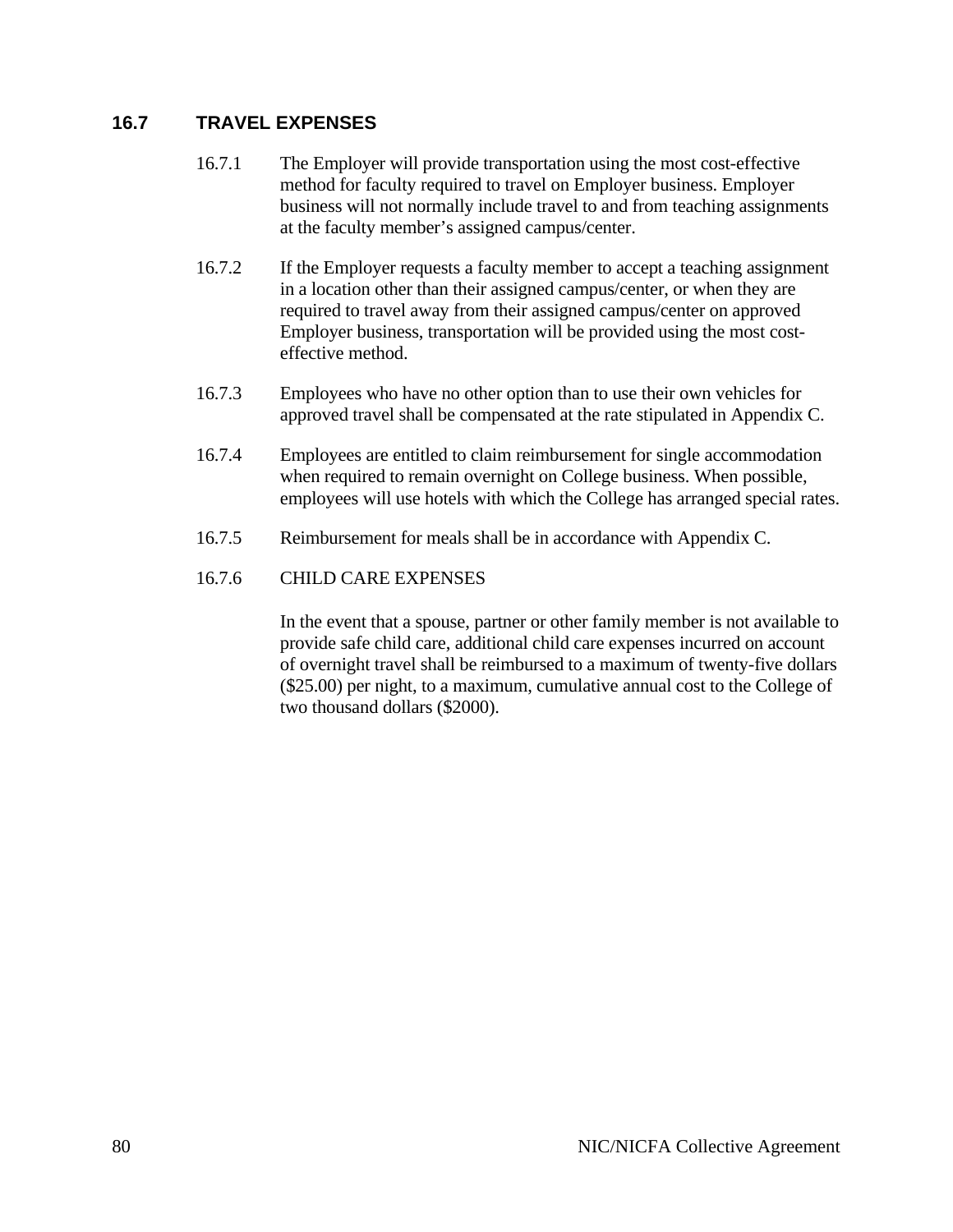## 16.7 TRAVEL EXPENSES

16.7.1 The Employer will provide transportation using the most cost-effective method for faculty required to travel on Employer business. Employer business will not normally include travel to and from teaching assignments at the faculty member's assigned campus/center.

16.7.2 If the Employer requests a faculty member to accept a teaching assignment in a location other than their assigned campus/center, or when they are required to travel away from their assigned campus/center on approved Employer business, transportation will be provided using the most cost-effective method.

16.7.3 Employees who have no other option than to use their own vehicles for approved travel shall be compensated at the rate stipulated in Appendix C.

16.7.4 Employees are entitled to claim reimbursement for single accommodation when required to remain overnight on College business. When possible, employees will use hotels with which the College has arranged special rates.

16.7.5 Reimbursement for meals shall be in accordance with Appendix C.

16.7.6 CHILD CARE EXPENSES

In the event that a spouse, partner or other family member is not available to provide safe child care, additional child care expenses incurred on account of overnight travel shall be reimbursed to a maximum of twenty-five dollars ($25.00) per night, to a maximum, cumulative annual cost to the College of two thousand dollars ($2000).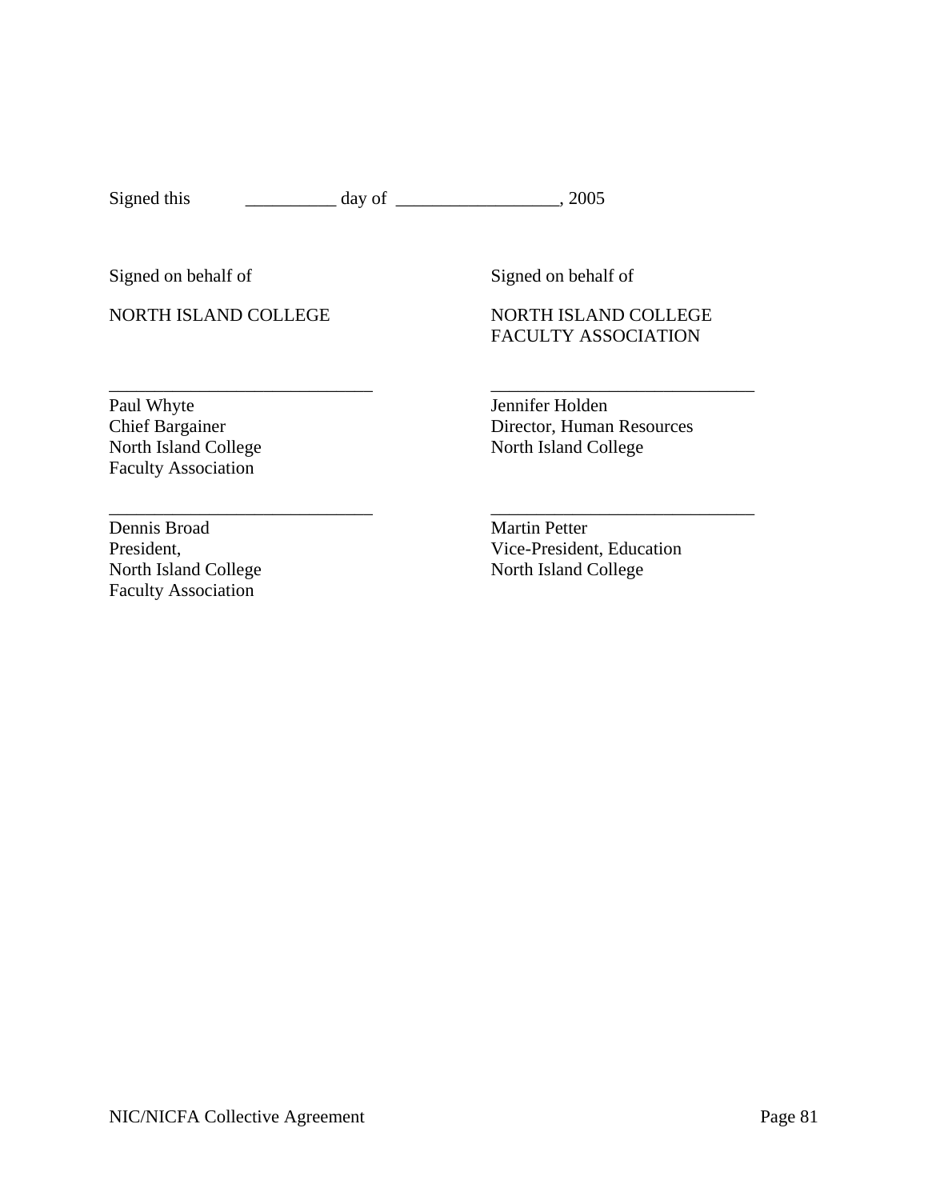Signed this __________ day of __________________, 2005

Signed on behalf of

NORTH ISLAND COLLEGE

Signed on behalf of

NORTH ISLAND COLLEGE
FACULTY ASSOCIATION

_____________________________

Paul Whyte
Chief Bargainer
North Island College
Faculty Association

_____________________________

Jennifer Holden
Director, Human Resources
North Island College

_____________________________

Dennis Broad
President,
North Island College
Faculty Association

_____________________________

Martin Petter
Vice-President, Education
North Island College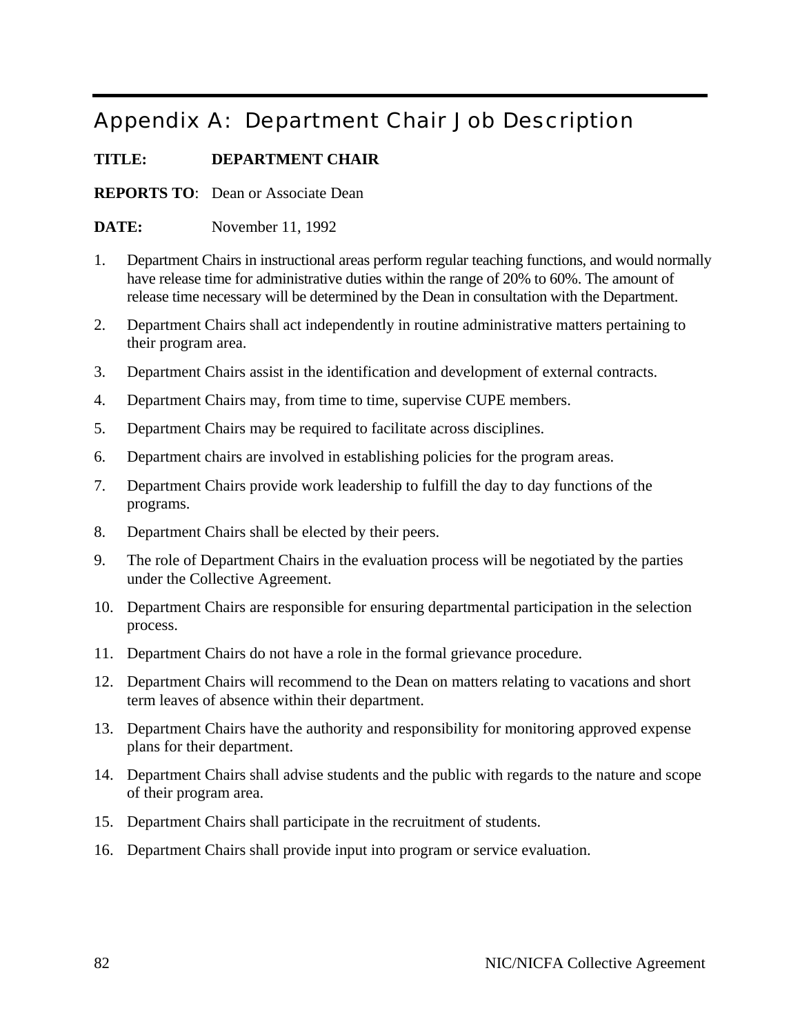# Appendix A: Department Chair Job Description

**TITLE:** **DEPARTMENT CHAIR**

**REPORTS TO**: Dean or Associate Dean

**DATE:** November 11, 1992

1. Department Chairs in instructional areas perform regular teaching functions, and would normally have release time for administrative duties within the range of 20% to 60%. The amount of release time necessary will be determined by the Dean in consultation with the Department.
2. Department Chairs shall act independently in routine administrative matters pertaining to their program area.
3. Department Chairs assist in the identification and development of external contracts.
4. Department Chairs may, from time to time, supervise CUPE members.
5. Department Chairs may be required to facilitate across disciplines.
6. Department chairs are involved in establishing policies for the program areas.
7. Department Chairs provide work leadership to fulfill the day to day functions of the programs.
8. Department Chairs shall be elected by their peers.
9. The role of Department Chairs in the evaluation process will be negotiated by the parties under the Collective Agreement.
10. Department Chairs are responsible for ensuring departmental participation in the selection process.
11. Department Chairs do not have a role in the formal grievance procedure.
12. Department Chairs will recommend to the Dean on matters relating to vacations and short term leaves of absence within their department.
13. Department Chairs have the authority and responsibility for monitoring approved expense plans for their department.
14. Department Chairs shall advise students and the public with regards to the nature and scope of their program area.
15. Department Chairs shall participate in the recruitment of students.
16. Department Chairs shall provide input into program or service evaluation.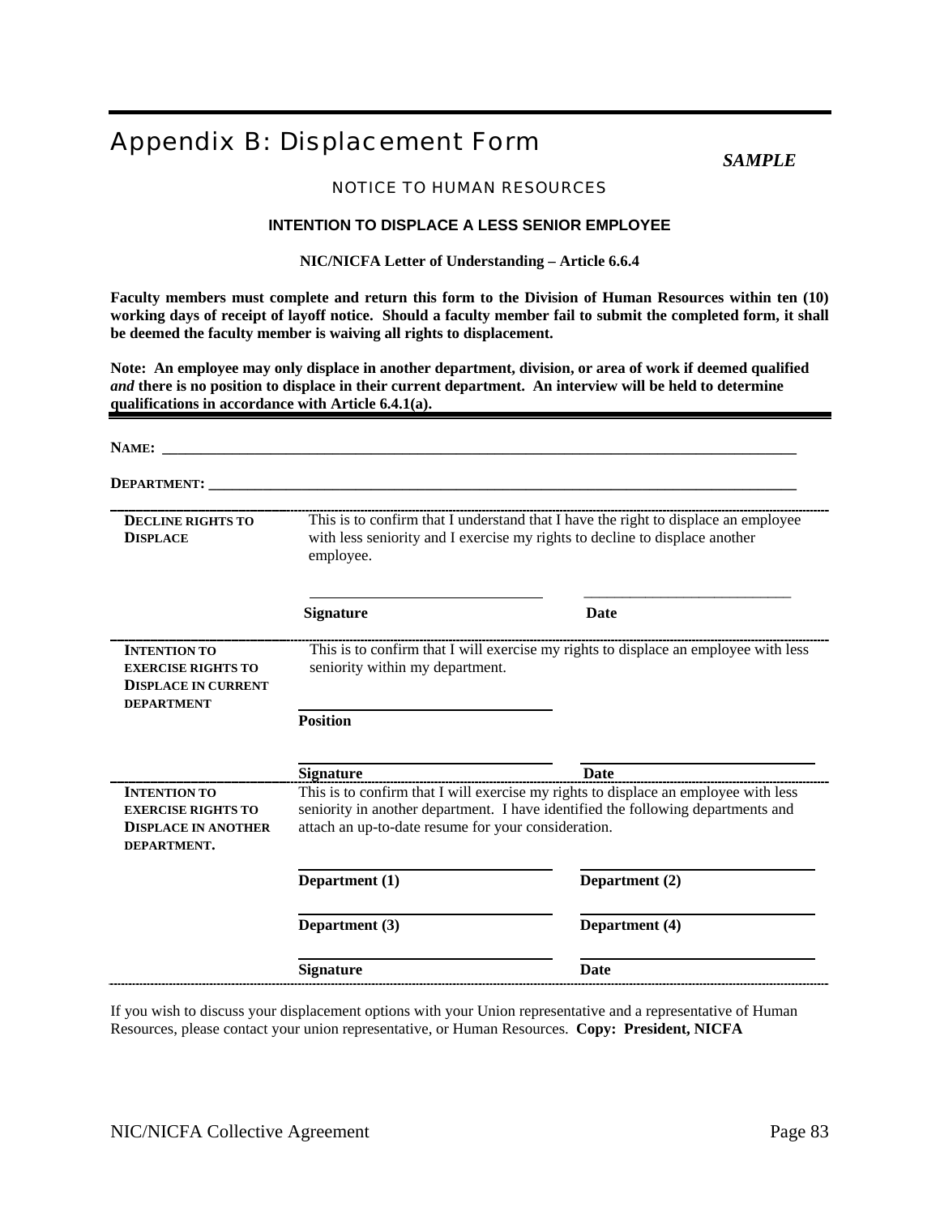# Appendix B: Displacement Form

***SAMPLE***

NOTICE TO HUMAN RESOURCES

**INTENTION TO DISPLACE A LESS SENIOR EMPLOYEE**

**NIC/NICFA Letter of Understanding – Article 6.6.4**

**Faculty members must complete and return this form to the Division of Human Resources within ten (10) working days of receipt of layoff notice. Should a faculty member fail to submit the completed form, it shall be deemed the faculty member is waiving all rights to displacement.**

**Note: An employee may only displace in another department, division, or area of work if deemed qualified *and* there is no position to displace in their current department. An interview will be held to determine qualifications in accordance with Article 6.4.1(a).**

**NAME:** ______________________________________________________________________

**DEPARTMENT:** ________________________________________________________________

| | | |
|---|---|---|
| **DECLINE RIGHTS TO DISPLACE** | This is to confirm that I understand that I have the right to displace an employee with less seniority and I exercise my rights to decline to displace another employee. | |
| | ______________________<br>**Signature** | ______________________<br>**Date** |
| **INTENTION TO EXERCISE RIGHTS TO DISPLACE IN CURRENT DEPARTMENT** | This is to confirm that I will exercise my rights to displace an employee with less seniority within my department. | |
| | ______________________<br>**Position** | |
| | ______________________<br>**Signature** | ______________________<br>**Date** |
| **INTENTION TO EXERCISE RIGHTS TO DISPLACE IN ANOTHER DEPARTMENT.** | This is to confirm that I will exercise my rights to displace an employee with less seniority in another department. I have identified the following departments and attach an up-to-date resume for your consideration. | |
| | ______________________<br>**Department (1)** | ______________________<br>**Department (2)** |
| | ______________________<br>**Department (3)** | ______________________<br>**Department (4)** |
| | ______________________<br>**Signature** | ______________________<br>**Date** |

If you wish to discuss your displacement options with your Union representative and a representative of Human Resources, please contact your union representative, or Human Resources. **Copy: President, NICFA**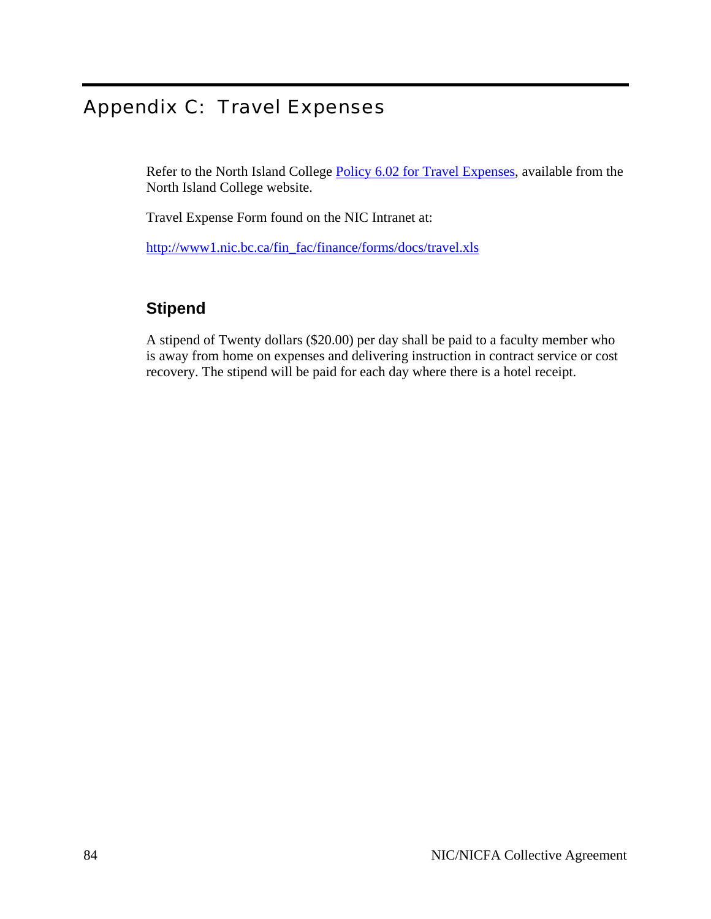# Appendix C: Travel Expenses

Refer to the North Island College [Policy 6.02 for Travel Expenses](), available from the North Island College website.

Travel Expense Form found on the NIC Intranet at:

http://www1.nic.bc.ca/fin_fac/finance/forms/docs/travel.xls

## Stipend

A stipend of Twenty dollars ($20.00) per day shall be paid to a faculty member who is away from home on expenses and delivering instruction in contract service or cost recovery. The stipend will be paid for each day where there is a hotel receipt.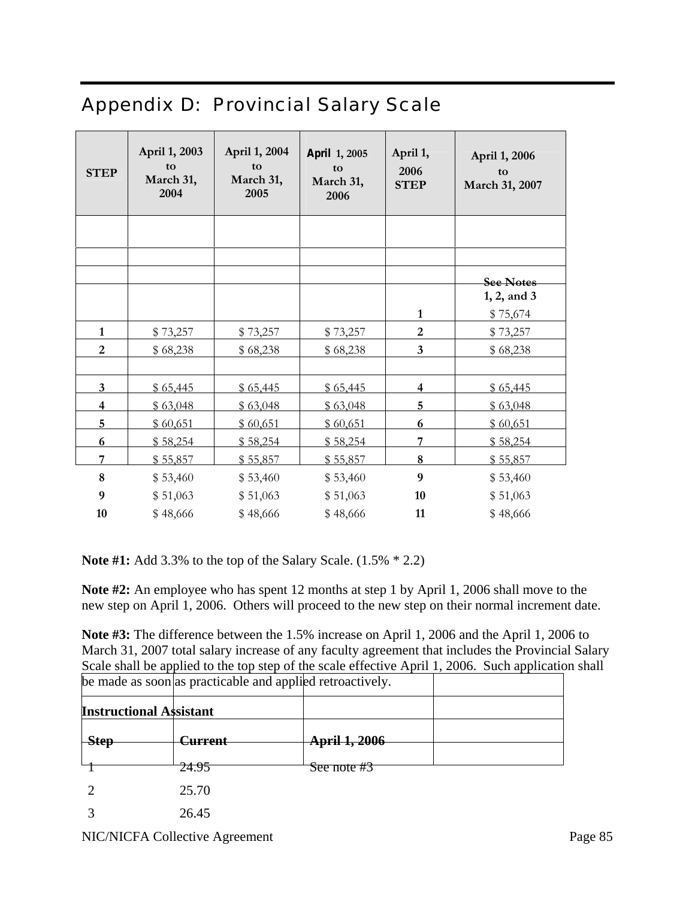## Appendix D: Provincial Salary Scale

| STEP | April 1, 2003 to March 31, 2004 | April 1, 2004 to March 31, 2005 | April 1, 2005 to March 31, 2006 | April 1, 2006 STEP | April 1, 2006 to March 31, 2007 |
|---|---|---|---|---|---|
| | | | | | |
| | | | | | |
| | | | | | See Notes 1, 2, and 3 |
| | | | | 1 | $ 75,674 |
| 1 | $ 73,257 | $ 73,257 | $ 73,257 | 2 | $ 73,257 |
| 2 | $ 68,238 | $ 68,238 | $ 68,238 | 3 | $ 68,238 |
| | | | | | |
| 3 | $ 65,445 | $ 65,445 | $ 65,445 | 4 | $ 65,445 |
| 4 | $ 63,048 | $ 63,048 | $ 63,048 | 5 | $ 63,048 |
| 5 | $ 60,651 | $ 60,651 | $ 60,651 | 6 | $ 60,651 |
| 6 | $ 58,254 | $ 58,254 | $ 58,254 | 7 | $ 58,254 |
| 7 | $ 55,857 | $ 55,857 | $ 55,857 | 8 | $ 55,857 |
| 8 | $ 53,460 | $ 53,460 | $ 53,460 | 9 | $ 53,460 |
| 9 | $ 51,063 | $ 51,063 | $ 51,063 | 10 | $ 51,063 |
| 10 | $ 48,666 | $ 48,666 | $ 48,666 | 11 | $ 48,666 |

**Note #1:** Add 3.3% to the top of the Salary Scale. (1.5% * 2.2)

**Note #2:** An employee who has spent 12 months at step 1 by April 1, 2006 shall move to the new step on April 1, 2006. Others will proceed to the new step on their normal increment date.

**Note #3:** The difference between the 1.5% increase on April 1, 2006 and the April 1, 2006 to March 31, 2007 total salary increase of any faculty agreement that includes the Provincial Salary Scale shall be applied to the top step of the scale effective April 1, 2006. Such application shall be made as soon as practicable and applied retroactively.

**Instructional Assistant**

| Step | Current | April 1, 2006 |
|---|---|---|
| 1 | 24.95 | See note #3 |
| 2 | 25.70 | |
| 3 | 26.45 | |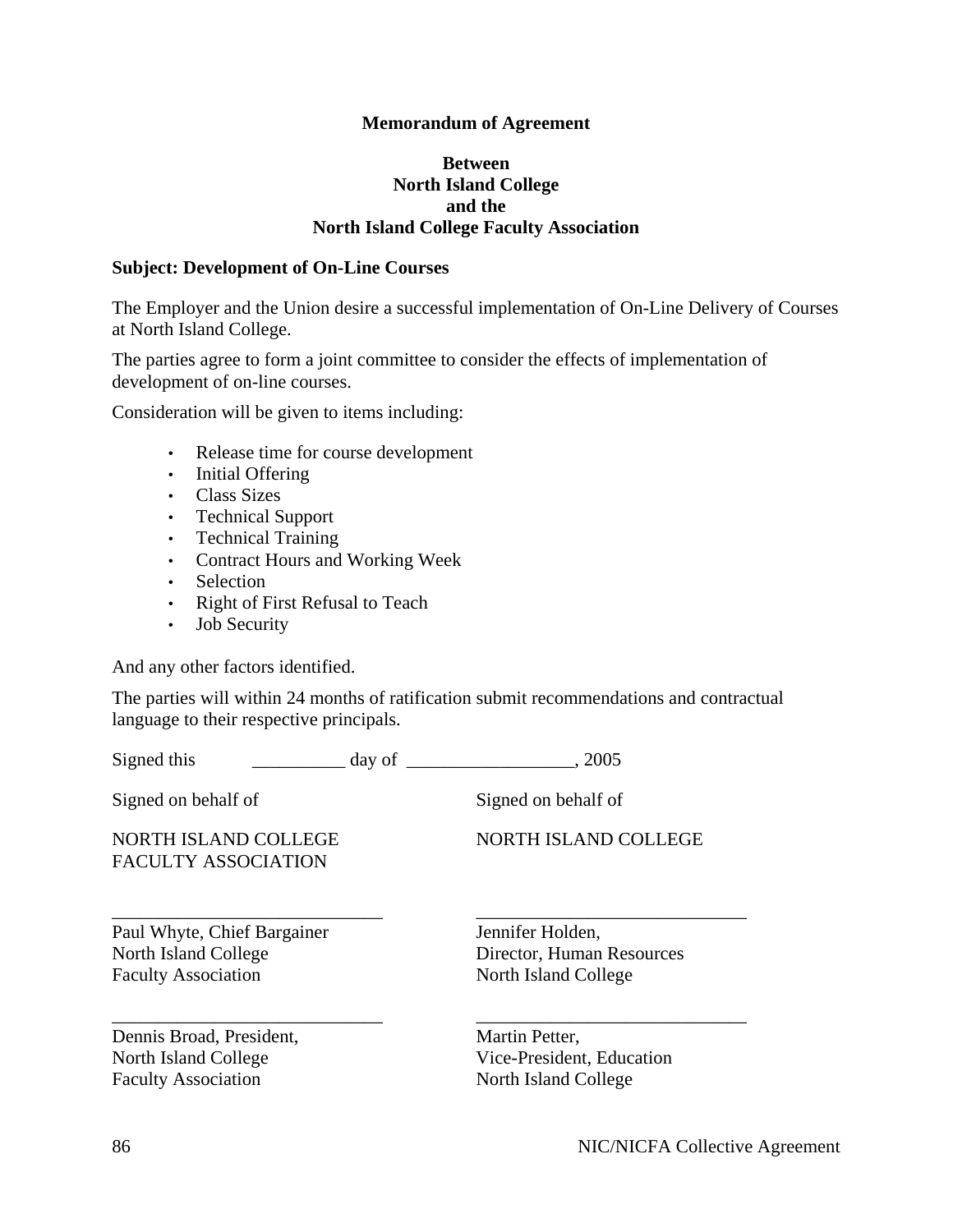**Memorandum of Agreement**

**Between**
**North Island College**
**and the**
**North Island College Faculty Association**

**Subject: Development of On-Line Courses**

The Employer and the Union desire a successful implementation of On-Line Delivery of Courses at North Island College.

The parties agree to form a joint committee to consider the effects of implementation of development of on-line courses.

Consideration will be given to items including:

- Release time for course development
- Initial Offering
- Class Sizes
- Technical Support
- Technical Training
- Contract Hours and Working Week
- Selection
- Right of First Refusal to Teach
- Job Security

And any other factors identified.

The parties will within 24 months of ratification submit recommendations and contractual language to their respective principals.

Signed this __________ day of __________________, 2005

| Signed on behalf of | Signed on behalf of |
|---|---|
| NORTH ISLAND COLLEGE FACULTY ASSOCIATION | NORTH ISLAND COLLEGE |
| _____________________________ | _____________________________ |
| Paul Whyte, Chief Bargainer<br>North Island College<br>Faculty Association | Jennifer Holden,<br>Director, Human Resources<br>North Island College |
| _____________________________ | _____________________________ |
| Dennis Broad, President,<br>North Island College<br>Faculty Association | Martin Petter,<br>Vice-President, Education<br>North Island College |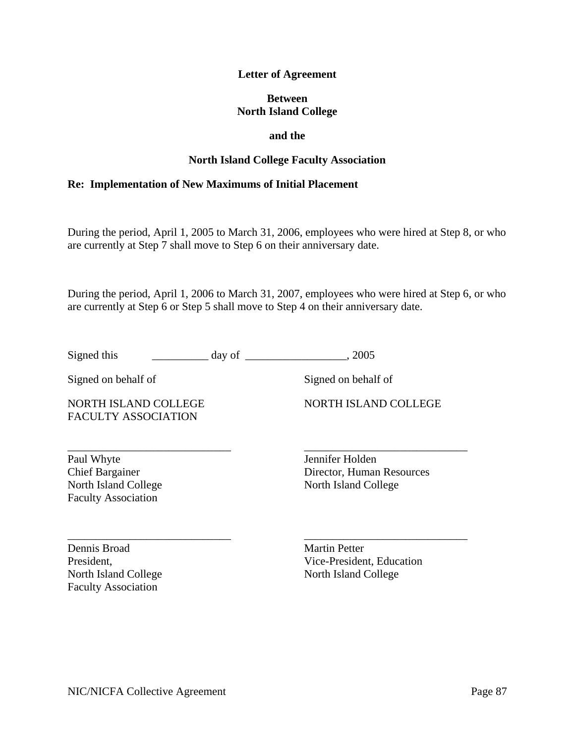**Letter of Agreement**

**Between**
**North Island College**

**and the**

**North Island College Faculty Association**

**Re: Implementation of New Maximums of Initial Placement**

During the period, April 1, 2005 to March 31, 2006, employees who were hired at Step 8, or who are currently at Step 7 shall move to Step 6 on their anniversary date.

During the period, April 1, 2006 to March 31, 2007, employees who were hired at Step 6, or who are currently at Step 6 or Step 5 shall move to Step 4 on their anniversary date.

Signed this __________ day of __________________, 2005

Signed on behalf of

NORTH ISLAND COLLEGE FACULTY ASSOCIATION

_____________________________
Paul Whyte
Chief Bargainer
North Island College
Faculty Association

_____________________________
Dennis Broad
President,
North Island College
Faculty Association

Signed on behalf of

NORTH ISLAND COLLEGE

_____________________________
Jennifer Holden
Director, Human Resources
North Island College

_____________________________
Martin Petter
Vice-President, Education
North Island College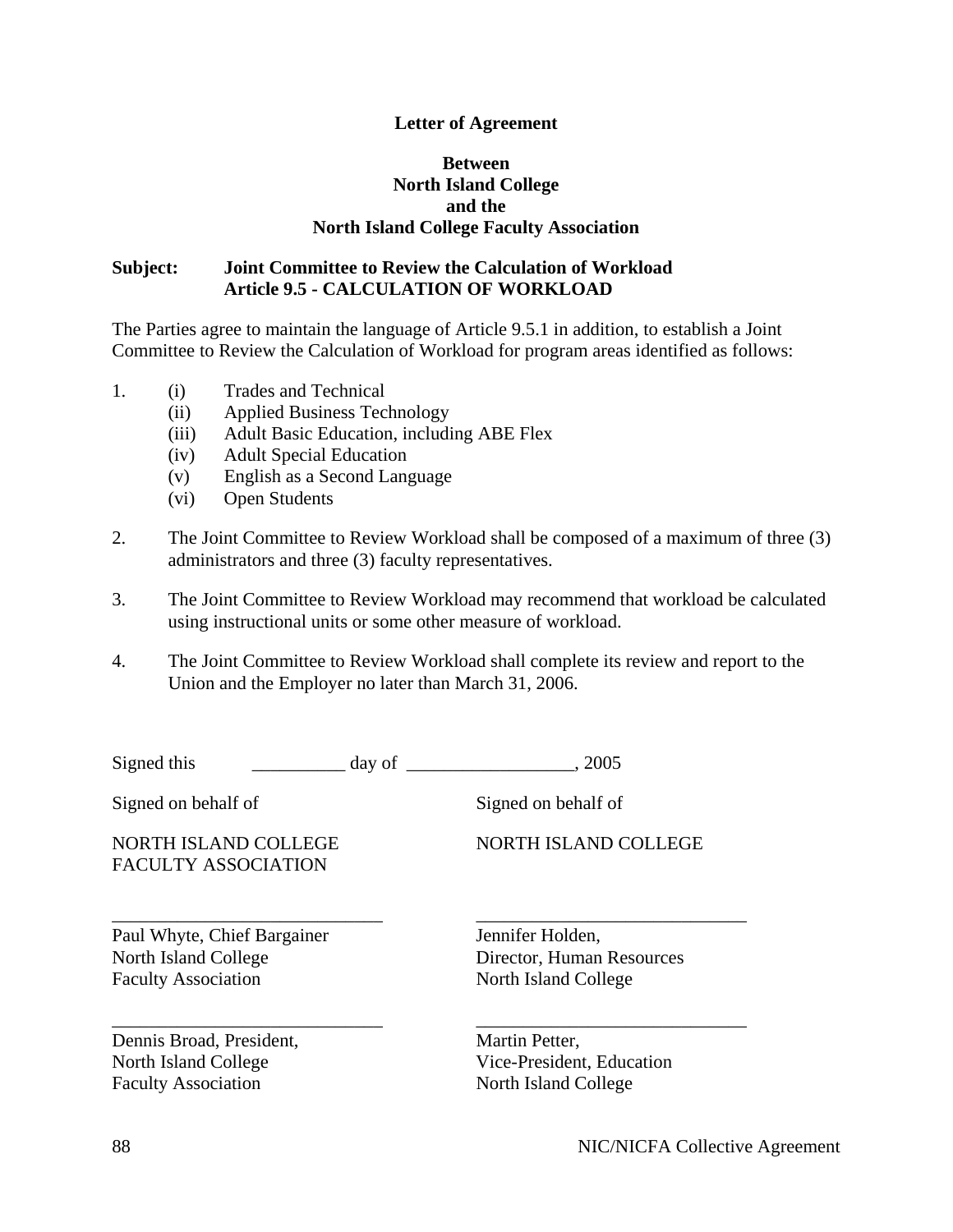**Letter of Agreement**

**Between**
**North Island College**
**and the**
**North Island College Faculty Association**

**Subject: Joint Committee to Review the Calculation of Workload**
**Article 9.5 - CALCULATION OF WORKLOAD**

The Parties agree to maintain the language of Article 9.5.1 in addition, to establish a Joint Committee to Review the Calculation of Workload for program areas identified as follows:

1. (i) Trades and Technical
   (ii) Applied Business Technology
   (iii) Adult Basic Education, including ABE Flex
   (iv) Adult Special Education
   (v) English as a Second Language
   (vi) Open Students

2. The Joint Committee to Review Workload shall be composed of a maximum of three (3) administrators and three (3) faculty representatives.

3. The Joint Committee to Review Workload may recommend that workload be calculated using instructional units or some other measure of workload.

4. The Joint Committee to Review Workload shall complete its review and report to the Union and the Employer no later than March 31, 2006.

Signed this __________ day of __________________, 2005

| Signed on behalf of | Signed on behalf of |
|---|---|
| NORTH ISLAND COLLEGE FACULTY ASSOCIATION | NORTH ISLAND COLLEGE |
| _____________________________ | _____________________________ |
| Paul Whyte, Chief Bargainer<br>North Island College<br>Faculty Association | Jennifer Holden,<br>Director, Human Resources<br>North Island College |
| _____________________________ | _____________________________ |
| Dennis Broad, President,<br>North Island College<br>Faculty Association | Martin Petter,<br>Vice-President, Education<br>North Island College |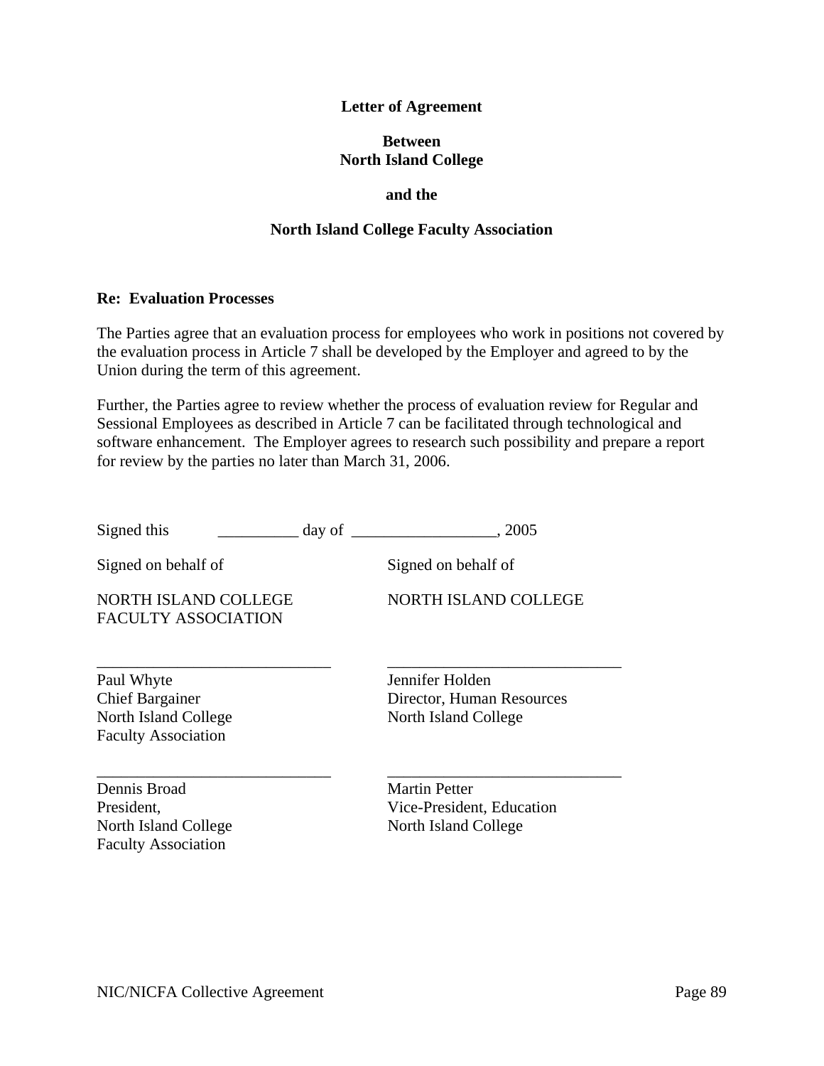**Letter of Agreement**

**Between**
**North Island College**

**and the**

**North Island College Faculty Association**

**Re: Evaluation Processes**

The Parties agree that an evaluation process for employees who work in positions not covered by the evaluation process in Article 7 shall be developed by the Employer and agreed to by the Union during the term of this agreement.

Further, the Parties agree to review whether the process of evaluation review for Regular and Sessional Employees as described in Article 7 can be facilitated through technological and software enhancement. The Employer agrees to research such possibility and prepare a report for review by the parties no later than March 31, 2006.

Signed this __________ day of __________________, 2005

| Signed on behalf of | Signed on behalf of |
|---|---|
| NORTH ISLAND COLLEGE FACULTY ASSOCIATION | NORTH ISLAND COLLEGE |
| _____________________________ | _____________________________ |
| Paul Whyte<br>Chief Bargainer<br>North Island College<br>Faculty Association | Jennifer Holden<br>Director, Human Resources<br>North Island College |
| _____________________________ | _____________________________ |
| Dennis Broad<br>President,<br>North Island College<br>Faculty Association | Martin Petter<br>Vice-President, Education<br>North Island College |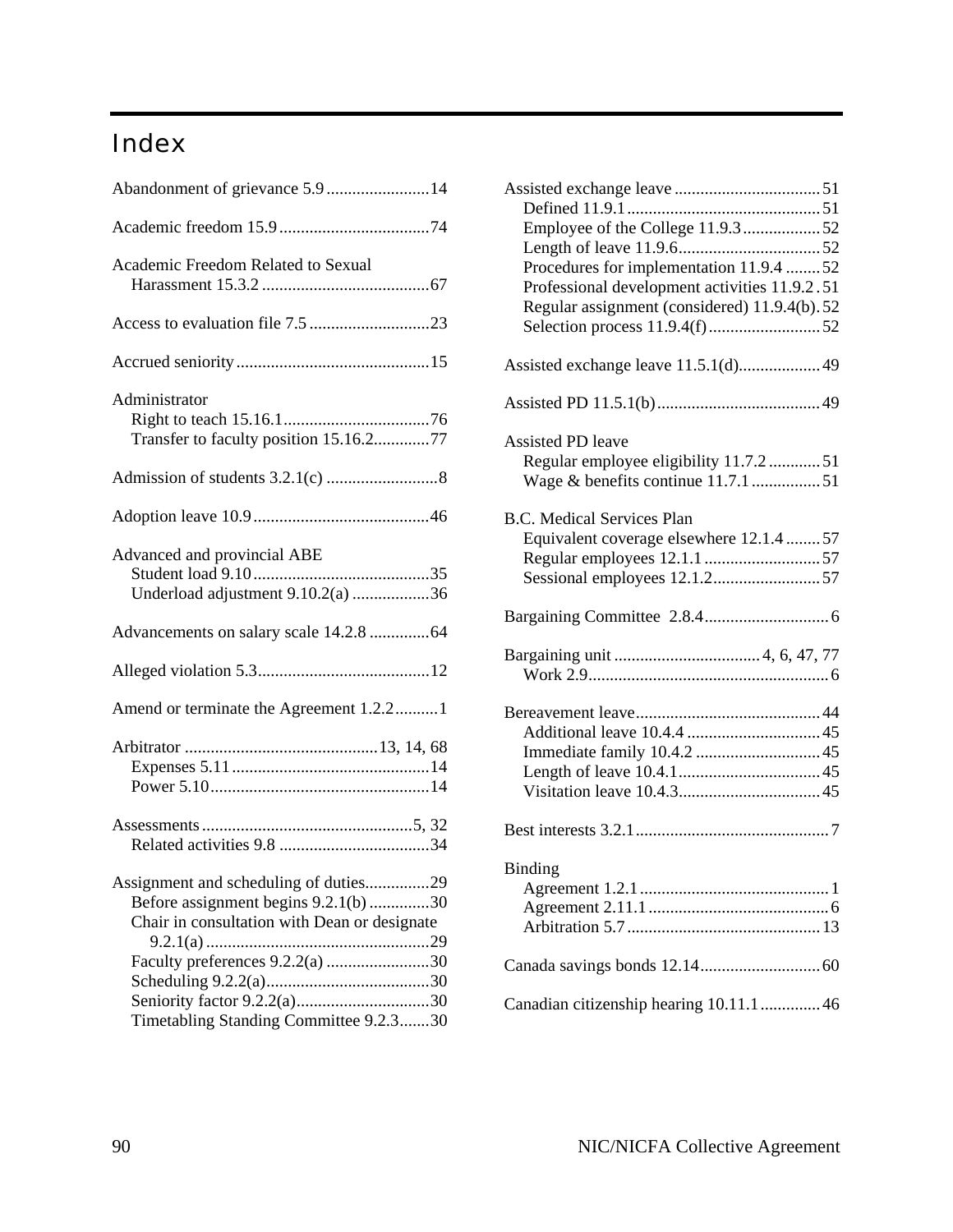# Index

Abandonment of grievance 5.9 ........................14

Academic freedom 15.9 ...................................74

Academic Freedom Related to Sexual Harassment 15.3.2 .......................................67

Access to evaluation file 7.5 ............................23

Accrued seniority.............................................15

Administrator
- Right to teach 15.16.1..................................76
- Transfer to faculty position 15.16.2.............77

Admission of students 3.2.1(c) ..........................8

Adoption leave 10.9.........................................46

Advanced and provincial ABE
- Student load 9.10.........................................35
- Underload adjustment 9.10.2(a) ..................36

Advancements on salary scale 14.2.8 ..............64

Alleged violation 5.3........................................12

Amend or terminate the Agreement 1.2.2..........1

Arbitrator .............................................13, 14, 68
- Expenses 5.11..............................................14
- Power 5.10...................................................14

Assessments.................................................5, 32
- Related activities 9.8 ...................................34

Assignment and scheduling of duties...............29
- Before assignment begins 9.2.1(b) ..............30
- Chair in consultation with Dean or designate 9.2.1(a) ....................................................29
- Faculty preferences 9.2.2(a) ........................30
- Scheduling 9.2.2(a)......................................30
- Seniority factor 9.2.2(a)...............................30
- Timetabling Standing Committee 9.2.3.......30

Assisted exchange leave ..................................51
- Defined 11.9.1.............................................51
- Employee of the College 11.9.3..................52
- Length of leave 11.9.6.................................52
- Procedures for implementation 11.9.4 ........52
- Professional development activities 11.9.2 .51
- Regular assignment (considered) 11.9.4(b).52
- Selection process 11.9.4(f)..........................52

Assisted exchange leave 11.5.1(d)...................49

Assisted PD 11.5.1(b)......................................49

Assisted PD leave
- Regular employee eligibility 11.7.2 ............51
- Wage & benefits continue 11.7.1 ................51

B.C. Medical Services Plan
- Equivalent coverage elsewhere 12.1.4 ........57
- Regular employees 12.1.1 ...........................57
- Sessional employees 12.1.2.........................57

Bargaining Committee 2.8.4.............................6

Bargaining unit ..................................4, 6, 47, 77
- Work 2.9........................................................6

Bereavement leave...........................................44
- Additional leave 10.4.4 ...............................45
- Immediate family 10.4.2 .............................45
- Length of leave 10.4.1.................................45
- Visitation leave 10.4.3.................................45

Best interests 3.2.1.............................................7

Binding
- Agreement 1.2.1............................................1
- Agreement 2.11.1..........................................6
- Arbitration 5.7.............................................13

Canada savings bonds 12.14............................60

Canadian citizenship hearing 10.11.1..............46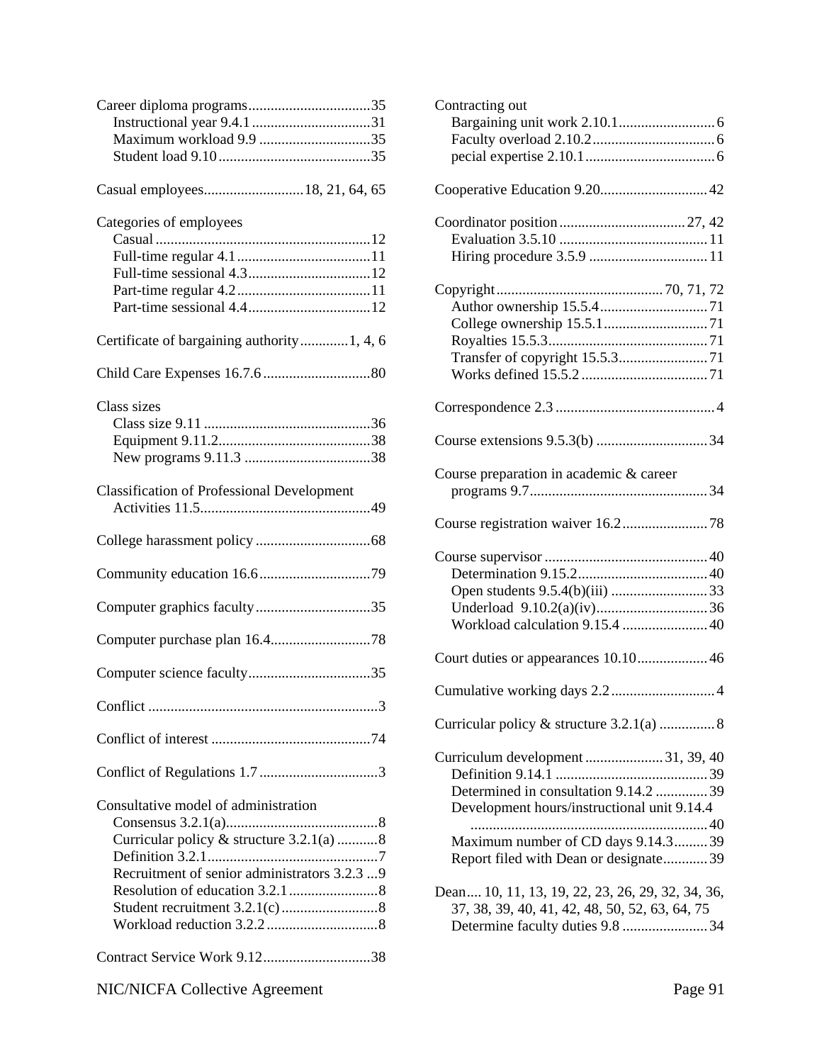Career diploma programs.................................35
- Instructional year 9.4.1................................31
- Maximum workload 9.9..............................35
- Student load 9.10.........................................35

Casual employees..........................18, 21, 64, 65

Categories of employees
- Casual..........................................................12
- Full-time regular 4.1....................................11
- Full-time sessional 4.3.................................12
- Part-time regular 4.2....................................11
- Part-time sessional 4.4.................................12

Certificate of bargaining authority.............1, 4, 6

Child Care Expenses 16.7.6.............................80

Class sizes
- Class size 9.11.............................................36
- Equipment 9.11.2.........................................38
- New programs 9.11.3..................................38

Classification of Professional Development Activities 11.5..............................................49

College harassment policy...............................68

Community education 16.6..............................79

Computer graphics faculty...............................35

Computer purchase plan 16.4...........................78

Computer science faculty.................................35

Conflict..............................................................3

Conflict of interest...........................................74

Conflict of Regulations 1.7................................3

Consultative model of administration
- Consensus 3.2.1(a).........................................8
- Curricular policy & structure 3.2.1(a)...........8
- Definition 3.2.1..............................................7
- Recruitment of senior administrators 3.2.3...9
- Resolution of education 3.2.1........................8
- Student recruitment 3.2.1(c)..........................8
- Workload reduction 3.2.2..............................8

Contract Service Work 9.12............................38

Contracting out
- Bargaining unit work 2.10.1..........................6
- Faculty overload 2.10.2.................................6
- pecial expertise 2.10.1...................................6

Cooperative Education 9.20.............................42

Coordinator position..................................27, 42
- Evaluation 3.5.10........................................11
- Hiring procedure 3.5.9................................11

Copyright............................................70, 71, 72
- Author ownership 15.5.4.............................71
- College ownership 15.5.1............................71
- Royalties 15.5.3...........................................71
- Transfer of copyright 15.5.3........................71
- Works defined 15.5.2..................................71

Correspondence 2.3...........................................4

Course extensions 9.5.3(b)..............................34

Course preparation in academic & career programs 9.7................................................34

Course registration waiver 16.2.......................78

Course supervisor............................................40
- Determination 9.15.2...................................40
- Open students 9.5.4(b)(iii)..........................33
- Underload 9.10.2(a)(iv)..............................36
- Workload calculation 9.15.4.......................40

Court duties or appearances 10.10...................46

Cumulative working days 2.2............................4

Curricular policy & structure 3.2.1(a)...............8

Curriculum development.....................31, 39, 40
- Definition 9.14.1.........................................39
- Determined in consultation 9.14.2..............39
- Development hours/instructional unit 9.14.4...............................................................40
- Maximum number of CD days 9.14.3.........39
- Report filed with Dean or designate............39

Dean.... 10, 11, 13, 19, 22, 23, 26, 29, 32, 34, 36, 37, 38, 39, 40, 41, 42, 48, 50, 52, 63, 64, 75
- Determine faculty duties 9.8.......................34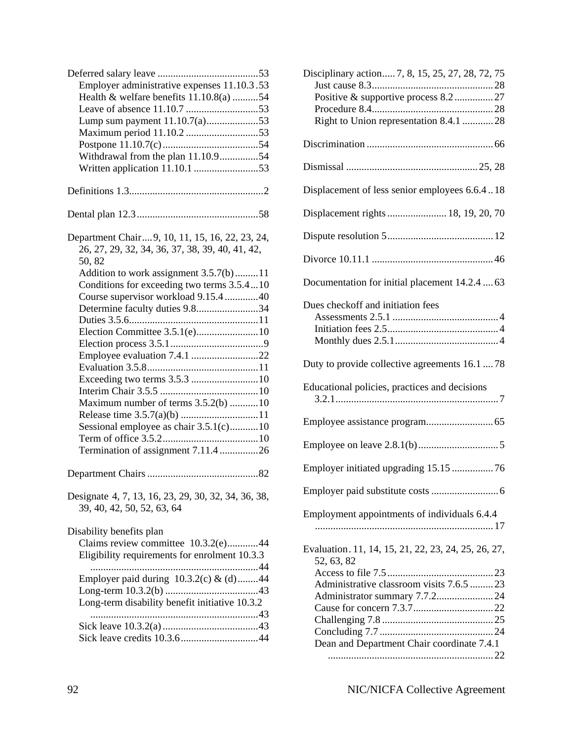Deferred salary leave ....................................... 53
- Employer administrative expenses 11.10.3 . 53
- Health & welfare benefits 11.10.8(a) .......... 54
- Leave of absence 11.10.7 ............................ 53
- Lump sum payment 11.10.7(a).................... 53
- Maximum period 11.10.2 ............................ 53
- Postpone 11.10.7(c) ..................................... 54
- Withdrawal from the plan 11.10.9............... 54
- Written application 11.10.1 ......................... 53

Definitions 1.3.................................................... 2

Dental plan 12.3 ............................................... 58

Department Chair .... 9, 10, 11, 15, 16, 22, 23, 24, 26, 27, 29, 32, 34, 36, 37, 38, 39, 40, 41, 42, 50, 82
- Addition to work assignment 3.5.7(b) ......... 11
- Conditions for exceeding two terms 3.5.4 ... 10
- Course supervisor workload 9.15.4 ............. 40
- Determine faculty duties 9.8........................ 34
- Duties 3.5.6.................................................. 11
- Election Committee 3.5.1(e)........................ 10
- Election process 3.5.1 .................................... 9
- Employee evaluation 7.4.1 .......................... 22
- Evaluation 3.5.8........................................... 11
- Exceeding two terms 3.5.3 .......................... 10
- Interim Chair 3.5.5 ...................................... 10
- Maximum number of terms 3.5.2(b) ........... 10
- Release time 3.5.7(a)(b) ............................. 11
- Sessional employee as chair 3.5.1(c)........... 10
- Term of office 3.5.2 ..................................... 10
- Termination of assignment 7.11.4 ............... 26

Department Chairs ........................................... 82

Designate 4, 7, 13, 16, 23, 29, 30, 32, 34, 36, 38, 39, 40, 42, 50, 52, 63, 64

Disability benefits plan
- Claims review committee 10.3.2(e)............ 44
- Eligibility requirements for enrolment 10.3.3 ................................................................ 44
- Employer paid during 10.3.2(c) & (d) ........ 44
- Long-term 10.3.2(b) .................................... 43
- Long-term disability benefit initiative 10.3.2 ................................................................ 43
- Sick leave 10.3.2(a) ..................................... 43
- Sick leave credits 10.3.6 .............................. 44

Disciplinary action..... 7, 8, 15, 25, 27, 28, 72, 75
- Just cause 8.3............................................... 28
- Positive & supportive process 8.2 ............... 27
- Procedure 8.4............................................... 28
- Right to Union representation 8.4.1 ............ 28

Discrimination ................................................. 66

Dismissal ................................................... 25, 28

Displacement of less senior employees 6.6.4 .. 18

Displacement rights ....................... 18, 19, 20, 70

Dispute resolution 5......................................... 12

Divorce 10.11.1 ............................................... 46

Documentation for initial placement 14.2.4 .... 63

Dues checkoff and initiation fees
- Assessments 2.5.1 ......................................... 4
- Initiation fees 2.5........................................... 4
- Monthly dues 2.5.1........................................ 4

Duty to provide collective agreements 16.1 .... 78

Educational policies, practices and decisions 3.2.1............................................................... 7

Employee assistance program.......................... 65

Employee on leave 2.8.1(b)............................... 5

Employer initiated upgrading 15.15 ................ 76

Employer paid substitute costs .......................... 6

Employment appointments of individuals 6.4.4 ..................................................................... 17

Evaluation. 11, 14, 15, 21, 22, 23, 24, 25, 26, 27, 52, 63, 82
- Access to file 7.5 ......................................... 23
- Administrative classroom visits 7.6.5 ......... 23
- Administrator summary 7.7.2...................... 24
- Cause for concern 7.3.7............................... 22
- Challenging 7.8 ........................................... 25
- Concluding 7.7 ............................................ 24
- Dean and Department Chair coordinate 7.4.1 ................................................................ 22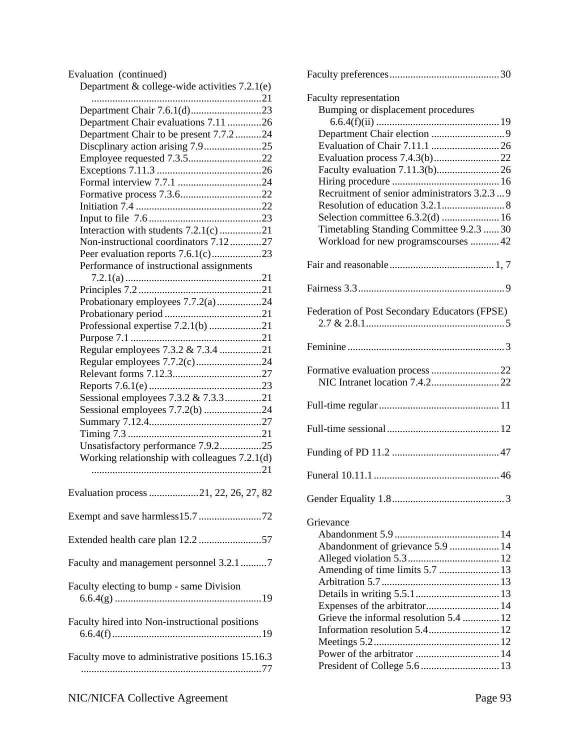Evaluation (continued)
- Department & college-wide activities 7.2.1(e) ....21
- Department Chair 7.6.1(d) ....23
- Department Chair evaluations 7.11 ....26
- Department Chair to be present 7.7.2 ....24
- Discplinary action arising 7.9 ....25
- Employee requested 7.3.5 ....22
- Exceptions 7.11.3 ....26
- Formal interview 7.7.1 ....24
- Formative process 7.3.6 ....22
- Initiation 7.4 ....22
- Input to file 7.6 ....23
- Interaction with students 7.2.1(c) ....21
- Non-instructional coordinators 7.12 ....27
- Peer evaluation reports 7.6.1(c) ....23
- Performance of instructional assignments 7.2.1(a) ....21
- Principles 7.2 ....21
- Probationary employees 7.7.2(a) ....24
- Probationary period ....21
- Professional expertise 7.2.1(b) ....21
- Purpose 7.1 ....21
- Regular employees 7.3.2 & 7.3.4 ....21
- Regular employees 7.7.2(c) ....24
- Relevant forms 7.12.3 ....27
- Reports 7.6.1(e) ....23
- Sessional employees 7.3.2 & 7.3.3 ....21
- Sessional employees 7.7.2(b) ....24
- Summary 7.12.4 ....27
- Timing 7.3 ....21
- Unsatisfactory performance 7.9.2 ....25
- Working relationship with colleagues 7.2.1(d) ....21

Evaluation process ....21, 22, 26, 27, 82

Exempt and save harmless15.7 ....72

Extended health care plan 12.2 ....57

Faculty and management personnel 3.2.1 ....7

Faculty electing to bump - same Division 6.6.4(g) ....19

Faculty hired into Non-instructional positions 6.6.4(f) ....19

Faculty move to administrative positions 15.16.3 ....77

Faculty preferences ....30

Faculty representation
- Bumping or displacement procedures 6.6.4(f)(ii) ....19
- Department Chair election ....9
- Evaluation of Chair 7.11.1 ....26
- Evaluation process 7.4.3(b) ....22
- Faculty evaluation 7.11.3(b) ....26
- Hiring procedure ....16
- Recruitment of senior administrators 3.2.3 ....9
- Resolution of education 3.2.1 ....8
- Selection committee 6.3.2(d) ....16
- Timetabling Standing Committee 9.2.3 ....30
- Workload for new programscourses ....42

Fair and reasonable ....1, 7

Fairness 3.3 ....9

Federation of Post Secondary Educators (FPSE) 2.7 & 2.8.1 ....5

Feminine ....3

Formative evaluation process ....22
- NIC Intranet location 7.4.2 ....22

Full-time regular ....11

Full-time sessional ....12

Funding of PD 11.2 ....47

Funeral 10.11.1 ....46

Gender Equality 1.8 ....3

Grievance
- Abandonment 5.9 ....14
- Abandonment of grievance 5.9 ....14
- Alleged violation 5.3 ....12
- Amending of time limits 5.7 ....13
- Arbitration 5.7 ....13
- Details in writing 5.5.1 ....13
- Expenses of the arbitrator ....14
- Grieve the informal resolution 5.4 ....12
- Information resolution 5.4 ....12
- Meetings 5.2 ....12
- Power of the arbitrator ....14
- President of College 5.6 ....13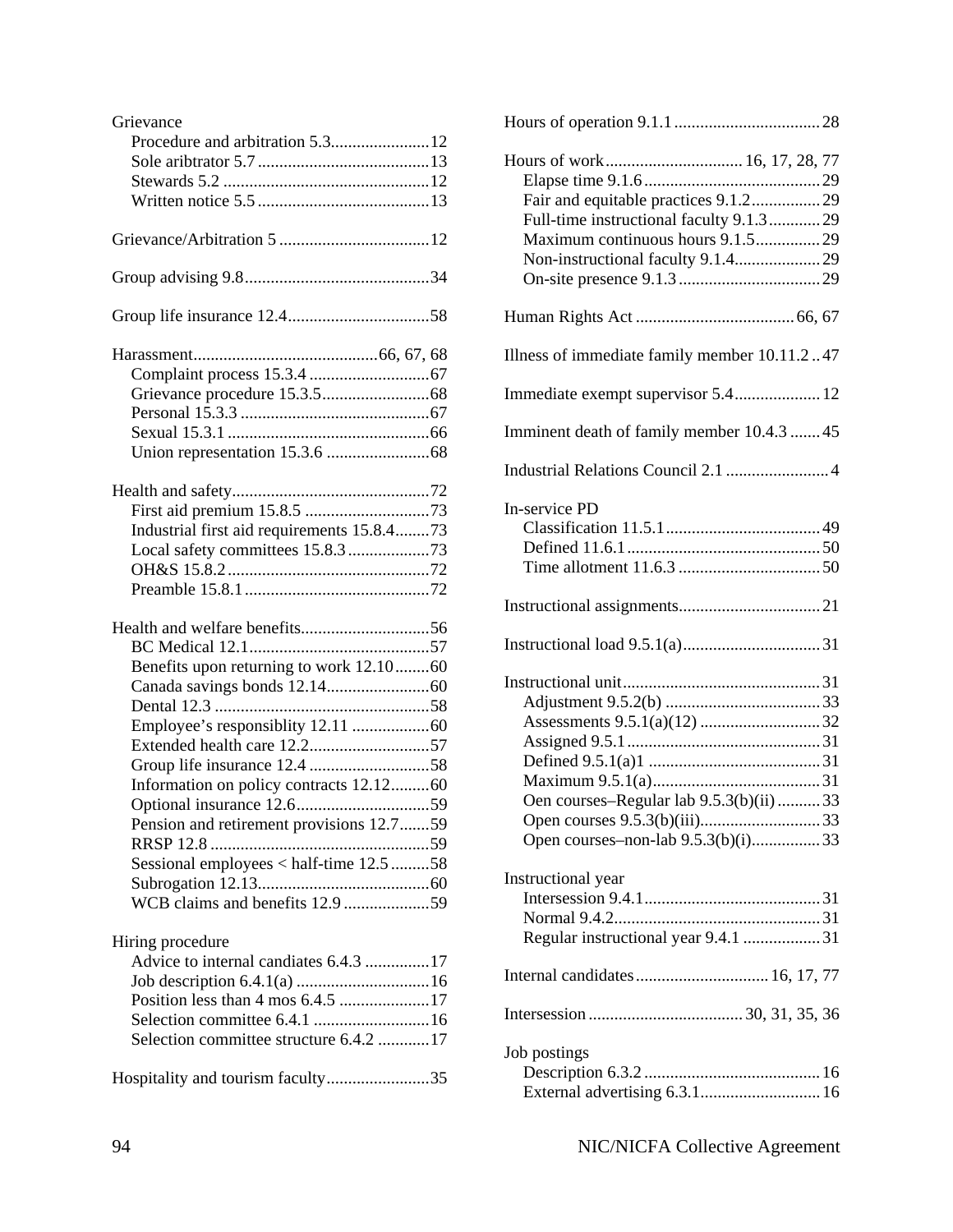Grievance
- Procedure and arbitration 5.3 ....................... 12
- Sole aribtrator 5.7 ....................... 13
- Stewards 5.2 ....................... 12
- Written notice 5.5 ....................... 13

Grievance/Arbitration 5 ....................... 12

Group advising 9.8 ....................... 34

Group life insurance 12.4 ....................... 58

Harassment ....................... 66, 67, 68
- Complaint process 15.3.4 ....................... 67
- Grievance procedure 15.3.5 ....................... 68
- Personal 15.3.3 ....................... 67
- Sexual 15.3.1 ....................... 66
- Union representation 15.3.6 ....................... 68

Health and safety ....................... 72
- First aid premium 15.8.5 ....................... 73
- Industrial first aid requirements 15.8.4 ....................... 73
- Local safety committees 15.8.3 ....................... 73
- OH&S 15.8.2 ....................... 72
- Preamble 15.8.1 ....................... 72

Health and welfare benefits ....................... 56
- BC Medical 12.1 ....................... 57
- Benefits upon returning to work 12.10 ....................... 60
- Canada savings bonds 12.14 ....................... 60
- Dental 12.3 ....................... 58
- Employee's responsiblity 12.11 ....................... 60
- Extended health care 12.2 ....................... 57
- Group life insurance 12.4 ....................... 58
- Information on policy contracts 12.12 ....................... 60
- Optional insurance 12.6 ....................... 59
- Pension and retirement provisions 12.7 ....................... 59
- RRSP 12.8 ....................... 59
- Sessional employees < half-time 12.5 ....................... 58
- Subrogation 12.13 ....................... 60
- WCB claims and benefits 12.9 ....................... 59

Hiring procedure
- Advice to internal candiates 6.4.3 ....................... 17
- Job description 6.4.1(a) ....................... 16
- Position less than 4 mos 6.4.5 ....................... 17
- Selection committee 6.4.1 ....................... 16
- Selection committee structure 6.4.2 ....................... 17

Hospitality and tourism faculty ....................... 35

Hours of operation 9.1.1 ....................... 28

Hours of work ....................... 16, 17, 28, 77
- Elapse time 9.1.6 ....................... 29
- Fair and equitable practices 9.1.2 ....................... 29
- Full-time instructional faculty 9.1.3 ....................... 29
- Maximum continuous hours 9.1.5 ....................... 29
- Non-instructional faculty 9.1.4 ....................... 29
- On-site presence 9.1.3 ....................... 29

Human Rights Act ....................... 66, 67

Illness of immediate family member 10.11.2 ....................... 47

Immediate exempt supervisor 5.4 ....................... 12

Imminent death of family member 10.4.3 ....................... 45

Industrial Relations Council 2.1 ....................... 4

In-service PD
- Classification 11.5.1 ....................... 49
- Defined 11.6.1 ....................... 50
- Time allotment 11.6.3 ....................... 50

Instructional assignments ....................... 21

Instructional load 9.5.1(a) ....................... 31

Instructional unit ....................... 31
- Adjustment 9.5.2(b) ....................... 33
- Assessments 9.5.1(a)(12) ....................... 32
- Assigned 9.5.1 ....................... 31
- Defined 9.5.1(a)1 ....................... 31
- Maximum 9.5.1(a) ....................... 31
- Oen courses–Regular lab 9.5.3(b)(ii) ....................... 33
- Open courses 9.5.3(b)(iii) ....................... 33
- Open courses–non-lab 9.5.3(b)(i) ....................... 33

Instructional year
- Intersession 9.4.1 ....................... 31
- Normal 9.4.2 ....................... 31
- Regular instructional year 9.4.1 ....................... 31

Internal candidates ....................... 16, 17, 77

Intersession ....................... 30, 31, 35, 36

Job postings
- Description 6.3.2 ....................... 16
- External advertising 6.3.1 ....................... 16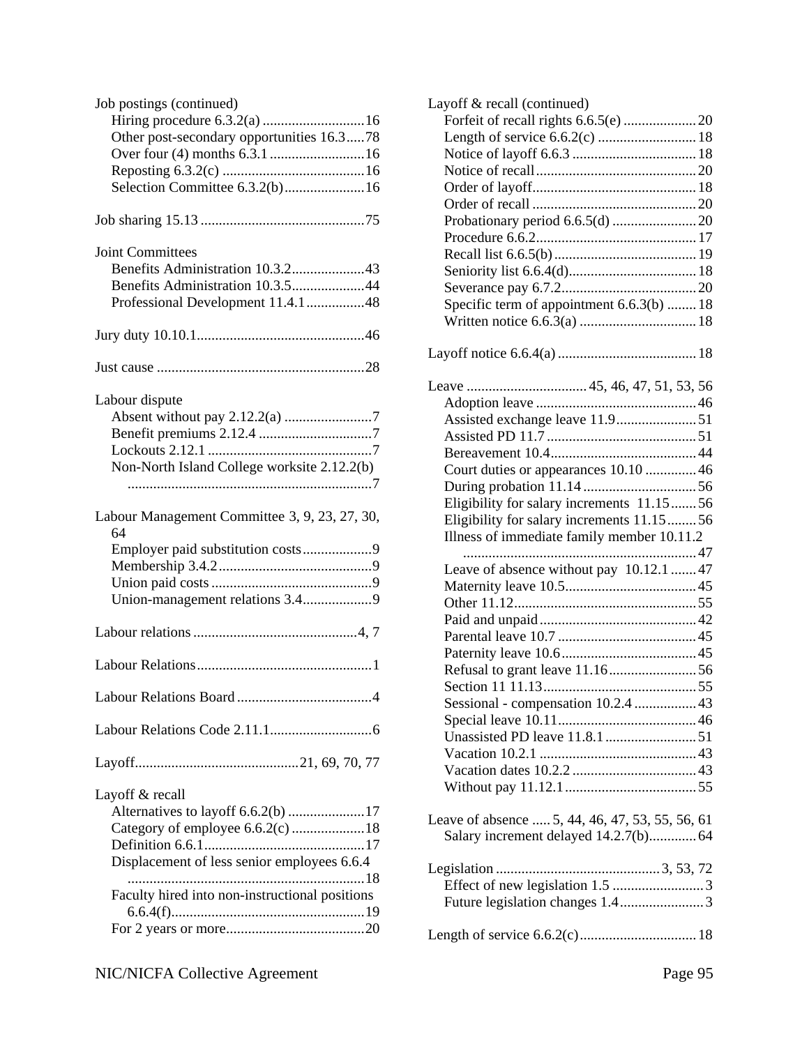Job postings (continued)
- Hiring procedure 6.3.2(a) ............................16
- Other post-secondary opportunities 16.3.....78
- Over four (4) months 6.3.1 ..........................16
- Reposting 6.3.2(c) .......................................16
- Selection Committee 6.3.2(b)......................16

Job sharing 15.13 .............................................75

Joint Committees
- Benefits Administration 10.3.2....................43
- Benefits Administration 10.3.5....................44
- Professional Development 11.4.1................48

Jury duty 10.10.1..............................................46

Just cause .........................................................28

Labour dispute
- Absent without pay 2.12.2(a) ........................7
- Benefit premiums 2.12.4 ...............................7
- Lockouts 2.12.1 .............................................7
- Non-North Island College worksite 2.12.2(b) ...................................................................7

Labour Management Committee 3, 9, 23, 27, 30, 64
- Employer paid substitution costs...................9
- Membership 3.4.2..........................................9
- Union paid costs ............................................9
- Union-management relations 3.4...................9

Labour relations .............................................4, 7

Labour Relations................................................1

Labour Relations Board .....................................4

Labour Relations Code 2.11.1............................6

Layoff............................................21, 69, 70, 77

Layoff & recall
- Alternatives to layoff 6.6.2(b) .....................17
- Category of employee 6.6.2(c) ....................18
- Definition 6.6.1............................................17
- Displacement of less senior employees 6.6.4 ................................................................18
- Faculty hired into non-instructional positions 6.6.4(f).....................................................19
- For 2 years or more......................................20

Layoff & recall (continued)
- Forfeit of recall rights 6.6.5(e) ....................20
- Length of service 6.6.2(c) ...........................18
- Notice of layoff 6.6.3 ..................................18
- Notice of recall............................................20
- Order of layoff.............................................18
- Order of recall .............................................20
- Probationary period 6.6.5(d) .......................20
- Procedure 6.6.2............................................17
- Recall list 6.6.5(b) .......................................19
- Seniority list 6.6.4(d)...................................18
- Severance pay 6.7.2.....................................20
- Specific term of appointment 6.6.3(b) ........18
- Written notice 6.6.3(a) ................................18

Layoff notice 6.6.4(a) ......................................18

Leave .................................45, 46, 47, 51, 53, 56
- Adoption leave ............................................46
- Assisted exchange leave 11.9......................51
- Assisted PD 11.7 .........................................51
- Bereavement 10.4........................................44
- Court duties or appearances 10.10 ..............46
- During probation 11.14 ...............................56
- Eligibility for salary increments 11.15.......56
- Eligibility for salary increments 11.15........56
- Illness of immediate family member 10.11.2 ................................................................47
- Leave of absence without pay 10.12.1 .......47
- Maternity leave 10.5....................................45
- Other 11.12..................................................55
- Paid and unpaid...........................................42
- Parental leave 10.7 ......................................45
- Paternity leave 10.6.....................................45
- Refusal to grant leave 11.16........................56
- Section 11 11.13..........................................55
- Sessional - compensation 10.2.4 .................43
- Special leave 10.11......................................46
- Unassisted PD leave 11.8.1 .........................51
- Vacation 10.2.1 ...........................................43
- Vacation dates 10.2.2 ..................................43
- Without pay 11.12.1....................................55

Leave of absence ..... 5, 44, 46, 47, 53, 55, 56, 61
- Salary increment delayed 14.2.7(b).............64

Legislation ............................................3, 53, 72
- Effect of new legislation 1.5 .........................3
- Future legislation changes 1.4.......................3

Length of service 6.6.2(c)................................18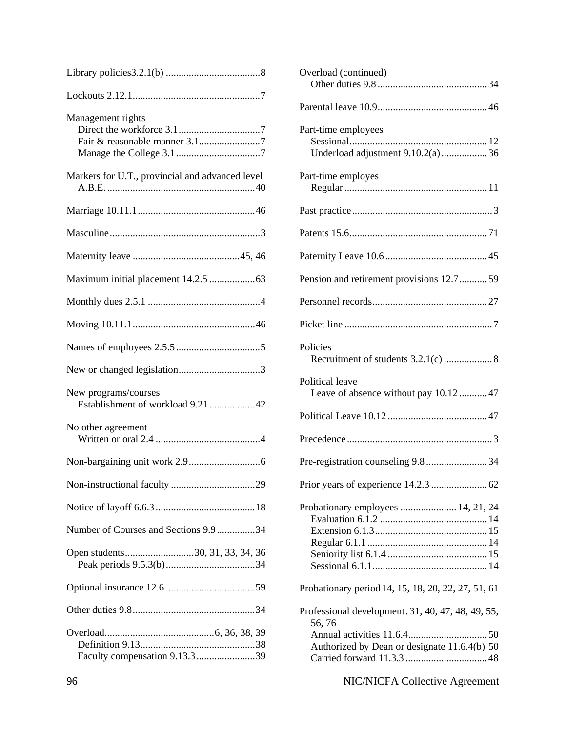Library policies3.2.1(b) .....................................8

Lockouts 2.12.1..................................................7

Management rights
- Direct the workforce 3.1................................7
- Fair & reasonable manner 3.1........................7
- Manage the College 3.1.................................7

Markers for U.T., provincial and advanced level A.B.E. ..........................................................40

Marriage 10.11.1..............................................46

Masculine...........................................................3

Maternity leave ..........................................45, 46

Maximum initial placement 14.2.5 ..................63

Monthly dues 2.5.1 ............................................4

Moving 10.11.1................................................46

Names of employees 2.5.5.................................5

New or changed legislation................................3

New programs/courses
- Establishment of workload 9.21 ..................42

No other agreement
- Written or oral 2.4 .........................................4

Non-bargaining unit work 2.9............................6

Non-instructional faculty .................................29

Notice of layoff 6.6.3.......................................18

Number of Courses and Sections 9.9...............34

Open students...........................30, 31, 33, 34, 36
- Peak periods 9.5.3(b)...................................34

Optional insurance 12.6 ...................................59

Other duties 9.8................................................34

Overload...........................................6, 36, 38, 39
- Definition 9.13.............................................38
- Faculty compensation 9.13.3.......................39

Overload (continued)
- Other duties 9.8...........................................34

Parental leave 10.9...........................................46

Part-time employees
- Sessional......................................................12
- Underload adjustment 9.10.2(a)..................36

Part-time employes
- Regular........................................................11

Past practice.......................................................3

Patents 15.6......................................................71

Paternity Leave 10.6........................................45

Pension and retirement provisions 12.7...........59

Personnel records.............................................27

Picket line ..........................................................7

Policies
- Recruitment of students 3.2.1(c) ...................8

Political leave
- Leave of absence without pay 10.12 ...........47

Political Leave 10.12 .......................................47

Precedence .........................................................3

Pre-registration counseling 9.8........................34

Prior years of experience 14.2.3 ......................62

Probationary employees ...................... 14, 21, 24
- Evaluation 6.1.2 ..........................................14
- Extension 6.1.3............................................15
- Regular 6.1.1 ...............................................14
- Seniority list 6.1.4 .......................................15
- Sessional 6.1.1.............................................14

Probationary period 14, 15, 18, 20, 22, 27, 51, 61

Professional development. 31, 40, 47, 48, 49, 55, 56, 76
- Annual activities 11.6.4...............................50
- Authorized by Dean or designate 11.6.4(b) 50
- Carried forward 11.3.3................................48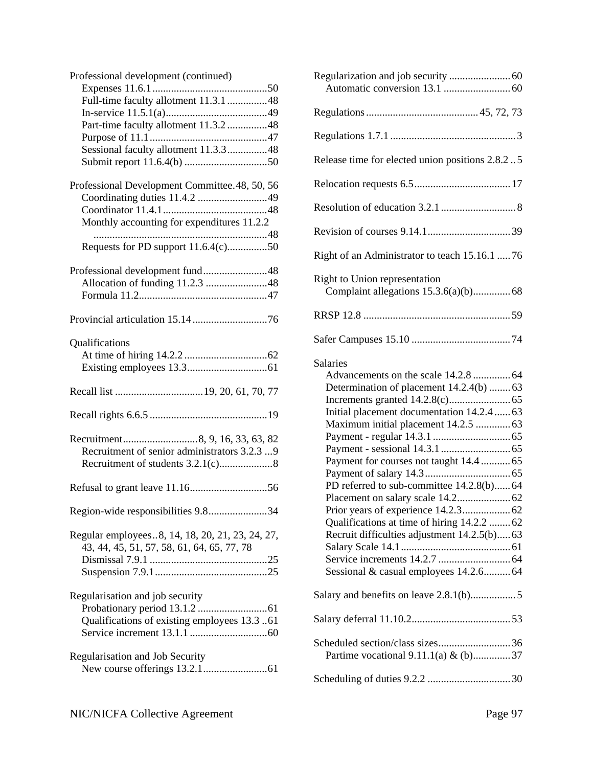Professional development (continued)
- Expenses 11.6.1 ....................................50
- Full-time faculty allotment 11.3.1 ...............48
- In-service 11.5.1(a)......................................49
- Part-time faculty allotment 11.3.2 ...............48
- Purpose of 11.1............................................47
- Sessional faculty allotment 11.3.3...............48
- Submit report 11.6.4(b) ...............................50

Professional Development Committee.48, 50, 56
- Coordinating duties 11.4.2 ..........................49
- Coordinator 11.4.1.......................................48
- Monthly accounting for expenditures 11.2.2 .................................................................48
- Requests for PD support 11.6.4(c)...............50

Professional development fund........................48
- Allocation of funding 11.2.3 .......................48
- Formula 11.2................................................47

Provincial articulation 15.14............................76

Qualifications
- At time of hiring 14.2.2 ...............................62
- Existing employees 13.3.............................61

Recall list .................................19, 20, 61, 70, 77

Recall rights 6.6.5............................................19

Recruitment............................8, 9, 16, 33, 63, 82
- Recruitment of senior administrators 3.2.3 ...9
- Recruitment of students 3.2.1(c)....................8

Refusal to grant leave 11.16............................56

Region-wide responsibilities 9.8......................34

Regular employees..8, 14, 18, 20, 21, 23, 24, 27, 43, 44, 45, 51, 57, 58, 61, 64, 65, 77, 78
- Dismissal 7.9.1 ............................................25
- Suspension 7.9.1..........................................25

Regularisation and job security
- Probationary period 13.1.2 ..........................61
- Qualifications of existing employees 13.3 ..61
- Service increment 13.1.1 .............................60

Regularisation and Job Security
- New course offerings 13.2.1........................61

Regularization and job security .......................60
- Automatic conversion 13.1 .........................60

Regulations..........................................45, 72, 73

Regulations 1.7.1 ...............................................3

Release time for elected union positions 2.8.2 ..5

Relocation requests 6.5....................................17

Resolution of education 3.2.1............................8

Revision of courses 9.14.1...............................39

Right of an Administrator to teach 15.16.1 .....76

Right to Union representation
- Complaint allegations 15.3.6(a)(b)..............68

RRSP 12.8 .......................................................59

Safer Campuses 15.10 .....................................74

Salaries
- Advancements on the scale 14.2.8 ..............64
- Determination of placement 14.2.4(b) ........63
- Increments granted 14.2.8(c).......................65
- Initial placement documentation 14.2.4......63
- Maximum initial placement 14.2.5 .............63
- Payment - regular 14.3.1 .............................65
- Payment - sessional 14.3.1..........................65
- Payment for courses not taught 14.4...........65
- Payment of salary 14.3................................65
- PD referred to sub-committee 14.2.8(b)......64
- Placement on salary scale 14.2....................62
- Prior years of experience 14.2.3..................62
- Qualifications at time of hiring 14.2.2 ........62
- Recruit difficulties adjustment 14.2.5(b).....63
- Salary Scale 14.1.........................................61
- Service increments 14.2.7 ...........................64
- Sessional & casual employees 14.2.6..........64

Salary and benefits on leave 2.8.1(b).................5

Salary deferral 11.10.2.....................................53

Scheduled section/class sizes...........................36
- Partime vocational 9.11.1(a) & (b)..............37

Scheduling of duties 9.2.2 ...............................30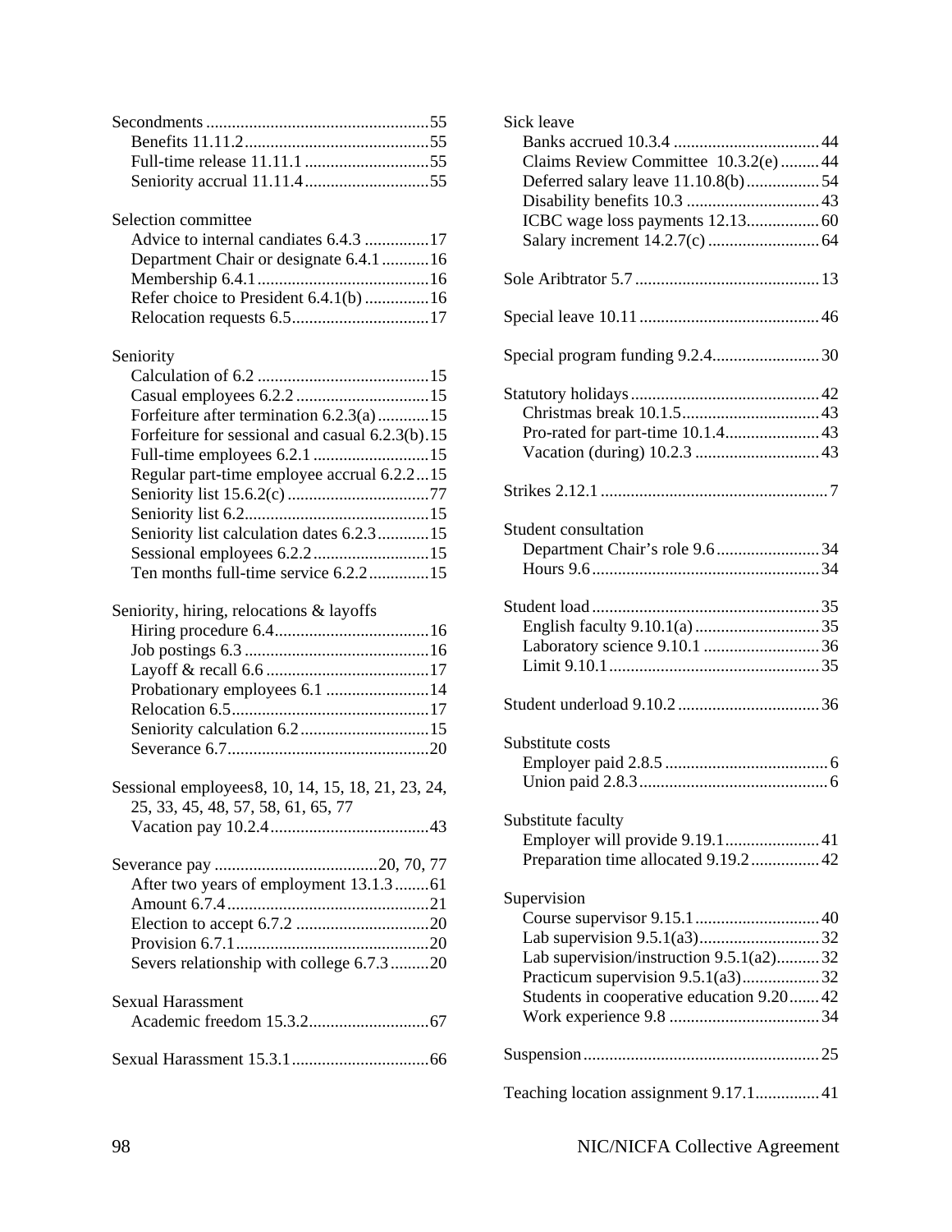Secondments ....................................................55
- Benefits 11.11.2...........................................55
- Full-time release 11.11.1 .............................55
- Seniority accrual 11.11.4.............................55

Selection committee
- Advice to internal candiates 6.4.3 ...............17
- Department Chair or designate 6.4.1...........16
- Membership 6.4.1........................................16
- Refer choice to President 6.4.1(b) ...............16
- Relocation requests 6.5................................17

Seniority
- Calculation of 6.2 ........................................15
- Casual employees 6.2.2 ...............................15
- Forfeiture after termination 6.2.3(a)............15
- Forfeiture for sessional and casual 6.2.3(b).15
- Full-time employees 6.2.1 ...........................15
- Regular part-time employee accrual 6.2.2...15
- Seniority list 15.6.2(c) .................................77
- Seniority list 6.2...........................................15
- Seniority list calculation dates 6.2.3............15
- Sessional employees 6.2.2...........................15
- Ten months full-time service 6.2.2 .............15

Seniority, hiring, relocations & layoffs
- Hiring procedure 6.4....................................16
- Job postings 6.3 ...........................................16
- Layoff & recall 6.6 ......................................17
- Probationary employees 6.1 ........................14
- Relocation 6.5..............................................17
- Seniority calculation 6.2..............................15
- Severance 6.7...............................................20

Sessional employees8, 10, 14, 15, 18, 21, 23, 24, 25, 33, 45, 48, 57, 58, 61, 65, 77
- Vacation pay 10.2.4.....................................43

Severance pay ......................................20, 70, 77
- After two years of employment 13.1.3........61
- Amount 6.7.4...............................................21
- Election to accept 6.7.2 ...............................20
- Provision 6.7.1.............................................20
- Severs relationship with college 6.7.3.........20

Sexual Harassment
- Academic freedom 15.3.2............................67

Sexual Harassment 15.3.1................................66

Sick leave
- Banks accrued 10.3.4 ..................................44
- Claims Review Committee 10.3.2(e).........44
- Deferred salary leave 11.10.8(b).................54
- Disability benefits 10.3 ...............................43
- ICBC wage loss payments 12.13.................60
- Salary increment 14.2.7(c) ..........................64

Sole Aribtrator 5.7 ...........................................13

Special leave 10.11 ..........................................46

Special program funding 9.2.4.........................30

Statutory holidays............................................42
- Christmas break 10.1.5................................43
- Pro-rated for part-time 10.1.4......................43
- Vacation (during) 10.2.3 .............................43

Strikes 2.12.1 .....................................................7

Student consultation
- Department Chair's role 9.6........................34
- Hours 9.6.....................................................34

Student load .....................................................35
- English faculty 9.10.1(a).............................35
- Laboratory science 9.10.1 ...........................36
- Limit 9.10.1.................................................35

Student underload 9.10.2 .................................36

Substitute costs
- Employer paid 2.8.5 ......................................6
- Union paid 2.8.3............................................6

Substitute faculty
- Employer will provide 9.19.1......................41
- Preparation time allocated 9.19.2................42

Supervision
- Course supervisor 9.15.1.............................40
- Lab supervision 9.5.1(a3)............................32
- Lab supervision/instruction 9.5.1(a2)..........32
- Practicum supervision 9.5.1(a3)..................32
- Students in cooperative education 9.20.......42
- Work experience 9.8 ...................................34

Suspension.......................................................25

Teaching location assignment 9.17.1...............41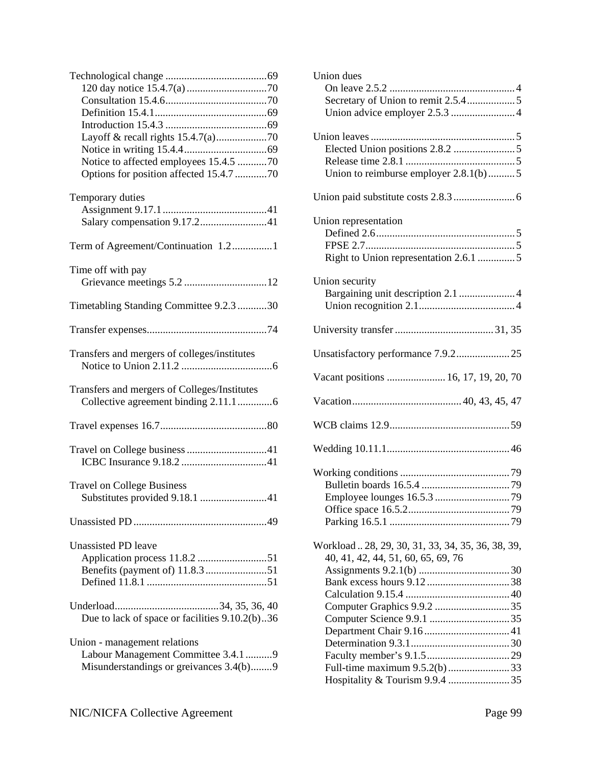Technological change ......................................69
- 120 day notice 15.4.7(a) ..............................70
- Consultation 15.4.6......................................70
- Definition 15.4.1..........................................69
- Introduction 15.4.3 ......................................69
- Layoff & recall rights 15.4.7(a)...................70
- Notice in writing 15.4.4...............................69
- Notice to affected employees 15.4.5 ...........70
- Options for position affected 15.4.7 ............70

Temporary duties
- Assignment 9.17.1 .......................................41
- Salary compensation 9.17.2.........................41

Term of Agreement/Continuation 1.2...............1

Time off with pay
- Grievance meetings 5.2 ...............................12

Timetabling Standing Committee 9.2.3 ...........30

Transfer expenses.............................................74

Transfers and mergers of colleges/institutes
- Notice to Union 2.11.2 ..................................6

Transfers and mergers of Colleges/Institutes
- Collective agreement binding 2.11.1 .............6

Travel expenses 16.7........................................80

Travel on College business ..............................41
- ICBC Insurance 9.18.2 ................................41

Travel on College Business
- Substitutes provided 9.18.1 .........................41

Unassisted PD ..................................................49

Unassisted PD leave
- Application process 11.8.2 ..........................51
- Benefits (payment of) 11.8.3 .......................51
- Defined 11.8.1 .............................................51

Underload.......................................34, 35, 36, 40
- Due to lack of space or facilities 9.10.2(b)..36

Union - management relations
- Labour Management Committee 3.4.1 ..........9
- Misunderstandings or greivances 3.4(b)........9

Union dues
- On leave 2.5.2 ...............................................4
- Secretary of Union to remit 2.5.4..................5
- Union advice employer 2.5.3 ........................4

Union leaves ......................................................5
- Elected Union positions 2.8.2 .......................5
- Release time 2.8.1 .........................................5
- Union to reimburse employer 2.8.1(b)..........5

Union paid substitute costs 2.8.3.......................6

Union representation
- Defined 2.6....................................................5
- FPSE 2.7........................................................5
- Right to Union representation 2.6.1 ..............5

Union security
- Bargaining unit description 2.1 .....................4
- Union recognition 2.1....................................4

University transfer .....................................31, 35

Unsatisfactory performance 7.9.2....................25

Vacant positions ...................... 16, 17, 19, 20, 70

Vacation......................................... 40, 43, 45, 47

WCB claims 12.9.............................................59

Wedding 10.11.1..............................................46

Working conditions ..........................................79
- Bulletin boards 16.5.4 .................................79
- Employee lounges 16.5.3 ............................79
- Office space 16.5.2......................................79
- Parking 16.5.1 .............................................79

Workload .. 28, 29, 30, 31, 33, 34, 35, 36, 38, 39, 40, 41, 42, 44, 51, 60, 65, 69, 76
- Assignments 9.2.1(b) ..................................30
- Bank excess hours 9.12 ...............................38
- Calculation 9.15.4 .......................................40
- Computer Graphics 9.9.2 ............................35
- Computer Science 9.9.1 ..............................35
- Department Chair 9.16 ................................41
- Determination 9.3.1.....................................30
- Faculty member's 9.1.5...............................29
- Full-time maximum 9.5.2(b) .......................33
- Hospitality & Tourism 9.9.4 .......................35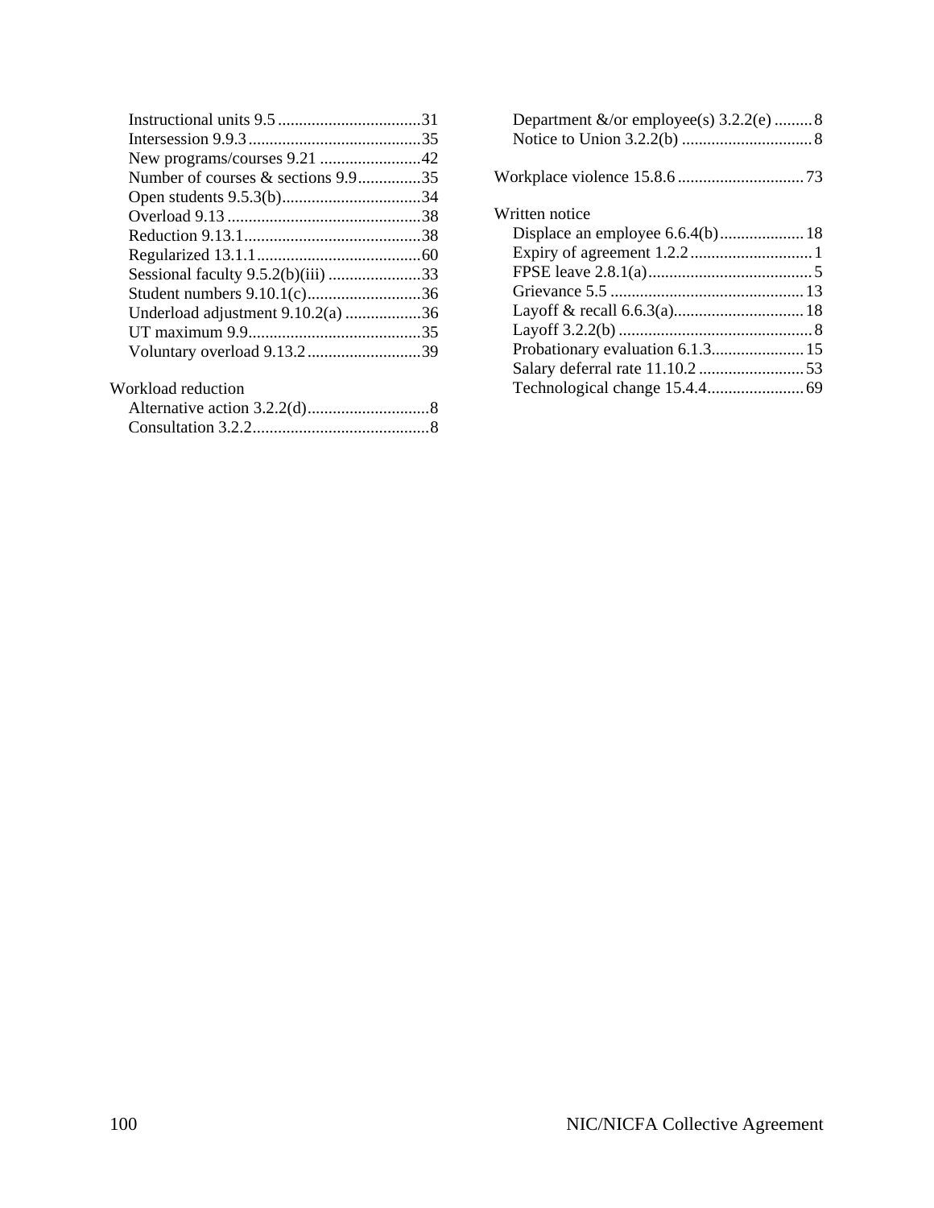Instructional units 9.5 ..................................31
Intersession 9.9.3 .........................................35
New programs/courses 9.21 ........................42
Number of courses & sections 9.9...............35
Open students 9.5.3(b).................................34
Overload 9.13 ..............................................38
Reduction 9.13.1..........................................38
Regularized 13.1.1.......................................60
Sessional faculty 9.5.2(b)(iii) ......................33
Student numbers 9.10.1(c)...........................36
Underload adjustment 9.10.2(a) ..................36
UT maximum 9.9.........................................35
Voluntary overload 9.13.2 ...........................39

Workload reduction
Alternative action 3.2.2(d)............................8
Consultation 3.2.2..........................................8
Department &/or employee(s) 3.2.2(e) .........8
Notice to Union 3.2.2(b) ...............................8

Workplace violence 15.8.6 ..............................73

Written notice
Displace an employee 6.6.4(b)....................18
Expiry of agreement 1.2.2 .............................1
FPSE leave 2.8.1(a).......................................5
Grievance 5.5 ..............................................13
Layoff & recall 6.6.3(a)...............................18
Layoff 3.2.2(b) ..............................................8
Probationary evaluation 6.1.3......................15
Salary deferral rate 11.10.2 .........................53
Technological change 15.4.4.......................69